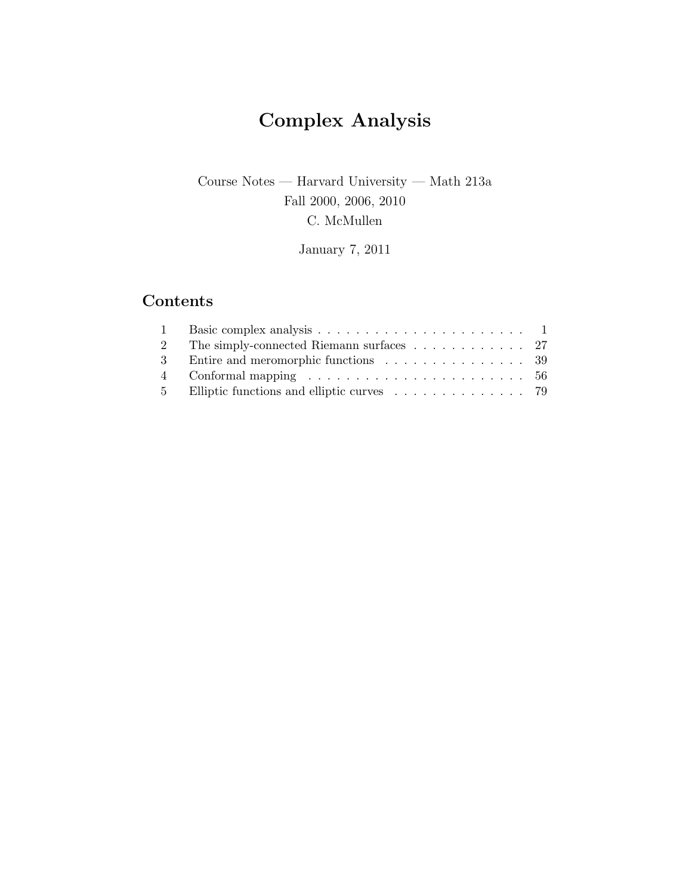# Complex Analysis

Course Notes — Harvard University — Math 213a
Fall 2000, 2006, 2010
C. McMullen

January 7, 2011

## Contents

| | | |
|---|---|---|
| 1 | Basic complex analysis | 1 |
| 2 | The simply-connected Riemann surfaces | 27 |
| 3 | Entire and meromorphic functions | 39 |
| 4 | Conformal mapping | 56 |
| 5 | Elliptic functions and elliptic curves | 79 |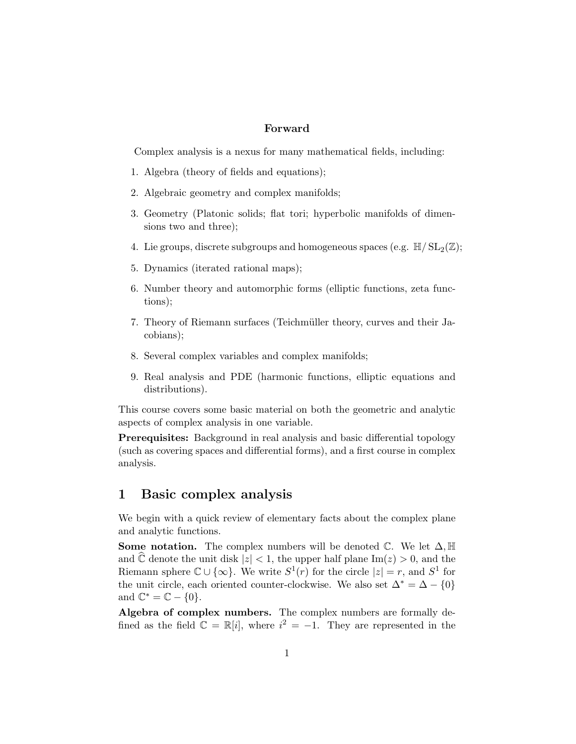**Forward**

Complex analysis is a nexus for many mathematical fields, including:

1. Algebra (theory of fields and equations);
2. Algebraic geometry and complex manifolds;
3. Geometry (Platonic solids; flat tori; hyperbolic manifolds of dimensions two and three);
4. Lie groups, discrete subgroups and homogeneous spaces (e.g. $\mathbb{H}/\operatorname{SL}_2(\mathbb{Z})$;
5. Dynamics (iterated rational maps);
6. Number theory and automorphic forms (elliptic functions, zeta functions);
7. Theory of Riemann surfaces (Teichmüller theory, curves and their Jacobians);
8. Several complex variables and complex manifolds;
9. Real analysis and PDE (harmonic functions, elliptic equations and distributions).

This course covers some basic material on both the geometric and analytic aspects of complex analysis in one variable.

**Prerequisites:** Background in real analysis and basic differential topology (such as covering spaces and differential forms), and a first course in complex analysis.

# 1 Basic complex analysis

We begin with a quick review of elementary facts about the complex plane and analytic functions.

**Some notation.** The complex numbers will be denoted $\mathbb{C}$. We let $\Delta, \mathbb{H}$ and $\widehat{\mathbb{C}}$ denote the unit disk $|z| < 1$, the upper half plane $\operatorname{Im}(z) > 0$, and the Riemann sphere $\mathbb{C} \cup \{\infty\}$. We write $S^1(r)$ for the circle $|z| = r$, and $S^1$ for the unit circle, each oriented counter-clockwise. We also set $\Delta^* = \Delta - \{0\}$ and $\mathbb{C}^* = \mathbb{C} - \{0\}$.

**Algebra of complex numbers.** The complex numbers are formally defined as the field $\mathbb{C} = \mathbb{R}[i]$, where $i^2 = -1$. They are represented in the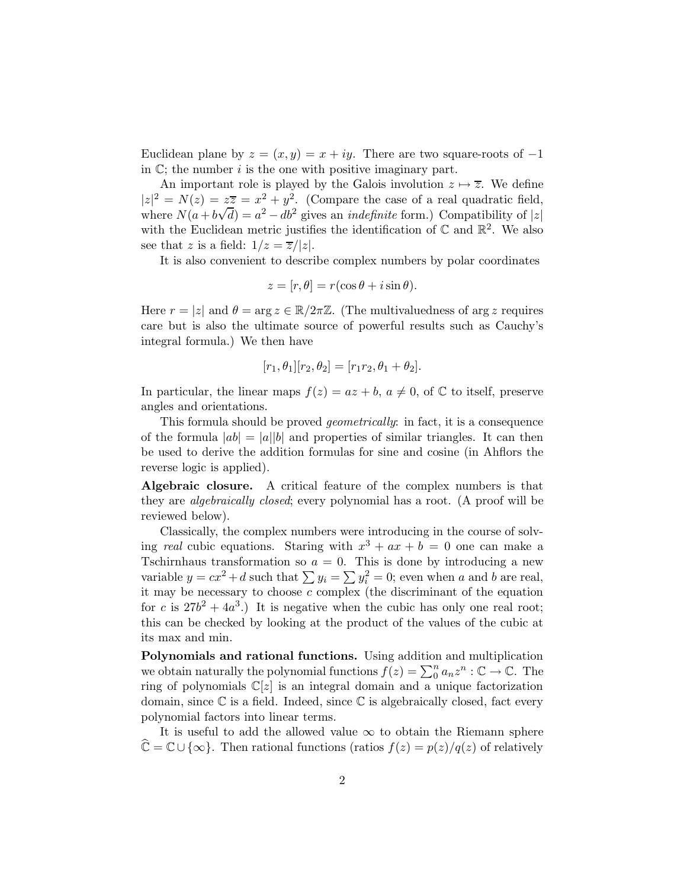Euclidean plane by $z = (x, y) = x + iy$. There are two square-roots of $-1$ in $\mathbb{C}$; the number $i$ is the one with positive imaginary part.

An important role is played by the Galois involution $z \mapsto \overline{z}$. We define $|z|^2 = N(z) = z\overline{z} = x^2 + y^2$. (Compare the case of a real quadratic field, where $N(a + b\sqrt{d}) = a^2 - db^2$ gives an *indefinite* form.) Compatibility of $|z|$ with the Euclidean metric justifies the identification of $\mathbb{C}$ and $\mathbb{R}^2$. We also see that $z$ is a field: $1/z = \overline{z}/|z|$.

It is also convenient to describe complex numbers by polar coordinates

$$z = [r, \theta] = r(\cos\theta + i\sin\theta).$$

Here $r = |z|$ and $\theta = \arg z \in \mathbb{R}/2\pi\mathbb{Z}$. (The multivaluedness of $\arg z$ requires care but is also the ultimate source of powerful results such as Cauchy's integral formula.) We then have

$$[r_1, \theta_1][r_2, \theta_2] = [r_1 r_2, \theta_1 + \theta_2].$$

In particular, the linear maps $f(z) = az + b$, $a \neq 0$, of $\mathbb{C}$ to itself, preserve angles and orientations.

This formula should be proved *geometrically*: in fact, it is a consequence of the formula $|ab| = |a||b|$ and properties of similar triangles. It can then be used to derive the addition formulas for sine and cosine (in Ahflors the reverse logic is applied).

**Algebraic closure.** A critical feature of the complex numbers is that they are *algebraically closed*; every polynomial has a root. (A proof will be reviewed below).

Classically, the complex numbers were introducing in the course of solving *real* cubic equations. Staring with $x^3 + ax + b = 0$ one can make a Tschirnhaus transformation so $a = 0$. This is done by introducing a new variable $y = cx^2 + d$ such that $\sum y_i = \sum y_i^2 = 0$; even when $a$ and $b$ are real, it may be necessary to choose $c$ complex (the discriminant of the equation for $c$ is $27b^2 + 4a^3$.) It is negative when the cubic has only one real root; this can be checked by looking at the product of the values of the cubic at its max and min.

**Polynomials and rational functions.** Using addition and multiplication we obtain naturally the polynomial functions $f(z) = \sum_0^n a_n z^n : \mathbb{C} \to \mathbb{C}$. The ring of polynomials $\mathbb{C}[z]$ is an integral domain and a unique factorization domain, since $\mathbb{C}$ is a field. Indeed, since $\mathbb{C}$ is algebraically closed, fact every polynomial factors into linear terms.

It is useful to add the allowed value $\infty$ to obtain the Riemann sphere $\widehat{\mathbb{C}} = \mathbb{C} \cup \{\infty\}$. Then rational functions (ratios $f(z) = p(z)/q(z)$ of relatively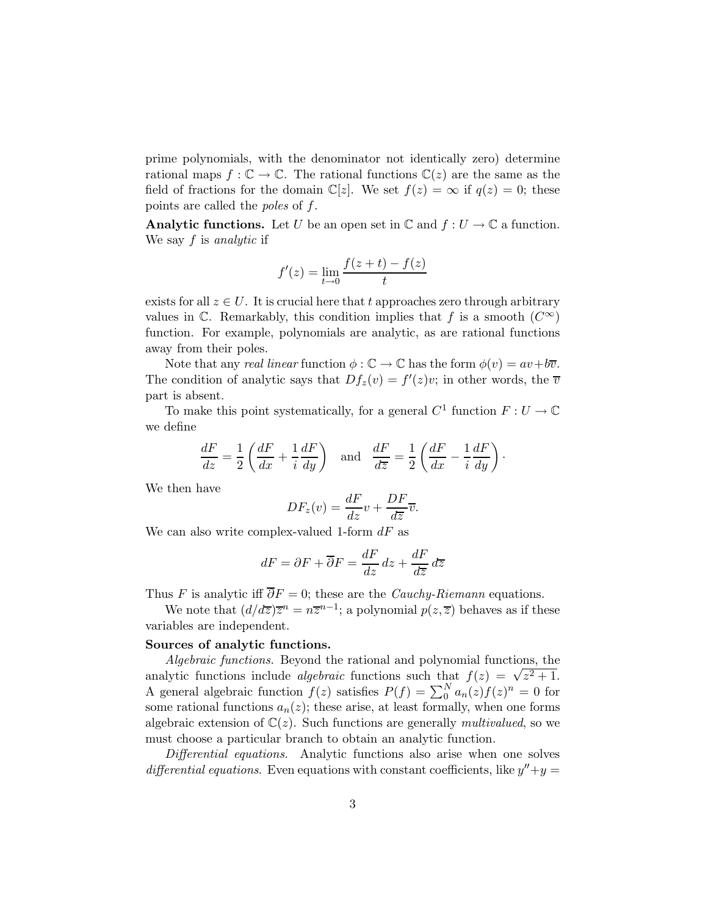prime polynomials, with the denominator not identically zero) determine rational maps $f : \mathbb{C} \to \mathbb{C}$. The rational functions $\mathbb{C}(z)$ are the same as the field of fractions for the domain $\mathbb{C}[z]$. We set $f(z) = \infty$ if $q(z) = 0$; these points are called the *poles* of $f$.

**Analytic functions.** Let $U$ be an open set in $\mathbb{C}$ and $f : U \to \mathbb{C}$ a function. We say $f$ is *analytic* if

$$f'(z) = \lim_{t \to 0} \frac{f(z+t) - f(z)}{t}$$

exists for all $z \in U$. It is crucial here that $t$ approaches zero through arbitrary values in $\mathbb{C}$. Remarkably, this condition implies that $f$ is a smooth ($C^\infty$) function. For example, polynomials are analytic, as are rational functions away from their poles.

Note that any *real linear* function $\phi : \mathbb{C} \to \mathbb{C}$ has the form $\phi(v) = av + b\overline{v}$. The condition of analytic says that $Df_z(v) = f'(z)v$; in other words, the $\overline{v}$ part is absent.

To make this point systematically, for a general $C^1$ function $F : U \to \mathbb{C}$ we define

$$\frac{dF}{dz} = \frac{1}{2}\left(\frac{dF}{dx} + \frac{1}{i}\frac{dF}{dy}\right) \quad \text{and} \quad \frac{dF}{d\overline{z}} = \frac{1}{2}\left(\frac{dF}{dx} - \frac{1}{i}\frac{dF}{dy}\right).$$

We then have

$$DF_z(v) = \frac{dF}{dz}v + \frac{DF}{d\overline{z}}\overline{v}.$$

We can also write complex-valued 1-form $dF$ as

$$dF = \partial F + \overline{\partial} F = \frac{dF}{dz}\, dz + \frac{dF}{d\overline{z}}\, d\overline{z}$$

Thus $F$ is analytic iff $\overline{\partial} F = 0$; these are the *Cauchy-Riemann* equations.

We note that $(d/d\overline{z})\overline{z}^n = n\overline{z}^{n-1}$; a polynomial $p(z, \overline{z})$ behaves as if these variables are independent.

**Sources of analytic functions.**

*Algebraic functions.* Beyond the rational and polynomial functions, the analytic functions include *algebraic* functions such that $f(z) = \sqrt{z^2+1}$. A general algebraic function $f(z)$ satisfies $P(f) = \sum_0^N a_n(z) f(z)^n = 0$ for some rational functions $a_n(z)$; these arise, at least formally, when one forms algebraic extension of $\mathbb{C}(z)$. Such functions are generally *multivalued*, so we must choose a particular branch to obtain an analytic function.

*Differential equations.* Analytic functions also arise when one solves *differential equations*. Even equations with constant coefficients, like $y'' + y =$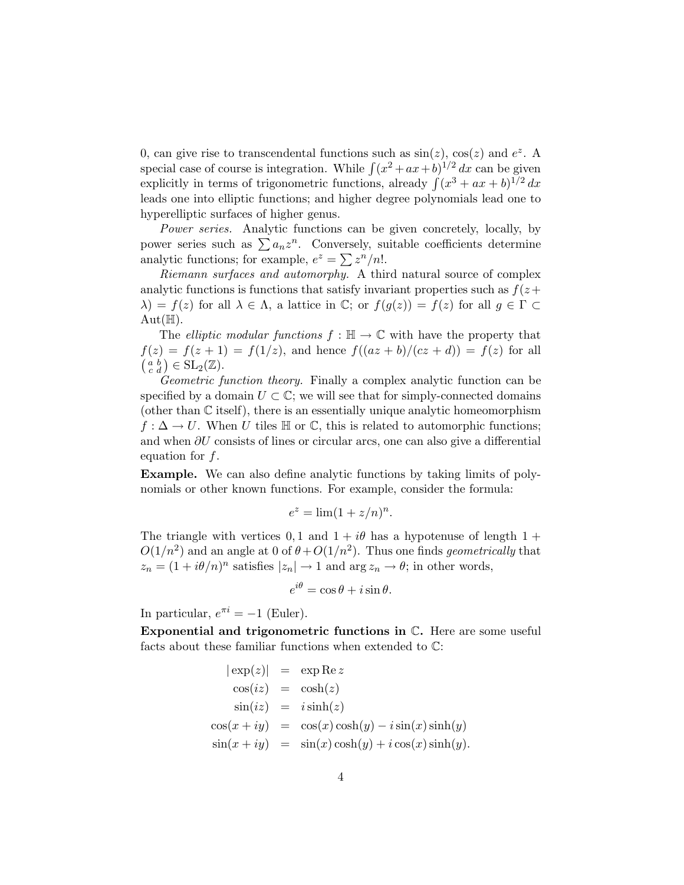0, can give rise to transcendental functions such as $\sin(z)$, $\cos(z)$ and $e^z$. A special case of course is integration. While $\int (x^2+ax+b)^{1/2}\,dx$ can be given explicitly in terms of trigonometric functions, already $\int (x^3+ax+b)^{1/2}\,dx$ leads one into elliptic functions; and higher degree polynomials lead one to hyperelliptic surfaces of higher genus.

*Power series.* Analytic functions can be given concretely, locally, by power series such as $\sum a_n z^n$. Conversely, suitable coefficients determine analytic functions; for example, $e^z = \sum z^n/n!$.

*Riemann surfaces and automorphy.* A third natural source of complex analytic functions is functions that satisfy invariant properties such as $f(z+\lambda) = f(z)$ for all $\lambda \in \Lambda$, a lattice in $\mathbb{C}$; or $f(g(z)) = f(z)$ for all $g \in \Gamma \subset \mathrm{Aut}(\mathbb{H})$.

The *elliptic modular functions* $f : \mathbb{H} \to \mathbb{C}$ with have the property that $f(z) = f(z+1) = f(1/z)$, and hence $f((az+b)/(cz+d)) = f(z)$ for all $\left(\begin{smallmatrix} a & b \\ c & d \end{smallmatrix}\right) \in \mathrm{SL}_2(\mathbb{Z})$.

*Geometric function theory.* Finally a complex analytic function can be specified by a domain $U \subset \mathbb{C}$; we will see that for simply-connected domains (other than $\mathbb{C}$ itself), there is an essentially unique analytic homeomorphism $f : \Delta \to U$. When $U$ tiles $\mathbb{H}$ or $\mathbb{C}$, this is related to automorphic functions; and when $\partial U$ consists of lines or circular arcs, one can also give a differential equation for $f$.

**Example.** We can also define analytic functions by taking limits of polynomials or other known functions. For example, consider the formula:

$$e^z = \lim (1+z/n)^n.$$

The triangle with vertices $0, 1$ and $1+i\theta$ has a hypotenuse of length $1 + O(1/n^2)$ and an angle at 0 of $\theta + O(1/n^2)$. Thus one finds *geometrically* that $z_n = (1+i\theta/n)^n$ satisfies $|z_n| \to 1$ and $\arg z_n \to \theta$; in other words,

$$e^{i\theta} = \cos\theta + i\sin\theta.$$

In particular, $e^{\pi i} = -1$ (Euler).

**Exponential and trigonometric functions in $\mathbb{C}$.** Here are some useful facts about these familiar functions when extended to $\mathbb{C}$:

$$\begin{aligned}
|\exp(z)| &= \exp \operatorname{Re} z \\
\cos(iz) &= \cosh(z) \\
\sin(iz) &= i\sinh(z) \\
\cos(x+iy) &= \cos(x)\cosh(y) - i\sin(x)\sinh(y) \\
\sin(x+iy) &= \sin(x)\cosh(y) + i\cos(x)\sinh(y).
\end{aligned}$$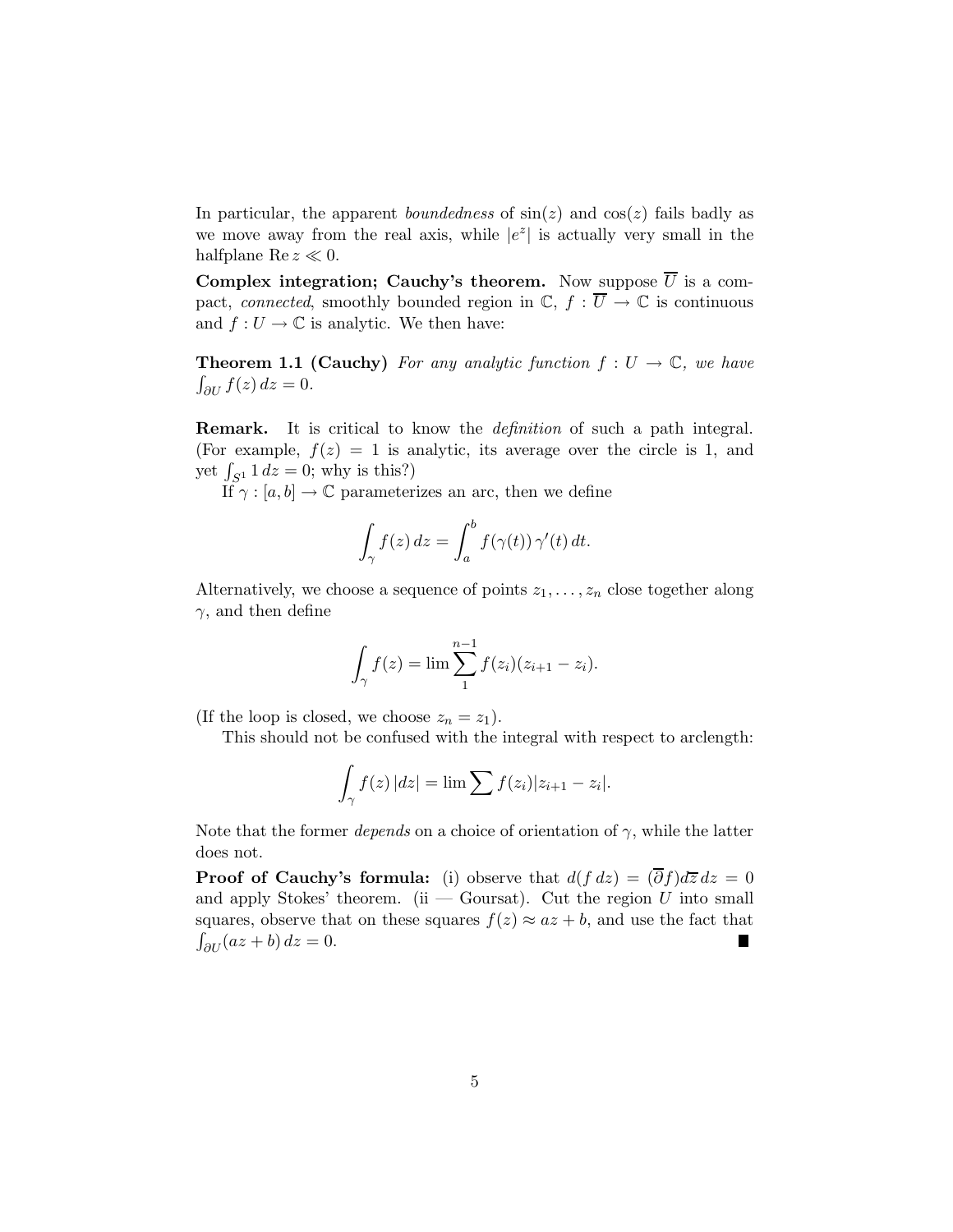In particular, the apparent *boundedness* of $\sin(z)$ and $\cos(z)$ fails badly as we move away from the real axis, while $|e^z|$ is actually very small in the halfplane $\operatorname{Re} z \ll 0$.

**Complex integration; Cauchy's theorem.** Now suppose $\overline{U}$ is a compact, *connected*, smoothly bounded region in $\mathbb{C}$, $f : \overline{U} \to \mathbb{C}$ is continuous and $f : U \to \mathbb{C}$ is analytic. We then have:

**Theorem 1.1 (Cauchy)** *For any analytic function $f : U \to \mathbb{C}$, we have $\int_{\partial U} f(z)\, dz = 0$.*

**Remark.** It is critical to know the *definition* of such a path integral. (For example, $f(z) = 1$ is analytic, its average over the circle is 1, and yet $\int_{S^1} 1\, dz = 0$; why is this?)

If $\gamma : [a, b] \to \mathbb{C}$ parameterizes an arc, then we define

$$\int_\gamma f(z)\, dz = \int_a^b f(\gamma(t))\, \gamma'(t)\, dt.$$

Alternatively, we choose a sequence of points $z_1, \ldots, z_n$ close together along $\gamma$, and then define

$$\int_\gamma f(z) = \lim \sum_1^{n-1} f(z_i)(z_{i+1} - z_i).$$

(If the loop is closed, we choose $z_n = z_1$).

This should not be confused with the integral with respect to arclength:

$$\int_\gamma f(z)\, |dz| = \lim \sum f(z_i)|z_{i+1} - z_i|.$$

Note that the former *depends* on a choice of orientation of $\gamma$, while the latter does not.

**Proof of Cauchy's formula:** (i) observe that $d(f\, dz) = (\overline{\partial} f) d\overline{z}\, dz = 0$ and apply Stokes' theorem. (ii — Goursat). Cut the region $U$ into small squares, observe that on these squares $f(z) \approx az + b$, and use the fact that $\int_{\partial U} (az + b)\, dz = 0$. ∎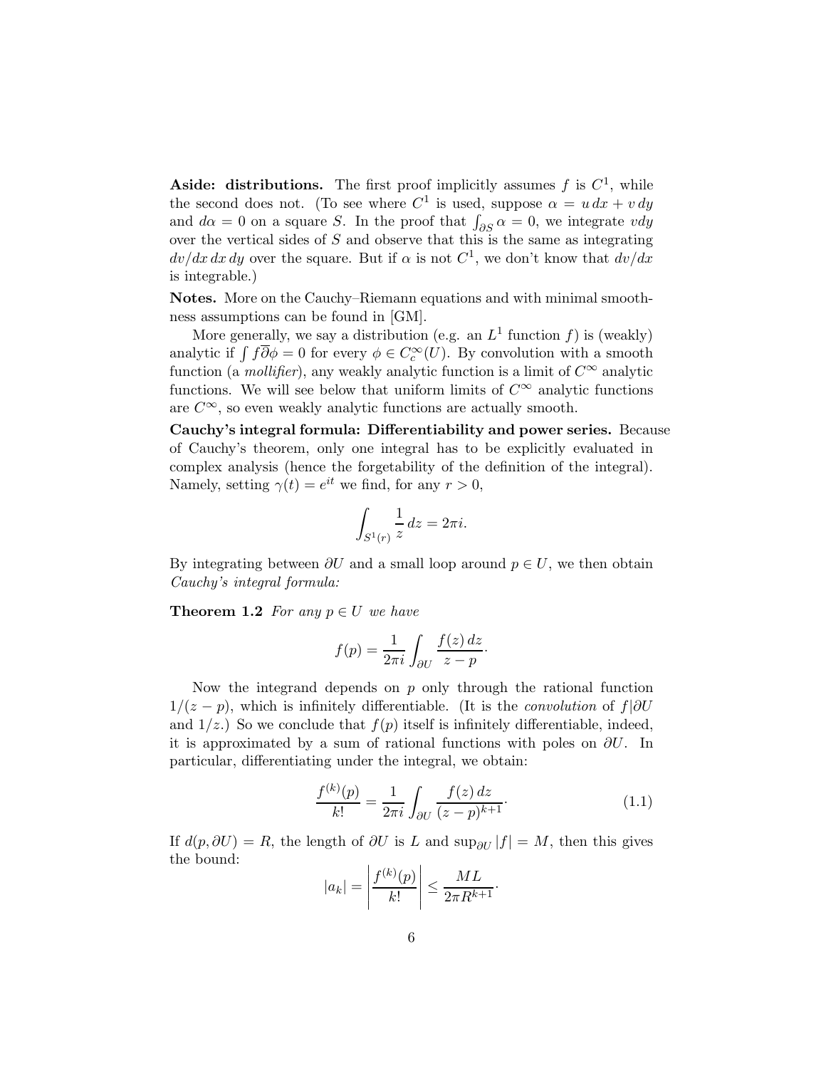**Aside: distributions.** The first proof implicitly assumes $f$ is $C^1$, while the second does not. (To see where $C^1$ is used, suppose $\alpha = u\,dx + v\,dy$ and $d\alpha = 0$ on a square $S$. In the proof that $\int_{\partial S} \alpha = 0$, we integrate $v dy$ over the vertical sides of $S$ and observe that this is the same as integrating $dv/dx\,dx\,dy$ over the square. But if $\alpha$ is not $C^1$, we don't know that $dv/dx$ is integrable.)

**Notes.** More on the Cauchy–Riemann equations and with minimal smoothness assumptions can be found in [GM].

More generally, we say a distribution (e.g. an $L^1$ function $f$) is (weakly) analytic if $\int f \overline{\partial} \phi = 0$ for every $\phi \in C_c^\infty(U)$. By convolution with a smooth function (a *mollifier*), any weakly analytic function is a limit of $C^\infty$ analytic functions. We will see below that uniform limits of $C^\infty$ analytic functions are $C^\infty$, so even weakly analytic functions are actually smooth.

**Cauchy's integral formula: Differentiability and power series.** Because of Cauchy's theorem, only one integral has to be explicitly evaluated in complex analysis (hence the forgetability of the definition of the integral). Namely, setting $\gamma(t) = e^{it}$ we find, for any $r > 0$,

$$\int_{S^1(r)} \frac{1}{z}\,dz = 2\pi i.$$

By integrating between $\partial U$ and a small loop around $p \in U$, we then obtain *Cauchy's integral formula:*

**Theorem 1.2** *For any $p \in U$ we have*

$$f(p) = \frac{1}{2\pi i} \int_{\partial U} \frac{f(z)\,dz}{z-p}.$$

Now the integrand depends on $p$ only through the rational function $1/(z-p)$, which is infinitely differentiable. (It is the *convolution* of $f|\partial U$ and $1/z$.) So we conclude that $f(p)$ itself is infinitely differentiable, indeed, it is approximated by a sum of rational functions with poles on $\partial U$. In particular, differentiating under the integral, we obtain:

$$\frac{f^{(k)}(p)}{k!} = \frac{1}{2\pi i} \int_{\partial U} \frac{f(z)\,dz}{(z-p)^{k+1}}. \tag{1.1}$$

If $d(p, \partial U) = R$, the length of $\partial U$ is $L$ and $\sup_{\partial U} |f| = M$, then this gives the bound:

$$|a_k| = \left| \frac{f^{(k)}(p)}{k!} \right| \le \frac{ML}{2\pi R^{k+1}}.$$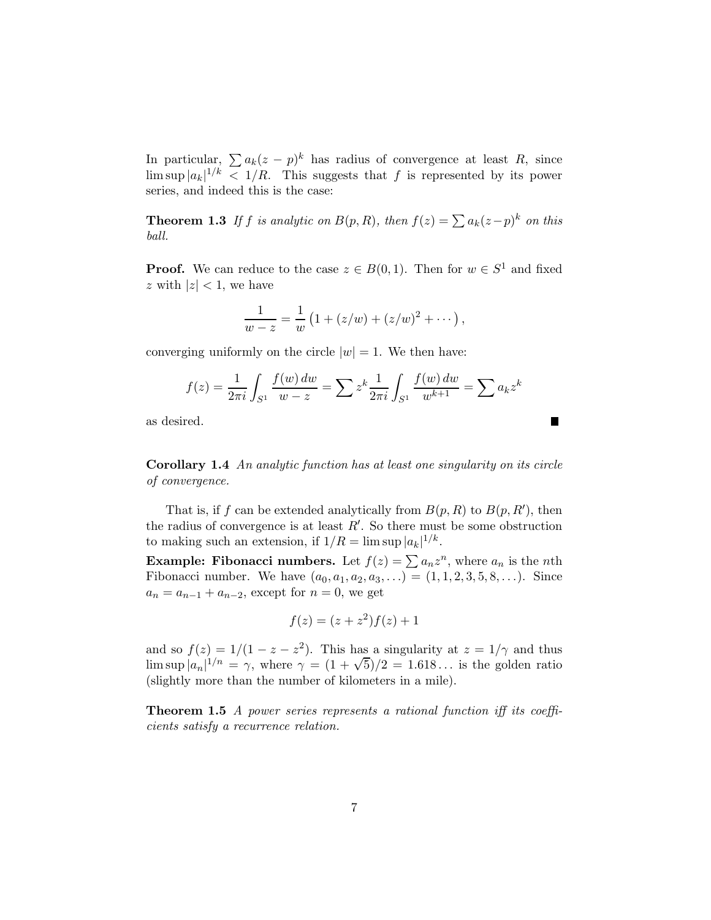In particular, $\sum a_k(z-p)^k$ has radius of convergence at least $R$, since $\limsup |a_k|^{1/k} < 1/R$. This suggests that $f$ is represented by its power series, and indeed this is the case:

**Theorem 1.3** *If $f$ is analytic on $B(p,R)$, then $f(z) = \sum a_k(z-p)^k$ on this ball.*

**Proof.** We can reduce to the case $z \in B(0,1)$. Then for $w \in S^1$ and fixed $z$ with $|z| < 1$, we have

$$\frac{1}{w-z} = \frac{1}{w}\left(1 + (z/w) + (z/w)^2 + \cdots\right),$$

converging uniformly on the circle $|w| = 1$. We then have:

$$f(z) = \frac{1}{2\pi i}\int_{S^1} \frac{f(w)\,dw}{w-z} = \sum z^k \frac{1}{2\pi i}\int_{S^1} \frac{f(w)\,dw}{w^{k+1}} = \sum a_k z^k$$

as desired. ∎

**Corollary 1.4** *An analytic function has at least one singularity on its circle of convergence.*

That is, if $f$ can be extended analytically from $B(p,R)$ to $B(p,R')$, then the radius of convergence is at least $R'$. So there must be some obstruction to making such an extension, if $1/R = \limsup |a_k|^{1/k}$.

**Example: Fibonacci numbers.** Let $f(z) = \sum a_n z^n$, where $a_n$ is the $n$th Fibonacci number. We have $(a_0, a_1, a_2, a_3, \ldots) = (1, 1, 2, 3, 5, 8, \ldots)$. Since $a_n = a_{n-1} + a_{n-2}$, except for $n = 0$, we get

$$f(z) = (z + z^2)f(z) + 1$$

and so $f(z) = 1/(1 - z - z^2)$. This has a singularity at $z = 1/\gamma$ and thus $\limsup |a_n|^{1/n} = \gamma$, where $\gamma = (1+\sqrt{5})/2 = 1.618\ldots$ is the golden ratio (slightly more than the number of kilometers in a mile).

**Theorem 1.5** *A power series represents a rational function iff its coefficients satisfy a recurrence relation.*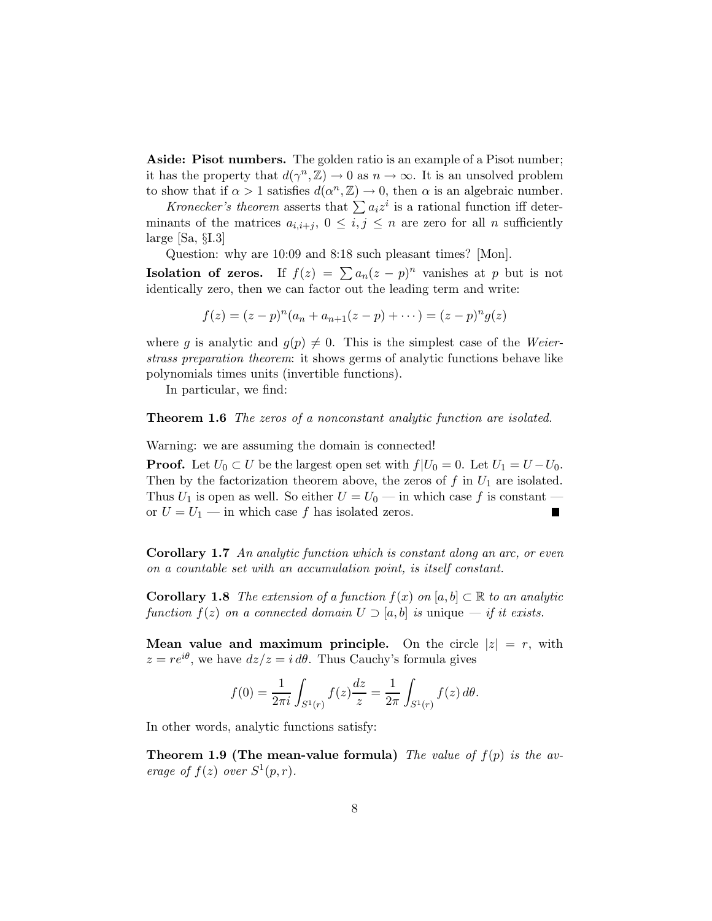**Aside: Pisot numbers.** The golden ratio is an example of a Pisot number; it has the property that $d(\gamma^n, \mathbb{Z}) \to 0$ as $n \to \infty$. It is an unsolved problem to show that if $\alpha > 1$ satisfies $d(\alpha^n, \mathbb{Z}) \to 0$, then $\alpha$ is an algebraic number.

*Kronecker's theorem* asserts that $\sum a_i z^i$ is a rational function iff determinants of the matrices $a_{i,i+j}$, $0 \le i, j \le n$ are zero for all $n$ sufficiently large [Sa, §I.3]

Question: why are 10:09 and 8:18 such pleasant times? [Mon].

**Isolation of zeros.** If $f(z) = \sum a_n (z-p)^n$ vanishes at $p$ but is not identically zero, then we can factor out the leading term and write:

$$f(z) = (z-p)^n (a_n + a_{n+1}(z-p) + \cdots) = (z-p)^n g(z)$$

where $g$ is analytic and $g(p) \neq 0$. This is the simplest case of the *Weierstrass preparation theorem*: it shows germs of analytic functions behave like polynomials times units (invertible functions).

In particular, we find:

**Theorem 1.6** *The zeros of a nonconstant analytic function are isolated.*

Warning: we are assuming the domain is connected!

**Proof.** Let $U_0 \subset U$ be the largest open set with $f|U_0 = 0$. Let $U_1 = U - U_0$. Then by the factorization theorem above, the zeros of $f$ in $U_1$ are isolated. Thus $U_1$ is open as well. So either $U = U_0$ — in which case $f$ is constant — or $U = U_1$ — in which case $f$ has isolated zeros. ∎

**Corollary 1.7** *An analytic function which is constant along an arc, or even on a countable set with an accumulation point, is itself constant.*

**Corollary 1.8** *The extension of a function $f(x)$ on $[a,b] \subset \mathbb{R}$ to an analytic function $f(z)$ on a connected domain $U \supset [a,b]$ is* unique *— if it exists.*

**Mean value and maximum principle.** On the circle $|z| = r$, with $z = re^{i\theta}$, we have $dz/z = i\, d\theta$. Thus Cauchy's formula gives

$$f(0) = \frac{1}{2\pi i} \int_{S^1(r)} f(z) \frac{dz}{z} = \frac{1}{2\pi} \int_{S^1(r)} f(z)\, d\theta.$$

In other words, analytic functions satisfy:

**Theorem 1.9 (The mean-value formula)** *The value of $f(p)$ is the average of $f(z)$ over $S^1(p,r)$.*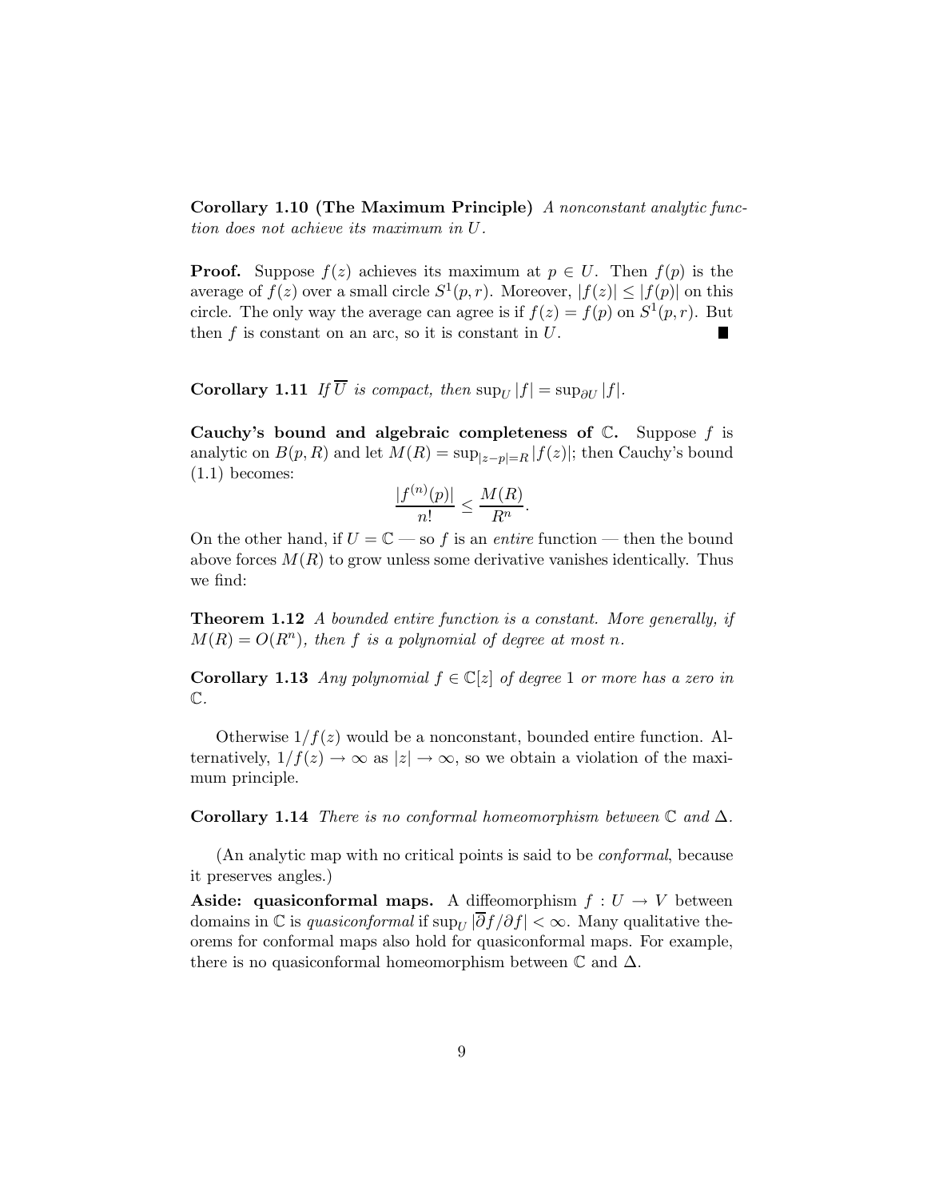**Corollary 1.10 (The Maximum Principle)** *A nonconstant analytic function does not achieve its maximum in $U$.*

**Proof.** Suppose $f(z)$ achieves its maximum at $p \in U$. Then $f(p)$ is the average of $f(z)$ over a small circle $S^1(p,r)$. Moreover, $|f(z)| \le |f(p)|$ on this circle. The only way the average can agree is if $f(z) = f(p)$ on $S^1(p,r)$. But then $f$ is constant on an arc, so it is constant in $U$. ∎

**Corollary 1.11** *If $\overline{U}$ is compact, then $\sup_U |f| = \sup_{\partial U} |f|$.*

**Cauchy's bound and algebraic completeness of $\mathbb{C}$.** Suppose $f$ is analytic on $B(p,R)$ and let $M(R) = \sup_{|z-p|=R} |f(z)|$; then Cauchy's bound (1.1) becomes:

$$\frac{|f^{(n)}(p)|}{n!} \le \frac{M(R)}{R^n}.$$

On the other hand, if $U = \mathbb{C}$ — so $f$ is an *entire* function — then the bound above forces $M(R)$ to grow unless some derivative vanishes identically. Thus we find:

**Theorem 1.12** *A bounded entire function is a constant. More generally, if $M(R) = O(R^n)$, then $f$ is a polynomial of degree at most $n$.*

**Corollary 1.13** *Any polynomial $f \in \mathbb{C}[z]$ of degree 1 or more has a zero in $\mathbb{C}$.*

Otherwise $1/f(z)$ would be a nonconstant, bounded entire function. Alternatively, $1/f(z) \to \infty$ as $|z| \to \infty$, so we obtain a violation of the maximum principle.

**Corollary 1.14** *There is no conformal homeomorphism between $\mathbb{C}$ and $\Delta$.*

(An analytic map with no critical points is said to be *conformal*, because it preserves angles.)

**Aside: quasiconformal maps.** A diffeomorphism $f : U \to V$ between domains in $\mathbb{C}$ is *quasiconformal* if $\sup_U |\overline{\partial} f / \partial f| < \infty$. Many qualitative theorems for conformal maps also hold for quasiconformal maps. For example, there is no quasiconformal homeomorphism between $\mathbb{C}$ and $\Delta$.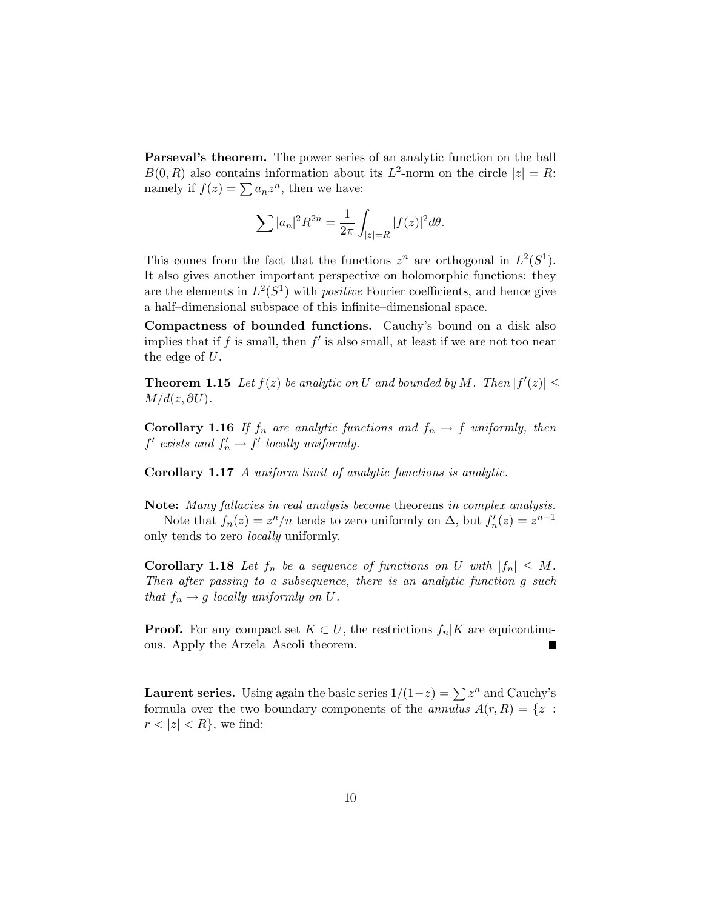**Parseval's theorem.** The power series of an analytic function on the ball $B(0,R)$ also contains information about its $L^2$-norm on the circle $|z| = R$: namely if $f(z) = \sum a_n z^n$, then we have:

$$\sum |a_n|^2 R^{2n} = \frac{1}{2\pi} \int_{|z|=R} |f(z)|^2 d\theta.$$

This comes from the fact that the functions $z^n$ are orthogonal in $L^2(S^1)$. It also gives another important perspective on holomorphic functions: they are the elements in $L^2(S^1)$ with *positive* Fourier coefficients, and hence give a half–dimensional subspace of this infinite–dimensional space.

**Compactness of bounded functions.** Cauchy's bound on a disk also implies that if $f$ is small, then $f'$ is also small, at least if we are not too near the edge of $U$.

**Theorem 1.15** *Let $f(z)$ be analytic on $U$ and bounded by $M$. Then $|f'(z)| \le M/d(z, \partial U)$.*

**Corollary 1.16** *If $f_n$ are analytic functions and $f_n \to f$ uniformly, then $f'$ exists and $f_n' \to f'$ locally uniformly.*

**Corollary 1.17** *A uniform limit of analytic functions is analytic.*

**Note:** *Many fallacies in real analysis become* theorems *in complex analysis.*

Note that $f_n(z) = z^n/n$ tends to zero uniformly on $\Delta$, but $f_n'(z) = z^{n-1}$ only tends to zero *locally* uniformly.

**Corollary 1.18** *Let $f_n$ be a sequence of functions on $U$ with $|f_n| \le M$. Then after passing to a subsequence, there is an analytic function $g$ such that $f_n \to g$ locally uniformly on $U$.*

**Proof.** For any compact set $K \subset U$, the restrictions $f_n|K$ are equicontinuous. Apply the Arzela–Ascoli theorem. ∎

**Laurent series.** Using again the basic series $1/(1-z) = \sum z^n$ and Cauchy's formula over the two boundary components of the *annulus* $A(r,R) = \{z : r < |z| < R\}$, we find: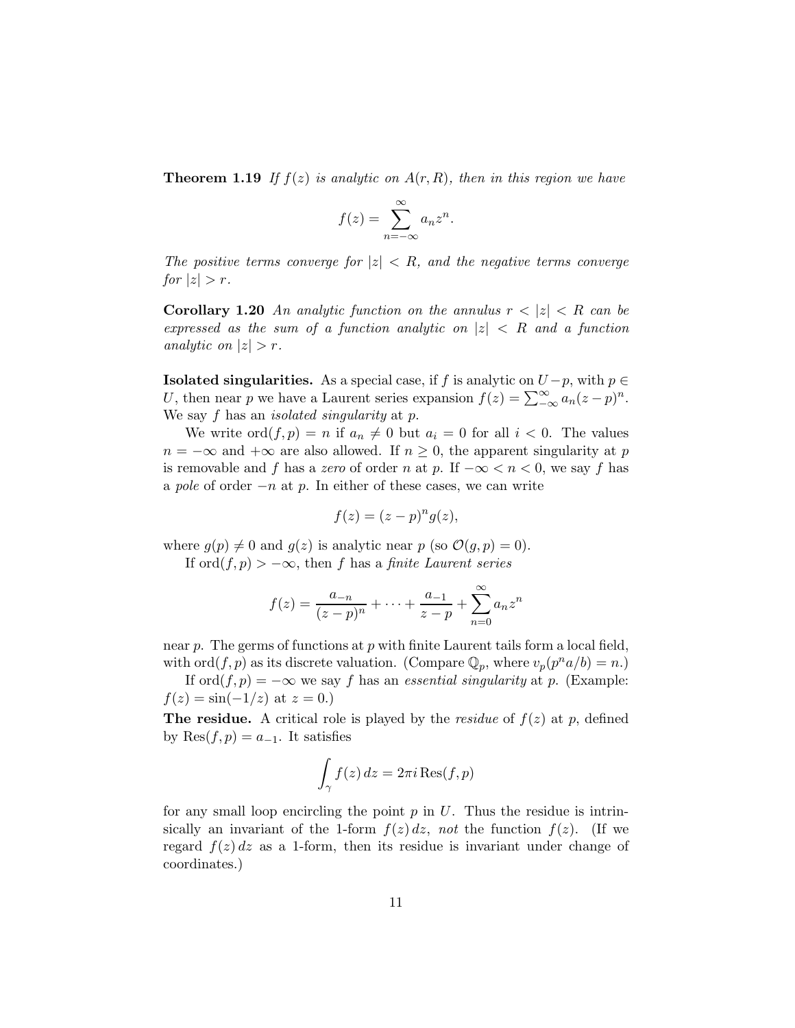**Theorem 1.19** *If $f(z)$ is analytic on $A(r, R)$, then in this region we have*

$$f(z) = \sum_{n=-\infty}^{\infty} a_n z^n.$$

*The positive terms converge for $|z| < R$, and the negative terms converge for $|z| > r$.*

**Corollary 1.20** *An analytic function on the annulus $r < |z| < R$ can be expressed as the sum of a function analytic on $|z| < R$ and a function analytic on $|z| > r$.*

**Isolated singularities.** As a special case, if $f$ is analytic on $U - p$, with $p \in U$, then near $p$ we have a Laurent series expansion $f(z) = \sum_{-\infty}^{\infty} a_n (z-p)^n$. We say $f$ has an *isolated singularity* at $p$.

We write $\operatorname{ord}(f, p) = n$ if $a_n \neq 0$ but $a_i = 0$ for all $i < 0$. The values $n = -\infty$ and $+\infty$ are also allowed. If $n \geq 0$, the apparent singularity at $p$ is removable and $f$ has a *zero* of order $n$ at $p$. If $-\infty < n < 0$, we say $f$ has a *pole* of order $-n$ at $p$. In either of these cases, we can write

$$f(z) = (z-p)^n g(z),$$

where $g(p) \neq 0$ and $g(z)$ is analytic near $p$ (so $\mathcal{O}(g, p) = 0$).

If $\operatorname{ord}(f, p) > -\infty$, then $f$ has a *finite Laurent series*

$$f(z) = \frac{a_{-n}}{(z-p)^n} + \cdots + \frac{a_{-1}}{z-p} + \sum_{n=0}^{\infty} a_n z^n$$

near $p$. The germs of functions at $p$ with finite Laurent tails form a local field, with $\operatorname{ord}(f, p)$ as its discrete valuation. (Compare $\mathbb{Q}_p$, where $v_p(p^n a/b) = n$.)

If $\operatorname{ord}(f, p) = -\infty$ we say $f$ has an *essential singularity* at $p$. (Example: $f(z) = \sin(-1/z)$ at $z = 0$.)

**The residue.** A critical role is played by the *residue* of $f(z)$ at $p$, defined by $\operatorname{Res}(f, p) = a_{-1}$. It satisfies

$$\int_\gamma f(z)\, dz = 2\pi i \operatorname{Res}(f, p)$$

for any small loop encircling the point $p$ in $U$. Thus the residue is intrinsically an invariant of the 1-form $f(z)\, dz$, *not* the function $f(z)$. (If we regard $f(z)\, dz$ as a 1-form, then its residue is invariant under change of coordinates.)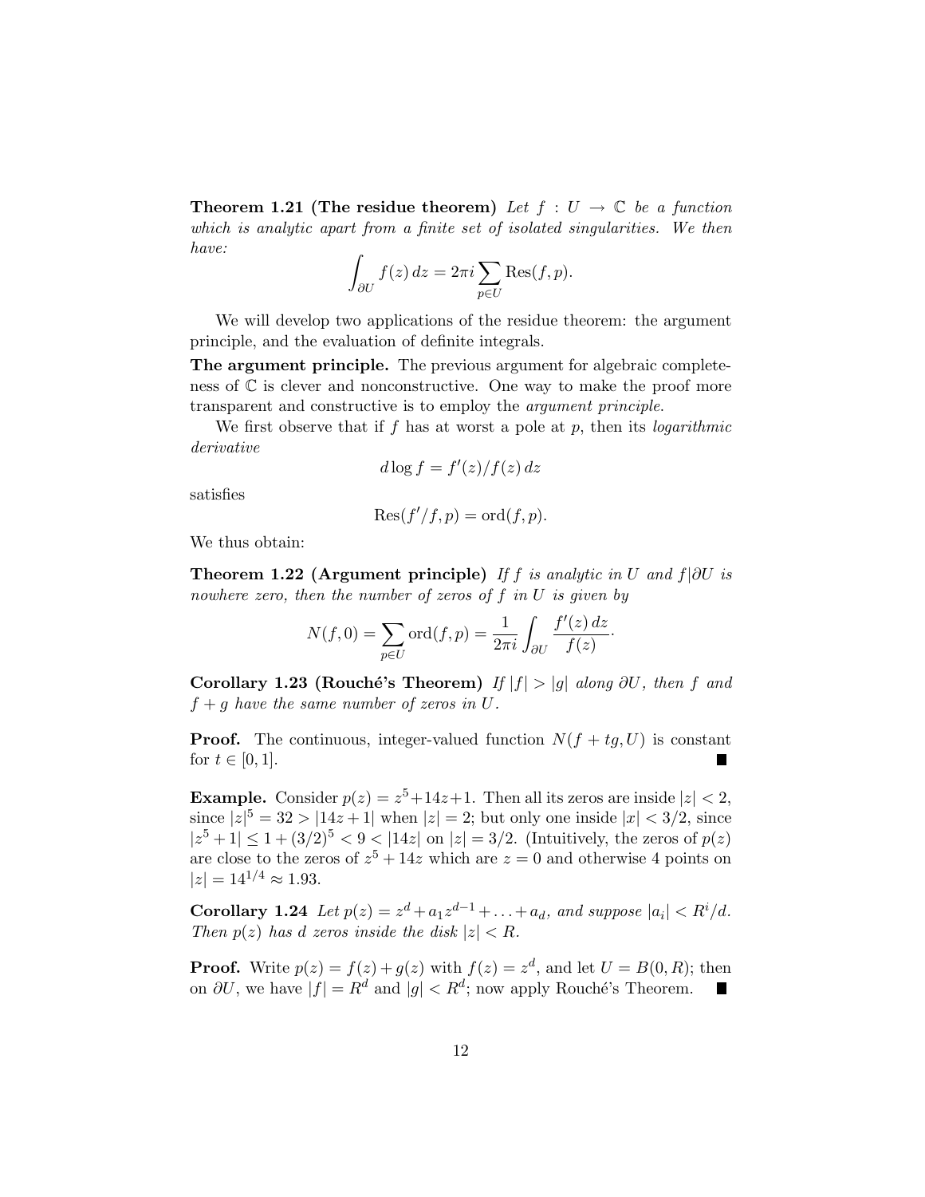**Theorem 1.21 (The residue theorem)** *Let $f : U \to \mathbb{C}$ be a function which is analytic apart from a finite set of isolated singularities. We then have:*

$$\int_{\partial U} f(z)\, dz = 2\pi i \sum_{p \in U} \operatorname{Res}(f, p).$$

We will develop two applications of the residue theorem: the argument principle, and the evaluation of definite integrals.

**The argument principle.** The previous argument for algebraic completeness of $\mathbb{C}$ is clever and nonconstructive. One way to make the proof more transparent and constructive is to employ the *argument principle*.

We first observe that if $f$ has at worst a pole at $p$, then its *logarithmic derivative*

$$d \log f = f'(z)/f(z)\, dz$$

satisfies

$$\operatorname{Res}(f'/f, p) = \operatorname{ord}(f, p).$$

We thus obtain:

**Theorem 1.22 (Argument principle)** *If $f$ is analytic in $U$ and $f|\partial U$ is nowhere zero, then the number of zeros of $f$ in $U$ is given by*

$$N(f, 0) = \sum_{p \in U} \operatorname{ord}(f, p) = \frac{1}{2\pi i} \int_{\partial U} \frac{f'(z)\, dz}{f(z)}.$$

**Corollary 1.23 (Rouché's Theorem)** *If $|f| > |g|$ along $\partial U$, then $f$ and $f + g$ have the same number of zeros in $U$.*

**Proof.** The continuous, integer-valued function $N(f + tg, U)$ is constant for $t \in [0, 1]$. ■

**Example.** Consider $p(z) = z^5 + 14z + 1$. Then all its zeros are inside $|z| < 2$, since $|z|^5 = 32 > |14z + 1|$ when $|z| = 2$; but only one inside $|x| < 3/2$, since $|z^5 + 1| \leq 1 + (3/2)^5 < 9 < |14z|$ on $|z| = 3/2$. (Intuitively, the zeros of $p(z)$ are close to the zeros of $z^5 + 14z$ which are $z = 0$ and otherwise 4 points on $|z| = 14^{1/4} \approx 1.93$.

**Corollary 1.24** *Let $p(z) = z^d + a_1 z^{d-1} + \ldots + a_d$, and suppose $|a_i| < R^i/d$. Then $p(z)$ has $d$ zeros inside the disk $|z| < R$.*

**Proof.** Write $p(z) = f(z) + g(z)$ with $f(z) = z^d$, and let $U = B(0, R)$; then on $\partial U$, we have $|f| = R^d$ and $|g| < R^d$; now apply Rouché's Theorem. ■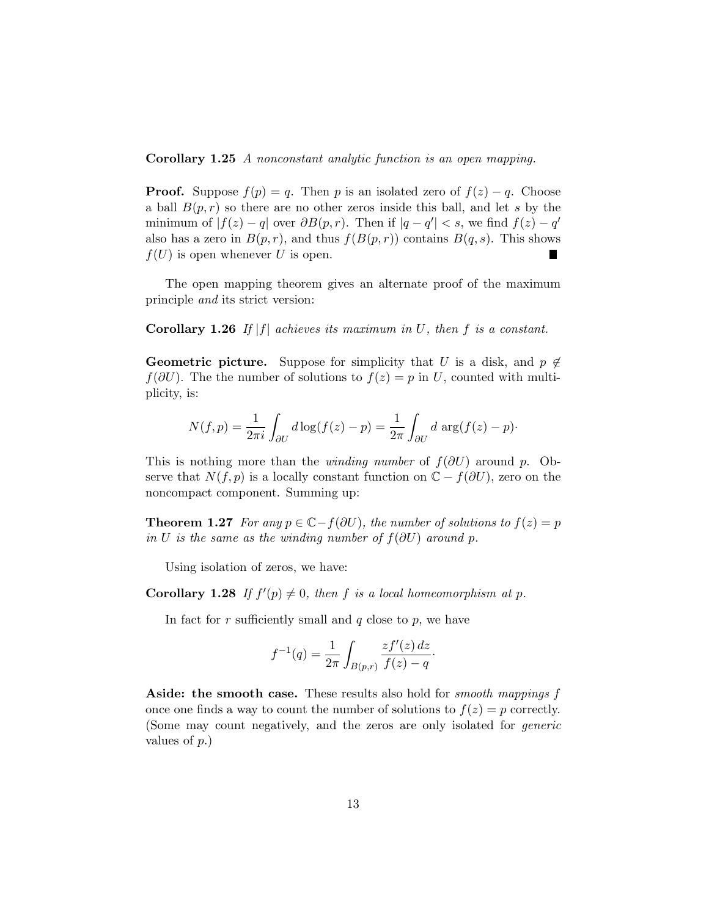**Corollary 1.25** *A nonconstant analytic function is an open mapping.*

**Proof.** Suppose $f(p) = q$. Then $p$ is an isolated zero of $f(z) - q$. Choose a ball $B(p, r)$ so there are no other zeros inside this ball, and let $s$ by the minimum of $|f(z) - q|$ over $\partial B(p, r)$. Then if $|q - q'| < s$, we find $f(z) - q'$ also has a zero in $B(p, r)$, and thus $f(B(p, r))$ contains $B(q, s)$. This shows $f(U)$ is open whenever $U$ is open. ∎

The open mapping theorem gives an alternate proof of the maximum principle *and* its strict version:

**Corollary 1.26** *If $|f|$ achieves its maximum in $U$, then $f$ is a constant.*

**Geometric picture.** Suppose for simplicity that $U$ is a disk, and $p \notin f(\partial U)$. The the number of solutions to $f(z) = p$ in $U$, counted with multiplicity, is:

$$N(f, p) = \frac{1}{2\pi i} \int_{\partial U} d \log(f(z) - p) = \frac{1}{2\pi} \int_{\partial U} d \, \arg(f(z) - p) \cdot$$

This is nothing more than the *winding number* of $f(\partial U)$ around $p$. Observe that $N(f, p)$ is a locally constant function on $\mathbb{C} - f(\partial U)$, zero on the noncompact component. Summing up:

**Theorem 1.27** *For any $p \in \mathbb{C} - f(\partial U)$, the number of solutions to $f(z) = p$ in $U$ is the same as the winding number of $f(\partial U)$ around $p$.*

Using isolation of zeros, we have:

**Corollary 1.28** *If $f'(p) \neq 0$, then $f$ is a local homeomorphism at $p$.*

In fact for $r$ sufficiently small and $q$ close to $p$, we have

$$f^{-1}(q) = \frac{1}{2\pi} \int_{B(p,r)} \frac{z f'(z) \, dz}{f(z) - q} \cdot$$

**Aside: the smooth case.** These results also hold for *smooth mappings $f$* once one finds a way to count the number of solutions to $f(z) = p$ correctly. (Some may count negatively, and the zeros are only isolated for *generic* values of $p$.)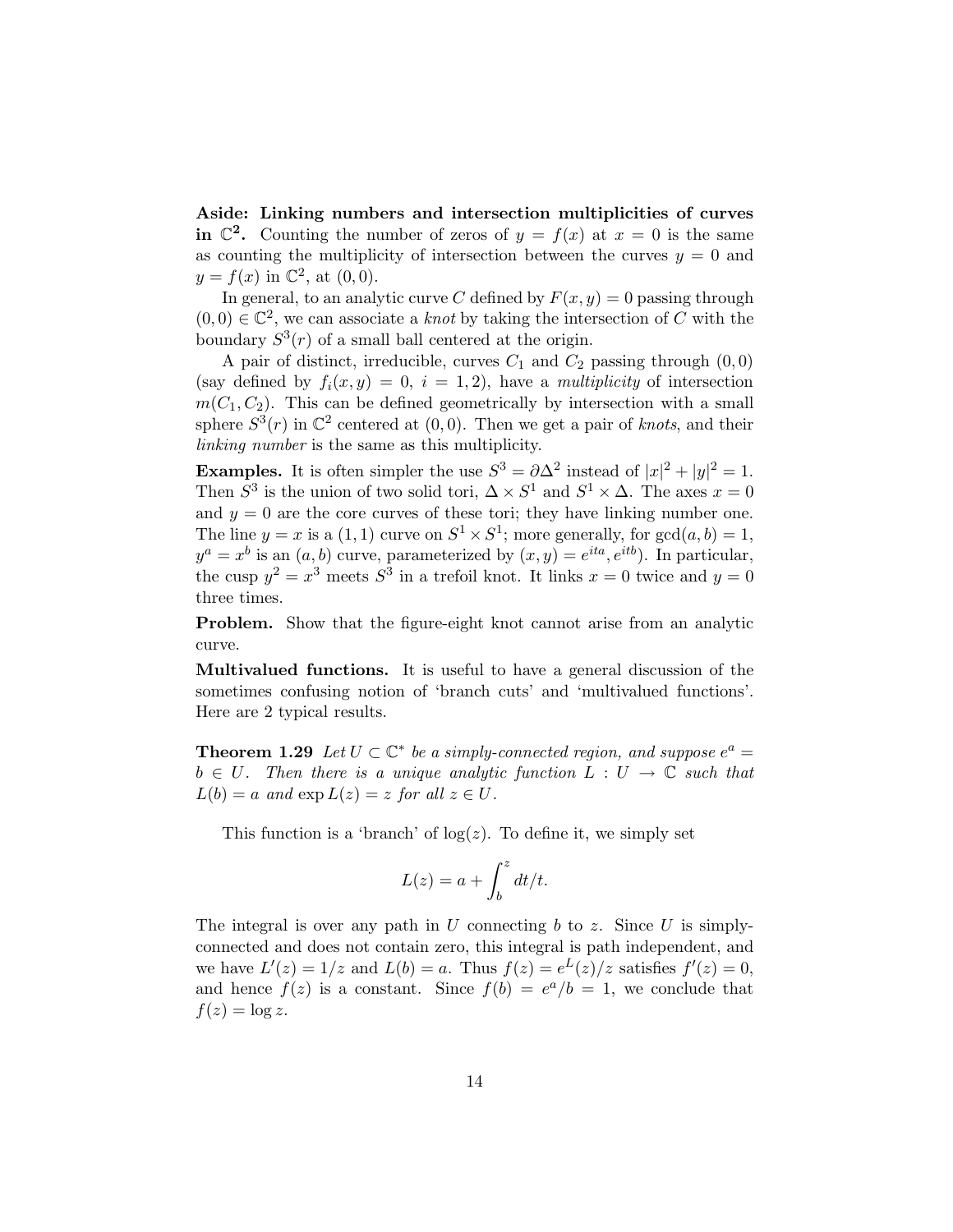**Aside: Linking numbers and intersection multiplicities of curves in $\mathbb{C}^2$.** Counting the number of zeros of $y = f(x)$ at $x = 0$ is the same as counting the multiplicity of intersection between the curves $y = 0$ and $y = f(x)$ in $\mathbb{C}^2$, at $(0, 0)$.

In general, to an analytic curve $C$ defined by $F(x, y) = 0$ passing through $(0, 0) \in \mathbb{C}^2$, we can associate a *knot* by taking the intersection of $C$ with the boundary $S^3(r)$ of a small ball centered at the origin.

A pair of distinct, irreducible, curves $C_1$ and $C_2$ passing through $(0, 0)$ (say defined by $f_i(x, y) = 0$, $i = 1, 2$), have a *multiplicity* of intersection $m(C_1, C_2)$. This can be defined geometrically by intersection with a small sphere $S^3(r)$ in $\mathbb{C}^2$ centered at $(0, 0)$. Then we get a pair of *knots*, and their *linking number* is the same as this multiplicity.

**Examples.** It is often simpler the use $S^3 = \partial\Delta^2$ instead of $|x|^2 + |y|^2 = 1$. Then $S^3$ is the union of two solid tori, $\Delta \times S^1$ and $S^1 \times \Delta$. The axes $x = 0$ and $y = 0$ are the core curves of these tori; they have linking number one. The line $y = x$ is a $(1, 1)$ curve on $S^1 \times S^1$; more generally, for $\gcd(a, b) = 1$, $y^a = x^b$ is an $(a, b)$ curve, parameterized by $(x, y) = e^{ita}, e^{itb})$. In particular, the cusp $y^2 = x^3$ meets $S^3$ in a trefoil knot. It links $x = 0$ twice and $y = 0$ three times.

**Problem.** Show that the figure-eight knot cannot arise from an analytic curve.

**Multivalued functions.** It is useful to have a general discussion of the sometimes confusing notion of 'branch cuts' and 'multivalued functions'. Here are 2 typical results.

**Theorem 1.29** *Let $U \subset \mathbb{C}^*$ be a simply-connected region, and suppose $e^a = b \in U$. Then there is a unique analytic function $L : U \to \mathbb{C}$ such that $L(b) = a$ and $\exp L(z) = z$ for all $z \in U$.*

This function is a 'branch' of $\log(z)$. To define it, we simply set

$$L(z) = a + \int_b^z dt/t.$$

The integral is over any path in $U$ connecting $b$ to $z$. Since $U$ is simply-connected and does not contain zero, this integral is path independent, and we have $L'(z) = 1/z$ and $L(b) = a$. Thus $f(z) = e^L(z)/z$ satisfies $f'(z) = 0$, and hence $f(z)$ is a constant. Since $f(b) = e^a/b = 1$, we conclude that $f(z) = \log z$.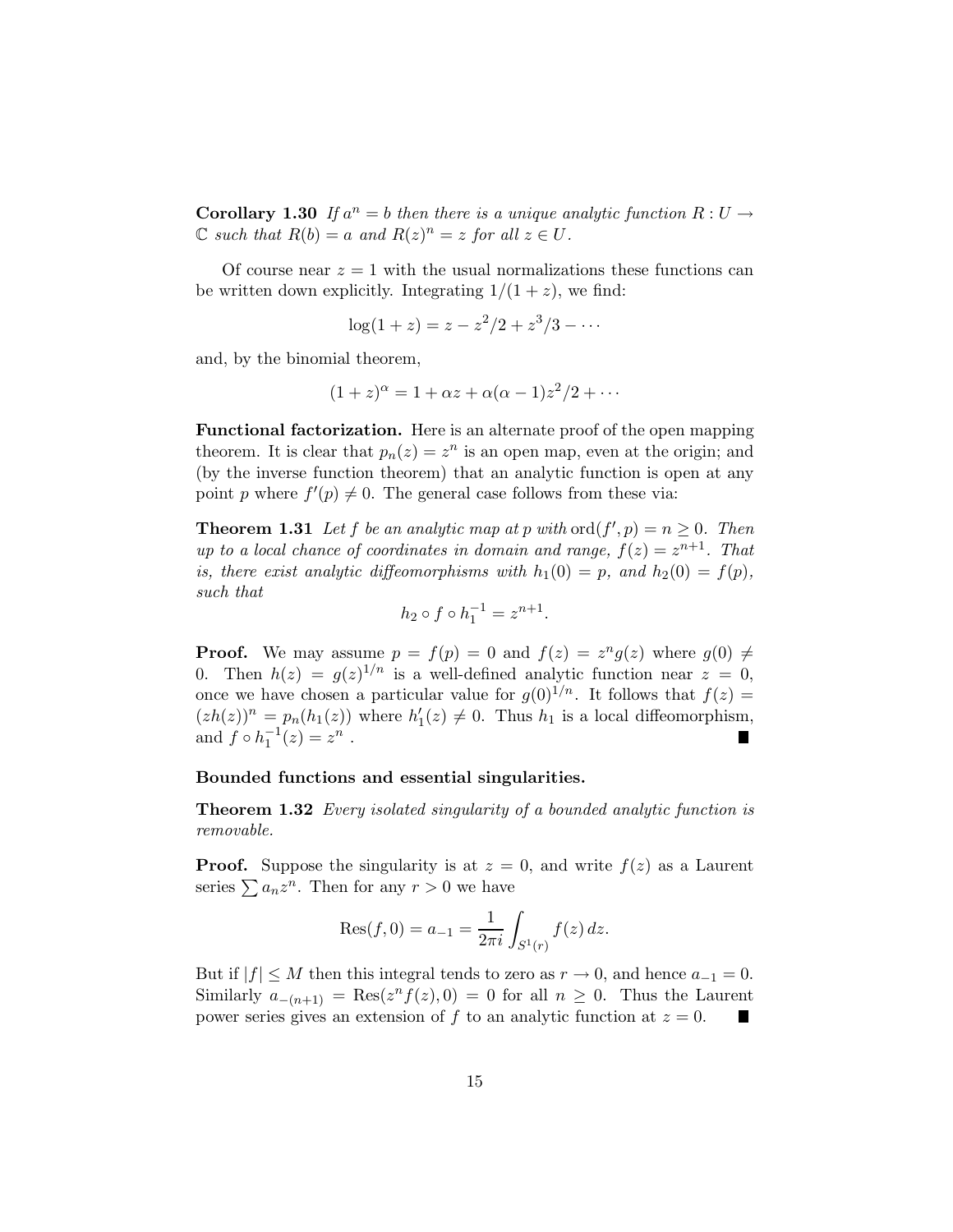**Corollary 1.30** *If $a^n = b$ then there is a unique analytic function $R : U \to \mathbb{C}$ such that $R(b) = a$ and $R(z)^n = z$ for all $z \in U$.*

Of course near $z = 1$ with the usual normalizations these functions can be written down explicitly. Integrating $1/(1+z)$, we find:

$$\log(1+z) = z - z^2/2 + z^3/3 - \cdots$$

and, by the binomial theorem,

$$(1+z)^\alpha = 1 + \alpha z + \alpha(\alpha - 1)z^2/2 + \cdots$$

**Functional factorization.** Here is an alternate proof of the open mapping theorem. It is clear that $p_n(z) = z^n$ is an open map, even at the origin; and (by the inverse function theorem) that an analytic function is open at any point $p$ where $f'(p) \neq 0$. The general case follows from these via:

**Theorem 1.31** *Let $f$ be an analytic map at $p$ with $\operatorname{ord}(f', p) = n \geq 0$. Then up to a local chance of coordinates in domain and range, $f(z) = z^{n+1}$. That is, there exist analytic diffeomorphisms with $h_1(0) = p$, and $h_2(0) = f(p)$, such that*

$$h_2 \circ f \circ h_1^{-1} = z^{n+1}.$$

**Proof.** We may assume $p = f(p) = 0$ and $f(z) = z^n g(z)$ where $g(0) \neq 0$. Then $h(z) = g(z)^{1/n}$ is a well-defined analytic function near $z = 0$, once we have chosen a particular value for $g(0)^{1/n}$. It follows that $f(z) = (zh(z))^n = p_n(h_1(z))$ where $h_1'(z) \neq 0$. Thus $h_1$ is a local diffeomorphism, and $f \circ h_1^{-1}(z) = z^n$. ∎

**Bounded functions and essential singularities.**

**Theorem 1.32** *Every isolated singularity of a bounded analytic function is removable.*

**Proof.** Suppose the singularity is at $z = 0$, and write $f(z)$ as a Laurent series $\sum a_n z^n$. Then for any $r > 0$ we have

$$\operatorname{Res}(f, 0) = a_{-1} = \frac{1}{2\pi i} \int_{S^1(r)} f(z)\, dz.$$

But if $|f| \leq M$ then this integral tends to zero as $r \to 0$, and hence $a_{-1} = 0$. Similarly $a_{-(n+1)} = \operatorname{Res}(z^n f(z), 0) = 0$ for all $n \geq 0$. Thus the Laurent power series gives an extension of $f$ to an analytic function at $z = 0$. ∎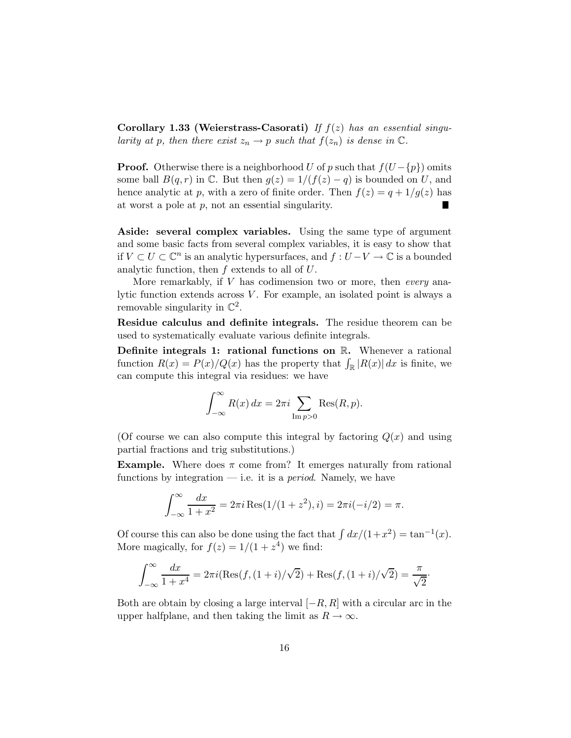**Corollary 1.33 (Weierstrass-Casorati)** *If $f(z)$ has an essential singularity at $p$, then there exist $z_n \to p$ such that $f(z_n)$ is dense in $\mathbb{C}$.*

**Proof.** Otherwise there is a neighborhood $U$ of $p$ such that $f(U - \{p\})$ omits some ball $B(q, r)$ in $\mathbb{C}$. But then $g(z) = 1/(f(z) - q)$ is bounded on $U$, and hence analytic at $p$, with a zero of finite order. Then $f(z) = q + 1/g(z)$ has at worst a pole at $p$, not an essential singularity. ∎

**Aside: several complex variables.** Using the same type of argument and some basic facts from several complex variables, it is easy to show that if $V \subset U \subset \mathbb{C}^n$ is an analytic hypersurfaces, and $f : U - V \to \mathbb{C}$ is a bounded analytic function, then $f$ extends to all of $U$.

More remarkably, if $V$ has codimension two or more, then *every* analytic function extends across $V$. For example, an isolated point is always a removable singularity in $\mathbb{C}^2$.

**Residue calculus and definite integrals.** The residue theorem can be used to systematically evaluate various definite integrals.

**Definite integrals 1: rational functions on $\mathbb{R}$.** Whenever a rational function $R(x) = P(x)/Q(x)$ has the property that $\int_{\mathbb{R}} |R(x)|\, dx$ is finite, we can compute this integral via residues: we have

$$\int_{-\infty}^{\infty} R(x)\, dx = 2\pi i \sum_{\operatorname{Im} p > 0} \operatorname{Res}(R, p).$$

(Of course we can also compute this integral by factoring $Q(x)$ and using partial fractions and trig substitutions.)

**Example.** Where does $\pi$ come from? It emerges naturally from rational functions by integration — i.e. it is a *period*. Namely, we have

$$\int_{-\infty}^{\infty} \frac{dx}{1 + x^2} = 2\pi i \operatorname{Res}(1/(1 + z^2), i) = 2\pi i(-i/2) = \pi.$$

Of course this can also be done using the fact that $\int dx/(1+x^2) = \tan^{-1}(x)$. More magically, for $f(z) = 1/(1 + z^4)$ we find:

$$\int_{-\infty}^{\infty} \frac{dx}{1 + x^4} = 2\pi i(\operatorname{Res}(f, (1 + i)/\sqrt{2}) + \operatorname{Res}(f, (1 + i)/\sqrt{2}) = \frac{\pi}{\sqrt{2}}.$$

Both are obtain by closing a large interval $[-R, R]$ with a circular arc in the upper halfplane, and then taking the limit as $R \to \infty$.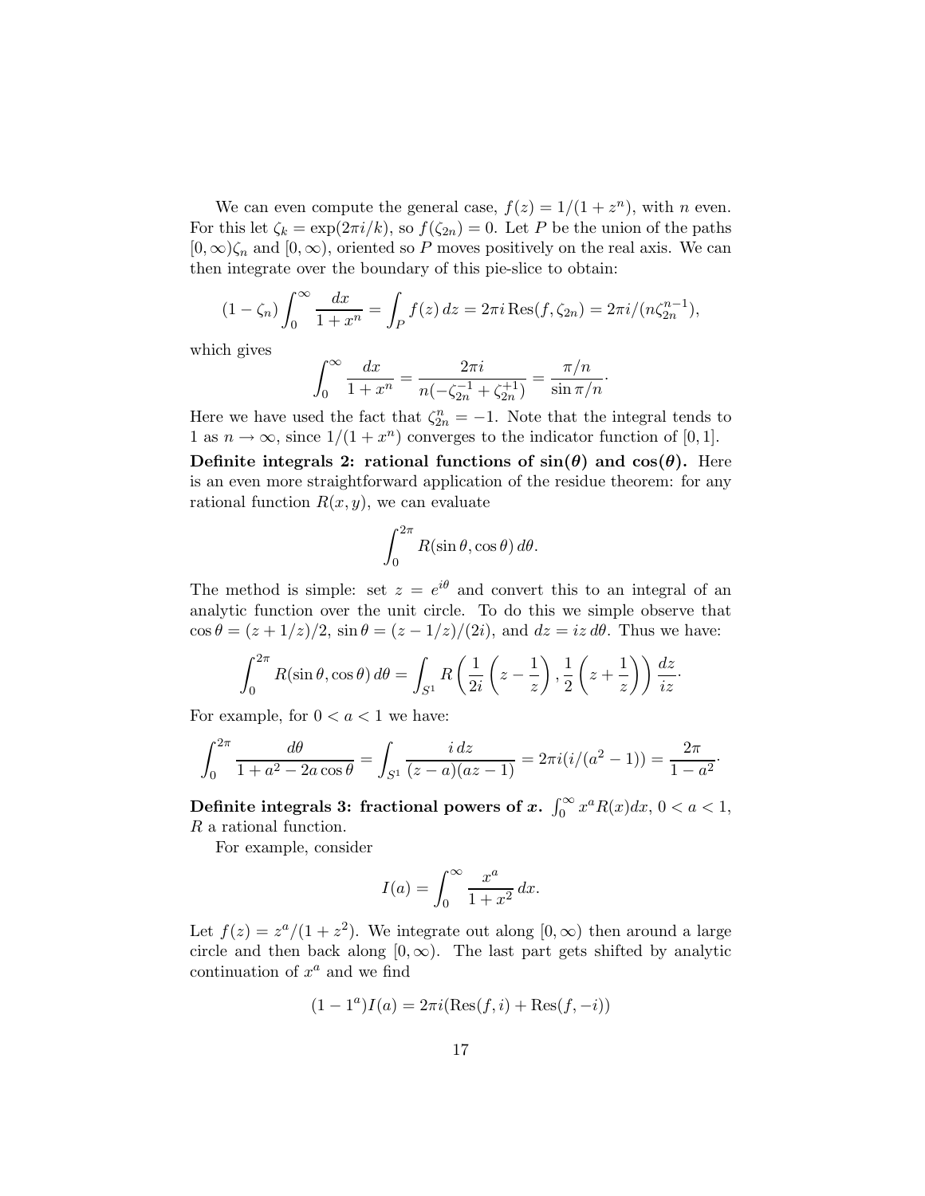We can even compute the general case, $f(z) = 1/(1 + z^n)$, with $n$ even. For this let $\zeta_k = \exp(2\pi i/k)$, so $f(\zeta_{2n}) = 0$. Let $P$ be the union of the paths $[0, \infty)\zeta_n$ and $[0, \infty)$, oriented so $P$ moves positively on the real axis. We can then integrate over the boundary of this pie-slice to obtain:

$$(1 - \zeta_n) \int_0^\infty \frac{dx}{1 + x^n} = \int_P f(z)\, dz = 2\pi i \operatorname{Res}(f, \zeta_{2n}) = 2\pi i/(n\zeta_{2n}^{n-1}),$$

which gives

$$\int_0^\infty \frac{dx}{1 + x^n} = \frac{2\pi i}{n(-\zeta_{2n}^{-1} + \zeta_{2n}^{+1})} = \frac{\pi/n}{\sin \pi/n}.$$

Here we have used the fact that $\zeta_{2n}^n = -1$. Note that the integral tends to 1 as $n \to \infty$, since $1/(1 + x^n)$ converges to the indicator function of $[0, 1]$.

**Definite integrals 2: rational functions of $\sin(\theta)$ and $\cos(\theta)$.** Here is an even more straightforward application of the residue theorem: for any rational function $R(x, y)$, we can evaluate

$$\int_0^{2\pi} R(\sin\theta, \cos\theta)\, d\theta.$$

The method is simple: set $z = e^{i\theta}$ and convert this to an integral of an analytic function over the unit circle. To do this we simple observe that $\cos\theta = (z + 1/z)/2$, $\sin\theta = (z - 1/z)/(2i)$, and $dz = iz\, d\theta$. Thus we have:

$$\int_0^{2\pi} R(\sin\theta, \cos\theta)\, d\theta = \int_{S^1} R\left(\frac{1}{2i}\left(z - \frac{1}{z}\right), \frac{1}{2}\left(z + \frac{1}{z}\right)\right) \frac{dz}{iz}.$$

For example, for $0 < a < 1$ we have:

$$\int_0^{2\pi} \frac{d\theta}{1 + a^2 - 2a\cos\theta} = \int_{S^1} \frac{i\, dz}{(z - a)(az - 1)} = 2\pi i(i/(a^2 - 1)) = \frac{2\pi}{1 - a^2}.$$

**Definite integrals 3: fractional powers of $x$.** $\int_0^\infty x^a R(x) dx$, $0 < a < 1$, $R$ a rational function.

For example, consider

$$I(a) = \int_0^\infty \frac{x^a}{1 + x^2}\, dx.$$

Let $f(z) = z^a/(1 + z^2)$. We integrate out along $[0, \infty)$ then around a large circle and then back along $[0, \infty)$. The last part gets shifted by analytic continuation of $x^a$ and we find

$$(1 - 1^a)I(a) = 2\pi i(\operatorname{Res}(f, i) + \operatorname{Res}(f, -i))$$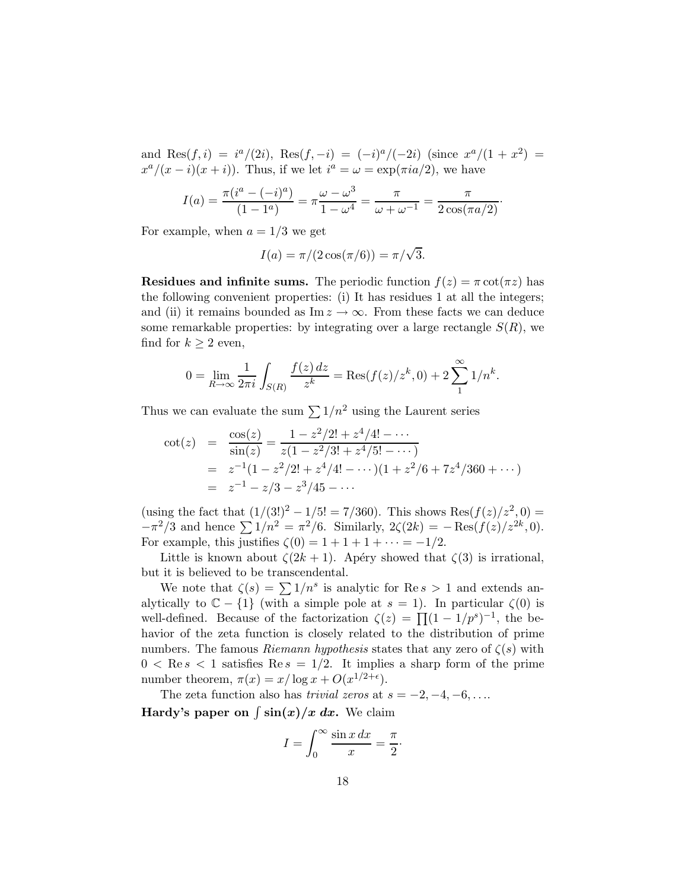and $\mathrm{Res}(f, i) = i^a/(2i)$, $\mathrm{Res}(f, -i) = (-i)^a/(-2i)$ (since $x^a/(1+x^2) = x^a/(x-i)(x+i)$). Thus, if we let $i^a = \omega = \exp(\pi i a/2)$, we have

$$I(a) = \frac{\pi(i^a - (-i)^a)}{(1 - 1^a)} = \pi \frac{\omega - \omega^3}{1 - \omega^4} = \frac{\pi}{\omega + \omega^{-1}} = \frac{\pi}{2\cos(\pi a/2)}.$$

For example, when $a = 1/3$ we get

$$I(a) = \pi/(2\cos(\pi/6)) = \pi/\sqrt{3}.$$

**Residues and infinite sums.** The periodic function $f(z) = \pi \cot(\pi z)$ has the following convenient properties: (i) It has residues 1 at all the integers; and (ii) it remains bounded as $\mathrm{Im}\, z \to \infty$. From these facts we can deduce some remarkable properties: by integrating over a large rectangle $S(R)$, we find for $k \geq 2$ even,

$$0 = \lim_{R \to \infty} \frac{1}{2\pi i} \int_{S(R)} \frac{f(z)\, dz}{z^k} = \mathrm{Res}(f(z)/z^k, 0) + 2 \sum_1^\infty 1/n^k.$$

Thus we can evaluate the sum $\sum 1/n^2$ using the Laurent series

$$\begin{aligned}
\cot(z) &= \frac{\cos(z)}{\sin(z)} = \frac{1 - z^2/2! + z^4/4! - \cdots}{z(1 - z^2/3! + z^4/5! - \cdots)} \\
&= z^{-1}(1 - z^2/2! + z^4/4! - \cdots)(1 + z^2/6 + 7z^4/360 + \cdots) \\
&= z^{-1} - z/3 - z^3/45 - \cdots
\end{aligned}$$

(using the fact that $(1/(3!))^2 - 1/5! = 7/360$). This shows $\mathrm{Res}(f(z)/z^2, 0) = -\pi^2/3$ and hence $\sum 1/n^2 = \pi^2/6$. Similarly, $2\zeta(2k) = -\mathrm{Res}(f(z)/z^{2k}, 0)$. For example, this justifies $\zeta(0) = 1 + 1 + 1 + \cdots = -1/2$.

Little is known about $\zeta(2k+1)$. Apéry showed that $\zeta(3)$ is irrational, but it is believed to be transcendental.

We note that $\zeta(s) = \sum 1/n^s$ is analytic for $\mathrm{Re}\, s > 1$ and extends analytically to $\mathbb{C} - \{1\}$ (with a simple pole at $s = 1$). In particular $\zeta(0)$ is well-defined. Because of the factorization $\zeta(z) = \prod (1 - 1/p^s)^{-1}$, the behavior of the zeta function is closely related to the distribution of prime numbers. The famous *Riemann hypothesis* states that any zero of $\zeta(s)$ with $0 < \mathrm{Re}\, s < 1$ satisfies $\mathrm{Re}\, s = 1/2$. It implies a sharp form of the prime number theorem, $\pi(x) = x/\log x + O(x^{1/2+\epsilon})$.

The zeta function also has *trivial zeros* at $s = -2, -4, -6, \ldots$.

**Hardy's paper on $\int \sin(x)/x\, dx$.** We claim

$$I = \int_0^\infty \frac{\sin x\, dx}{x} = \frac{\pi}{2}.$$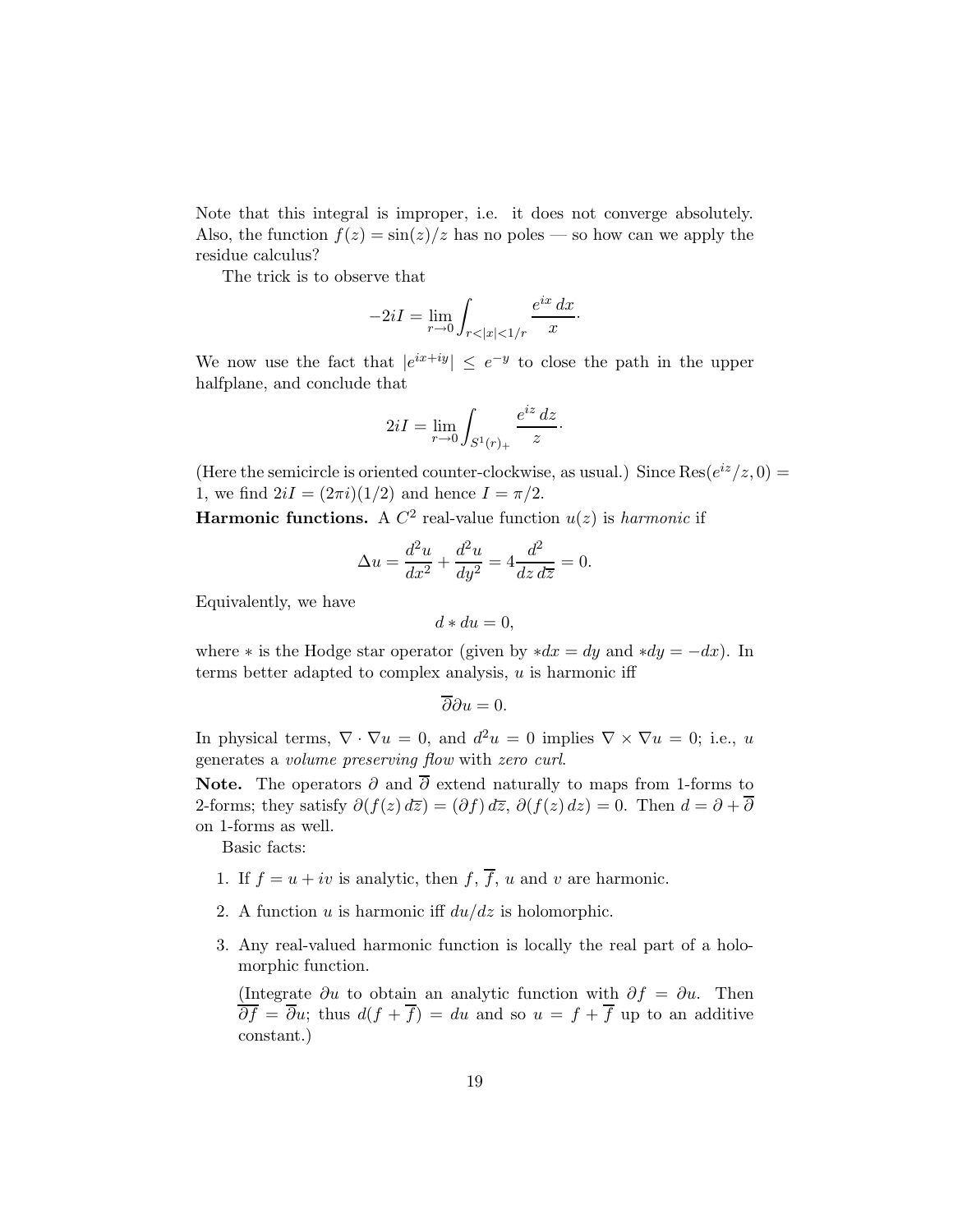Note that this integral is improper, i.e. it does not converge absolutely. Also, the function $f(z) = \sin(z)/z$ has no poles — so how can we apply the residue calculus?

The trick is to observe that

$$-2iI = \lim_{r\to 0} \int_{r<|x|<1/r} \frac{e^{ix}\,dx}{x}.$$

We now use the fact that $|e^{ix+iy}| \le e^{-y}$ to close the path in the upper halfplane, and conclude that

$$2iI = \lim_{r\to 0} \int_{S^1(r)_+} \frac{e^{iz}\,dz}{z}.$$

(Here the semicircle is oriented counter-clockwise, as usual.) Since $\operatorname{Res}(e^{iz}/z, 0) = 1$, we find $2iI = (2\pi i)(1/2)$ and hence $I = \pi/2$.

**Harmonic functions.** A $C^2$ real-value function $u(z)$ is *harmonic* if

$$\Delta u = \frac{d^2u}{dx^2} + \frac{d^2u}{dy^2} = 4\frac{d^2}{dz\,d\overline{z}} = 0.$$

Equivalently, we have

$$d * du = 0,$$

where $*$ is the Hodge star operator (given by $*dx = dy$ and $*dy = -dx$). In terms better adapted to complex analysis, $u$ is harmonic iff

$$\overline{\partial}\partial u = 0.$$

In physical terms, $\nabla \cdot \nabla u = 0$, and $d^2u = 0$ implies $\nabla \times \nabla u = 0$; i.e., $u$ generates a *volume preserving flow* with *zero curl*.

**Note.** The operators $\partial$ and $\overline{\partial}$ extend naturally to maps from 1-forms to 2-forms; they satisfy $\partial(f(z)\,d\overline{z}) = (\partial f)\,d\overline{z}$, $\partial(f(z)\,dz) = 0$. Then $d = \partial + \overline{\partial}$ on 1-forms as well.

Basic facts:

1. If $f = u + iv$ is analytic, then $f$, $\overline{f}$, $u$ and $v$ are harmonic.

2. A function $u$ is harmonic iff $du/dz$ is holomorphic.

3. Any real-valued harmonic function is locally the real part of a holomorphic function.

   (Integrate $\partial u$ to obtain an analytic function with $\partial f = \partial u$. Then $\overline{\partial f} = \overline{\partial} u$; thus $d(f + \overline{f}) = du$ and so $u = f + \overline{f}$ up to an additive constant.)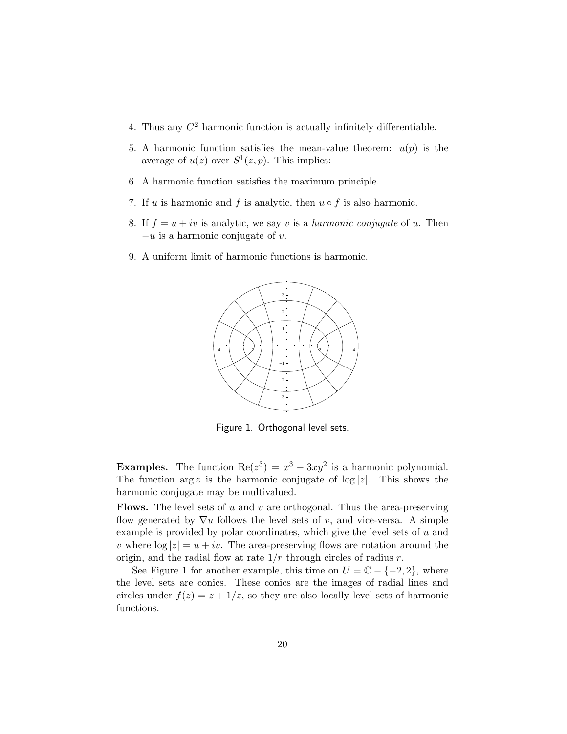4. Thus any $C^2$ harmonic function is actually infinitely differentiable.

5. A harmonic function satisfies the mean-value theorem: $u(p)$ is the average of $u(z)$ over $S^1(z,p)$. This implies:

6. A harmonic function satisfies the maximum principle.

7. If $u$ is harmonic and $f$ is analytic, then $u \circ f$ is also harmonic.

8. If $f = u + iv$ is analytic, we say $v$ is a *harmonic conjugate* of $u$. Then $-u$ is a harmonic conjugate of $v$.

9. A uniform limit of harmonic functions is harmonic.

Figure 1. Orthogonal level sets.

**Examples.** The function $\mathrm{Re}(z^3) = x^3 - 3xy^2$ is a harmonic polynomial. The function $\arg z$ is the harmonic conjugate of $\log |z|$. This shows the harmonic conjugate may be multivalued.

**Flows.** The level sets of $u$ and $v$ are orthogonal. Thus the area-preserving flow generated by $\nabla u$ follows the level sets of $v$, and vice-versa. A simple example is provided by polar coordinates, which give the level sets of $u$ and $v$ where $\log |z| = u + iv$. The area-preserving flows are rotation around the origin, and the radial flow at rate $1/r$ through circles of radius $r$.

See Figure 1 for another example, this time on $U = \mathbb{C} - \{-2, 2\}$, where the level sets are conics. These conics are the images of radial lines and circles under $f(z) = z + 1/z$, so they are also locally level sets of harmonic functions.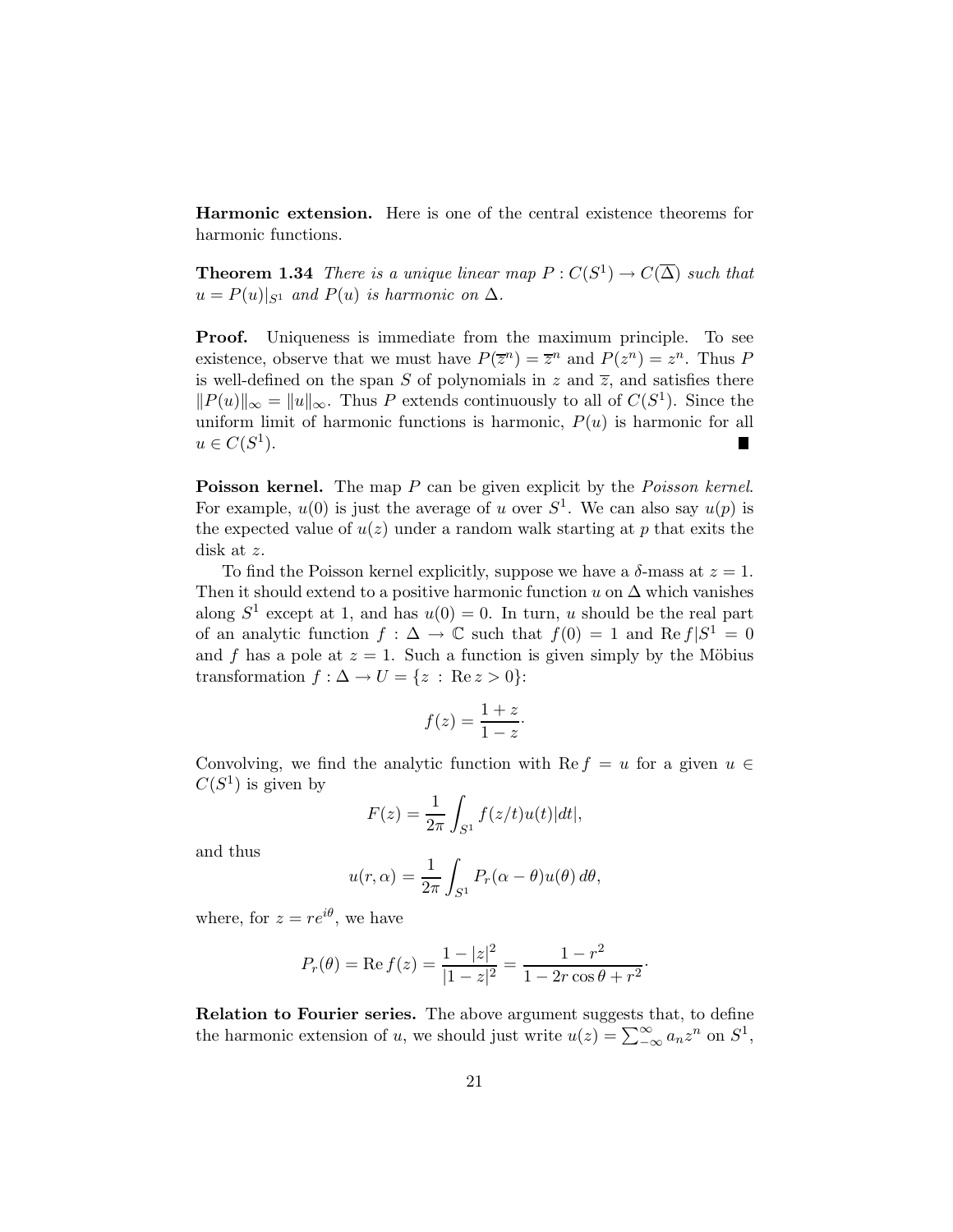**Harmonic extension.** Here is one of the central existence theorems for harmonic functions.

**Theorem 1.34** *There is a unique linear map $P : C(S^1) \to C(\overline{\Delta})$ such that $u = P(u)|_{S^1}$ and $P(u)$ is harmonic on $\Delta$.*

**Proof.** Uniqueness is immediate from the maximum principle. To see existence, observe that we must have $P(\overline{z}^n) = \overline{z}^n$ and $P(z^n) = z^n$. Thus $P$ is well-defined on the span $S$ of polynomials in $z$ and $\overline{z}$, and satisfies there $\|P(u)\|_\infty = \|u\|_\infty$. Thus $P$ extends continuously to all of $C(S^1)$. Since the uniform limit of harmonic functions is harmonic, $P(u)$ is harmonic for all $u \in C(S^1)$. ∎

**Poisson kernel.** The map $P$ can be given explicit by the *Poisson kernel*. For example, $u(0)$ is just the average of $u$ over $S^1$. We can also say $u(p)$ is the expected value of $u(z)$ under a random walk starting at $p$ that exits the disk at $z$.

To find the Poisson kernel explicitly, suppose we have a $\delta$-mass at $z = 1$. Then it should extend to a positive harmonic function $u$ on $\Delta$ which vanishes along $S^1$ except at 1, and has $u(0) = 0$. In turn, $u$ should be the real part of an analytic function $f : \Delta \to \mathbb{C}$ such that $f(0) = 1$ and $\operatorname{Re} f|S^1 = 0$ and $f$ has a pole at $z = 1$. Such a function is given simply by the Möbius transformation $f : \Delta \to U = \{z \, : \, \operatorname{Re} z > 0\}$:

$$f(z) = \frac{1+z}{1-z}\cdot$$

Convolving, we find the analytic function with $\operatorname{Re} f = u$ for a given $u \in C(S^1)$ is given by

$$F(z) = \frac{1}{2\pi} \int_{S^1} f(z/t) u(t) |dt|,$$

and thus

$$u(r, \alpha) = \frac{1}{2\pi} \int_{S^1} P_r(\alpha - \theta) u(\theta) \, d\theta,$$

where, for $z = re^{i\theta}$, we have

$$P_r(\theta) = \operatorname{Re} f(z) = \frac{1 - |z|^2}{|1 - z|^2} = \frac{1 - r^2}{1 - 2r\cos\theta + r^2}\cdot$$

**Relation to Fourier series.** The above argument suggests that, to define the harmonic extension of $u$, we should just write $u(z) = \sum_{-\infty}^{\infty} a_n z^n$ on $S^1$,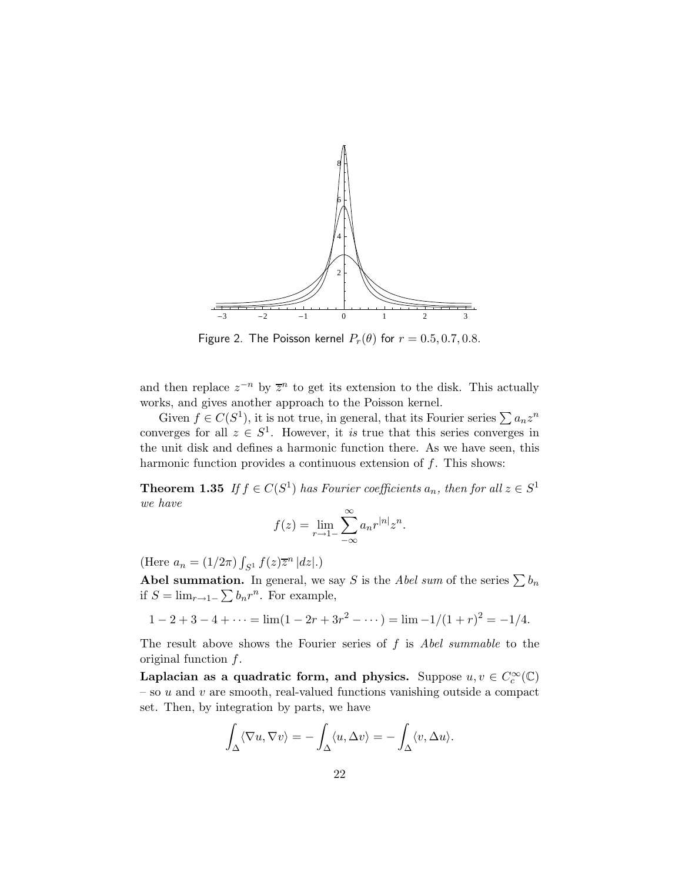Figure 2. The Poisson kernel $P_r(\theta)$ for $r = 0.5, 0.7, 0.8$.

and then replace $z^{-n}$ by $\overline{z}^n$ to get its extension to the disk. This actually works, and gives another approach to the Poisson kernel.

Given $f \in C(S^1)$, it is not true, in general, that its Fourier series $\sum a_n z^n$ converges for all $z \in S^1$. However, it *is* true that this series converges in the unit disk and defines a harmonic function there. As we have seen, this harmonic function provides a continuous extension of $f$. This shows:

**Theorem 1.35** *If $f \in C(S^1)$ has Fourier coefficients $a_n$, then for all $z \in S^1$ we have*

$$f(z) = \lim_{r \to 1-} \sum_{-\infty}^{\infty} a_n r^{|n|} z^n.$$

(Here $a_n = (1/2\pi) \int_{S^1} f(z) \overline{z}^n \, |dz|$.)

**Abel summation.** In general, we say $S$ is the *Abel sum* of the series $\sum b_n$ if $S = \lim_{r \to 1-} \sum b_n r^n$. For example,

$$1 - 2 + 3 - 4 + \cdots = \lim(1 - 2r + 3r^2 - \cdots) = \lim -1/(1+r)^2 = -1/4.$$

The result above shows the Fourier series of $f$ is *Abel summable* to the original function $f$.

**Laplacian as a quadratic form, and physics.** Suppose $u, v \in C_c^\infty(\mathbb{C})$ – so $u$ and $v$ are smooth, real-valued functions vanishing outside a compact set. Then, by integration by parts, we have

$$\int_\Delta \langle \nabla u, \nabla v \rangle = -\int_\Delta \langle u, \Delta v \rangle = -\int_\Delta \langle v, \Delta u \rangle.$$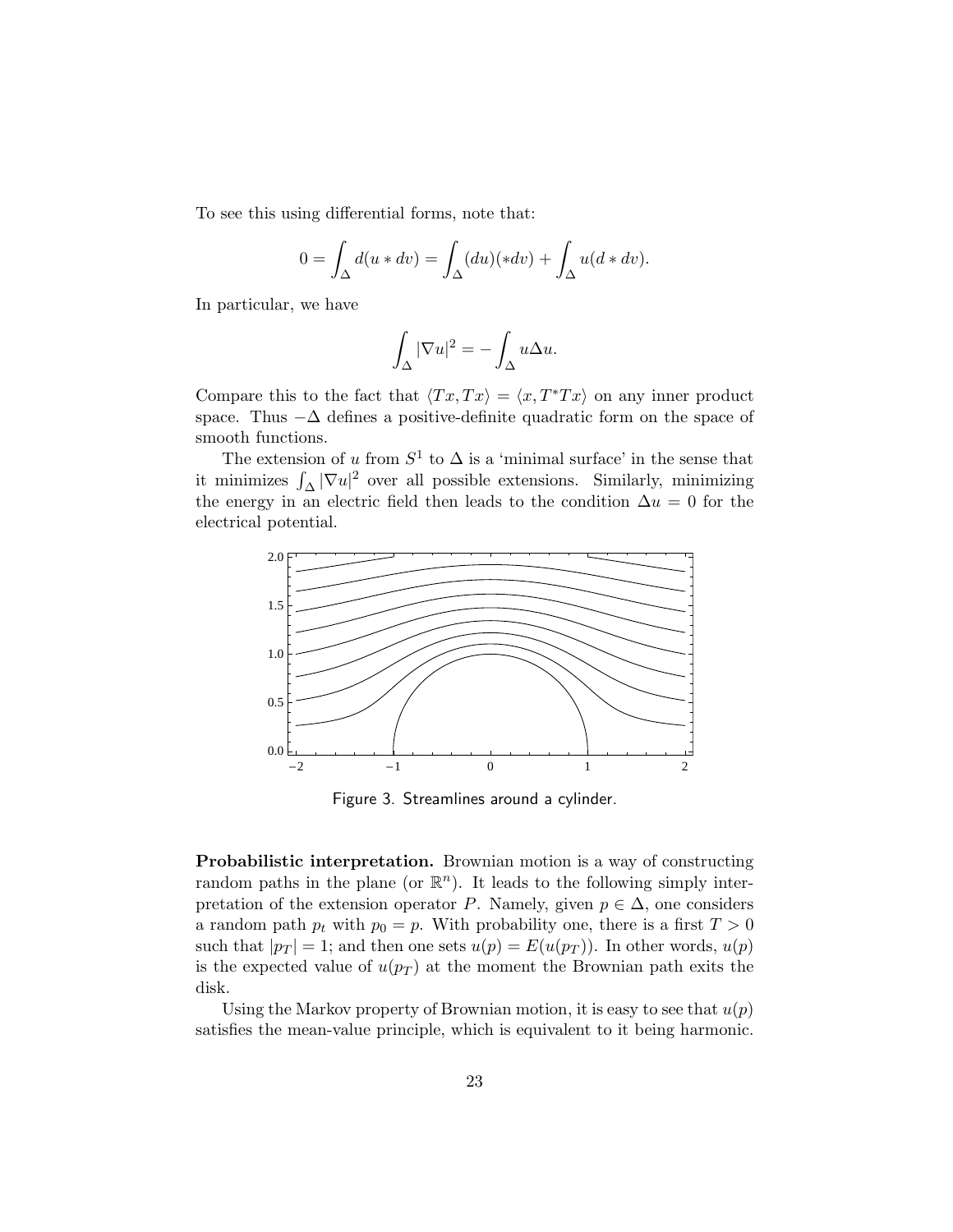To see this using differential forms, note that:

$$0 = \int_\Delta d(u * dv) = \int_\Delta (du)(*dv) + \int_\Delta u(d * dv).$$

In particular, we have

$$\int_\Delta |\nabla u|^2 = -\int_\Delta u \Delta u.$$

Compare this to the fact that $\langle Tx, Tx\rangle = \langle x, T^*Tx\rangle$ on any inner product space. Thus $-\Delta$ defines a positive-definite quadratic form on the space of smooth functions.

The extension of $u$ from $S^1$ to $\Delta$ is a 'minimal surface' in the sense that it minimizes $\int_\Delta |\nabla u|^2$ over all possible extensions. Similarly, minimizing the energy in an electric field then leads to the condition $\Delta u = 0$ for the electrical potential.

Figure 3. Streamlines around a cylinder.

**Probabilistic interpretation.** Brownian motion is a way of constructing random paths in the plane (or $\mathbb{R}^n$). It leads to the following simply interpretation of the extension operator $P$. Namely, given $p \in \Delta$, one considers a random path $p_t$ with $p_0 = p$. With probability one, there is a first $T > 0$ such that $|p_T| = 1$; and then one sets $u(p) = E(u(p_T))$. In other words, $u(p)$ is the expected value of $u(p_T)$ at the moment the Brownian path exits the disk.

Using the Markov property of Brownian motion, it is easy to see that $u(p)$ satisfies the mean-value principle, which is equivalent to it being harmonic.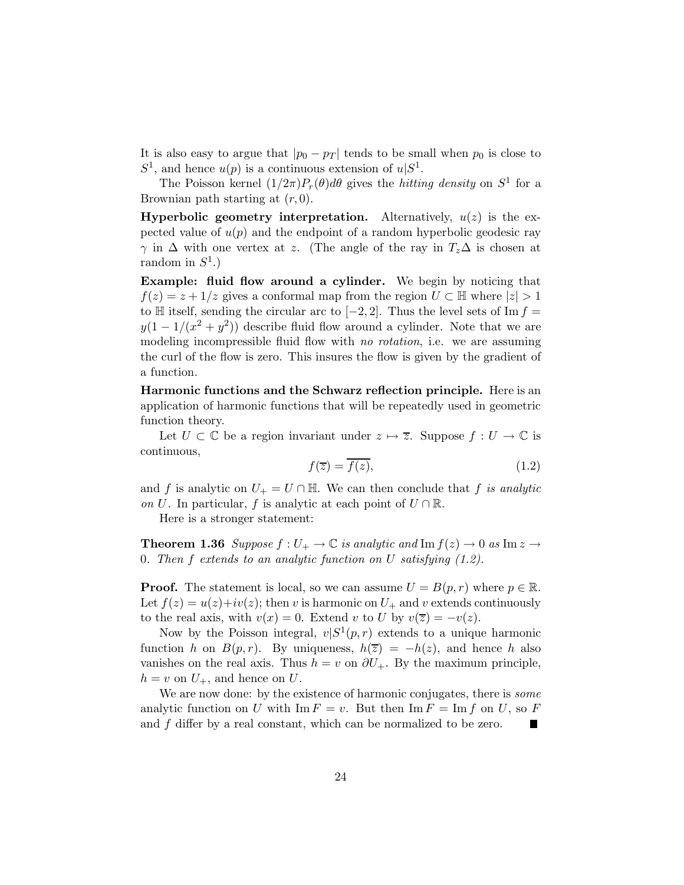It is also easy to argue that $|p_0 - p_T|$ tends to be small when $p_0$ is close to $S^1$, and hence $u(p)$ is a continuous extension of $u|S^1$.

The Poisson kernel $(1/2\pi)P_r(\theta)d\theta$ gives the *hitting density* on $S^1$ for a Brownian path starting at $(r, 0)$.

**Hyperbolic geometry interpretation.** Alternatively, $u(z)$ is the expected value of $u(p)$ and the endpoint of a random hyperbolic geodesic ray $\gamma$ in $\Delta$ with one vertex at $z$. (The angle of the ray in $T_z\Delta$ is chosen at random in $S^1$.)

**Example: fluid flow around a cylinder.** We begin by noticing that $f(z) = z + 1/z$ gives a conformal map from the region $U \subset \mathbb{H}$ where $|z| > 1$ to $\mathbb{H}$ itself, sending the circular arc to $[-2, 2]$. Thus the level sets of $\operatorname{Im} f = y(1 - 1/(x^2 + y^2))$ describe fluid flow around a cylinder. Note that we are modeling incompressible fluid flow with *no rotation*, i.e. we are assuming the curl of the flow is zero. This insures the flow is given by the gradient of a function.

**Harmonic functions and the Schwarz reflection principle.** Here is an application of harmonic functions that will be repeatedly used in geometric function theory.

Let $U \subset \mathbb{C}$ be a region invariant under $z \mapsto \overline{z}$. Suppose $f : U \to \mathbb{C}$ is continuous,

$$f(\overline{z}) = \overline{f(z)}, \tag{1.2}$$

and $f$ is analytic on $U_+ = U \cap \mathbb{H}$. We can then conclude that $f$ *is analytic on* $U$. In particular, $f$ is analytic at each point of $U \cap \mathbb{R}$.

Here is a stronger statement:

**Theorem 1.36** *Suppose $f : U_+ \to \mathbb{C}$ is analytic and $\operatorname{Im} f(z) \to 0$ as $\operatorname{Im} z \to 0$. Then $f$ extends to an analytic function on $U$ satisfying (1.2).*

**Proof.** The statement is local, so we can assume $U = B(p, r)$ where $p \in \mathbb{R}$. Let $f(z) = u(z) + iv(z)$; then $v$ is harmonic on $U_+$ and $v$ extends continuously to the real axis, with $v(x) = 0$. Extend $v$ to $U$ by $v(\overline{z}) = -v(z)$.

Now by the Poisson integral, $v|S^1(p, r)$ extends to a unique harmonic function $h$ on $B(p, r)$. By uniqueness, $h(\overline{z}) = -h(z)$, and hence $h$ also vanishes on the real axis. Thus $h = v$ on $\partial U_+$. By the maximum principle, $h = v$ on $U_+$, and hence on $U$.

We are now done: by the existence of harmonic conjugates, there is *some* analytic function on $U$ with $\operatorname{Im} F = v$. But then $\operatorname{Im} F = \operatorname{Im} f$ on $U$, so $F$ and $f$ differ by a real constant, which can be normalized to be zero. ■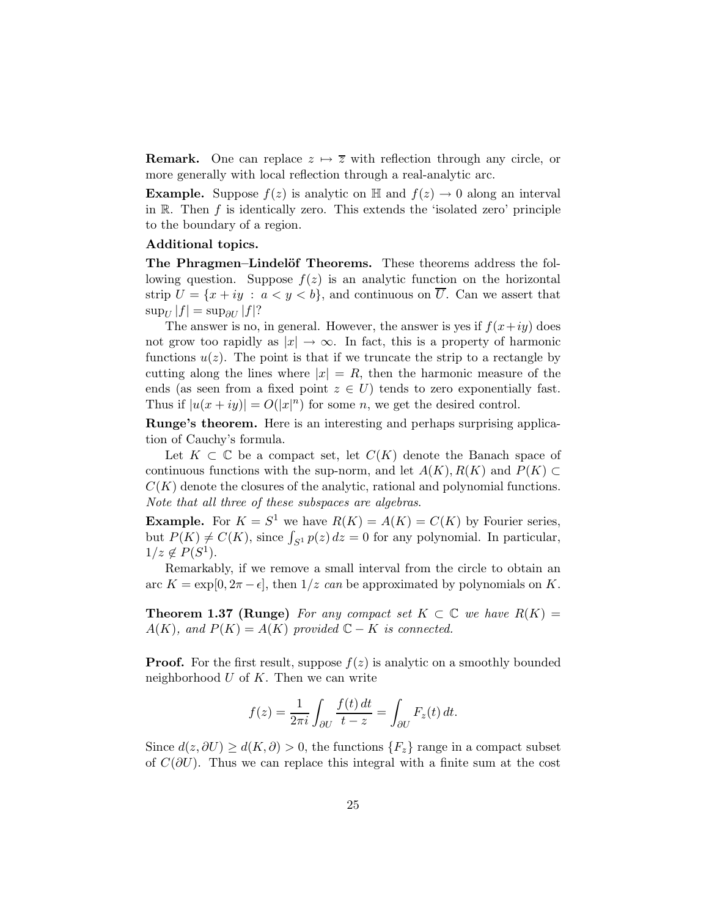**Remark.** One can replace $z \mapsto \overline{z}$ with reflection through any circle, or more generally with local reflection through a real-analytic arc.

**Example.** Suppose $f(z)$ is analytic on $\mathbb{H}$ and $f(z) \to 0$ along an interval in $\mathbb{R}$. Then $f$ is identically zero. This extends the 'isolated zero' principle to the boundary of a region.

**Additional topics.**

**The Phragmen–Lindelöf Theorems.** These theorems address the following question. Suppose $f(z)$ is an analytic function on the horizontal strip $U = \{x + iy \, : \, a < y < b\}$, and continuous on $\overline{U}$. Can we assert that $\sup_U |f| = \sup_{\partial U} |f|$?

The answer is no, in general. However, the answer is yes if $f(x+iy)$ does not grow too rapidly as $|x| \to \infty$. In fact, this is a property of harmonic functions $u(z)$. The point is that if we truncate the strip to a rectangle by cutting along the lines where $|x| = R$, then the harmonic measure of the ends (as seen from a fixed point $z \in U$) tends to zero exponentially fast. Thus if $|u(x + iy)| = O(|x|^n)$ for some $n$, we get the desired control.

**Runge's theorem.** Here is an interesting and perhaps surprising application of Cauchy's formula.

Let $K \subset \mathbb{C}$ be a compact set, let $C(K)$ denote the Banach space of continuous functions with the sup-norm, and let $A(K), R(K)$ and $P(K) \subset C(K)$ denote the closures of the analytic, rational and polynomial functions. *Note that all three of these subspaces are algebras.*

**Example.** For $K = S^1$ we have $R(K) = A(K) = C(K)$ by Fourier series, but $P(K) \neq C(K)$, since $\int_{S^1} p(z)\, dz = 0$ for any polynomial. In particular, $1/z \notin P(S^1)$.

Remarkably, if we remove a small interval from the circle to obtain an arc $K = \exp[0, 2\pi - \epsilon]$, then $1/z$ *can* be approximated by polynomials on $K$.

**Theorem 1.37 (Runge)** *For any compact set $K \subset \mathbb{C}$ we have $R(K) = A(K)$, and $P(K) = A(K)$ provided $\mathbb{C} - K$ is connected.*

**Proof.** For the first result, suppose $f(z)$ is analytic on a smoothly bounded neighborhood $U$ of $K$. Then we can write

$$f(z) = \frac{1}{2\pi i} \int_{\partial U} \frac{f(t)\, dt}{t - z} = \int_{\partial U} F_z(t)\, dt.$$

Since $d(z, \partial U) \geq d(K, \partial) > 0$, the functions $\{F_z\}$ range in a compact subset of $C(\partial U)$. Thus we can replace this integral with a finite sum at the cost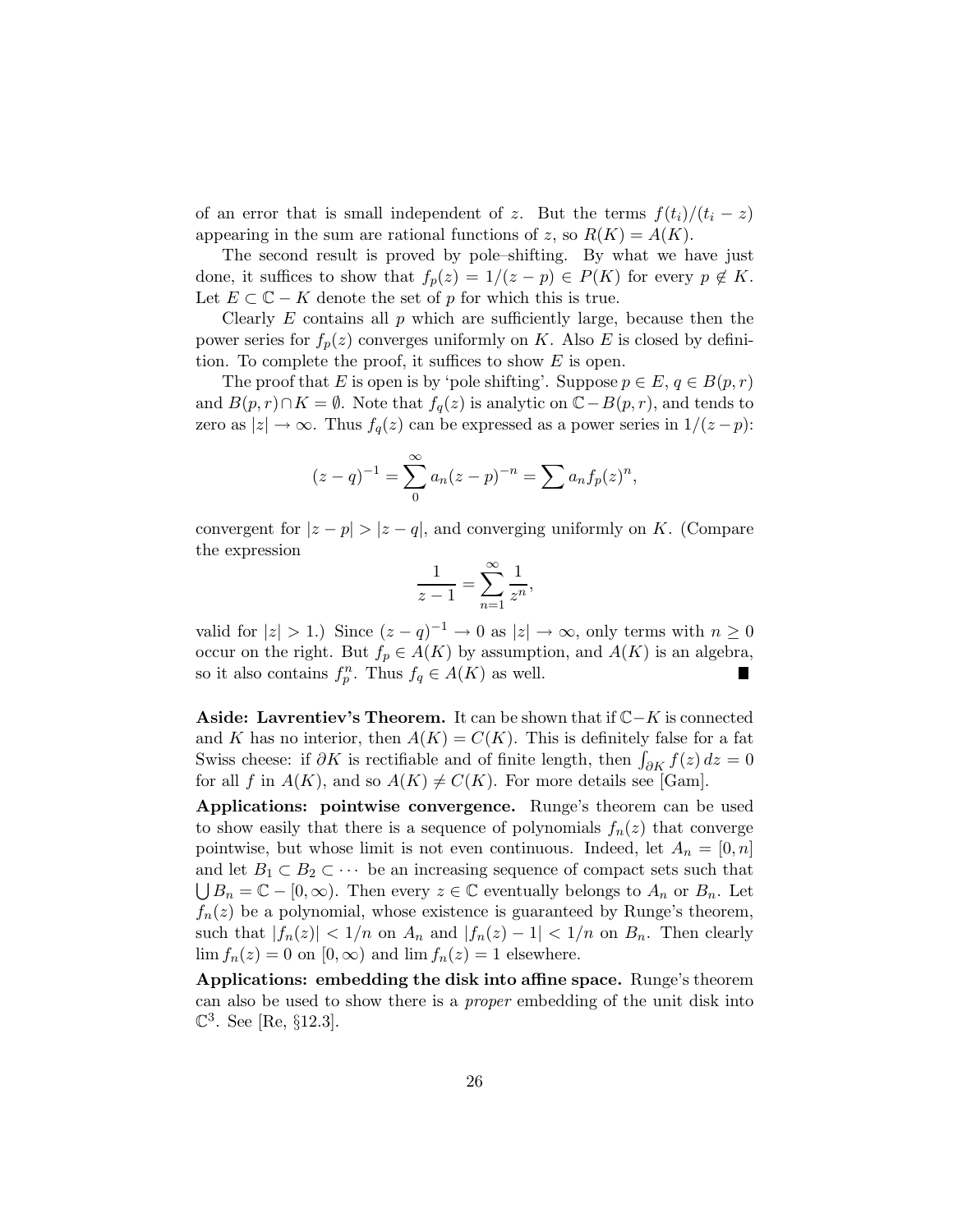of an error that is small independent of $z$. But the terms $f(t_i)/(t_i - z)$ appearing in the sum are rational functions of $z$, so $R(K) = A(K)$.

The second result is proved by pole–shifting. By what we have just done, it suffices to show that $f_p(z) = 1/(z-p) \in P(K)$ for every $p \notin K$. Let $E \subset \mathbb{C} - K$ denote the set of $p$ for which this is true.

Clearly $E$ contains all $p$ which are sufficiently large, because then the power series for $f_p(z)$ converges uniformly on $K$. Also $E$ is closed by definition. To complete the proof, it suffices to show $E$ is open.

The proof that $E$ is open is by 'pole shifting'. Suppose $p \in E$, $q \in B(p,r)$ and $B(p,r) \cap K = \emptyset$. Note that $f_q(z)$ is analytic on $\mathbb{C} - B(p,r)$, and tends to zero as $|z| \to \infty$. Thus $f_q(z)$ can be expressed as a power series in $1/(z-p)$:

$$(z-q)^{-1} = \sum_0^\infty a_n (z-p)^{-n} = \sum a_n f_p(z)^n,$$

convergent for $|z-p| > |z-q|$, and converging uniformly on $K$. (Compare the expression

$$\frac{1}{z-1} = \sum_{n=1}^\infty \frac{1}{z^n},$$

valid for $|z| > 1$.) Since $(z-q)^{-1} \to 0$ as $|z| \to \infty$, only terms with $n \geq 0$ occur on the right. But $f_p \in A(K)$ by assumption, and $A(K)$ is an algebra, so it also contains $f_p^n$. Thus $f_q \in A(K)$ as well. ∎

**Aside: Lavrentiev's Theorem.** It can be shown that if $\mathbb{C} - K$ is connected and $K$ has no interior, then $A(K) = C(K)$. This is definitely false for a fat Swiss cheese: if $\partial K$ is rectifiable and of finite length, then $\int_{\partial K} f(z)\, dz = 0$ for all $f$ in $A(K)$, and so $A(K) \neq C(K)$. For more details see [Gam].

**Applications: pointwise convergence.** Runge's theorem can be used to show easily that there is a sequence of polynomials $f_n(z)$ that converge pointwise, but whose limit is not even continuous. Indeed, let $A_n = [0,n]$ and let $B_1 \subset B_2 \subset \cdots$ be an increasing sequence of compact sets such that $\bigcup B_n = \mathbb{C} - [0, \infty)$. Then every $z \in \mathbb{C}$ eventually belongs to $A_n$ or $B_n$. Let $f_n(z)$ be a polynomial, whose existence is guaranteed by Runge's theorem, such that $|f_n(z)| < 1/n$ on $A_n$ and $|f_n(z) - 1| < 1/n$ on $B_n$. Then clearly $\lim f_n(z) = 0$ on $[0, \infty)$ and $\lim f_n(z) = 1$ elsewhere.

**Applications: embedding the disk into affine space.** Runge's theorem can also be used to show there is a *proper* embedding of the unit disk into $\mathbb{C}^3$. See [Re, §12.3].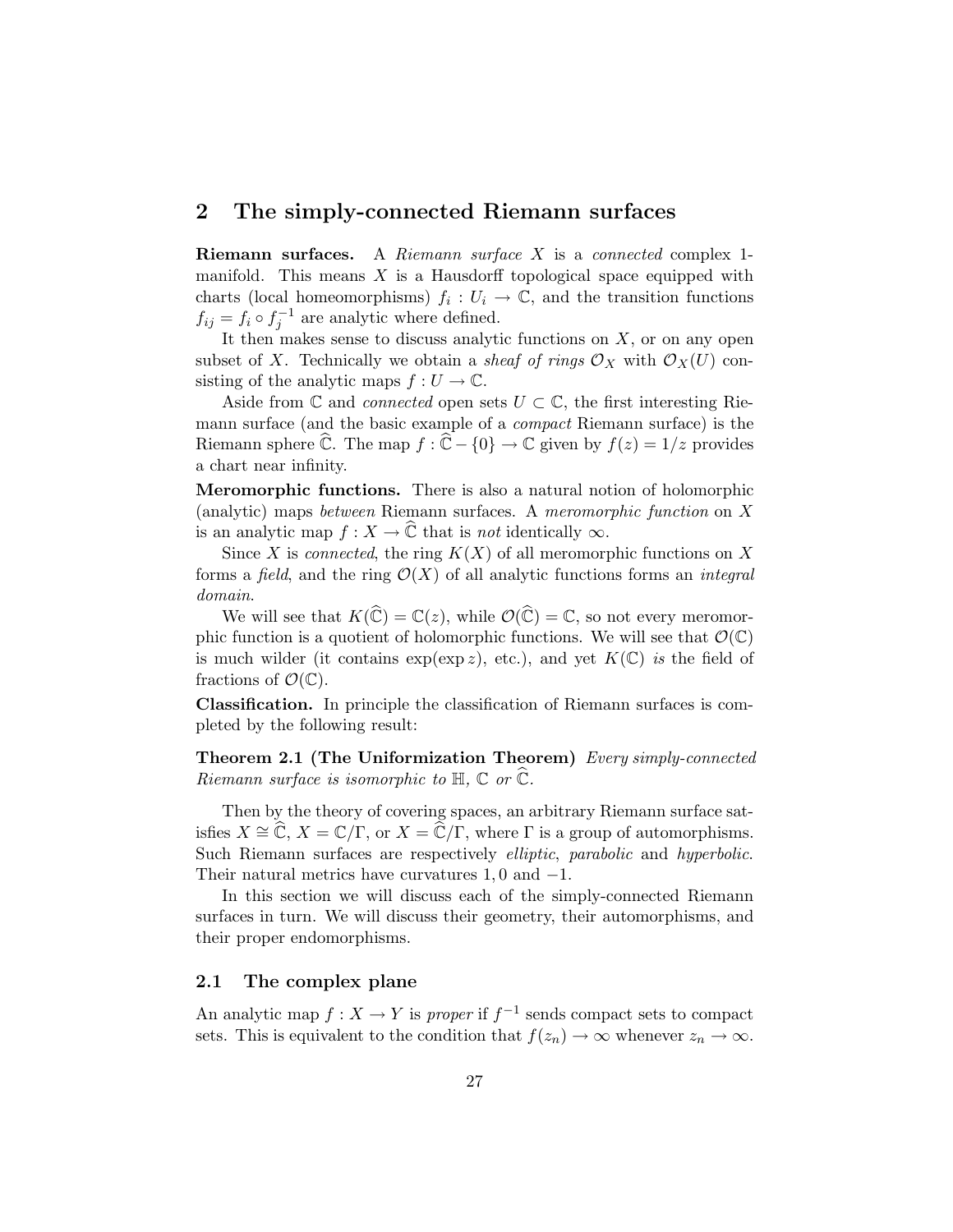## 2 The simply-connected Riemann surfaces

**Riemann surfaces.** A *Riemann surface* $X$ is a *connected* complex 1-manifold. This means $X$ is a Hausdorff topological space equipped with charts (local homeomorphisms) $f_i : U_i \to \mathbb{C}$, and the transition functions $f_{ij} = f_i \circ f_j^{-1}$ are analytic where defined.

It then makes sense to discuss analytic functions on $X$, or on any open subset of $X$. Technically we obtain a *sheaf of rings* $\mathcal{O}_X$ with $\mathcal{O}_X(U)$ consisting of the analytic maps $f : U \to \mathbb{C}$.

Aside from $\mathbb{C}$ and *connected* open sets $U \subset \mathbb{C}$, the first interesting Riemann surface (and the basic example of a *compact* Riemann surface) is the Riemann sphere $\widehat{\mathbb{C}}$. The map $f : \widehat{\mathbb{C}} - \{0\} \to \mathbb{C}$ given by $f(z) = 1/z$ provides a chart near infinity.

**Meromorphic functions.** There is also a natural notion of holomorphic (analytic) maps *between* Riemann surfaces. A *meromorphic function* on $X$ is an analytic map $f : X \to \widehat{\mathbb{C}}$ that is *not* identically $\infty$.

Since $X$ is *connected*, the ring $K(X)$ of all meromorphic functions on $X$ forms a *field*, and the ring $\mathcal{O}(X)$ of all analytic functions forms an *integral domain*.

We will see that $K(\widehat{\mathbb{C}}) = \mathbb{C}(z)$, while $\mathcal{O}(\widehat{\mathbb{C}}) = \mathbb{C}$, so not every meromorphic function is a quotient of holomorphic functions. We will see that $\mathcal{O}(\mathbb{C})$ is much wilder (it contains $\exp(\exp z)$, etc.), and yet $K(\mathbb{C})$ *is* the field of fractions of $\mathcal{O}(\mathbb{C})$.

**Classification.** In principle the classification of Riemann surfaces is completed by the following result:

**Theorem 2.1 (The Uniformization Theorem)** *Every simply-connected Riemann surface is isomorphic to $\mathbb{H}$, $\mathbb{C}$ or $\widehat{\mathbb{C}}$.*

Then by the theory of covering spaces, an arbitrary Riemann surface satisfies $X \cong \widehat{\mathbb{C}}$, $X = \mathbb{C}/\Gamma$, or $X = \widehat{\mathbb{C}}/\Gamma$, where $\Gamma$ is a group of automorphisms. Such Riemann surfaces are respectively *elliptic*, *parabolic* and *hyperbolic*. Their natural metrics have curvatures $1, 0$ and $-1$.

In this section we will discuss each of the simply-connected Riemann surfaces in turn. We will discuss their geometry, their automorphisms, and their proper endomorphisms.

### 2.1 The complex plane

An analytic map $f : X \to Y$ is *proper* if $f^{-1}$ sends compact sets to compact sets. This is equivalent to the condition that $f(z_n) \to \infty$ whenever $z_n \to \infty$.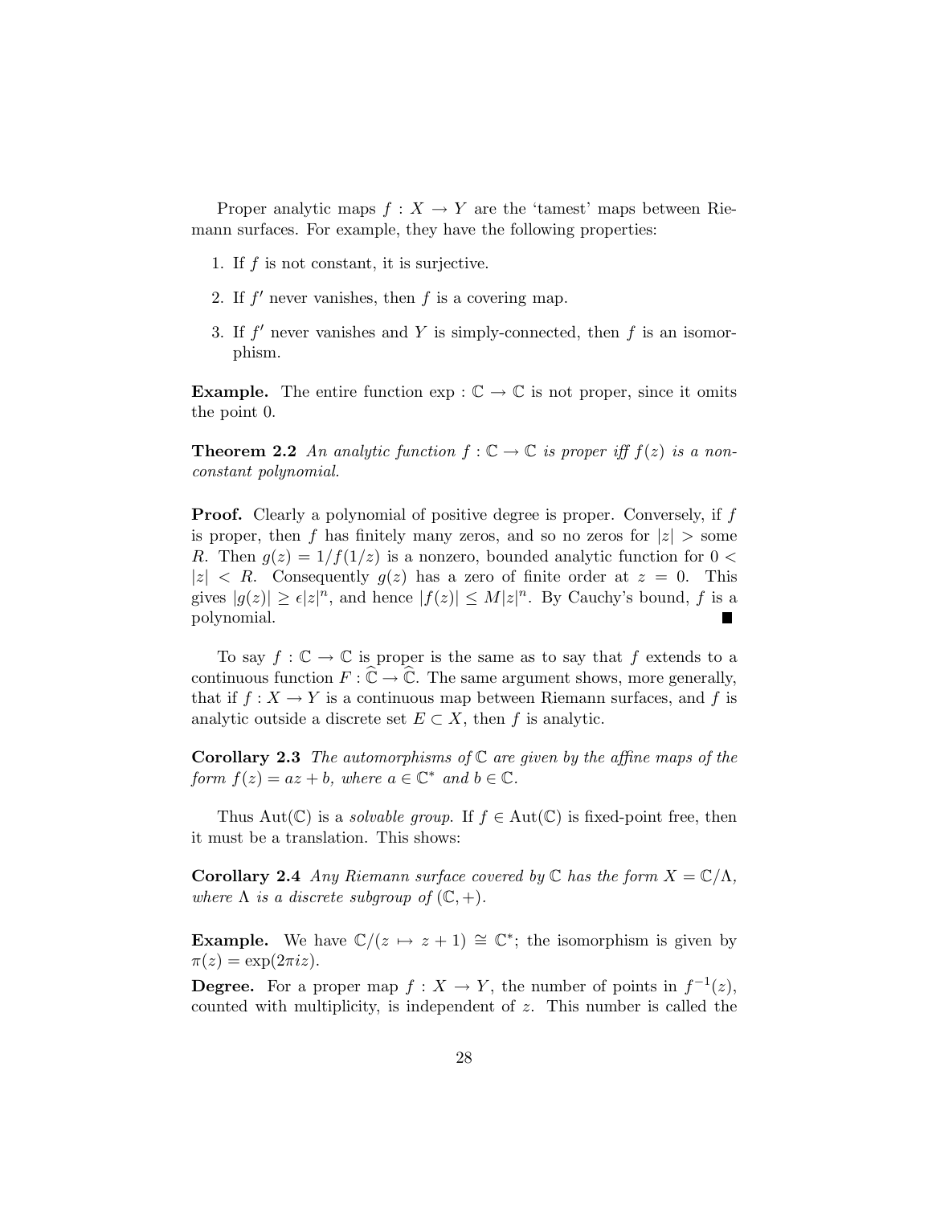Proper analytic maps $f : X \to Y$ are the 'tamest' maps between Riemann surfaces. For example, they have the following properties:

1. If $f$ is not constant, it is surjective.
2. If $f'$ never vanishes, then $f$ is a covering map.
3. If $f'$ never vanishes and $Y$ is simply-connected, then $f$ is an isomorphism.

**Example.** The entire function $\exp : \mathbb{C} \to \mathbb{C}$ is not proper, since it omits the point 0.

**Theorem 2.2** *An analytic function $f : \mathbb{C} \to \mathbb{C}$ is proper iff $f(z)$ is a nonconstant polynomial.*

**Proof.** Clearly a polynomial of positive degree is proper. Conversely, if $f$ is proper, then $f$ has finitely many zeros, and so no zeros for $|z| >$ some $R$. Then $g(z) = 1/f(1/z)$ is a nonzero, bounded analytic function for $0 < |z| < R$. Consequently $g(z)$ has a zero of finite order at $z = 0$. This gives $|g(z)| \geq \epsilon |z|^n$, and hence $|f(z)| \leq M|z|^n$. By Cauchy's bound, $f$ is a polynomial. ■

To say $f : \mathbb{C} \to \mathbb{C}$ is proper is the same as to say that $f$ extends to a continuous function $F : \widehat{\mathbb{C}} \to \widehat{\mathbb{C}}$. The same argument shows, more generally, that if $f : X \to Y$ is a continuous map between Riemann surfaces, and $f$ is analytic outside a discrete set $E \subset X$, then $f$ is analytic.

**Corollary 2.3** *The automorphisms of $\mathbb{C}$ are given by the affine maps of the form $f(z) = az + b$, where $a \in \mathbb{C}^*$ and $b \in \mathbb{C}$.*

Thus $\mathrm{Aut}(\mathbb{C})$ is a *solvable group*. If $f \in \mathrm{Aut}(\mathbb{C})$ is fixed-point free, then it must be a translation. This shows:

**Corollary 2.4** *Any Riemann surface covered by $\mathbb{C}$ has the form $X = \mathbb{C}/\Lambda$, where $\Lambda$ is a discrete subgroup of $(\mathbb{C}, +)$.*

**Example.** We have $\mathbb{C}/(z \mapsto z + 1) \cong \mathbb{C}^*$; the isomorphism is given by $\pi(z) = \exp(2\pi i z)$.

**Degree.** For a proper map $f : X \to Y$, the number of points in $f^{-1}(z)$, counted with multiplicity, is independent of $z$. This number is called the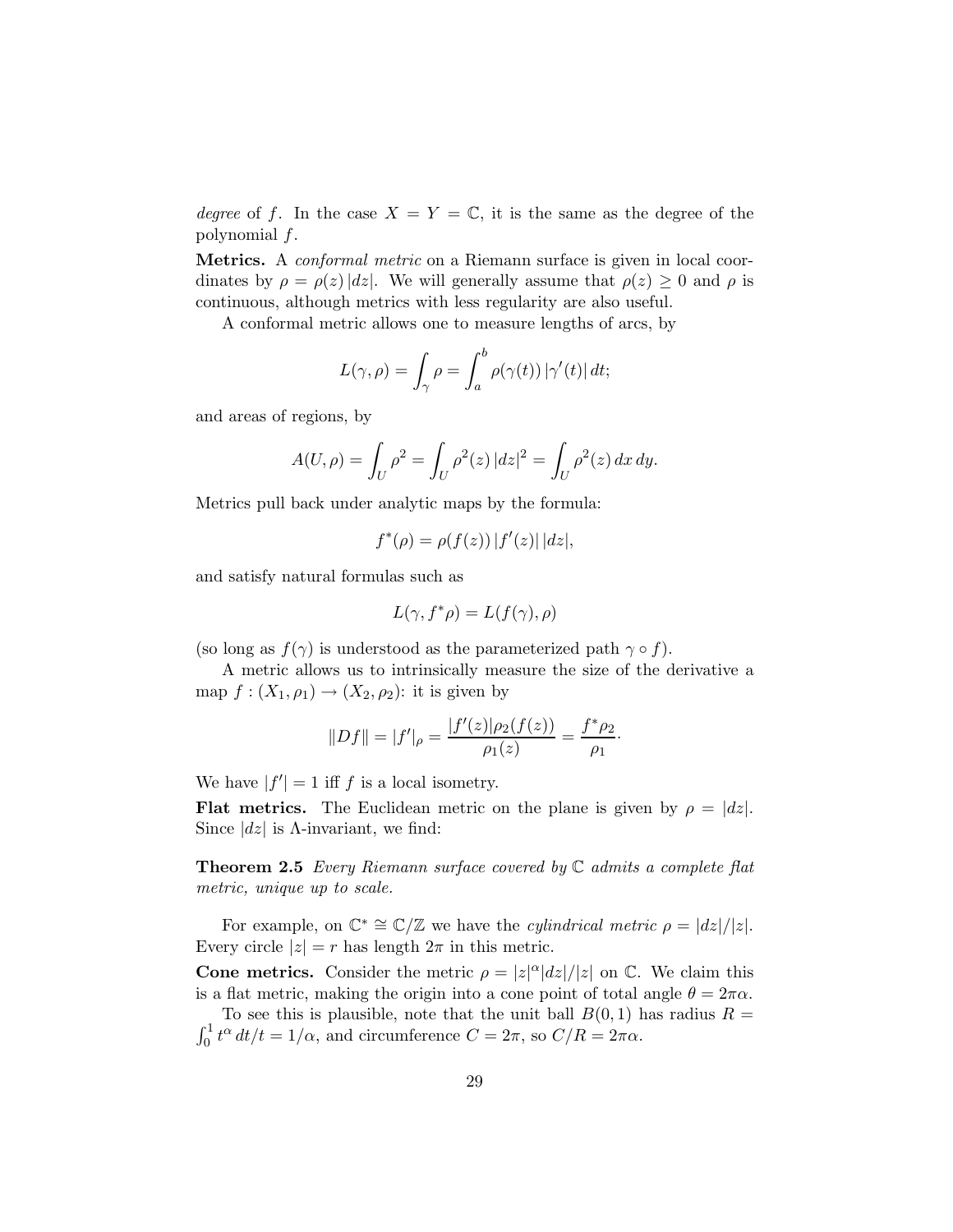*degree* of $f$. In the case $X = Y = \mathbb{C}$, it is the same as the degree of the polynomial $f$.

**Metrics.** A *conformal metric* on a Riemann surface is given in local coordinates by $\rho = \rho(z)\,|dz|$. We will generally assume that $\rho(z) \geq 0$ and $\rho$ is continuous, although metrics with less regularity are also useful.

A conformal metric allows one to measure lengths of arcs, by

$$L(\gamma, \rho) = \int_\gamma \rho = \int_a^b \rho(\gamma(t))\,|\gamma'(t)|\,dt;$$

and areas of regions, by

$$A(U, \rho) = \int_U \rho^2 = \int_U \rho^2(z)\,|dz|^2 = \int_U \rho^2(z)\,dx\,dy.$$

Metrics pull back under analytic maps by the formula:

$$f^*(\rho) = \rho(f(z))\,|f'(z)|\,|dz|,$$

and satisfy natural formulas such as

$$L(\gamma, f^*\rho) = L(f(\gamma), \rho)$$

(so long as $f(\gamma)$ is understood as the parameterized path $\gamma \circ f$).

A metric allows us to intrinsically measure the size of the derivative a map $f : (X_1, \rho_1) \to (X_2, \rho_2)$: it is given by

$$\|Df\| = |f'|_\rho = \frac{|f'(z)|\rho_2(f(z))}{\rho_1(z)} = \frac{f^*\rho_2}{\rho_1}.$$

We have $|f'| = 1$ iff $f$ is a local isometry.

**Flat metrics.** The Euclidean metric on the plane is given by $\rho = |dz|$. Since $|dz|$ is $\Lambda$-invariant, we find:

**Theorem 2.5** *Every Riemann surface covered by $\mathbb{C}$ admits a complete flat metric, unique up to scale.*

For example, on $\mathbb{C}^* \cong \mathbb{C}/\mathbb{Z}$ we have the *cylindrical metric* $\rho = |dz|/|z|$. Every circle $|z| = r$ has length $2\pi$ in this metric.

**Cone metrics.** Consider the metric $\rho = |z|^\alpha |dz|/|z|$ on $\mathbb{C}$. We claim this is a flat metric, making the origin into a cone point of total angle $\theta = 2\pi\alpha$.

To see this is plausible, note that the unit ball $B(0, 1)$ has radius $R = \int_0^1 t^\alpha\,dt/t = 1/\alpha$, and circumference $C = 2\pi$, so $C/R = 2\pi\alpha$.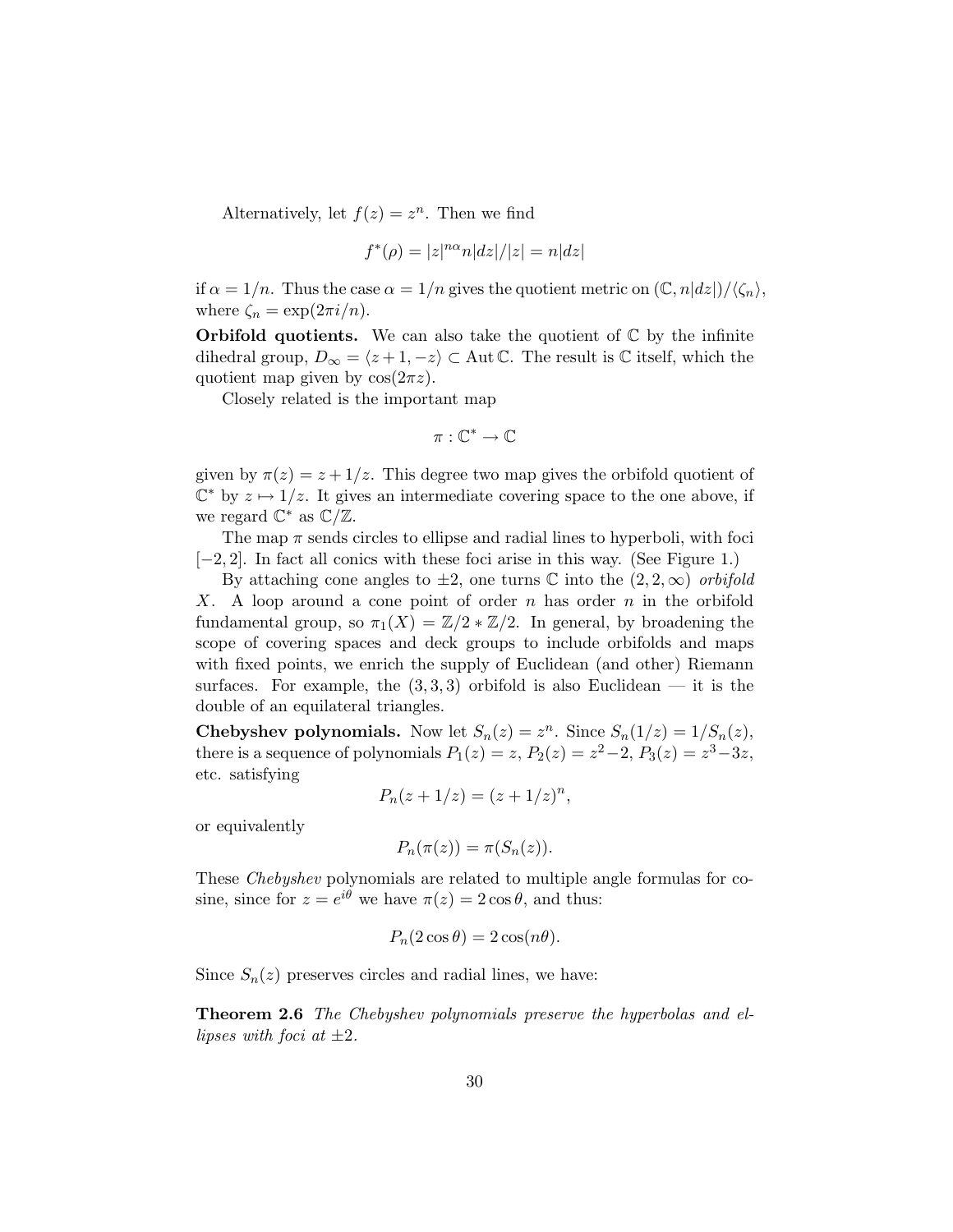Alternatively, let $f(z) = z^n$. Then we find

$$f^*(\rho) = |z|^{n\alpha} n|dz|/|z| = n|dz|$$

if $\alpha = 1/n$. Thus the case $\alpha = 1/n$ gives the quotient metric on $(\mathbb{C}, n|dz|)/\langle\zeta_n\rangle$, where $\zeta_n = \exp(2\pi i/n)$.

**Orbifold quotients.** We can also take the quotient of $\mathbb{C}$ by the infinite dihedral group, $D_\infty = \langle z+1, -z\rangle \subset \operatorname{Aut}\mathbb{C}$. The result is $\mathbb{C}$ itself, which the quotient map given by $\cos(2\pi z)$.

Closely related is the important map

$$\pi : \mathbb{C}^* \to \mathbb{C}$$

given by $\pi(z) = z + 1/z$. This degree two map gives the orbifold quotient of $\mathbb{C}^*$ by $z \mapsto 1/z$. It gives an intermediate covering space to the one above, if we regard $\mathbb{C}^*$ as $\mathbb{C}/\mathbb{Z}$.

The map $\pi$ sends circles to ellipse and radial lines to hyperboli, with foci $[-2, 2]$. In fact all conics with these foci arise in this way. (See Figure 1.)

By attaching cone angles to $\pm 2$, one turns $\mathbb{C}$ into the $(2, 2, \infty)$ *orbifold* $X$. A loop around a cone point of order $n$ has order $n$ in the orbifold fundamental group, so $\pi_1(X) = \mathbb{Z}/2 * \mathbb{Z}/2$. In general, by broadening the scope of covering spaces and deck groups to include orbifolds and maps with fixed points, we enrich the supply of Euclidean (and other) Riemann surfaces. For example, the $(3, 3, 3)$ orbifold is also Euclidean — it is the double of an equilateral triangles.

**Chebyshev polynomials.** Now let $S_n(z) = z^n$. Since $S_n(1/z) = 1/S_n(z)$, there is a sequence of polynomials $P_1(z) = z$, $P_2(z) = z^2 - 2$, $P_3(z) = z^3 - 3z$, etc. satisfying

$$P_n(z + 1/z) = (z + 1/z)^n,$$

or equivalently

$$P_n(\pi(z)) = \pi(S_n(z)).$$

These *Chebyshev* polynomials are related to multiple angle formulas for cosine, since for $z = e^{i\theta}$ we have $\pi(z) = 2\cos\theta$, and thus:

$$P_n(2\cos\theta) = 2\cos(n\theta).$$

Since $S_n(z)$ preserves circles and radial lines, we have:

**Theorem 2.6** *The Chebyshev polynomials preserve the hyperbolas and ellipses with foci at $\pm 2$.*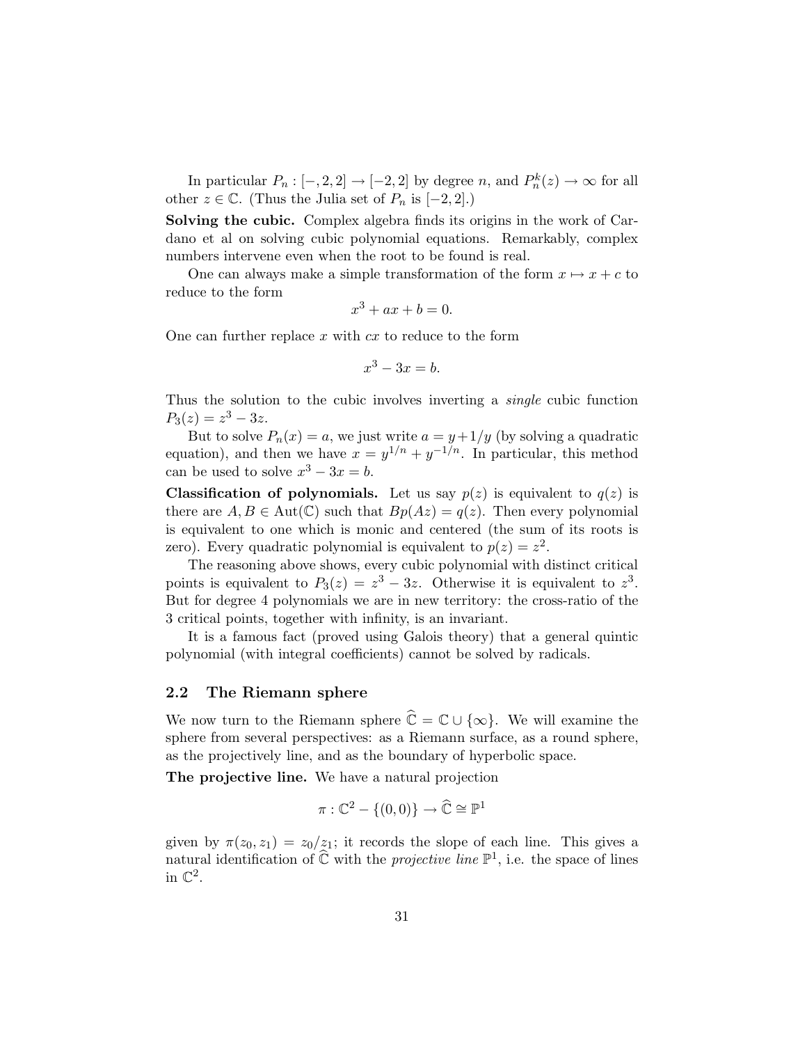In particular $P_n : [-, 2, 2] \to [-2, 2]$ by degree $n$, and $P_n^k(z) \to \infty$ for all other $z \in \mathbb{C}$. (Thus the Julia set of $P_n$ is $[-2, 2]$.)

**Solving the cubic.** Complex algebra finds its origins in the work of Cardano et al on solving cubic polynomial equations. Remarkably, complex numbers intervene even when the root to be found is real.

One can always make a simple transformation of the form $x \mapsto x + c$ to reduce to the form

$$x^3 + ax + b = 0.$$

One can further replace $x$ with $cx$ to reduce to the form

$$x^3 - 3x = b.$$

Thus the solution to the cubic involves inverting a *single* cubic function $P_3(z) = z^3 - 3z$.

But to solve $P_n(x) = a$, we just write $a = y + 1/y$ (by solving a quadratic equation), and then we have $x = y^{1/n} + y^{-1/n}$. In particular, this method can be used to solve $x^3 - 3x = b$.

**Classification of polynomials.** Let us say $p(z)$ is equivalent to $q(z)$ is there are $A, B \in \mathrm{Aut}(\mathbb{C})$ such that $Bp(Az) = q(z)$. Then every polynomial is equivalent to one which is monic and centered (the sum of its roots is zero). Every quadratic polynomial is equivalent to $p(z) = z^2$.

The reasoning above shows, every cubic polynomial with distinct critical points is equivalent to $P_3(z) = z^3 - 3z$. Otherwise it is equivalent to $z^3$. But for degree 4 polynomials we are in new territory: the cross-ratio of the 3 critical points, together with infinity, is an invariant.

It is a famous fact (proved using Galois theory) that a general quintic polynomial (with integral coefficients) cannot be solved by radicals.

## 2.2 The Riemann sphere

We now turn to the Riemann sphere $\widehat{\mathbb{C}} = \mathbb{C} \cup \{\infty\}$. We will examine the sphere from several perspectives: as a Riemann surface, as a round sphere, as the projectively line, and as the boundary of hyperbolic space.

**The projective line.** We have a natural projection

$$\pi : \mathbb{C}^2 - \{(0,0)\} \to \widehat{\mathbb{C}} \cong \mathbb{P}^1$$

given by $\pi(z_0, z_1) = z_0/z_1$; it records the slope of each line. This gives a natural identification of $\widehat{\mathbb{C}}$ with the *projective line* $\mathbb{P}^1$, i.e. the space of lines in $\mathbb{C}^2$.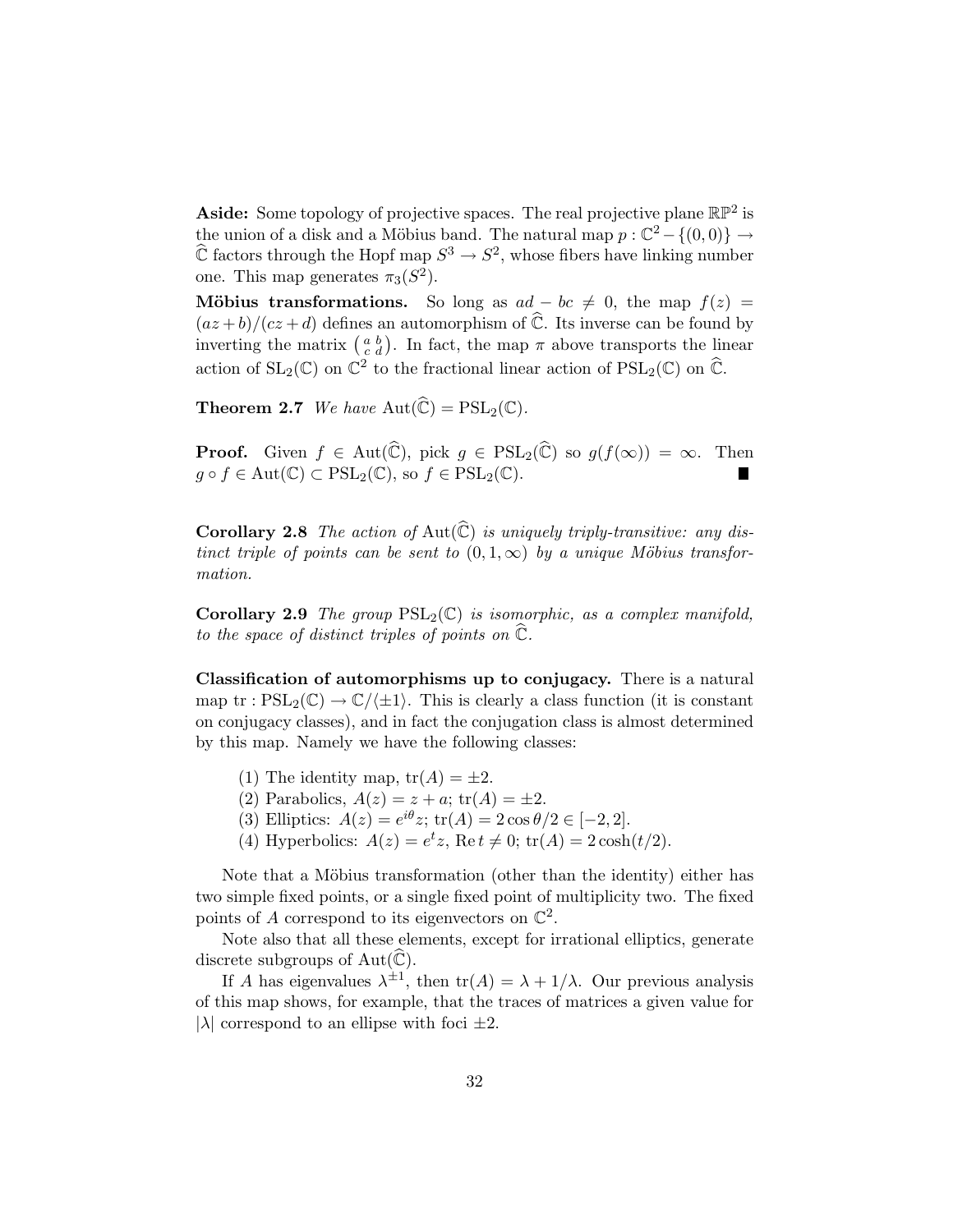**Aside:** Some topology of projective spaces. The real projective plane $\mathbb{RP}^2$ is the union of a disk and a Möbius band. The natural map $p : \mathbb{C}^2 - \{(0,0)\} \to \widehat{\mathbb{C}}$ factors through the Hopf map $S^3 \to S^2$, whose fibers have linking number one. This map generates $\pi_3(S^2)$.

**Möbius transformations.** So long as $ad - bc \neq 0$, the map $f(z) = (az+b)/(cz+d)$ defines an automorphism of $\widehat{\mathbb{C}}$. Its inverse can be found by inverting the matrix $\left(\begin{smallmatrix} a & b \\ c & d \end{smallmatrix}\right)$. In fact, the map $\pi$ above transports the linear action of $\mathrm{SL}_2(\mathbb{C})$ on $\mathbb{C}^2$ to the fractional linear action of $\mathrm{PSL}_2(\mathbb{C})$ on $\widehat{\mathbb{C}}$.

**Theorem 2.7** *We have* $\mathrm{Aut}(\widehat{\mathbb{C}}) = \mathrm{PSL}_2(\mathbb{C})$.

**Proof.** Given $f \in \mathrm{Aut}(\widehat{\mathbb{C}})$, pick $g \in \mathrm{PSL}_2(\widehat{\mathbb{C}})$ so $g(f(\infty)) = \infty$. Then $g \circ f \in \mathrm{Aut}(\mathbb{C}) \subset \mathrm{PSL}_2(\mathbb{C})$, so $f \in \mathrm{PSL}_2(\mathbb{C})$. ∎

**Corollary 2.8** *The action of* $\mathrm{Aut}(\widehat{\mathbb{C}})$ *is uniquely triply-transitive: any distinct triple of points can be sent to* $(0, 1, \infty)$ *by a unique Möbius transformation.*

**Corollary 2.9** *The group* $\mathrm{PSL}_2(\mathbb{C})$ *is isomorphic, as a complex manifold, to the space of distinct triples of points on* $\widehat{\mathbb{C}}$.

**Classification of automorphisms up to conjugacy.** There is a natural map $\mathrm{tr} : \mathrm{PSL}_2(\mathbb{C}) \to \mathbb{C}/\langle \pm 1 \rangle$. This is clearly a class function (it is constant on conjugacy classes), and in fact the conjugation class is almost determined by this map. Namely we have the following classes:

(1) The identity map, $\mathrm{tr}(A) = \pm 2$.
(2) Parabolics, $A(z) = z + a$; $\mathrm{tr}(A) = \pm 2$.
(3) Elliptics: $A(z) = e^{i\theta} z$; $\mathrm{tr}(A) = 2\cos\theta/2 \in [-2, 2]$.
(4) Hyperbolics: $A(z) = e^t z$, $\mathrm{Re}\, t \neq 0$; $\mathrm{tr}(A) = 2\cosh(t/2)$.

Note that a Möbius transformation (other than the identity) either has two simple fixed points, or a single fixed point of multiplicity two. The fixed points of $A$ correspond to its eigenvectors on $\mathbb{C}^2$.

Note also that all these elements, except for irrational elliptics, generate discrete subgroups of $\mathrm{Aut}(\widehat{\mathbb{C}})$.

If $A$ has eigenvalues $\lambda^{\pm 1}$, then $\mathrm{tr}(A) = \lambda + 1/\lambda$. Our previous analysis of this map shows, for example, that the traces of matrices a given value for $|\lambda|$ correspond to an ellipse with foci $\pm 2$.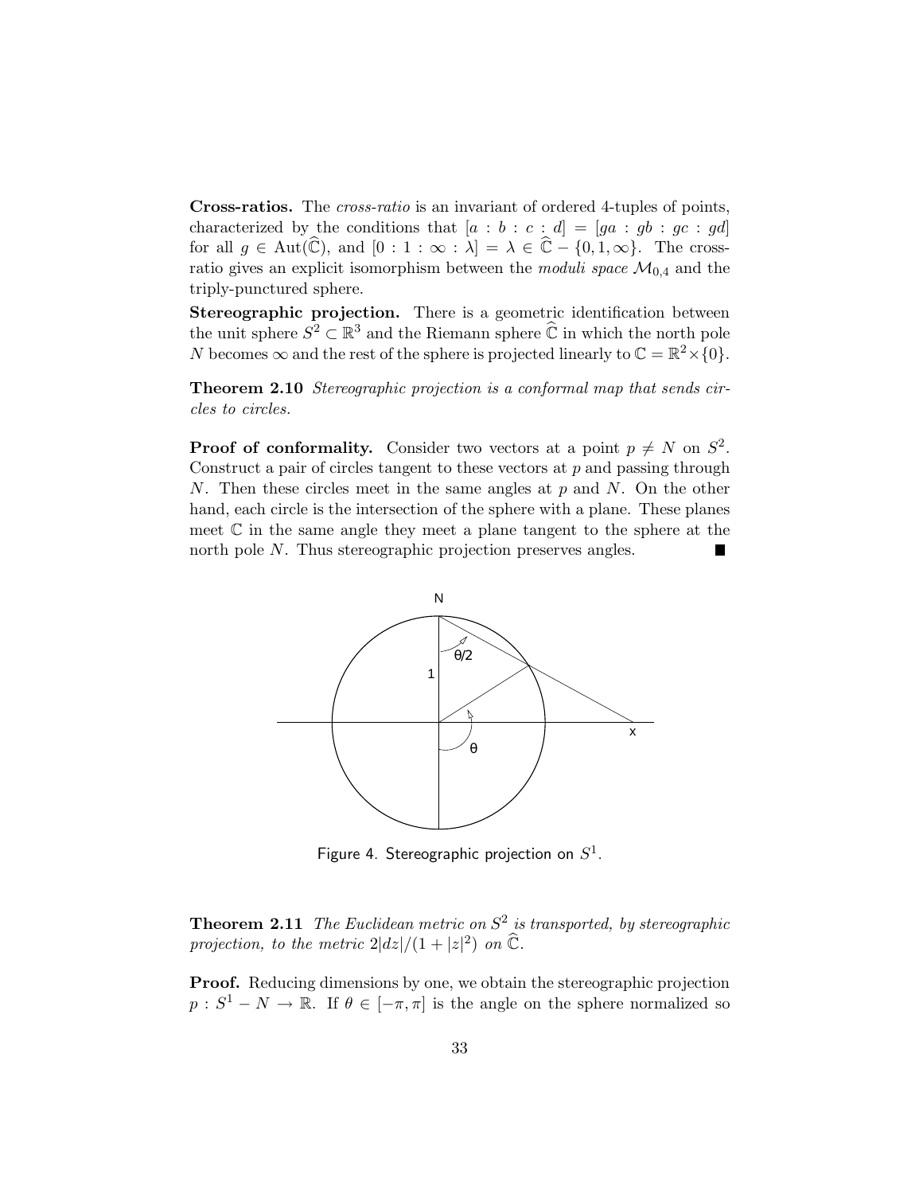**Cross-ratios.** The *cross-ratio* is an invariant of ordered 4-tuples of points, characterized by the conditions that $[a : b : c : d] = [ga : gb : gc : gd]$ for all $g \in \operatorname{Aut}(\widehat{\mathbb{C}})$, and $[0 : 1 : \infty : \lambda] = \lambda \in \widehat{\mathbb{C}} - \{0, 1, \infty\}$. The cross-ratio gives an explicit isomorphism between the *moduli space* $\mathcal{M}_{0,4}$ and the triply-punctured sphere.

**Stereographic projection.** There is a geometric identification between the unit sphere $S^2 \subset \mathbb{R}^3$ and the Riemann sphere $\widehat{\mathbb{C}}$ in which the north pole $N$ becomes $\infty$ and the rest of the sphere is projected linearly to $\mathbb{C} = \mathbb{R}^2 \times \{0\}$.

**Theorem 2.10** *Stereographic projection is a conformal map that sends circles to circles.*

**Proof of conformality.** Consider two vectors at a point $p \neq N$ on $S^2$. Construct a pair of circles tangent to these vectors at $p$ and passing through $N$. Then these circles meet in the same angles at $p$ and $N$. On the other hand, each circle is the intersection of the sphere with a plane. These planes meet $\mathbb{C}$ in the same angle they meet a plane tangent to the sphere at the north pole $N$. Thus stereographic projection preserves angles. ■

Figure 4. Stereographic projection on $S^1$.

**Theorem 2.11** *The Euclidean metric on $S^2$ is transported, by stereographic projection, to the metric $2|dz|/(1 + |z|^2)$ on $\widehat{\mathbb{C}}$.*

**Proof.** Reducing dimensions by one, we obtain the stereographic projection $p : S^1 - N \to \mathbb{R}$. If $\theta \in [-\pi, \pi]$ is the angle on the sphere normalized so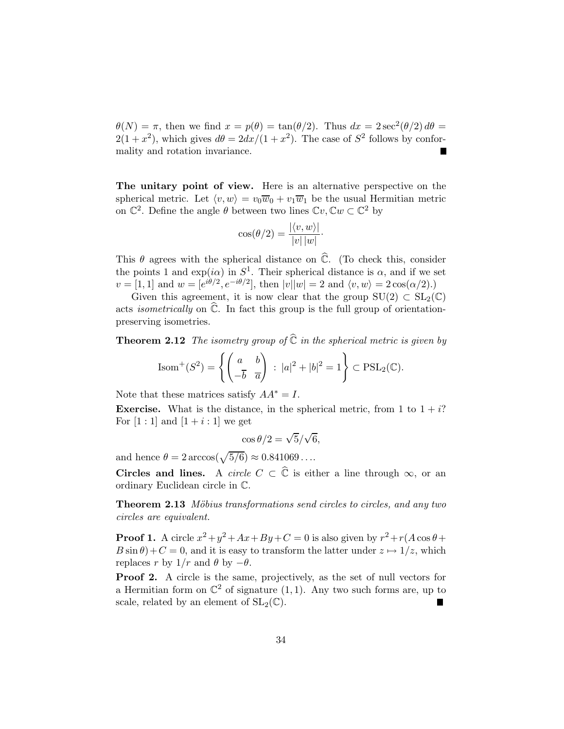$\theta(N) = \pi$, then we find $x = p(\theta) = \tan(\theta/2)$. Thus $dx = 2\sec^2(\theta/2)\,d\theta = 2(1+x^2)$, which gives $d\theta = 2dx/(1+x^2)$. The case of $S^2$ follows by conformality and rotation invariance. ∎

**The unitary point of view.** Here is an alternative perspective on the spherical metric. Let $\langle v, w\rangle = v_0\overline{w}_0 + v_1\overline{w}_1$ be the usual Hermitian metric on $\mathbb{C}^2$. Define the angle $\theta$ between two lines $\mathbb{C}v, \mathbb{C}w \subset \mathbb{C}^2$ by

$$\cos(\theta/2) = \frac{|\langle v, w\rangle|}{|v|\,|w|}.$$

This $\theta$ agrees with the spherical distance on $\widehat{\mathbb{C}}$. (To check this, consider the points 1 and $\exp(i\alpha)$ in $S^1$. Their spherical distance is $\alpha$, and if we set $v = [1, 1]$ and $w = [e^{i\theta/2}, e^{-i\theta/2}]$, then $|v||w| = 2$ and $\langle v, w\rangle = 2\cos(\alpha/2)$.)

Given this agreement, it is now clear that the group $\mathrm{SU}(2) \subset \mathrm{SL}_2(\mathbb{C})$ acts *isometrically* on $\widehat{\mathbb{C}}$. In fact this group is the full group of orientation-preserving isometries.

**Theorem 2.12** *The isometry group of $\widehat{\mathbb{C}}$ in the spherical metric is given by*

$$\mathrm{Isom}^+(S^2) = \left\{ \begin{pmatrix} a & b \\ -\overline{b} & \overline{a} \end{pmatrix} \;:\; |a|^2 + |b|^2 = 1 \right\} \subset \mathrm{PSL}_2(\mathbb{C}).$$

Note that these matrices satisfy $AA^* = I$.

**Exercise.** What is the distance, in the spherical metric, from 1 to $1+i$? For $[1:1]$ and $[1+i:1]$ we get

$$\cos\theta/2 = \sqrt{5}/\sqrt{6},$$

and hence $\theta = 2\arccos(\sqrt{5/6}) \approx 0.841069\ldots$.

**Circles and lines.** A *circle* $C \subset \widehat{\mathbb{C}}$ is either a line through $\infty$, or an ordinary Euclidean circle in $\mathbb{C}$.

**Theorem 2.13** *Möbius transformations send circles to circles, and any two circles are equivalent.*

**Proof 1.** A circle $x^2+y^2+Ax+By+C = 0$ is also given by $r^2 + r(A\cos\theta + B\sin\theta) + C = 0$, and it is easy to transform the latter under $z \mapsto 1/z$, which replaces $r$ by $1/r$ and $\theta$ by $-\theta$.

**Proof 2.** A circle is the same, projectively, as the set of null vectors for a Hermitian form on $\mathbb{C}^2$ of signature $(1, 1)$. Any two such forms are, up to scale, related by an element of $\mathrm{SL}_2(\mathbb{C})$. ∎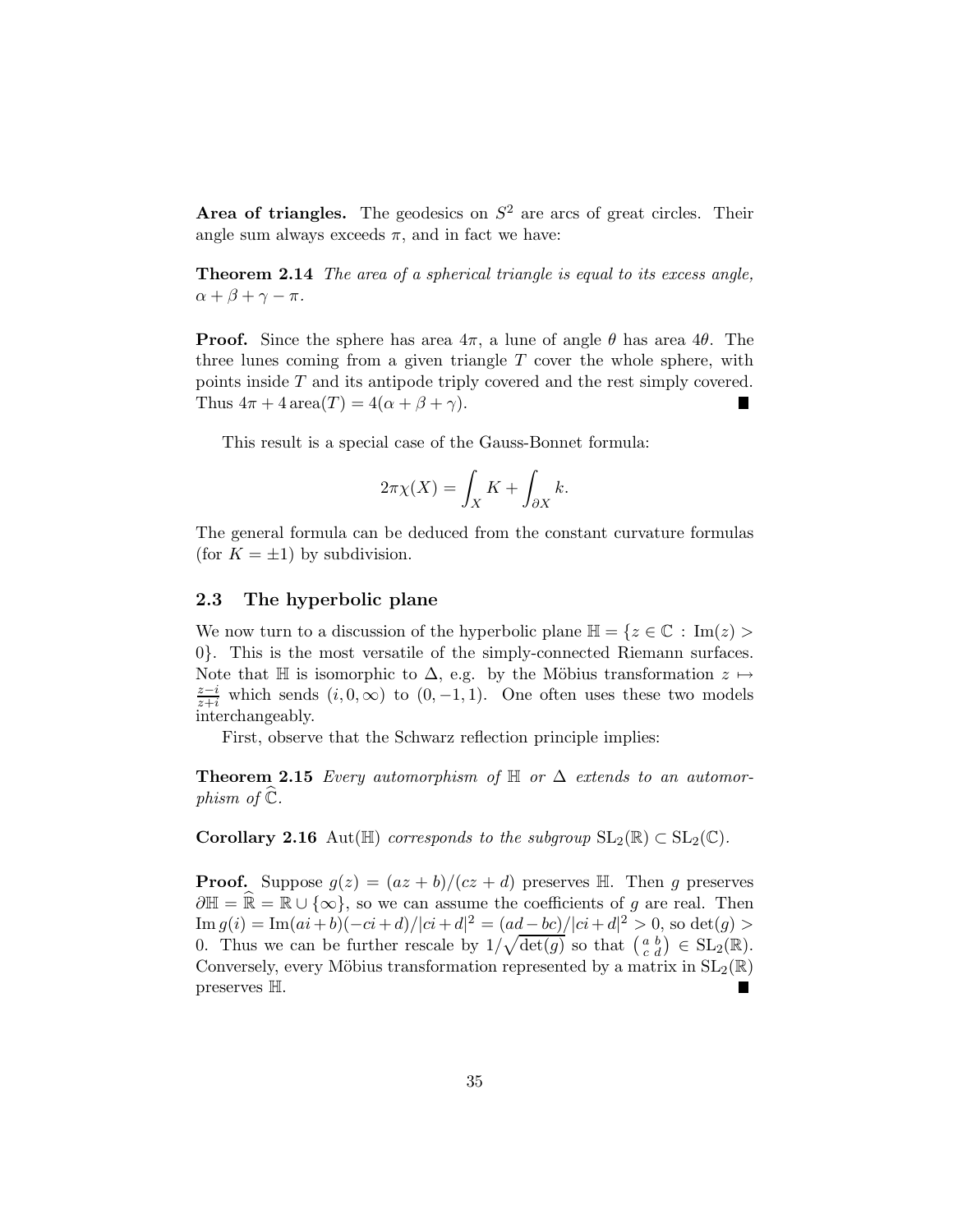**Area of triangles.** The geodesics on $S^2$ are arcs of great circles. Their angle sum always exceeds $\pi$, and in fact we have:

**Theorem 2.14** *The area of a spherical triangle is equal to its excess angle, $\alpha + \beta + \gamma - \pi$.*

**Proof.** Since the sphere has area $4\pi$, a lune of angle $\theta$ has area $4\theta$. The three lunes coming from a given triangle $T$ cover the whole sphere, with points inside $T$ and its antipode triply covered and the rest simply covered. Thus $4\pi + 4\,\text{area}(T) = 4(\alpha + \beta + \gamma)$. ∎

This result is a special case of the Gauss-Bonnet formula:

$$2\pi\chi(X) = \int_X K + \int_{\partial X} k.$$

The general formula can be deduced from the constant curvature formulas (for $K = \pm 1$) by subdivision.

## 2.3 The hyperbolic plane

We now turn to a discussion of the hyperbolic plane $\mathbb{H} = \{z \in \mathbb{C} : \text{Im}(z) > 0\}$. This is the most versatile of the simply-connected Riemann surfaces. Note that $\mathbb{H}$ is isomorphic to $\Delta$, e.g. by the Möbius transformation $z \mapsto \frac{z-i}{z+i}$ which sends $(i, 0, \infty)$ to $(0, -1, 1)$. One often uses these two models interchangeably.

First, observe that the Schwarz reflection principle implies:

**Theorem 2.15** *Every automorphism of $\mathbb{H}$ or $\Delta$ extends to an automorphism of $\widehat{\mathbb{C}}$.*

**Corollary 2.16** $\text{Aut}(\mathbb{H})$ *corresponds to the subgroup $\text{SL}_2(\mathbb{R}) \subset \text{SL}_2(\mathbb{C})$.*

**Proof.** Suppose $g(z) = (az + b)/(cz + d)$ preserves $\mathbb{H}$. Then $g$ preserves $\partial\mathbb{H} = \widehat{\mathbb{R}} = \mathbb{R} \cup \{\infty\}$, so we can assume the coefficients of $g$ are real. Then $\text{Im}\, g(i) = \text{Im}(ai + b)(-ci + d)/|ci + d|^2 = (ad - bc)/|ci + d|^2 > 0$, so $\det(g) > 0$. Thus we can be further rescale by $1/\sqrt{\det(g)}$ so that $\left(\begin{smallmatrix} a & b \\ c & d \end{smallmatrix}\right) \in \text{SL}_2(\mathbb{R})$. Conversely, every Möbius transformation represented by a matrix in $\text{SL}_2(\mathbb{R})$ preserves $\mathbb{H}$. ∎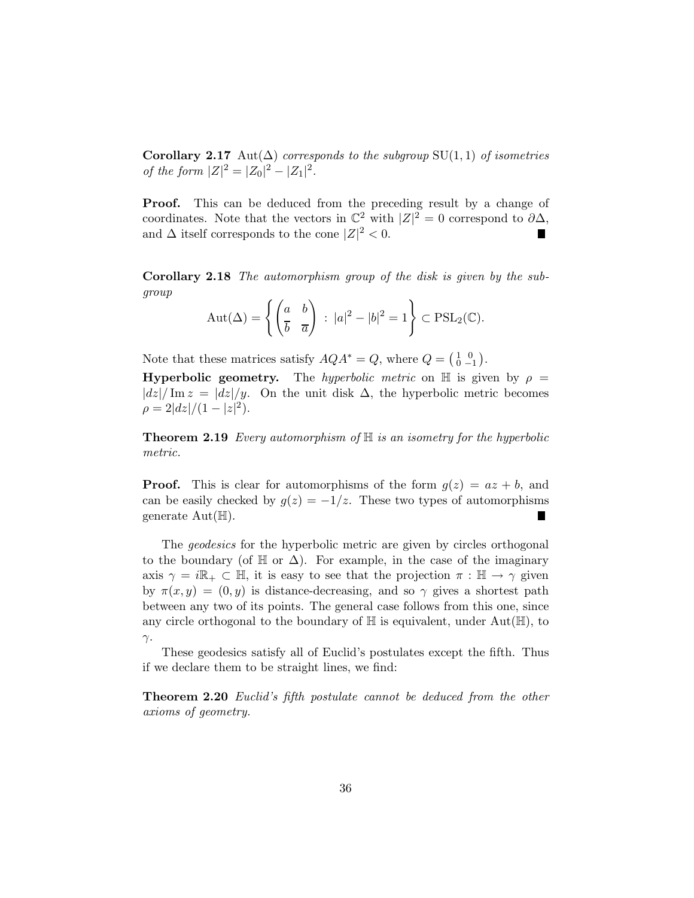**Corollary 2.17** $\text{Aut}(\Delta)$ *corresponds to the subgroup* $\text{SU}(1,1)$ *of isometries of the form* $|Z|^2 = |Z_0|^2 - |Z_1|^2$.

**Proof.** This can be deduced from the preceding result by a change of coordinates. Note that the vectors in $\mathbb{C}^2$ with $|Z|^2 = 0$ correspond to $\partial\Delta$, and $\Delta$ itself corresponds to the cone $|Z|^2 < 0$. ∎

**Corollary 2.18** *The automorphism group of the disk is given by the subgroup*

$$\text{Aut}(\Delta) = \left\{ \begin{pmatrix} a & b \\ \overline{b} & \overline{a} \end{pmatrix} \, : \, |a|^2 - |b|^2 = 1 \right\} \subset \text{PSL}_2(\mathbb{C}).$$

Note that these matrices satisfy $AQA^* = Q$, where $Q = \begin{pmatrix} 1 & 0 \\ 0 & -1 \end{pmatrix}$.

**Hyperbolic geometry.** The *hyperbolic metric* on $\mathbb{H}$ is given by $\rho = |dz|/\operatorname{Im} z = |dz|/y$. On the unit disk $\Delta$, the hyperbolic metric becomes $\rho = 2|dz|/(1 - |z|^2)$.

**Theorem 2.19** *Every automorphism of* $\mathbb{H}$ *is an isometry for the hyperbolic metric.*

**Proof.** This is clear for automorphisms of the form $g(z) = az + b$, and can be easily checked by $g(z) = -1/z$. These two types of automorphisms generate $\text{Aut}(\mathbb{H})$. ∎

The *geodesics* for the hyperbolic metric are given by circles orthogonal to the boundary (of $\mathbb{H}$ or $\Delta$). For example, in the case of the imaginary axis $\gamma = i\mathbb{R}_+ \subset \mathbb{H}$, it is easy to see that the projection $\pi : \mathbb{H} \to \gamma$ given by $\pi(x, y) = (0, y)$ is distance-decreasing, and so $\gamma$ gives a shortest path between any two of its points. The general case follows from this one, since any circle orthogonal to the boundary of $\mathbb{H}$ is equivalent, under $\text{Aut}(\mathbb{H})$, to $\gamma$.

These geodesics satisfy all of Euclid's postulates except the fifth. Thus if we declare them to be straight lines, we find:

**Theorem 2.20** *Euclid's fifth postulate cannot be deduced from the other axioms of geometry.*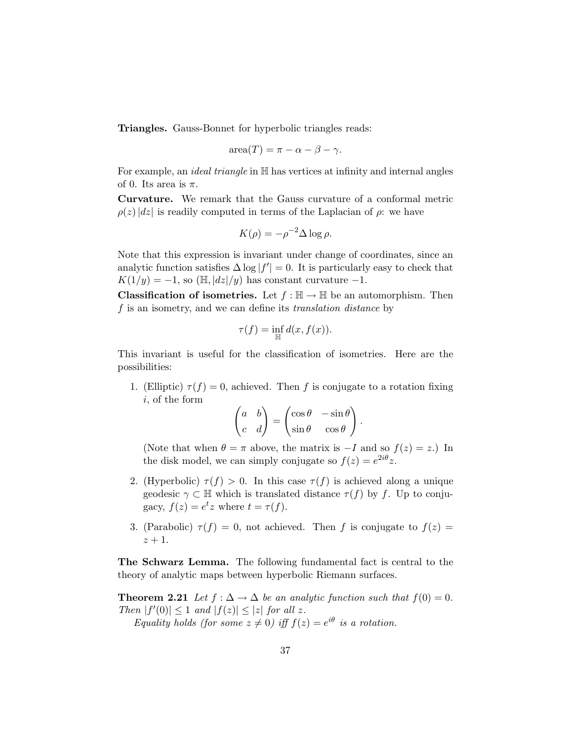**Triangles.** Gauss-Bonnet for hyperbolic triangles reads:

$$\text{area}(T) = \pi - \alpha - \beta - \gamma.$$

For example, an *ideal triangle* in $\mathbb{H}$ has vertices at infinity and internal angles of 0. Its area is $\pi$.

**Curvature.** We remark that the Gauss curvature of a conformal metric $\rho(z)\,|dz|$ is readily computed in terms of the Laplacian of $\rho$: we have

$$K(\rho) = -\rho^{-2}\Delta \log \rho.$$

Note that this expression is invariant under change of coordinates, since an analytic function satisfies $\Delta \log |f'| = 0$. It is particularly easy to check that $K(1/y) = -1$, so $(\mathbb{H}, |dz|/y)$ has constant curvature $-1$.

**Classification of isometries.** Let $f : \mathbb{H} \to \mathbb{H}$ be an automorphism. Then $f$ is an isometry, and we can define its *translation distance* by

$$\tau(f) = \inf_{\mathbb{H}} d(x, f(x)).$$

This invariant is useful for the classification of isometries. Here are the possibilities:

1. (Elliptic) $\tau(f) = 0$, achieved. Then $f$ is conjugate to a rotation fixing $i$, of the form
$$\begin{pmatrix} a & b \\ c & d \end{pmatrix} = \begin{pmatrix} \cos\theta & -\sin\theta \\ \sin\theta & \cos\theta \end{pmatrix}.$$
(Note that when $\theta = \pi$ above, the matrix is $-I$ and so $f(z) = z$.) In the disk model, we can simply conjugate so $f(z) = e^{2i\theta}z$.

2. (Hyperbolic) $\tau(f) > 0$. In this case $\tau(f)$ is achieved along a unique geodesic $\gamma \subset \mathbb{H}$ which is translated distance $\tau(f)$ by $f$. Up to conjugacy, $f(z) = e^t z$ where $t = \tau(f)$.

3. (Parabolic) $\tau(f) = 0$, not achieved. Then $f$ is conjugate to $f(z) = z + 1$.

**The Schwarz Lemma.** The following fundamental fact is central to the theory of analytic maps between hyperbolic Riemann surfaces.

**Theorem 2.21** *Let $f : \Delta \to \Delta$ be an analytic function such that $f(0) = 0$. Then $|f'(0)| \le 1$ and $|f(z)| \le |z|$ for all $z$.*

*Equality holds (for some $z \neq 0$) iff $f(z) = e^{i\theta}$ is a rotation.*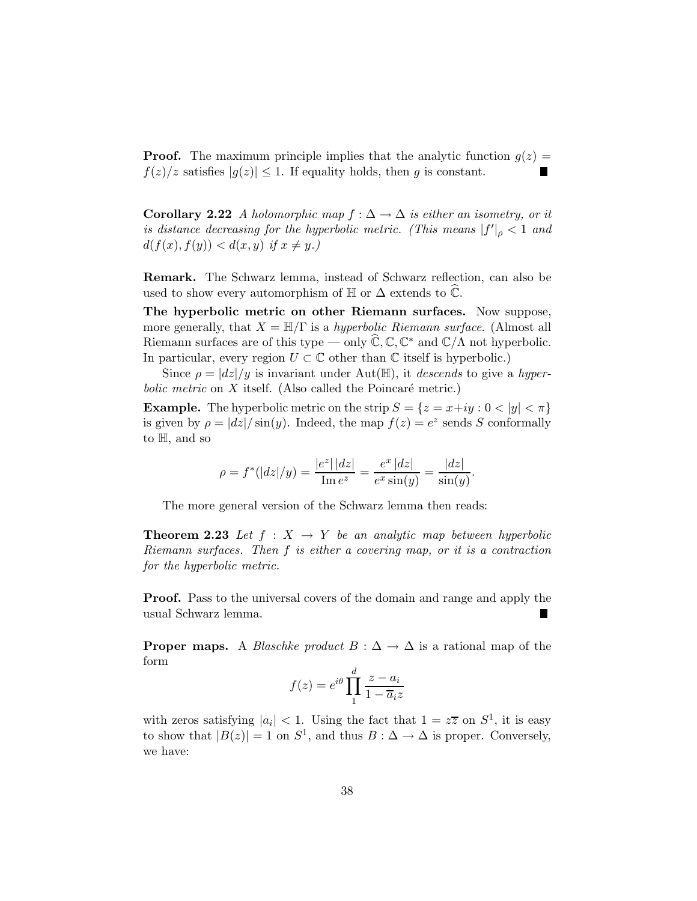**Proof.** The maximum principle implies that the analytic function $g(z) = f(z)/z$ satisfies $|g(z)| \le 1$. If equality holds, then $g$ is constant. ∎

**Corollary 2.22** *A holomorphic map $f : \Delta \to \Delta$ is either an isometry, or it is distance decreasing for the hyperbolic metric. (This means $|f'|_\rho < 1$ and $d(f(x), f(y)) < d(x, y)$ if $x \neq y$.)*

**Remark.** The Schwarz lemma, instead of Schwarz reflection, can also be used to show every automorphism of $\mathbb{H}$ or $\Delta$ extends to $\widehat{\mathbb{C}}$.

**The hyperbolic metric on other Riemann surfaces.** Now suppose, more generally, that $X = \mathbb{H}/\Gamma$ is a *hyperbolic Riemann surface*. (Almost all Riemann surfaces are of this type — only $\widehat{\mathbb{C}}, \mathbb{C}, \mathbb{C}^*$ and $\mathbb{C}/\Lambda$ not hyperbolic. In particular, every region $U \subset \mathbb{C}$ other than $\mathbb{C}$ itself is hyperbolic.)

Since $\rho = |dz|/y$ is invariant under $\mathrm{Aut}(\mathbb{H})$, it *descends* to give a *hyperbolic metric* on $X$ itself. (Also called the Poincaré metric.)

**Example.** The hyperbolic metric on the strip $S = \{z = x+iy : 0 < |y| < \pi\}$ is given by $\rho = |dz|/\sin(y)$. Indeed, the map $f(z) = e^z$ sends $S$ conformally to $\mathbb{H}$, and so

$$\rho = f^*(|dz|/y) = \frac{|e^z|\,|dz|}{\operatorname{Im} e^z} = \frac{e^x\,|dz|}{e^x \sin(y)} = \frac{|dz|}{\sin(y)}.$$

The more general version of the Schwarz lemma then reads:

**Theorem 2.23** *Let $f : X \to Y$ be an analytic map between hyperbolic Riemann surfaces. Then $f$ is either a covering map, or it is a contraction for the hyperbolic metric.*

**Proof.** Pass to the universal covers of the domain and range and apply the usual Schwarz lemma. ∎

**Proper maps.** A *Blaschke product* $B : \Delta \to \Delta$ is a rational map of the form

$$f(z) = e^{i\theta} \prod_1^d \frac{z - a_i}{1 - \overline{a}_i z}$$

with zeros satisfying $|a_i| < 1$. Using the fact that $1 = z\overline{z}$ on $S^1$, it is easy to show that $|B(z)| = 1$ on $S^1$, and thus $B : \Delta \to \Delta$ is proper. Conversely, we have: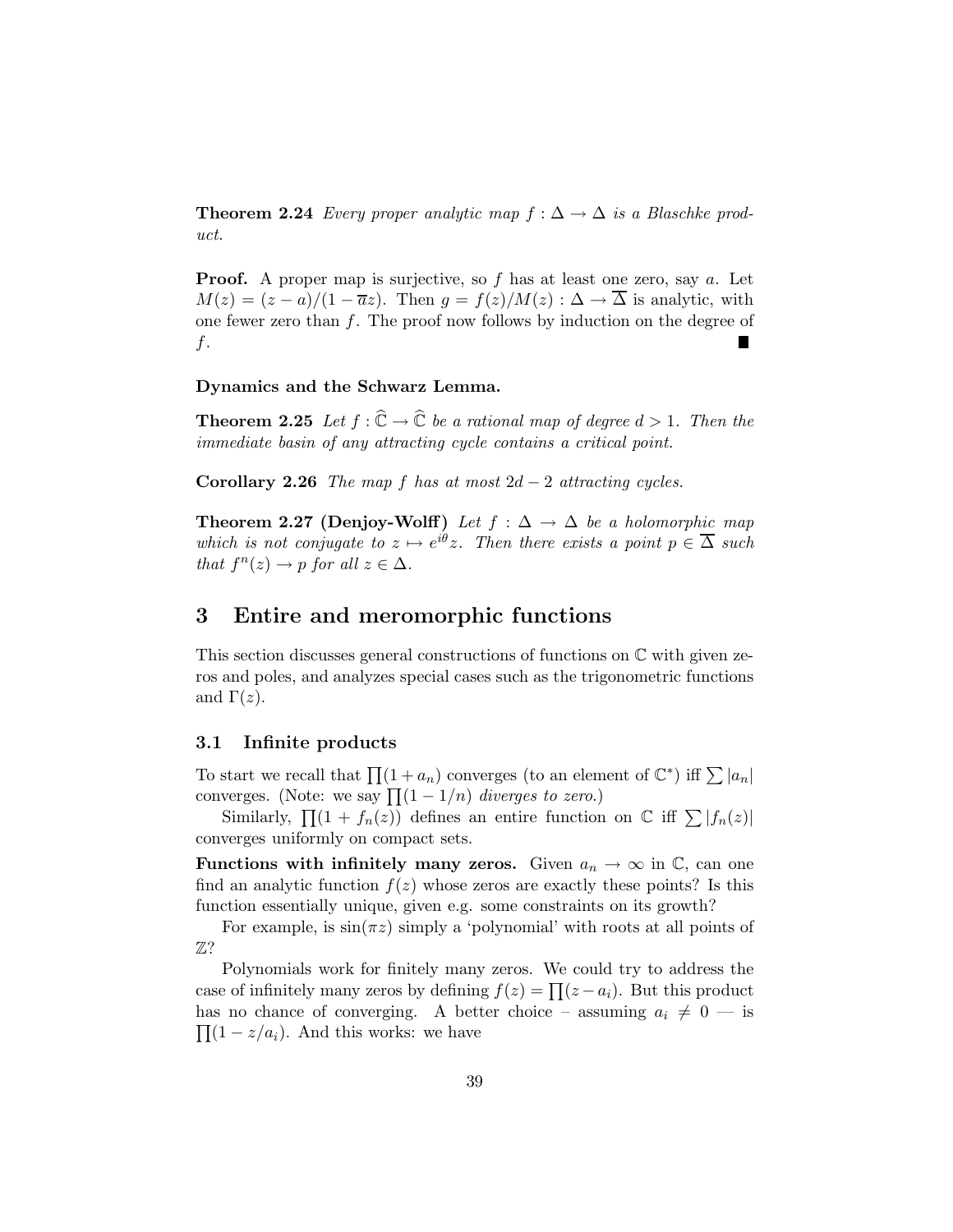**Theorem 2.24** *Every proper analytic map $f : \Delta \to \Delta$ is a Blaschke product.*

**Proof.** A proper map is surjective, so $f$ has at least one zero, say $a$. Let $M(z) = (z - a)/(1 - \overline{a}z)$. Then $g = f(z)/M(z) : \Delta \to \overline{\Delta}$ is analytic, with one fewer zero than $f$. The proof now follows by induction on the degree of $f$. ∎

**Dynamics and the Schwarz Lemma.**

**Theorem 2.25** *Let $f : \widehat{\mathbb{C}} \to \widehat{\mathbb{C}}$ be a rational map of degree $d > 1$. Then the immediate basin of any attracting cycle contains a critical point.*

**Corollary 2.26** *The map $f$ has at most $2d - 2$ attracting cycles.*

**Theorem 2.27 (Denjoy-Wolff)** *Let $f : \Delta \to \Delta$ be a holomorphic map which is not conjugate to $z \mapsto e^{i\theta} z$. Then there exists a point $p \in \overline{\Delta}$ such that $f^n(z) \to p$ for all $z \in \Delta$.*

# 3 Entire and meromorphic functions

This section discusses general constructions of functions on $\mathbb{C}$ with given zeros and poles, and analyzes special cases such as the trigonometric functions and $\Gamma(z)$.

## 3.1 Infinite products

To start we recall that $\prod(1 + a_n)$ converges (to an element of $\mathbb{C}^*$) iff $\sum |a_n|$ converges. (Note: we say $\prod(1 - 1/n)$ *diverges to zero*.)

Similarly, $\prod(1 + f_n(z))$ defines an entire function on $\mathbb{C}$ iff $\sum |f_n(z)|$ converges uniformly on compact sets.

**Functions with infinitely many zeros.** Given $a_n \to \infty$ in $\mathbb{C}$, can one find an analytic function $f(z)$ whose zeros are exactly these points? Is this function essentially unique, given e.g. some constraints on its growth?

For example, is $\sin(\pi z)$ simply a 'polynomial' with roots at all points of $\mathbb{Z}$?

Polynomials work for finitely many zeros. We could try to address the case of infinitely many zeros by defining $f(z) = \prod(z - a_i)$. But this product has no chance of converging. A better choice – assuming $a_i \neq 0$ — is $\prod(1 - z/a_i)$. And this works: we have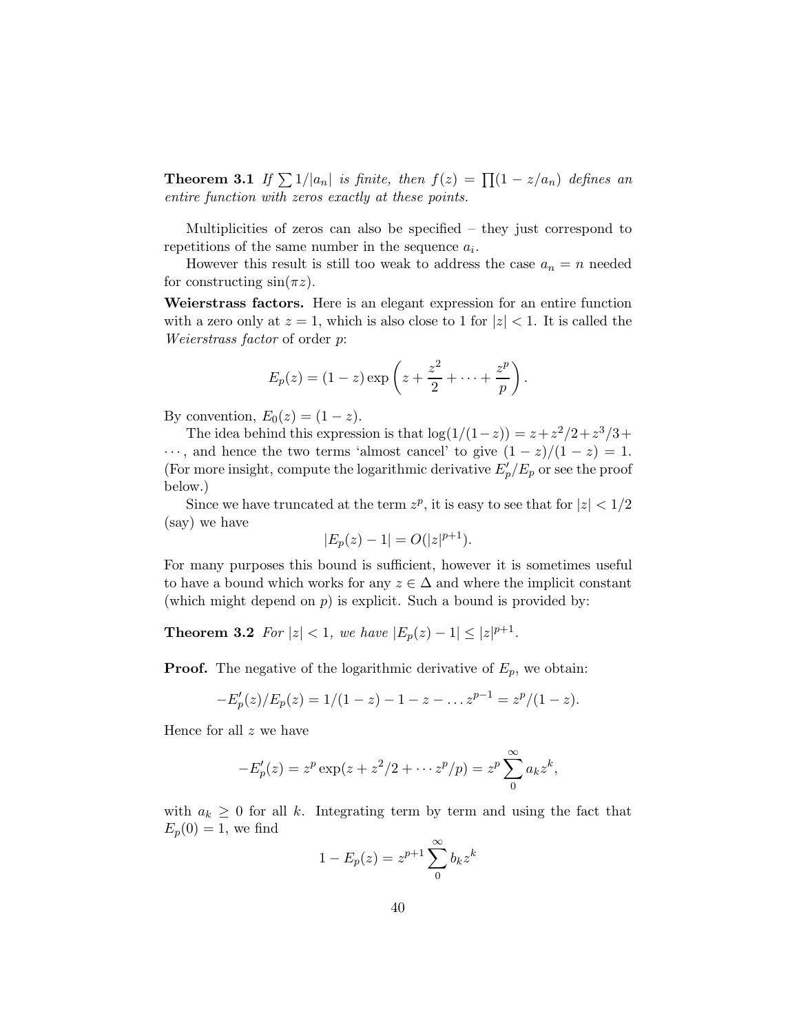**Theorem 3.1** *If $\sum 1/|a_n|$ is finite, then $f(z) = \prod(1 - z/a_n)$ defines an entire function with zeros exactly at these points.*

Multiplicities of zeros can also be specified – they just correspond to repetitions of the same number in the sequence $a_i$.

However this result is still too weak to address the case $a_n = n$ needed for constructing $\sin(\pi z)$.

**Weierstrass factors.** Here is an elegant expression for an entire function with a zero only at $z = 1$, which is also close to 1 for $|z| < 1$. It is called the *Weierstrass factor* of order $p$:

$$E_p(z) = (1 - z) \exp\left(z + \frac{z^2}{2} + \cdots + \frac{z^p}{p}\right).$$

By convention, $E_0(z) = (1 - z)$.

The idea behind this expression is that $\log(1/(1-z)) = z + z^2/2 + z^3/3 + \cdots$, and hence the two terms 'almost cancel' to give $(1 - z)/(1 - z) = 1$. (For more insight, compute the logarithmic derivative $E_p'/E_p$ or see the proof below.)

Since we have truncated at the term $z^p$, it is easy to see that for $|z| < 1/2$ (say) we have

$$|E_p(z) - 1| = O(|z|^{p+1}).$$

For many purposes this bound is sufficient, however it is sometimes useful to have a bound which works for any $z \in \Delta$ and where the implicit constant (which might depend on $p$) is explicit. Such a bound is provided by:

**Theorem 3.2** *For $|z| < 1$, we have $|E_p(z) - 1| \leq |z|^{p+1}$.*

**Proof.** The negative of the logarithmic derivative of $E_p$, we obtain:

$$-E_p'(z)/E_p(z) = 1/(1 - z) - 1 - z - \ldots z^{p-1} = z^p/(1 - z).$$

Hence for all $z$ we have

$$-E_p'(z) = z^p \exp(z + z^2/2 + \cdots z^p/p) = z^p \sum_0^\infty a_k z^k,$$

with $a_k \geq 0$ for all $k$. Integrating term by term and using the fact that $E_p(0) = 1$, we find

$$1 - E_p(z) = z^{p+1} \sum_0^\infty b_k z^k$$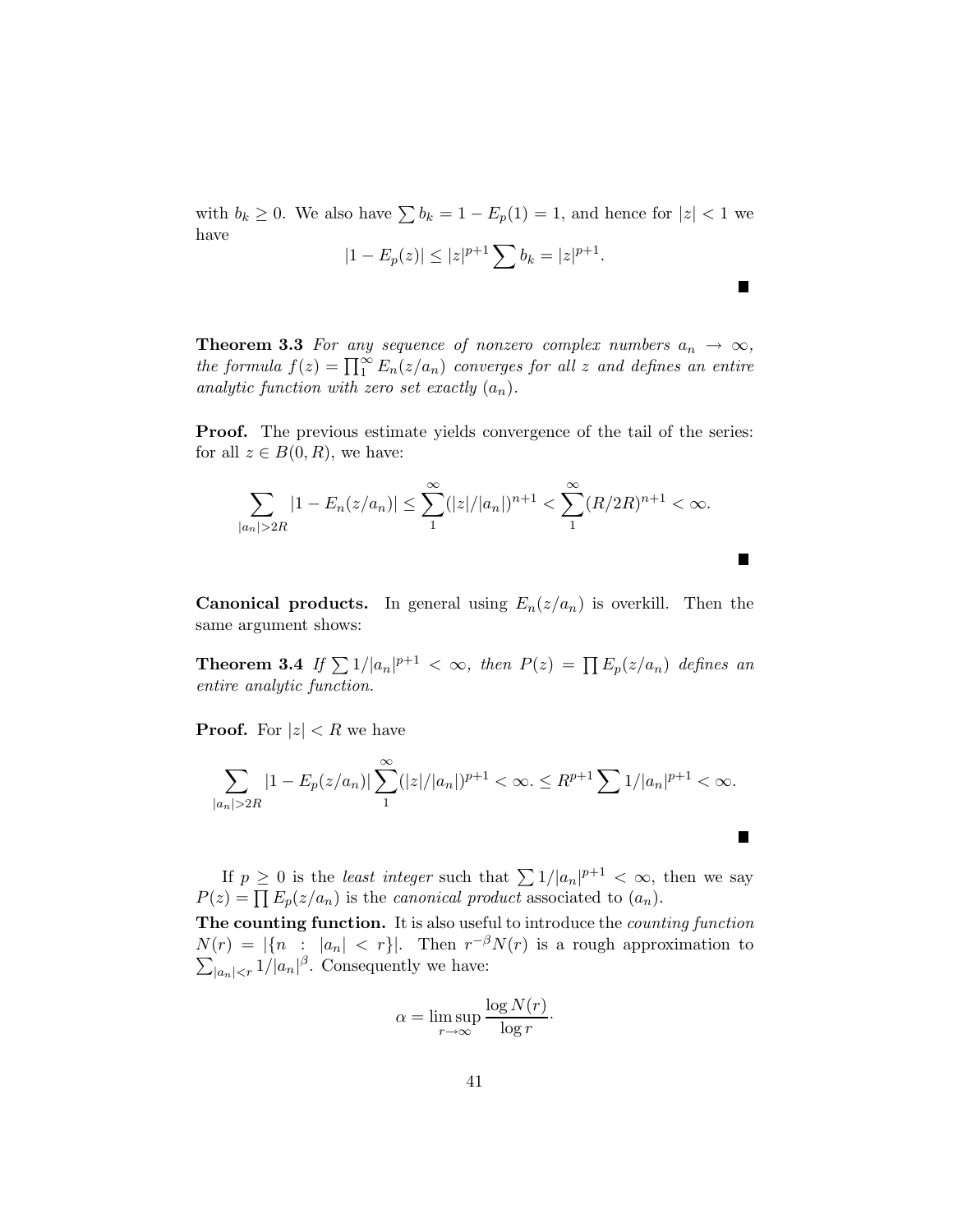with $b_k \geq 0$. We also have $\sum b_k = 1 - E_p(1) = 1$, and hence for $|z| < 1$ we have

$$|1 - E_p(z)| \leq |z|^{p+1} \sum b_k = |z|^{p+1}.$$

■

**Theorem 3.3** *For any sequence of nonzero complex numbers $a_n \to \infty$, the formula $f(z) = \prod_1^\infty E_n(z/a_n)$ converges for all $z$ and defines an entire analytic function with zero set exactly $(a_n)$.*

**Proof.** The previous estimate yields convergence of the tail of the series: for all $z \in B(0, R)$, we have:

$$\sum_{|a_n|>2R} |1 - E_n(z/a_n)| \leq \sum_1^\infty (|z|/|a_n|)^{n+1} < \sum_1^\infty (R/2R)^{n+1} < \infty.$$

■

**Canonical products.** In general using $E_n(z/a_n)$ is overkill. Then the same argument shows:

**Theorem 3.4** *If $\sum 1/|a_n|^{p+1} < \infty$, then $P(z) = \prod E_p(z/a_n)$ defines an entire analytic function.*

**Proof.** For $|z| < R$ we have

$$\sum_{|a_n|>2R} |1 - E_p(z/a_n)| \sum_1^\infty (|z|/|a_n|)^{p+1} < \infty. \leq R^{p+1} \sum 1/|a_n|^{p+1} < \infty.$$

■

If $p \geq 0$ is the *least integer* such that $\sum 1/|a_n|^{p+1} < \infty$, then we say $P(z) = \prod E_p(z/a_n)$ is the *canonical product* associated to $(a_n)$.

**The counting function.** It is also useful to introduce the *counting function* $N(r) = |\{n : |a_n| < r\}|$. Then $r^{-\beta} N(r)$ is a rough approximation to $\sum_{|a_n|<r} 1/|a_n|^\beta$. Consequently we have:

$$\alpha = \limsup_{r \to \infty} \frac{\log N(r)}{\log r} \cdot$$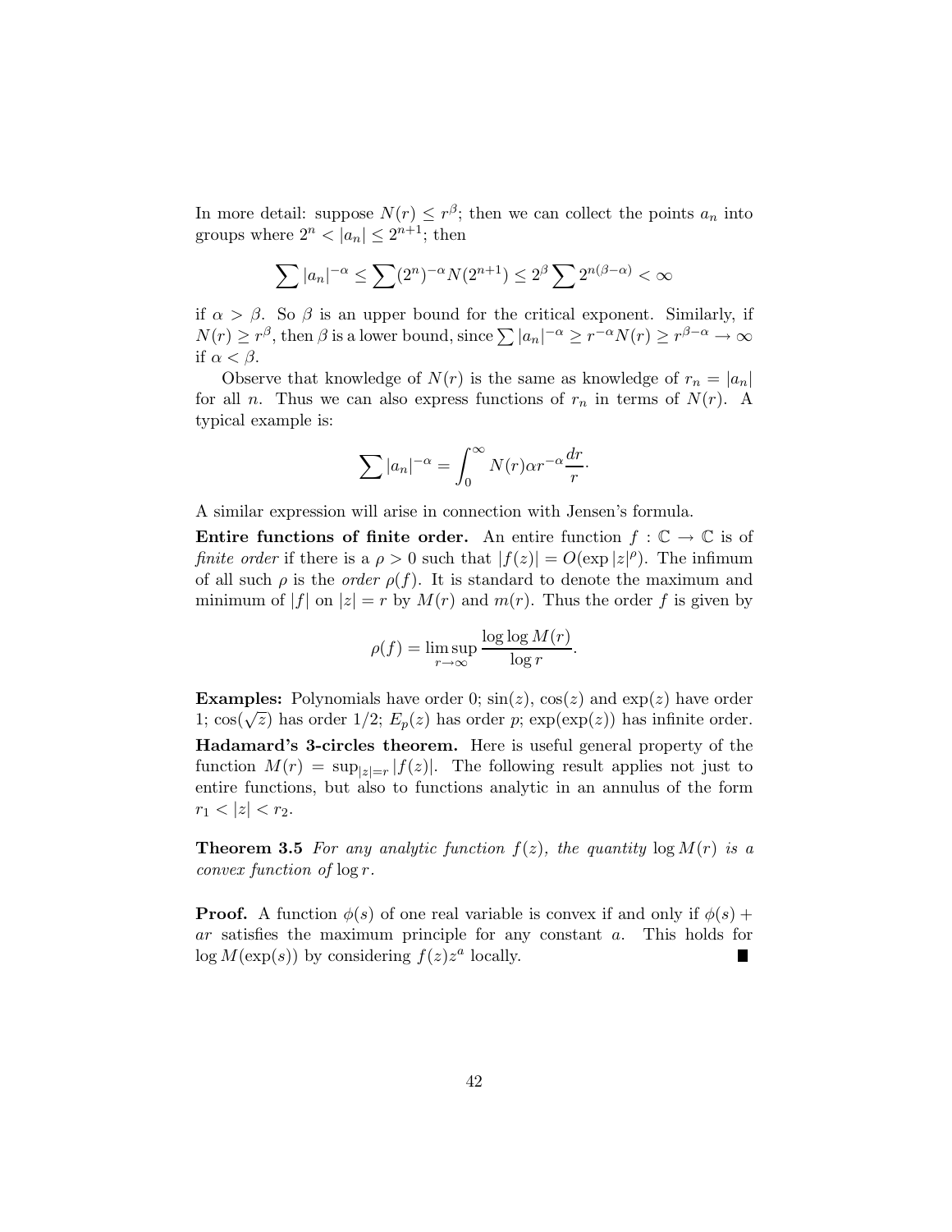In more detail: suppose $N(r) \leq r^\beta$; then we can collect the points $a_n$ into groups where $2^n < |a_n| \leq 2^{n+1}$; then

$$\sum |a_n|^{-\alpha} \leq \sum (2^n)^{-\alpha} N(2^{n+1}) \leq 2^\beta \sum 2^{n(\beta-\alpha)} < \infty$$

if $\alpha > \beta$. So $\beta$ is an upper bound for the critical exponent. Similarly, if $N(r) \geq r^\beta$, then $\beta$ is a lower bound, since $\sum |a_n|^{-\alpha} \geq r^{-\alpha} N(r) \geq r^{\beta-\alpha} \to \infty$ if $\alpha < \beta$.

Observe that knowledge of $N(r)$ is the same as knowledge of $r_n = |a_n|$ for all $n$. Thus we can also express functions of $r_n$ in terms of $N(r)$. A typical example is:

$$\sum |a_n|^{-\alpha} = \int_0^\infty N(r) \alpha r^{-\alpha} \frac{dr}{r} \cdot$$

A similar expression will arise in connection with Jensen's formula.

**Entire functions of finite order.** An entire function $f : \mathbb{C} \to \mathbb{C}$ is of *finite order* if there is a $\rho > 0$ such that $|f(z)| = O(\exp |z|^\rho)$. The infimum of all such $\rho$ is the *order* $\rho(f)$. It is standard to denote the maximum and minimum of $|f|$ on $|z| = r$ by $M(r)$ and $m(r)$. Thus the order $f$ is given by

$$\rho(f) = \limsup_{r \to \infty} \frac{\log \log M(r)}{\log r}.$$

**Examples:** Polynomials have order 0; $\sin(z)$, $\cos(z)$ and $\exp(z)$ have order 1; $\cos(\sqrt{z})$ has order 1/2; $E_p(z)$ has order $p$; $\exp(\exp(z))$ has infinite order.

**Hadamard's 3-circles theorem.** Here is useful general property of the function $M(r) = \sup_{|z|=r} |f(z)|$. The following result applies not just to entire functions, but also to functions analytic in an annulus of the form $r_1 < |z| < r_2$.

**Theorem 3.5** *For any analytic function $f(z)$, the quantity $\log M(r)$ is a convex function of $\log r$.*

**Proof.** A function $\phi(s)$ of one real variable is convex if and only if $\phi(s) + ar$ satisfies the maximum principle for any constant $a$. This holds for $\log M(\exp(s))$ by considering $f(z)z^a$ locally. ■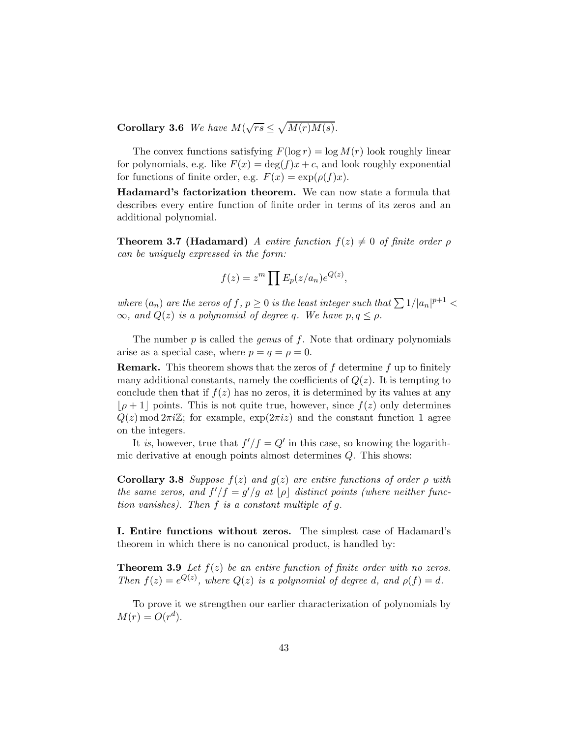**Corollary 3.6** *We have* $M(\sqrt{rs} \le \sqrt{M(r)M(s)}$.

The convex functions satisfying $F(\log r) = \log M(r)$ look roughly linear for polynomials, e.g. like $F(x) = \deg(f)x + c$, and look roughly exponential for functions of finite order, e.g. $F(x) = \exp(\rho(f)x)$.

**Hadamard's factorization theorem.** We can now state a formula that describes every entire function of finite order in terms of its zeros and an additional polynomial.

**Theorem 3.7 (Hadamard)** *A entire function* $f(z) \neq 0$ *of finite order* $\rho$ *can be uniquely expressed in the form:*

$$f(z) = z^m \prod E_p(z/a_n) e^{Q(z)},$$

*where* $(a_n)$ *are the zeros of* $f$, $p \geq 0$ *is the least integer such that* $\sum 1/|a_n|^{p+1} < \infty$, *and* $Q(z)$ *is a polynomial of degree* $q$. *We have* $p, q \leq \rho$.

The number $p$ is called the *genus* of $f$. Note that ordinary polynomials arise as a special case, where $p = q = \rho = 0$.

**Remark.** This theorem shows that the zeros of $f$ determine $f$ up to finitely many additional constants, namely the coefficients of $Q(z)$. It is tempting to conclude then that if $f(z)$ has no zeros, it is determined by its values at any $\lfloor \rho + 1 \rfloor$ points. This is not quite true, however, since $f(z)$ only determines $Q(z) \bmod 2\pi i\mathbb{Z}$; for example, $\exp(2\pi i z)$ and the constant function 1 agree on the integers.

It *is*, however, true that $f'/f = Q'$ in this case, so knowing the logarithmic derivative at enough points almost determines $Q$. This shows:

**Corollary 3.8** *Suppose* $f(z)$ *and* $g(z)$ *are entire functions of order* $\rho$ *with the same zeros, and* $f'/f = g'/g$ *at* $\lfloor \rho \rfloor$ *distinct points (where neither function vanishes). Then* $f$ *is a constant multiple of* $g$.

**I. Entire functions without zeros.** The simplest case of Hadamard's theorem in which there is no canonical product, is handled by:

**Theorem 3.9** *Let* $f(z)$ *be an entire function of finite order with no zeros. Then* $f(z) = e^{Q(z)}$, *where* $Q(z)$ *is a polynomial of degree* $d$, *and* $\rho(f) = d$.

To prove it we strengthen our earlier characterization of polynomials by $M(r) = O(r^d)$.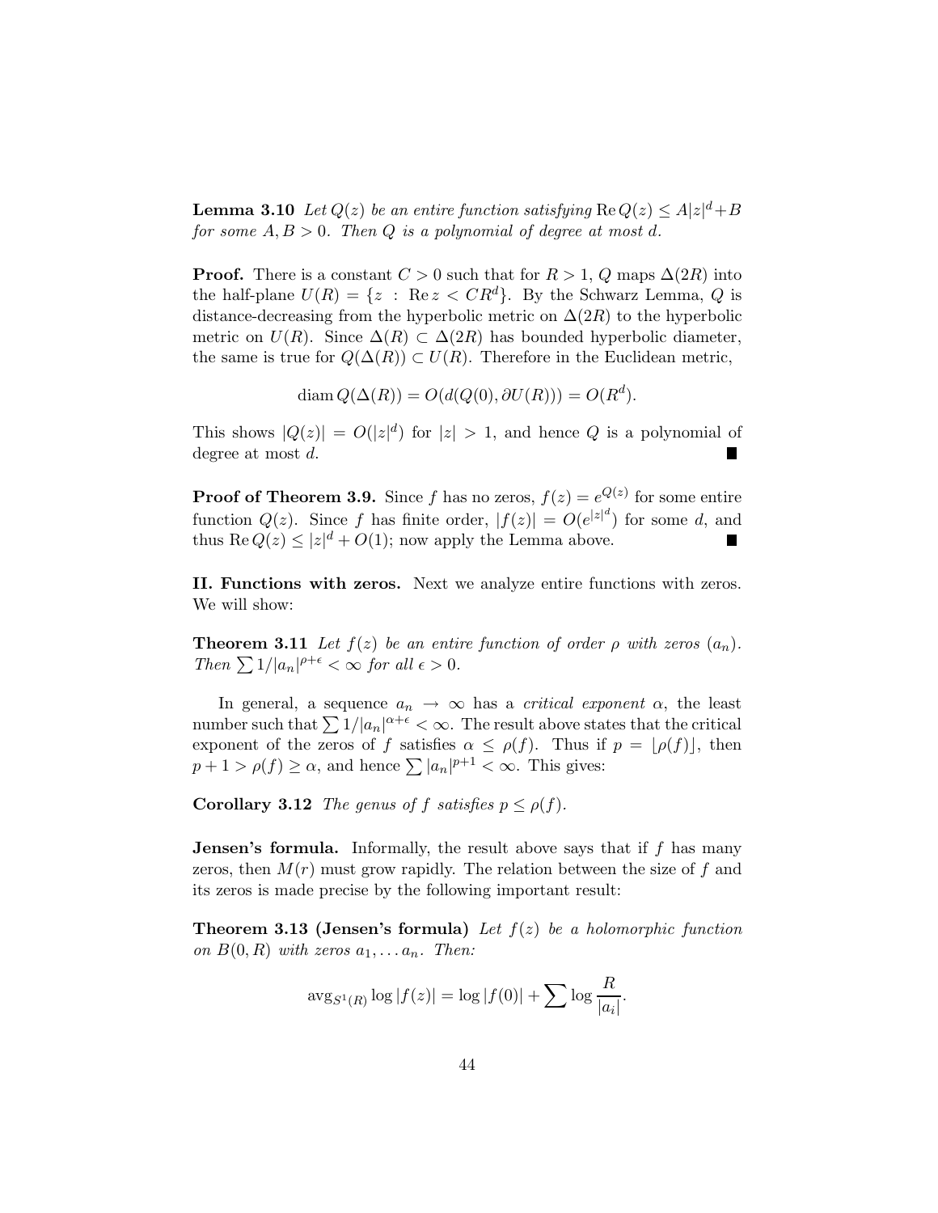**Lemma 3.10** *Let $Q(z)$ be an entire function satisfying $\operatorname{Re} Q(z) \le A|z|^d + B$ for some $A, B > 0$. Then $Q$ is a polynomial of degree at most $d$.*

**Proof.** There is a constant $C > 0$ such that for $R > 1$, $Q$ maps $\Delta(2R)$ into the half-plane $U(R) = \{z \ : \ \operatorname{Re} z < CR^d\}$. By the Schwarz Lemma, $Q$ is distance-decreasing from the hyperbolic metric on $\Delta(2R)$ to the hyperbolic metric on $U(R)$. Since $\Delta(R) \subset \Delta(2R)$ has bounded hyperbolic diameter, the same is true for $Q(\Delta(R)) \subset U(R)$. Therefore in the Euclidean metric,

$$\operatorname{diam} Q(\Delta(R)) = O(d(Q(0), \partial U(R))) = O(R^d).$$

This shows $|Q(z)| = O(|z|^d)$ for $|z| > 1$, and hence $Q$ is a polynomial of degree at most $d$. ∎

**Proof of Theorem 3.9.** Since $f$ has no zeros, $f(z) = e^{Q(z)}$ for some entire function $Q(z)$. Since $f$ has finite order, $|f(z)| = O(e^{|z|^d})$ for some $d$, and thus $\operatorname{Re} Q(z) \le |z|^d + O(1)$; now apply the Lemma above. ∎

**II. Functions with zeros.** Next we analyze entire functions with zeros. We will show:

**Theorem 3.11** *Let $f(z)$ be an entire function of order $\rho$ with zeros $(a_n)$. Then $\sum 1/|a_n|^{\rho+\epsilon} < \infty$ for all $\epsilon > 0$.*

In general, a sequence $a_n \to \infty$ has a *critical exponent* $\alpha$, the least number such that $\sum 1/|a_n|^{\alpha+\epsilon} < \infty$. The result above states that the critical exponent of the zeros of $f$ satisfies $\alpha \le \rho(f)$. Thus if $p = \lfloor \rho(f) \rfloor$, then $p + 1 > \rho(f) \ge \alpha$, and hence $\sum |a_n|^{p+1} < \infty$. This gives:

**Corollary 3.12** *The genus of $f$ satisfies $p \le \rho(f)$.*

**Jensen's formula.** Informally, the result above says that if $f$ has many zeros, then $M(r)$ must grow rapidly. The relation between the size of $f$ and its zeros is made precise by the following important result:

**Theorem 3.13 (Jensen's formula)** *Let $f(z)$ be a holomorphic function on $B(0, R)$ with zeros $a_1, \ldots a_n$. Then:*

$$\operatorname{avg}_{S^1(R)} \log |f(z)| = \log |f(0)| + \sum \log \frac{R}{|a_i|}.$$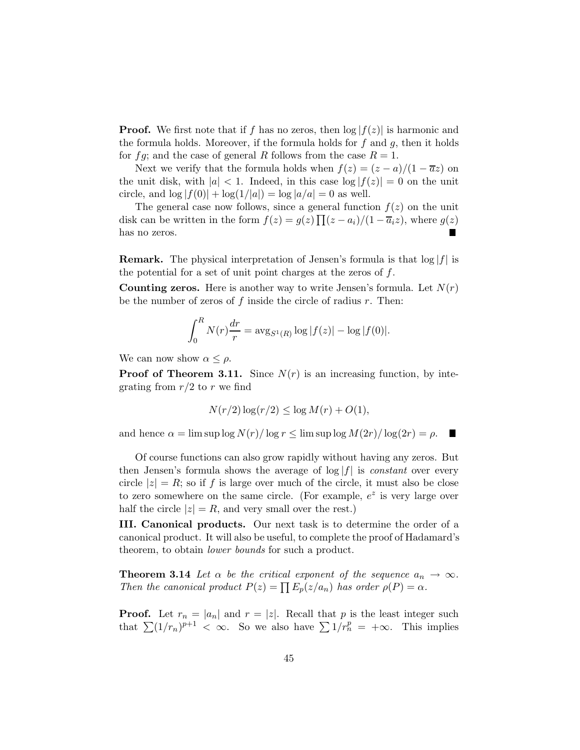**Proof.** We first note that if $f$ has no zeros, then $\log|f(z)|$ is harmonic and the formula holds. Moreover, if the formula holds for $f$ and $g$, then it holds for $fg$; and the case of general $R$ follows from the case $R = 1$.

Next we verify that the formula holds when $f(z) = (z - a)/(1 - \overline{a}z)$ on the unit disk, with $|a| < 1$. Indeed, in this case $\log|f(z)| = 0$ on the unit circle, and $\log|f(0)| + \log(1/|a|) = \log|a/a| = 0$ as well.

The general case now follows, since a general function $f(z)$ on the unit disk can be written in the form $f(z) = g(z)\prod(z - a_i)/(1 - \overline{a}_i z)$, where $g(z)$ has no zeros. ∎

**Remark.** The physical interpretation of Jensen's formula is that $\log|f|$ is the potential for a set of unit point charges at the zeros of $f$.

**Counting zeros.** Here is another way to write Jensen's formula. Let $N(r)$ be the number of zeros of $f$ inside the circle of radius $r$. Then:

$$\int_0^R N(r)\frac{dr}{r} = \operatorname{avg}_{S^1(R)} \log|f(z)| - \log|f(0)|.$$

We can now show $\alpha \leq \rho$.

**Proof of Theorem 3.11.** Since $N(r)$ is an increasing function, by integrating from $r/2$ to $r$ we find

$$N(r/2)\log(r/2) \leq \log M(r) + O(1),$$

and hence $\alpha = \limsup \log N(r)/\log r \leq \limsup \log M(2r)/\log(2r) = \rho$. ∎

Of course functions can also grow rapidly without having any zeros. But then Jensen's formula shows the average of $\log|f|$ is *constant* over every circle $|z| = R$; so if $f$ is large over much of the circle, it must also be close to zero somewhere on the same circle. (For example, $e^z$ is very large over half the circle $|z| = R$, and very small over the rest.)

**III. Canonical products.** Our next task is to determine the order of a canonical product. It will also be useful, to complete the proof of Hadamard's theorem, to obtain *lower bounds* for such a product.

**Theorem 3.14** *Let $\alpha$ be the critical exponent of the sequence $a_n \to \infty$. Then the canonical product $P(z) = \prod E_p(z/a_n)$ has order $\rho(P) = \alpha$.*

**Proof.** Let $r_n = |a_n|$ and $r = |z|$. Recall that $p$ is the least integer such that $\sum(1/r_n)^{p+1} < \infty$. So we also have $\sum 1/r_n^p = +\infty$. This implies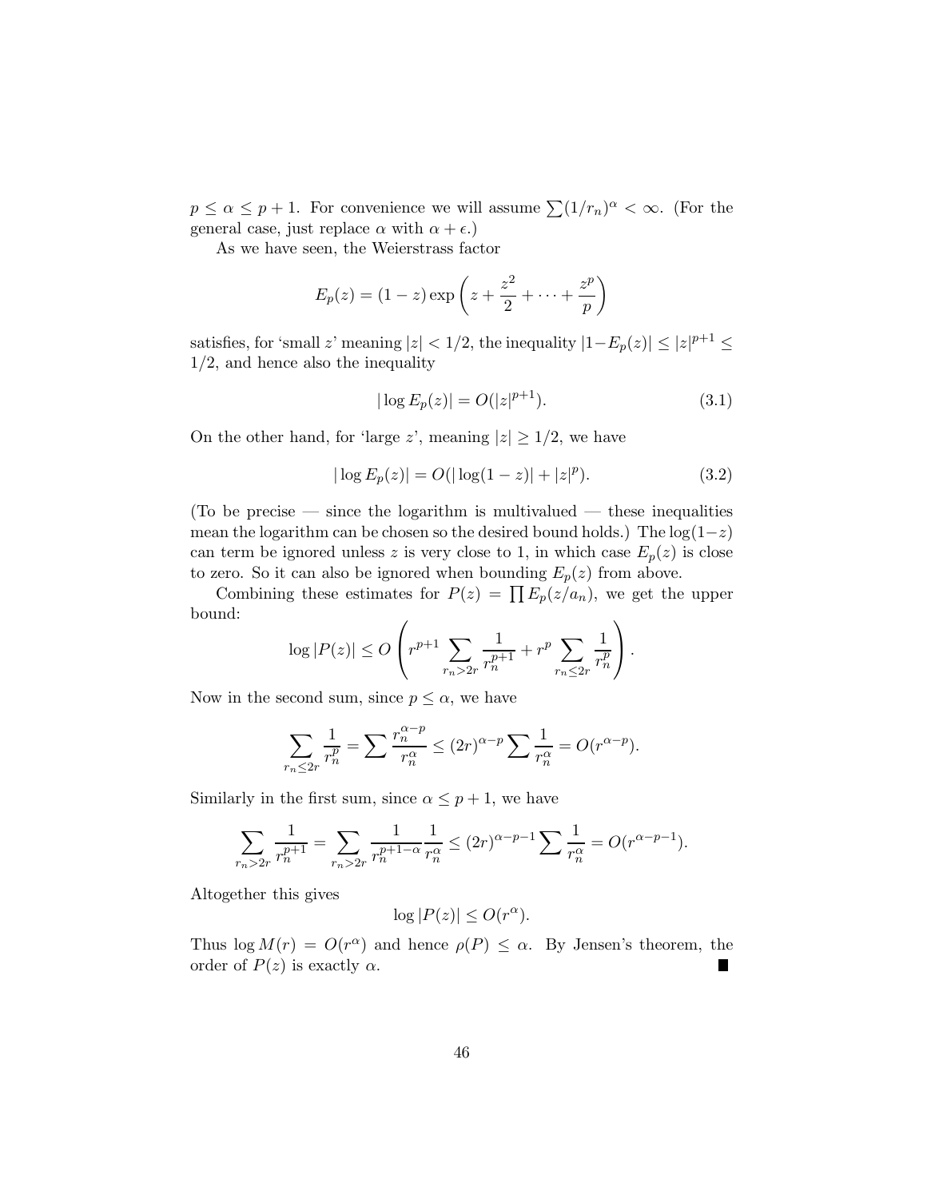$p \leq \alpha \leq p+1$. For convenience we will assume $\sum(1/r_n)^\alpha < \infty$. (For the general case, just replace $\alpha$ with $\alpha + \epsilon$.)

As we have seen, the Weierstrass factor

$$E_p(z) = (1-z)\exp\left(z + \frac{z^2}{2} + \cdots + \frac{z^p}{p}\right)$$

satisfies, for 'small $z$' meaning $|z| < 1/2$, the inequality $|1 - E_p(z)| \leq |z|^{p+1} \leq 1/2$, and hence also the inequality

$$|\log E_p(z)| = O(|z|^{p+1}). \tag{3.1}$$

On the other hand, for 'large $z$', meaning $|z| \geq 1/2$, we have

$$|\log E_p(z)| = O(|\log(1-z)| + |z|^p). \tag{3.2}$$

(To be precise — since the logarithm is multivalued — these inequalities mean the logarithm can be chosen so the desired bound holds.) The $\log(1-z)$ can term be ignored unless $z$ is very close to 1, in which case $E_p(z)$ is close to zero. So it can also be ignored when bounding $E_p(z)$ from above.

Combining these estimates for $P(z) = \prod E_p(z/a_n)$, we get the upper bound:

$$\log|P(z)| \leq O\left(r^{p+1}\sum_{r_n > 2r}\frac{1}{r_n^{p+1}} + r^p\sum_{r_n \leq 2r}\frac{1}{r_n^p}\right).$$

Now in the second sum, since $p \leq \alpha$, we have

$$\sum_{r_n \leq 2r}\frac{1}{r_n^p} = \sum\frac{r_n^{\alpha-p}}{r_n^\alpha} \leq (2r)^{\alpha-p}\sum\frac{1}{r_n^\alpha} = O(r^{\alpha-p}).$$

Similarly in the first sum, since $\alpha \leq p+1$, we have

$$\sum_{r_n > 2r}\frac{1}{r_n^{p+1}} = \sum_{r_n > 2r}\frac{1}{r_n^{p+1-\alpha}}\frac{1}{r_n^\alpha} \leq (2r)^{\alpha-p-1}\sum\frac{1}{r_n^\alpha} = O(r^{\alpha-p-1}).$$

Altogether this gives

$$\log|P(z)| \leq O(r^\alpha).$$

Thus $\log M(r) = O(r^\alpha)$ and hence $\rho(P) \leq \alpha$. By Jensen's theorem, the order of $P(z)$ is exactly $\alpha$. ∎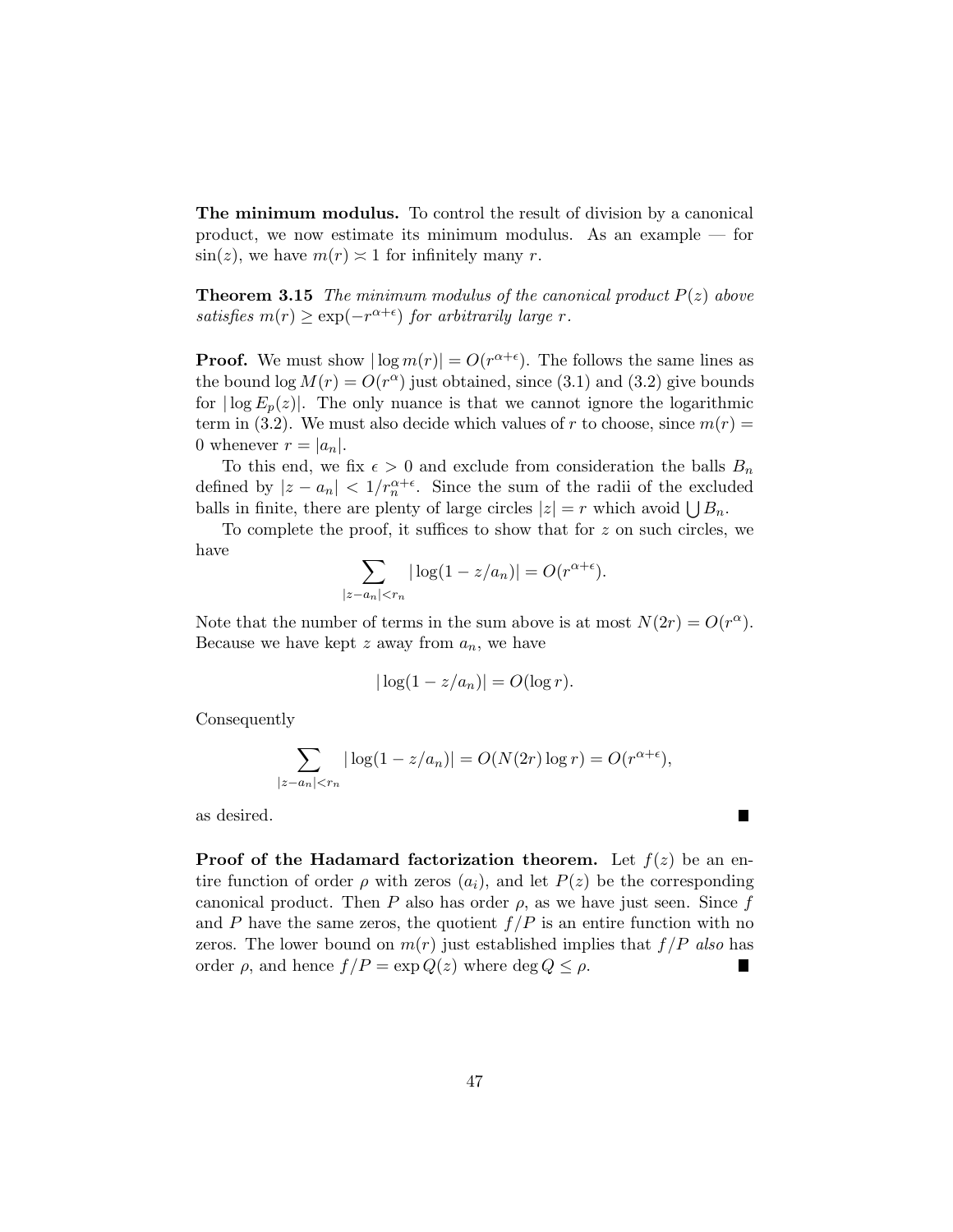**The minimum modulus.** To control the result of division by a canonical product, we now estimate its minimum modulus. As an example — for $\sin(z)$, we have $m(r) \asymp 1$ for infinitely many $r$.

**Theorem 3.15** *The minimum modulus of the canonical product $P(z)$ above satisfies $m(r) \geq \exp(-r^{\alpha+\epsilon})$ for arbitrarily large $r$.*

**Proof.** We must show $|\log m(r)| = O(r^{\alpha+\epsilon})$. The follows the same lines as the bound $\log M(r) = O(r^{\alpha})$ just obtained, since (3.1) and (3.2) give bounds for $|\log E_p(z)|$. The only nuance is that we cannot ignore the logarithmic term in (3.2). We must also decide which values of $r$ to choose, since $m(r) = 0$ whenever $r = |a_n|$.

To this end, we fix $\epsilon > 0$ and exclude from consideration the balls $B_n$ defined by $|z - a_n| < 1/r_n^{\alpha+\epsilon}$. Since the sum of the radii of the excluded balls in finite, there are plenty of large circles $|z| = r$ which avoid $\bigcup B_n$.

To complete the proof, it suffices to show that for $z$ on such circles, we have

$$\sum_{|z-a_n|<r_n} |\log(1 - z/a_n)| = O(r^{\alpha+\epsilon}).$$

Note that the number of terms in the sum above is at most $N(2r) = O(r^{\alpha})$. Because we have kept $z$ away from $a_n$, we have

$$|\log(1 - z/a_n)| = O(\log r).$$

Consequently

$$\sum_{|z-a_n|<r_n} |\log(1 - z/a_n)| = O(N(2r)\log r) = O(r^{\alpha+\epsilon}),$$

as desired. ∎

**Proof of the Hadamard factorization theorem.** Let $f(z)$ be an entire function of order $\rho$ with zeros $(a_i)$, and let $P(z)$ be the corresponding canonical product. Then $P$ also has order $\rho$, as we have just seen. Since $f$ and $P$ have the same zeros, the quotient $f/P$ is an entire function with no zeros. The lower bound on $m(r)$ just established implies that $f/P$ *also* has order $\rho$, and hence $f/P = \exp Q(z)$ where $\deg Q \leq \rho$. ∎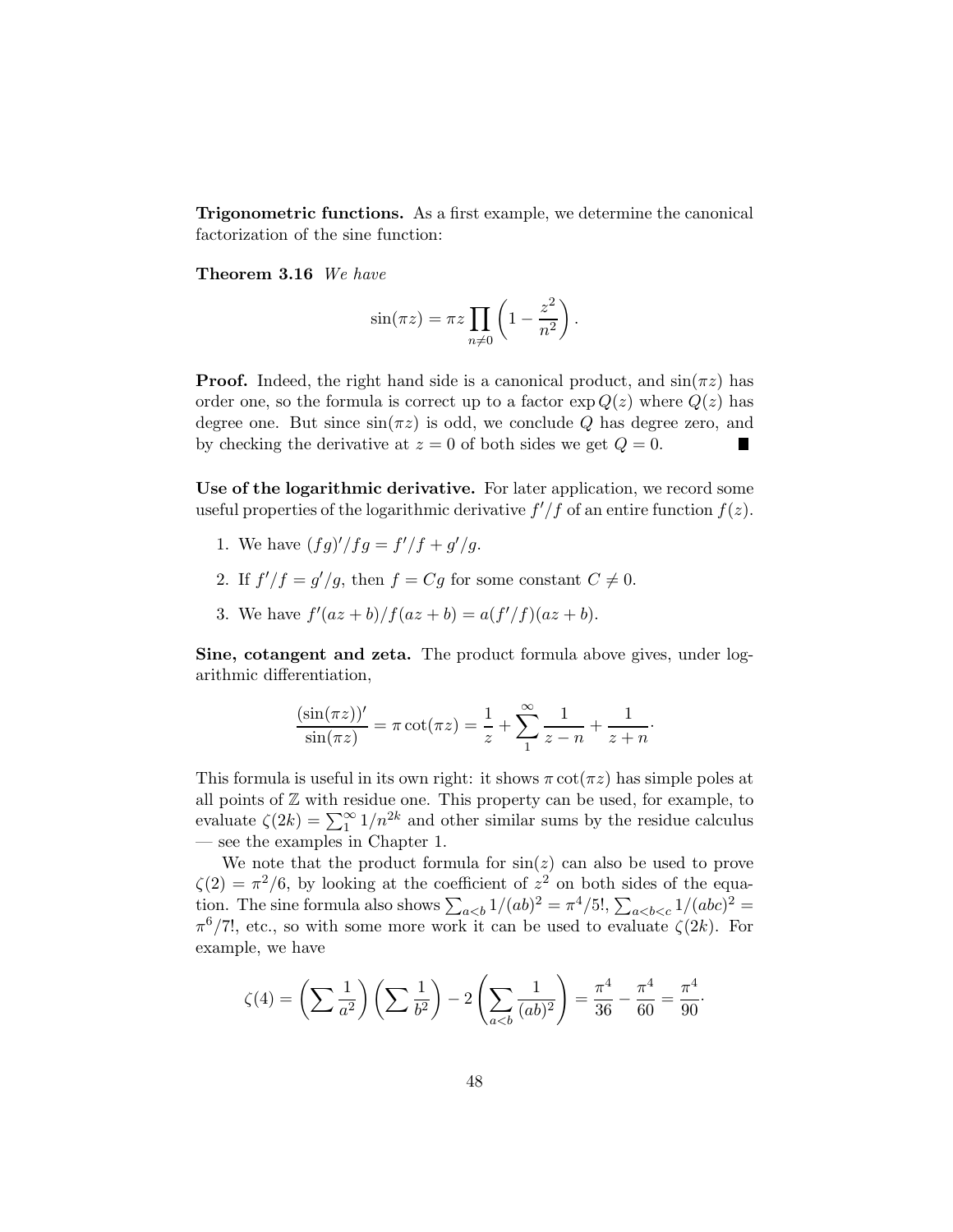**Trigonometric functions.** As a first example, we determine the canonical factorization of the sine function:

**Theorem 3.16** *We have*

$$\sin(\pi z) = \pi z \prod_{n \neq 0} \left(1 - \frac{z^2}{n^2}\right).$$

**Proof.** Indeed, the right hand side is a canonical product, and $\sin(\pi z)$ has order one, so the formula is correct up to a factor $\exp Q(z)$ where $Q(z)$ has degree one. But since $\sin(\pi z)$ is odd, we conclude $Q$ has degree zero, and by checking the derivative at $z = 0$ of both sides we get $Q = 0$. ∎

**Use of the logarithmic derivative.** For later application, we record some useful properties of the logarithmic derivative $f'/f$ of an entire function $f(z)$.

1. We have $(fg)'/fg = f'/f + g'/g$.
2. If $f'/f = g'/g$, then $f = Cg$ for some constant $C \neq 0$.
3. We have $f'(az + b)/f(az + b) = a(f'/f)(az + b)$.

**Sine, cotangent and zeta.** The product formula above gives, under logarithmic differentiation,

$$\frac{(\sin(\pi z))'}{\sin(\pi z)} = \pi \cot(\pi z) = \frac{1}{z} + \sum_1^\infty \frac{1}{z-n} + \frac{1}{z+n} \cdot$$

This formula is useful in its own right: it shows $\pi \cot(\pi z)$ has simple poles at all points of $\mathbb{Z}$ with residue one. This property can be used, for example, to evaluate $\zeta(2k) = \sum_1^\infty 1/n^{2k}$ and other similar sums by the residue calculus — see the examples in Chapter 1.

We note that the product formula for $\sin(z)$ can also be used to prove $\zeta(2) = \pi^2/6$, by looking at the coefficient of $z^2$ on both sides of the equation. The sine formula also shows $\sum_{a<b} 1/(ab)^2 = \pi^4/5!$, $\sum_{a<b<c} 1/(abc)^2 = \pi^6/7!$, etc., so with some more work it can be used to evaluate $\zeta(2k)$. For example, we have

$$\zeta(4) = \left(\sum \frac{1}{a^2}\right)\left(\sum \frac{1}{b^2}\right) - 2\left(\sum_{a<b} \frac{1}{(ab)^2}\right) = \frac{\pi^4}{36} - \frac{\pi^4}{60} = \frac{\pi^4}{90} \cdot$$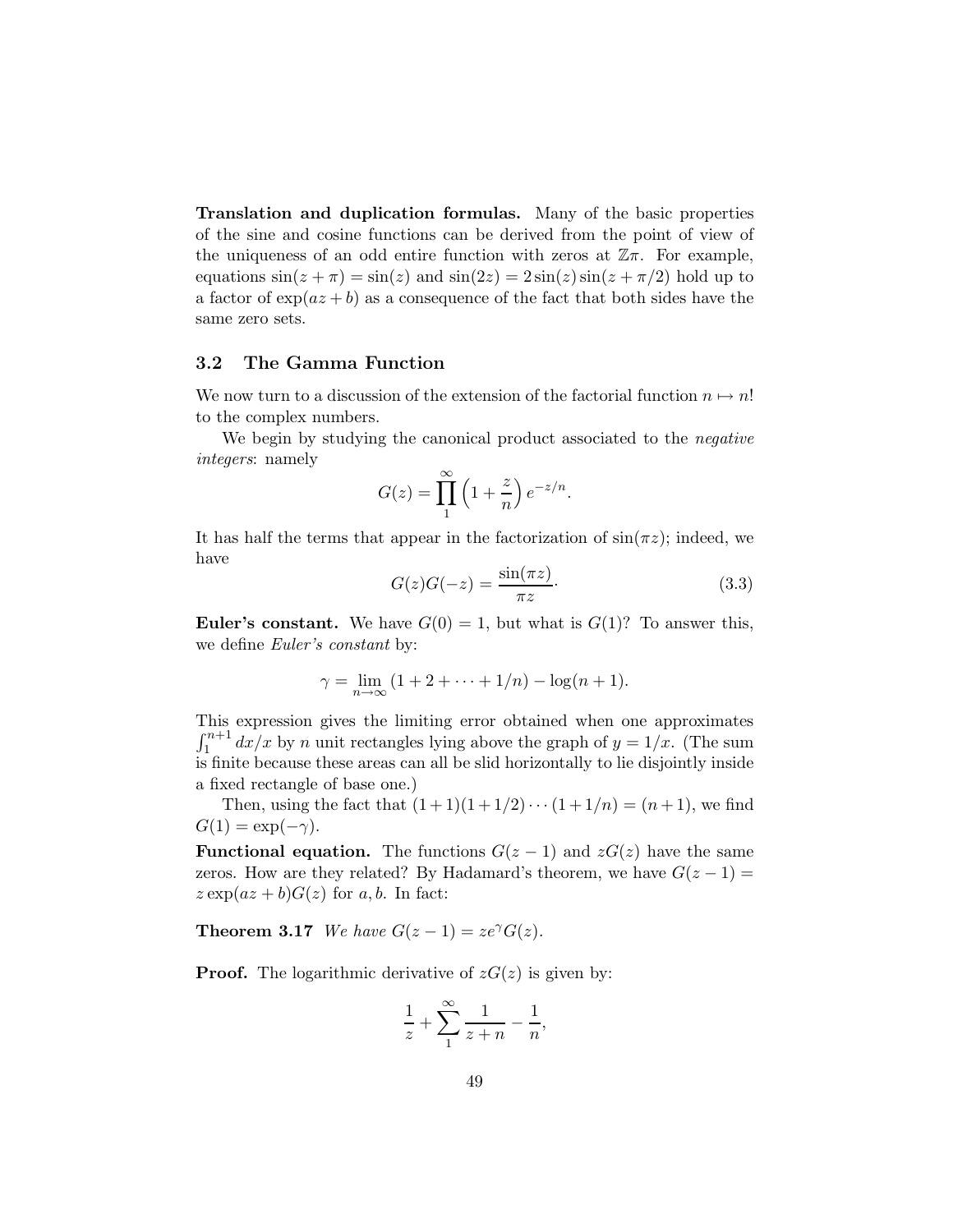**Translation and duplication formulas.** Many of the basic properties of the sine and cosine functions can be derived from the point of view of the uniqueness of an odd entire function with zeros at $\mathbb{Z}\pi$. For example, equations $\sin(z + \pi) = \sin(z)$ and $\sin(2z) = 2\sin(z)\sin(z + \pi/2)$ hold up to a factor of $\exp(az + b)$ as a consequence of the fact that both sides have the same zero sets.

## 3.2 The Gamma Function

We now turn to a discussion of the extension of the factorial function $n \mapsto n!$ to the complex numbers.

We begin by studying the canonical product associated to the *negative integers*: namely

$$G(z) = \prod_1^\infty \left(1 + \frac{z}{n}\right) e^{-z/n}.$$

It has half the terms that appear in the factorization of $\sin(\pi z)$; indeed, we have

$$G(z)G(-z) = \frac{\sin(\pi z)}{\pi z}. \tag{3.3}$$

**Euler's constant.** We have $G(0) = 1$, but what is $G(1)$? To answer this, we define *Euler's constant* by:

$$\gamma = \lim_{n\to\infty} (1 + 2 + \cdots + 1/n) - \log(n + 1).$$

This expression gives the limiting error obtained when one approximates $\int_1^{n+1} dx/x$ by $n$ unit rectangles lying above the graph of $y = 1/x$. (The sum is finite because these areas can all be slid horizontally to lie disjointly inside a fixed rectangle of base one.)

Then, using the fact that $(1+1)(1+1/2)\cdots(1+1/n) = (n+1)$, we find $G(1) = \exp(-\gamma)$.

**Functional equation.** The functions $G(z - 1)$ and $zG(z)$ have the same zeros. How are they related? By Hadamard's theorem, we have $G(z - 1) = z\exp(az + b)G(z)$ for $a, b$. In fact:

**Theorem 3.17** *We have $G(z - 1) = ze^\gamma G(z)$.*

**Proof.** The logarithmic derivative of $zG(z)$ is given by:

$$\frac{1}{z} + \sum_1^\infty \frac{1}{z + n} - \frac{1}{n},$$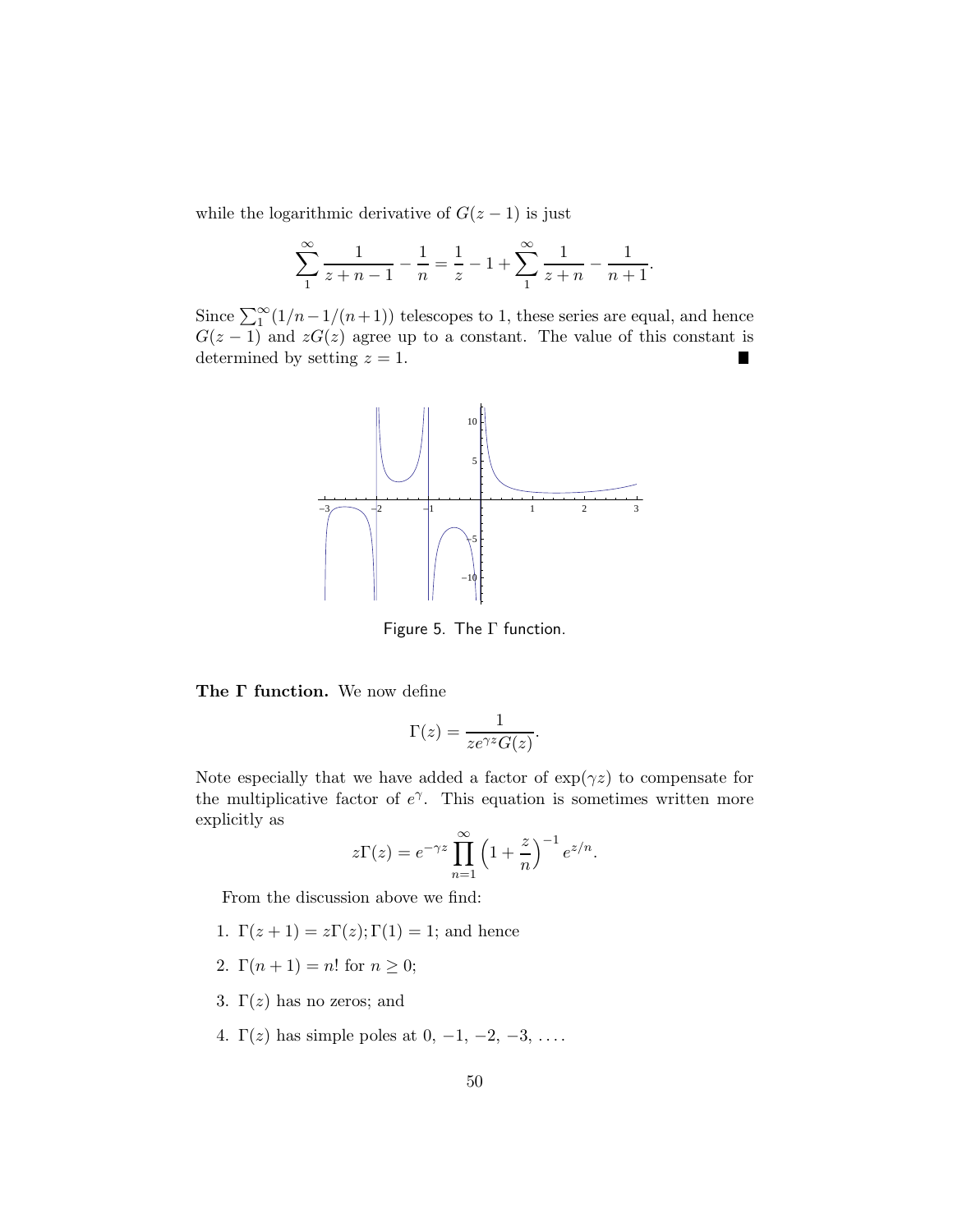while the logarithmic derivative of $G(z-1)$ is just

$$\sum_1^{\infty} \frac{1}{z+n-1} - \frac{1}{n} = \frac{1}{z} - 1 + \sum_1^{\infty} \frac{1}{z+n} - \frac{1}{n+1}.$$

Since $\sum_1^{\infty}(1/n - 1/(n+1))$ telescopes to 1, these series are equal, and hence $G(z-1)$ and $zG(z)$ agree up to a constant. The value of this constant is determined by setting $z = 1$. ■

Figure 5. The $\Gamma$ function.

**The $\Gamma$ function.** We now define

$$\Gamma(z) = \frac{1}{ze^{\gamma z} G(z)}.$$

Note especially that we have added a factor of $\exp(\gamma z)$ to compensate for the multiplicative factor of $e^{\gamma}$. This equation is sometimes written more explicitly as

$$z\Gamma(z) = e^{-\gamma z} \prod_{n=1}^{\infty} \left(1 + \frac{z}{n}\right)^{-1} e^{z/n}.$$

From the discussion above we find:

1. $\Gamma(z+1) = z\Gamma(z); \Gamma(1) = 1$; and hence
2. $\Gamma(n+1) = n!$ for $n \geq 0$;
3. $\Gamma(z)$ has no zeros; and
4. $\Gamma(z)$ has simple poles at $0, -1, -2, -3, \ldots$.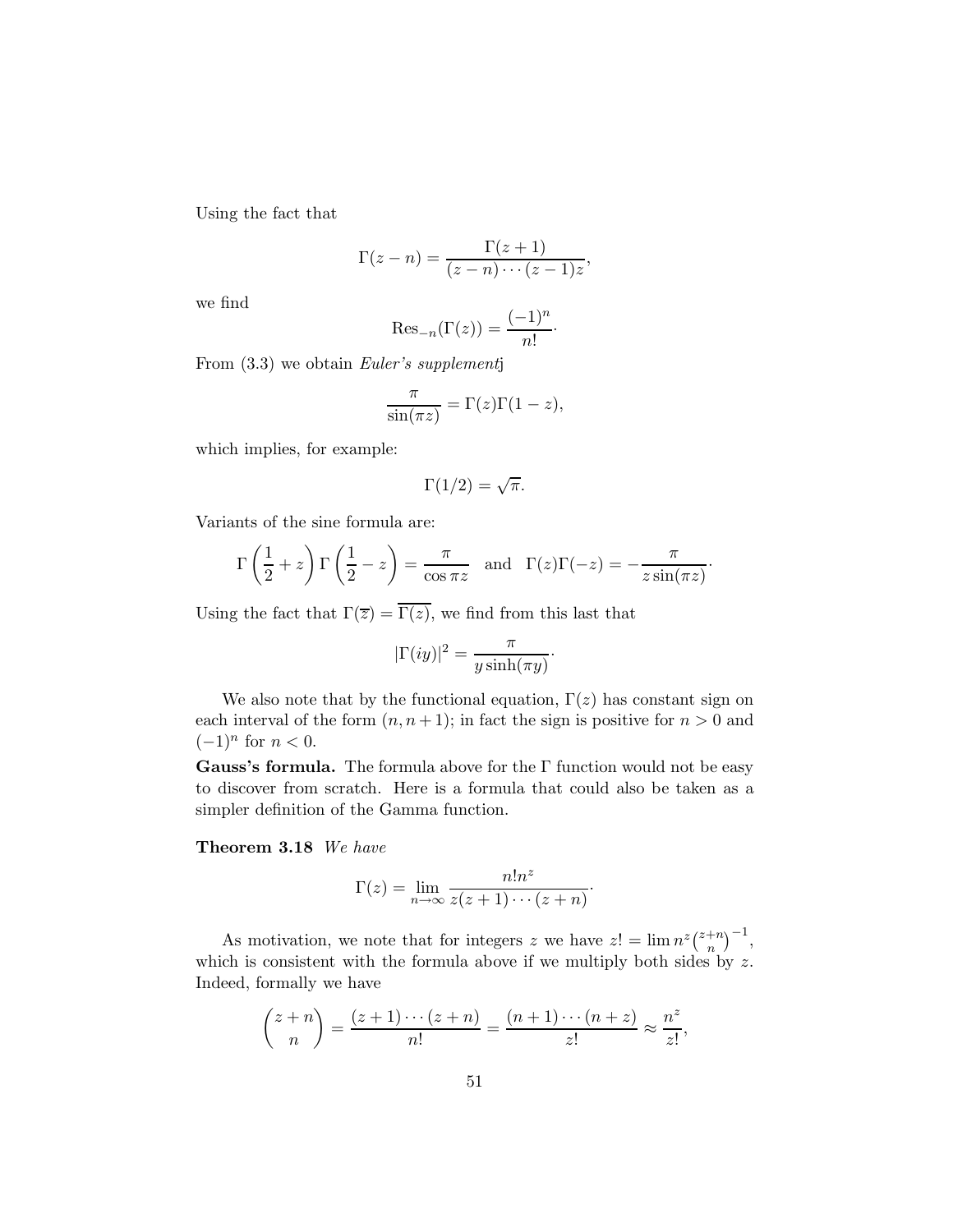Using the fact that

$$\Gamma(z-n) = \frac{\Gamma(z+1)}{(z-n)\cdots(z-1)z},$$

we find

$$\text{Res}_{-n}(\Gamma(z)) = \frac{(-1)^n}{n!}\cdot$$

From (3.3) we obtain *Euler's supplement*j

$$\frac{\pi}{\sin(\pi z)} = \Gamma(z)\Gamma(1-z),$$

which implies, for example:

$$\Gamma(1/2) = \sqrt{\pi}.$$

Variants of the sine formula are:

$$\Gamma\left(\frac{1}{2}+z\right)\Gamma\left(\frac{1}{2}-z\right) = \frac{\pi}{\cos \pi z} \quad \text{and} \quad \Gamma(z)\Gamma(-z) = -\frac{\pi}{z\sin(\pi z)}\cdot$$

Using the fact that $\Gamma(\overline{z}) = \overline{\Gamma(z)}$, we find from this last that

$$|\Gamma(iy)|^2 = \frac{\pi}{y\sinh(\pi y)}\cdot$$

We also note that by the functional equation, $\Gamma(z)$ has constant sign on each interval of the form $(n, n+1)$; in fact the sign is positive for $n > 0$ and $(-1)^n$ for $n < 0$.

**Gauss's formula.** The formula above for the $\Gamma$ function would not be easy to discover from scratch. Here is a formula that could also be taken as a simpler definition of the Gamma function.

**Theorem 3.18** *We have*

$$\Gamma(z) = \lim_{n\to\infty} \frac{n! n^z}{z(z+1)\cdots(z+n)}\cdot$$

As motivation, we note that for integers $z$ we have $z! = \lim n^z \binom{z+n}{n}^{-1}$, which is consistent with the formula above if we multiply both sides by $z$. Indeed, formally we have

$$\binom{z+n}{n} = \frac{(z+1)\cdots(z+n)}{n!} = \frac{(n+1)\cdots(n+z)}{z!} \approx \frac{n^z}{z!},$$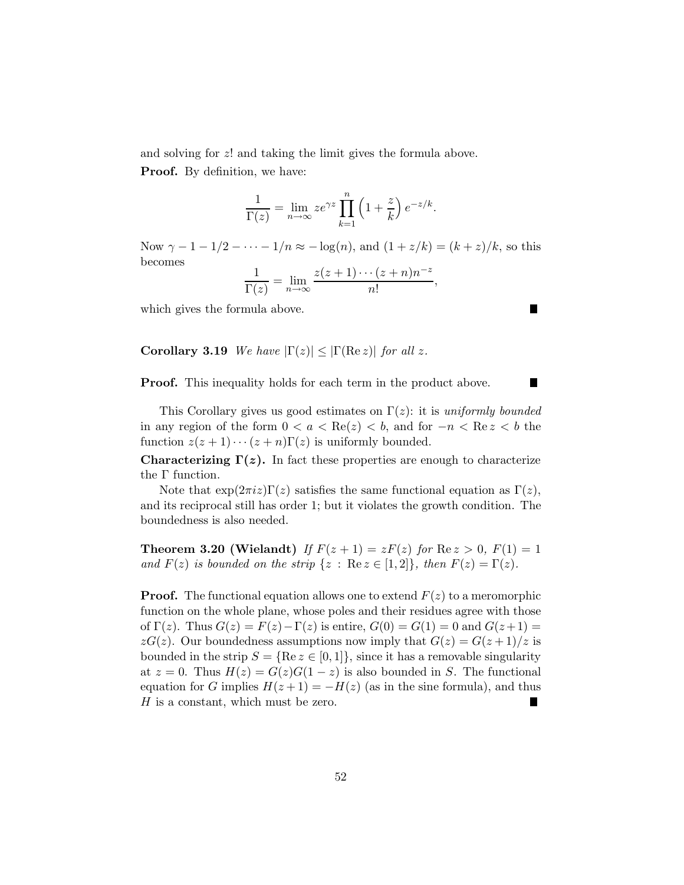and solving for $z!$ and taking the limit gives the formula above.

**Proof.** By definition, we have:

$$\frac{1}{\Gamma(z)} = \lim_{n\to\infty} ze^{\gamma z}\prod_{k=1}^{n}\left(1+\frac{z}{k}\right)e^{-z/k}.$$

Now $\gamma - 1 - 1/2 - \cdots - 1/n \approx -\log(n)$, and $(1+z/k) = (k+z)/k$, so this becomes

$$\frac{1}{\Gamma(z)} = \lim_{n\to\infty}\frac{z(z+1)\cdots(z+n)n^{-z}}{n!},$$

which gives the formula above. ∎

**Corollary 3.19** *We have $|\Gamma(z)| \le |\Gamma(\operatorname{Re} z)|$ for all $z$.*

**Proof.** This inequality holds for each term in the product above. ∎

This Corollary gives us good estimates on $\Gamma(z)$: it is *uniformly bounded* in any region of the form $0 < a < \operatorname{Re}(z) < b$, and for $-n < \operatorname{Re} z < b$ the function $z(z+1)\cdots(z+n)\Gamma(z)$ is uniformly bounded.

**Characterizing $\Gamma(z)$.** In fact these properties are enough to characterize the $\Gamma$ function.

Note that $\exp(2\pi i z)\Gamma(z)$ satisfies the same functional equation as $\Gamma(z)$, and its reciprocal still has order 1; but it violates the growth condition. The boundedness is also needed.

**Theorem 3.20 (Wielandt)** *If $F(z+1) = zF(z)$ for $\operatorname{Re} z > 0$, $F(1) = 1$ and $F(z)$ is bounded on the strip $\{z : \operatorname{Re} z \in [1,2]\}$, then $F(z) = \Gamma(z)$.*

**Proof.** The functional equation allows one to extend $F(z)$ to a meromorphic function on the whole plane, whose poles and their residues agree with those of $\Gamma(z)$. Thus $G(z) = F(z) - \Gamma(z)$ is entire, $G(0) = G(1) = 0$ and $G(z+1) = zG(z)$. Our boundedness assumptions now imply that $G(z) = G(z+1)/z$ is bounded in the strip $S = \{\operatorname{Re} z \in [0,1]\}$, since it has a removable singularity at $z = 0$. Thus $H(z) = G(z)G(1-z)$ is also bounded in $S$. The functional equation for $G$ implies $H(z+1) = -H(z)$ (as in the sine formula), and thus $H$ is a constant, which must be zero. ∎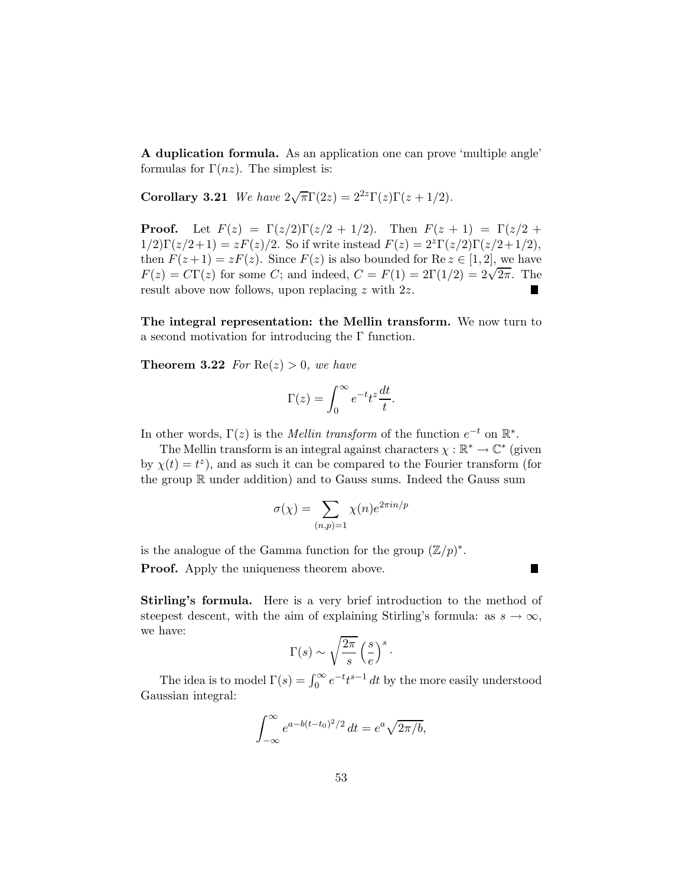**A duplication formula.** As an application one can prove 'multiple angle' formulas for $\Gamma(nz)$. The simplest is:

**Corollary 3.21** *We have* $2\sqrt{\pi}\Gamma(2z) = 2^{2z}\Gamma(z)\Gamma(z+1/2)$.

**Proof.** Let $F(z) = \Gamma(z/2)\Gamma(z/2+1/2)$. Then $F(z+1) = \Gamma(z/2+1/2)\Gamma(z/2+1) = zF(z)/2$. So if write instead $F(z) = 2^z\Gamma(z/2)\Gamma(z/2+1/2)$, then $F(z+1) = zF(z)$. Since $F(z)$ is also bounded for $\operatorname{Re} z \in [1,2]$, we have $F(z) = C\Gamma(z)$ for some $C$; and indeed, $C = F(1) = 2\Gamma(1/2) = 2\sqrt{2\pi}$. The result above now follows, upon replacing $z$ with $2z$. ∎

**The integral representation: the Mellin transform.** We now turn to a second motivation for introducing the $\Gamma$ function.

**Theorem 3.22** *For* $\operatorname{Re}(z) > 0$*, we have*

$$\Gamma(z) = \int_0^\infty e^{-t} t^z \frac{dt}{t}.$$

In other words, $\Gamma(z)$ is the *Mellin transform* of the function $e^{-t}$ on $\mathbb{R}^*$.

The Mellin transform is an integral against characters $\chi : \mathbb{R}^* \to \mathbb{C}^*$ (given by $\chi(t) = t^z$), and as such it can be compared to the Fourier transform (for the group $\mathbb{R}$ under addition) and to Gauss sums. Indeed the Gauss sum

$$\sigma(\chi) = \sum_{(n,p)=1} \chi(n) e^{2\pi i n/p}$$

is the analogue of the Gamma function for the group $(\mathbb{Z}/p)^*$.

**Proof.** Apply the uniqueness theorem above. ∎

**Stirling's formula.** Here is a very brief introduction to the method of steepest descent, with the aim of explaining Stirling's formula: as $s \to \infty$, we have:

$$\Gamma(s) \sim \sqrt{\frac{2\pi}{s}} \left(\frac{s}{e}\right)^s.$$

The idea is to model $\Gamma(s) = \int_0^\infty e^{-t} t^{s-1}\, dt$ by the more easily understood Gaussian integral:

$$\int_{-\infty}^\infty e^{a - b(t-t_0)^2/2}\, dt = e^a \sqrt{2\pi/b},$$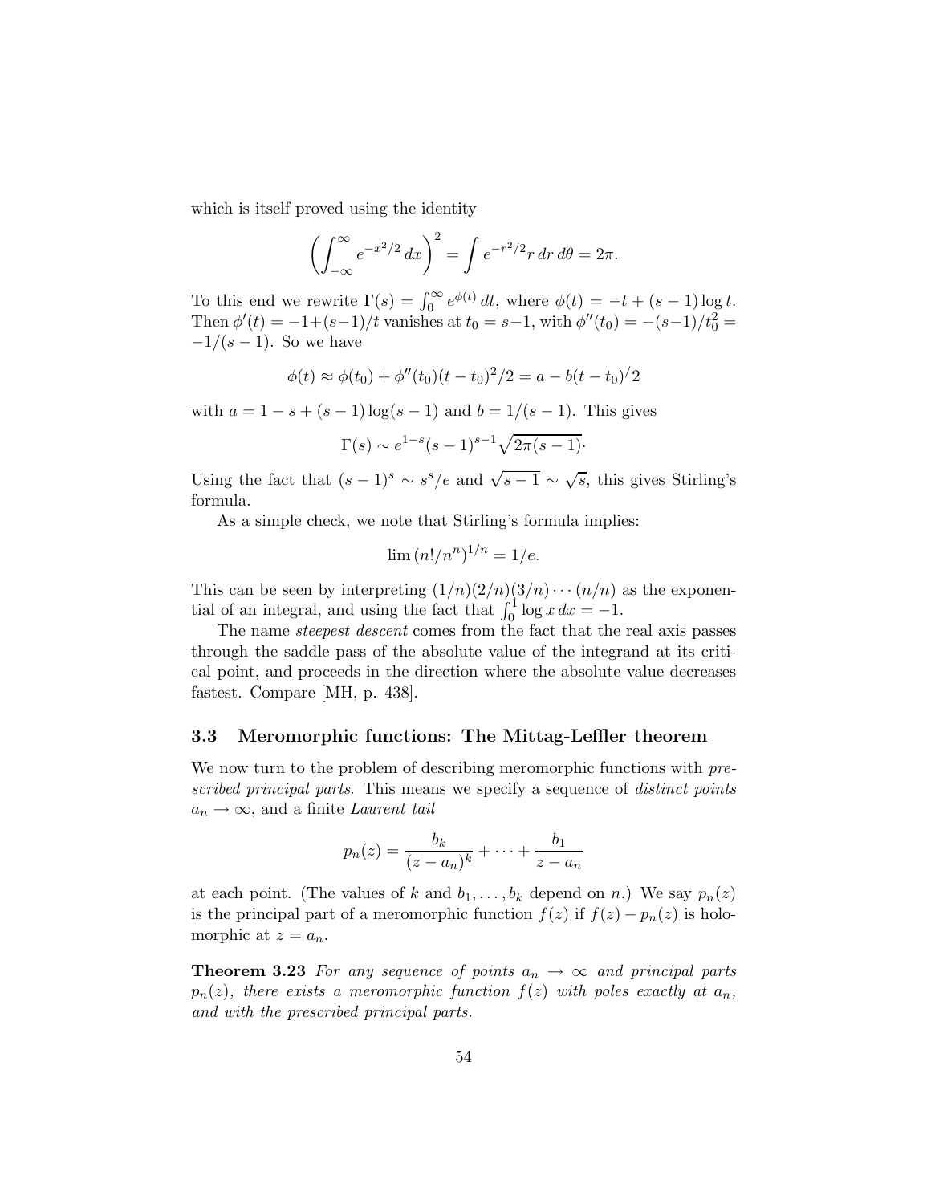which is itself proved using the identity

$$\left(\int_{-\infty}^{\infty} e^{-x^2/2}\,dx\right)^2 = \int e^{-r^2/2} r\,dr\,d\theta = 2\pi.$$

To this end we rewrite $\Gamma(s) = \int_0^\infty e^{\phi(t)}\,dt$, where $\phi(t) = -t + (s-1)\log t$. Then $\phi'(t) = -1+(s-1)/t$ vanishes at $t_0 = s-1$, with $\phi''(t_0) = -(s-1)/t_0^2 = -1/(s-1)$. So we have

$$\phi(t) \approx \phi(t_0) + \phi''(t_0)(t-t_0)^2/2 = a - b(t-t_0)^/2$$

with $a = 1 - s + (s-1)\log(s-1)$ and $b = 1/(s-1)$. This gives

$$\Gamma(s) \sim e^{1-s}(s-1)^{s-1}\sqrt{2\pi(s-1)}\cdot$$

Using the fact that $(s-1)^s \sim s^s/e$ and $\sqrt{s-1} \sim \sqrt{s}$, this gives Stirling's formula.

As a simple check, we note that Stirling's formula implies:

$$\lim\,(n!/n^n)^{1/n} = 1/e.$$

This can be seen by interpreting $(1/n)(2/n)(3/n)\cdots(n/n)$ as the exponential of an integral, and using the fact that $\int_0^1 \log x\,dx = -1$.

The name *steepest descent* comes from the fact that the real axis passes through the saddle pass of the absolute value of the integrand at its critical point, and proceeds in the direction where the absolute value decreases fastest. Compare [MH, p. 438].

### 3.3 Meromorphic functions: The Mittag-Leffler theorem

We now turn to the problem of describing meromorphic functions with *prescribed principal parts*. This means we specify a sequence of *distinct points* $a_n \to \infty$, and a finite *Laurent tail*

$$p_n(z) = \frac{b_k}{(z-a_n)^k} + \cdots + \frac{b_1}{z-a_n}$$

at each point. (The values of $k$ and $b_1, \ldots, b_k$ depend on $n$.) We say $p_n(z)$ is the principal part of a meromorphic function $f(z)$ if $f(z) - p_n(z)$ is holomorphic at $z = a_n$.

**Theorem 3.23** *For any sequence of points $a_n \to \infty$ and principal parts $p_n(z)$, there exists a meromorphic function $f(z)$ with poles exactly at $a_n$, and with the prescribed principal parts.*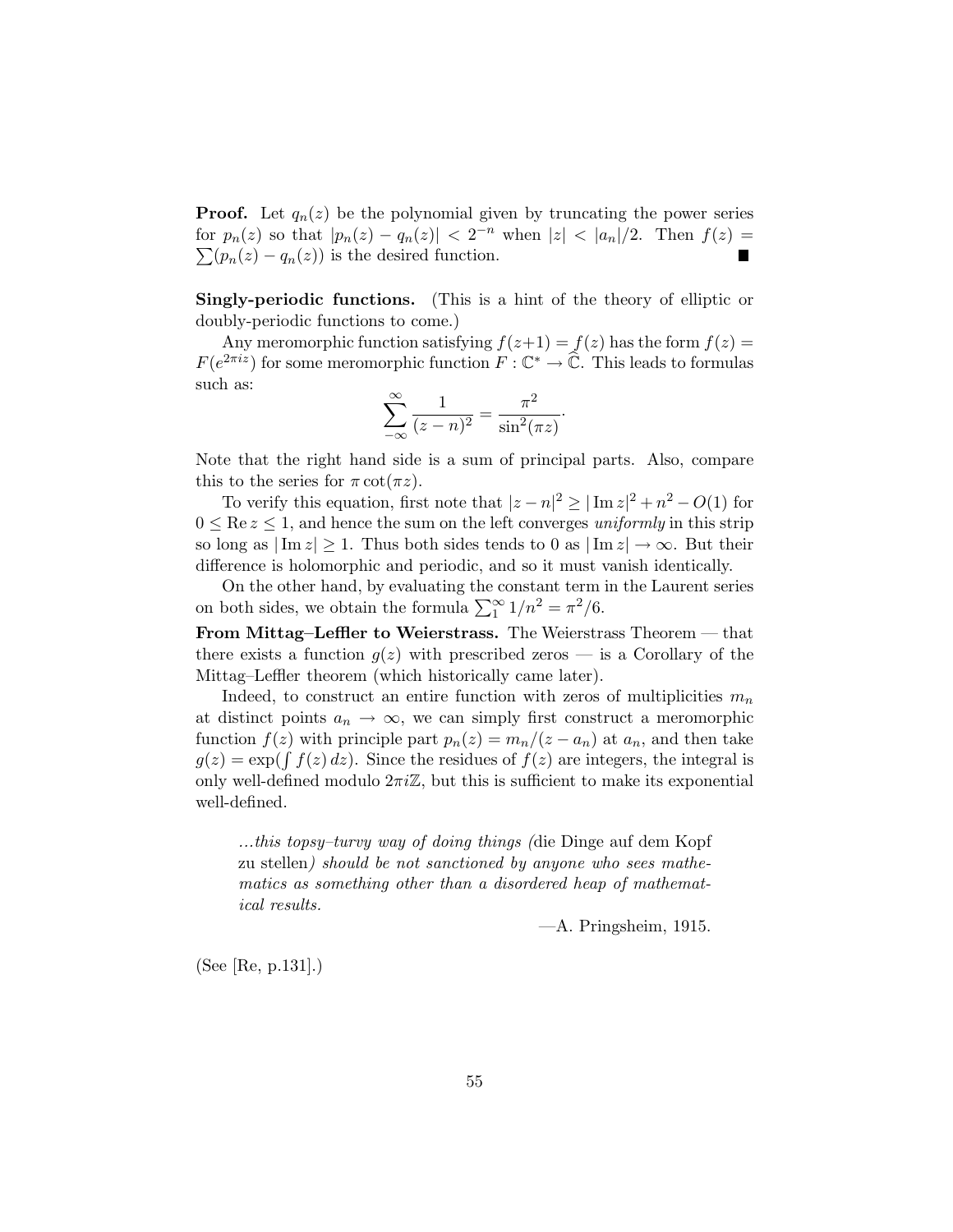**Proof.** Let $q_n(z)$ be the polynomial given by truncating the power series for $p_n(z)$ so that $|p_n(z) - q_n(z)| < 2^{-n}$ when $|z| < |a_n|/2$. Then $f(z) = \sum(p_n(z) - q_n(z))$ is the desired function. ∎

**Singly-periodic functions.** (This is a hint of the theory of elliptic or doubly-periodic functions to come.)

Any meromorphic function satisfying $f(z+1) = f(z)$ has the form $f(z) = F(e^{2\pi i z})$ for some meromorphic function $F : \mathbb{C}^* \to \widehat{\mathbb{C}}$. This leads to formulas such as:

$$\sum_{-\infty}^{\infty} \frac{1}{(z-n)^2} = \frac{\pi^2}{\sin^2(\pi z)}.$$

Note that the right hand side is a sum of principal parts. Also, compare this to the series for $\pi \cot(\pi z)$.

To verify this equation, first note that $|z-n|^2 \geq |\operatorname{Im} z|^2 + n^2 - O(1)$ for $0 \leq \operatorname{Re} z \leq 1$, and hence the sum on the left converges *uniformly* in this strip so long as $|\operatorname{Im} z| \geq 1$. Thus both sides tends to 0 as $|\operatorname{Im} z| \to \infty$. But their difference is holomorphic and periodic, and so it must vanish identically.

On the other hand, by evaluating the constant term in the Laurent series on both sides, we obtain the formula $\sum_1^\infty 1/n^2 = \pi^2/6$.

**From Mittag–Leffler to Weierstrass.** The Weierstrass Theorem — that there exists a function $g(z)$ with prescribed zeros — is a Corollary of the Mittag–Leffler theorem (which historically came later).

Indeed, to construct an entire function with zeros of multiplicities $m_n$ at distinct points $a_n \to \infty$, we can simply first construct a meromorphic function $f(z)$ with principle part $p_n(z) = m_n/(z - a_n)$ at $a_n$, and then take $g(z) = \exp(\int f(z)\,dz)$. Since the residues of $f(z)$ are integers, the integral is only well-defined modulo $2\pi i\mathbb{Z}$, but this is sufficient to make its exponential well-defined.

> *...this topsy–turvy way of doing things (*die Dinge auf dem Kopf zu stellen*) should be not sanctioned by anyone who sees mathematics as something other than a disordered heap of mathematical results.*
>
> —A. Pringsheim, 1915.

(See [Re, p.131].)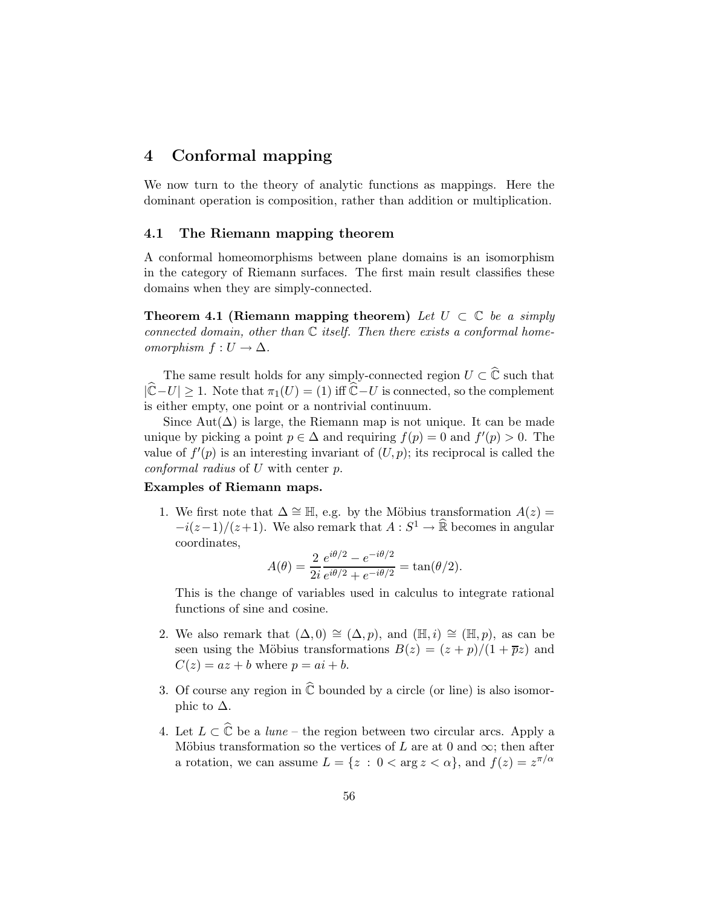# 4 Conformal mapping

We now turn to the theory of analytic functions as mappings. Here the dominant operation is composition, rather than addition or multiplication.

## 4.1 The Riemann mapping theorem

A conformal homeomorphisms between plane domains is an isomorphism in the category of Riemann surfaces. The first main result classifies these domains when they are simply-connected.

**Theorem 4.1 (Riemann mapping theorem)** *Let $U \subset \mathbb{C}$ be a simply connected domain, other than $\mathbb{C}$ itself. Then there exists a conformal homeomorphism $f : U \to \Delta$.*

The same result holds for any simply-connected region $U \subset \widehat{\mathbb{C}}$ such that $|\widehat{\mathbb{C}} - U| \geq 1$. Note that $\pi_1(U) = (1)$ iff $\widehat{\mathbb{C}} - U$ is connected, so the complement is either empty, one point or a nontrivial continuum.

Since $\mathrm{Aut}(\Delta)$ is large, the Riemann map is not unique. It can be made unique by picking a point $p \in \Delta$ and requiring $f(p) = 0$ and $f'(p) > 0$. The value of $f'(p)$ is an interesting invariant of $(U, p)$; its reciprocal is called the *conformal radius* of $U$ with center $p$.

**Examples of Riemann maps.**

1. We first note that $\Delta \cong \mathbb{H}$, e.g. by the Möbius transformation $A(z) = -i(z-1)/(z+1)$. We also remark that $A : S^1 \to \widehat{\mathbb{R}}$ becomes in angular coordinates,
$$A(\theta) = \frac{2}{2i} \frac{e^{i\theta/2} - e^{-i\theta/2}}{e^{i\theta/2} + e^{-i\theta/2}} = \tan(\theta/2).$$
This is the change of variables used in calculus to integrate rational functions of sine and cosine.

2. We also remark that $(\Delta, 0) \cong (\Delta, p)$, and $(\mathbb{H}, i) \cong (\mathbb{H}, p)$, as can be seen using the Möbius transformations $B(z) = (z + p)/(1 + \overline{p}z)$ and $C(z) = az + b$ where $p = ai + b$.

3. Of course any region in $\widehat{\mathbb{C}}$ bounded by a circle (or line) is also isomorphic to $\Delta$.

4. Let $L \subset \widehat{\mathbb{C}}$ be a *lune* – the region between two circular arcs. Apply a Möbius transformation so the vertices of $L$ are at 0 and $\infty$; then after a rotation, we can assume $L = \{z \,:\, 0 < \arg z < \alpha\}$, and $f(z) = z^{\pi/\alpha}$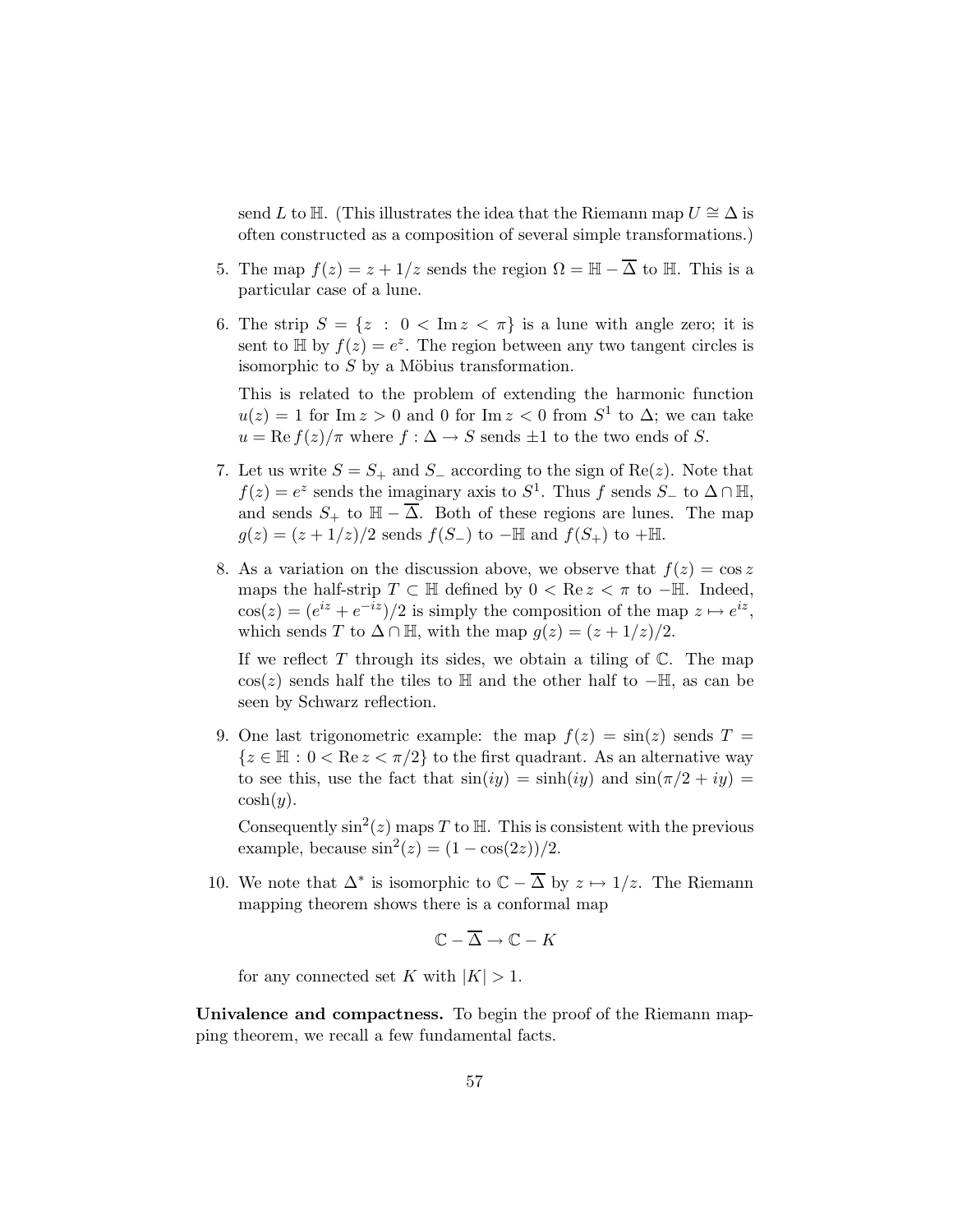send $L$ to $\mathbb{H}$. (This illustrates the idea that the Riemann map $U \cong \Delta$ is often constructed as a composition of several simple transformations.)

5. The map $f(z) = z + 1/z$ sends the region $\Omega = \mathbb{H} - \overline{\Delta}$ to $\mathbb{H}$. This is a particular case of a lune.

6. The strip $S = \{z \; : \; 0 < \operatorname{Im} z < \pi\}$ is a lune with angle zero; it is sent to $\mathbb{H}$ by $f(z) = e^z$. The region between any two tangent circles is isomorphic to $S$ by a Möbius transformation.

   This is related to the problem of extending the harmonic function $u(z) = 1$ for $\operatorname{Im} z > 0$ and $0$ for $\operatorname{Im} z < 0$ from $S^1$ to $\Delta$; we can take $u = \operatorname{Re} f(z)/\pi$ where $f : \Delta \to S$ sends $\pm 1$ to the two ends of $S$.

7. Let us write $S = S_+$ and $S_-$ according to the sign of $\operatorname{Re}(z)$. Note that $f(z) = e^z$ sends the imaginary axis to $S^1$. Thus $f$ sends $S_-$ to $\Delta \cap \mathbb{H}$, and sends $S_+$ to $\mathbb{H} - \overline{\Delta}$. Both of these regions are lunes. The map $g(z) = (z + 1/z)/2$ sends $f(S_-)$ to $-\mathbb{H}$ and $f(S_+)$ to $+\mathbb{H}$.

8. As a variation on the discussion above, we observe that $f(z) = \cos z$ maps the half-strip $T \subset \mathbb{H}$ defined by $0 < \operatorname{Re} z < \pi$ to $-\mathbb{H}$. Indeed, $\cos(z) = (e^{iz} + e^{-iz})/2$ is simply the composition of the map $z \mapsto e^{iz}$, which sends $T$ to $\Delta \cap \mathbb{H}$, with the map $g(z) = (z + 1/z)/2$.

   If we reflect $T$ through its sides, we obtain a tiling of $\mathbb{C}$. The map $\cos(z)$ sends half the tiles to $\mathbb{H}$ and the other half to $-\mathbb{H}$, as can be seen by Schwarz reflection.

9. One last trigonometric example: the map $f(z) = \sin(z)$ sends $T = \{z \in \mathbb{H} : 0 < \operatorname{Re} z < \pi/2\}$ to the first quadrant. As an alternative way to see this, use the fact that $\sin(iy) = \sinh(iy)$ and $\sin(\pi/2 + iy) = \cosh(y)$.

   Consequently $\sin^2(z)$ maps $T$ to $\mathbb{H}$. This is consistent with the previous example, because $\sin^2(z) = (1 - \cos(2z))/2$.

10. We note that $\Delta^*$ is isomorphic to $\mathbb{C} - \overline{\Delta}$ by $z \mapsto 1/z$. The Riemann mapping theorem shows there is a conformal map

$$\mathbb{C} - \overline{\Delta} \to \mathbb{C} - K$$

   for any connected set $K$ with $|K| > 1$.

**Univalence and compactness.** To begin the proof of the Riemann mapping theorem, we recall a few fundamental facts.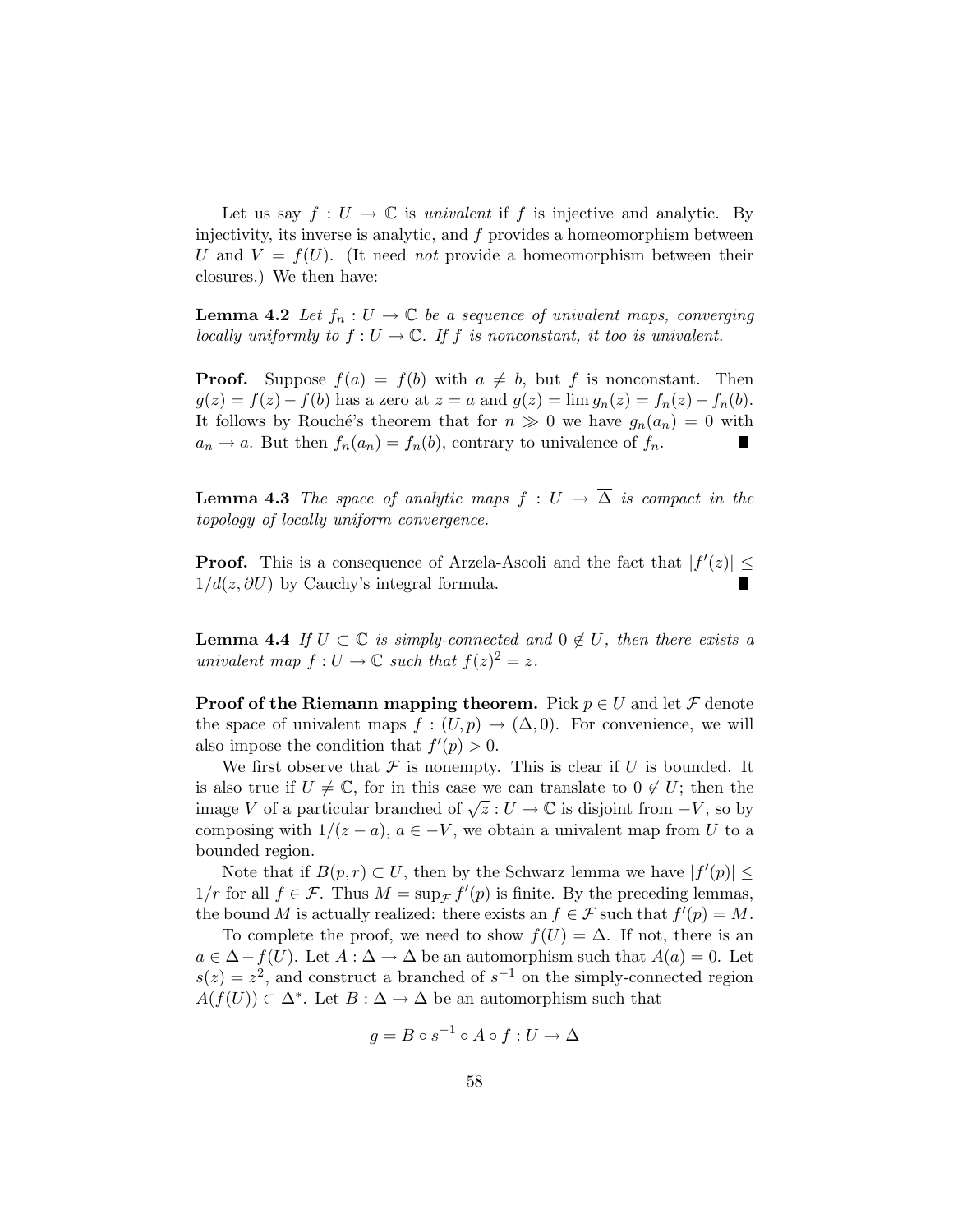Let us say $f : U \to \mathbb{C}$ is *univalent* if $f$ is injective and analytic. By injectivity, its inverse is analytic, and $f$ provides a homeomorphism between $U$ and $V = f(U)$. (It need *not* provide a homeomorphism between their closures.) We then have:

**Lemma 4.2** *Let $f_n : U \to \mathbb{C}$ be a sequence of univalent maps, converging locally uniformly to $f : U \to \mathbb{C}$. If $f$ is nonconstant, it too is univalent.*

**Proof.** Suppose $f(a) = f(b)$ with $a \neq b$, but $f$ is nonconstant. Then $g(z) = f(z) - f(b)$ has a zero at $z = a$ and $g(z) = \lim g_n(z) = f_n(z) - f_n(b)$. It follows by Rouché's theorem that for $n \gg 0$ we have $g_n(a_n) = 0$ with $a_n \to a$. But then $f_n(a_n) = f_n(b)$, contrary to univalence of $f_n$. ∎

**Lemma 4.3** *The space of analytic maps $f : U \to \overline{\Delta}$ is compact in the topology of locally uniform convergence.*

**Proof.** This is a consequence of Arzela-Ascoli and the fact that $|f'(z)| \leq 1/d(z, \partial U)$ by Cauchy's integral formula. ∎

**Lemma 4.4** *If $U \subset \mathbb{C}$ is simply-connected and $0 \notin U$, then there exists a univalent map $f : U \to \mathbb{C}$ such that $f(z)^2 = z$.*

**Proof of the Riemann mapping theorem.** Pick $p \in U$ and let $\mathcal{F}$ denote the space of univalent maps $f : (U, p) \to (\Delta, 0)$. For convenience, we will also impose the condition that $f'(p) > 0$.

We first observe that $\mathcal{F}$ is nonempty. This is clear if $U$ is bounded. It is also true if $U \neq \mathbb{C}$, for in this case we can translate to $0 \notin U$; then the image $V$ of a particular branched of $\sqrt{z} : U \to \mathbb{C}$ is disjoint from $-V$, so by composing with $1/(z - a)$, $a \in -V$, we obtain a univalent map from $U$ to a bounded region.

Note that if $B(p, r) \subset U$, then by the Schwarz lemma we have $|f'(p)| \leq 1/r$ for all $f \in \mathcal{F}$. Thus $M = \sup_{\mathcal{F}} f'(p)$ is finite. By the preceding lemmas, the bound $M$ is actually realized: there exists an $f \in \mathcal{F}$ such that $f'(p) = M$.

To complete the proof, we need to show $f(U) = \Delta$. If not, there is an $a \in \Delta - f(U)$. Let $A : \Delta \to \Delta$ be an automorphism such that $A(a) = 0$. Let $s(z) = z^2$, and construct a branched of $s^{-1}$ on the simply-connected region $A(f(U)) \subset \Delta^*$. Let $B : \Delta \to \Delta$ be an automorphism such that

$$g = B \circ s^{-1} \circ A \circ f : U \to \Delta$$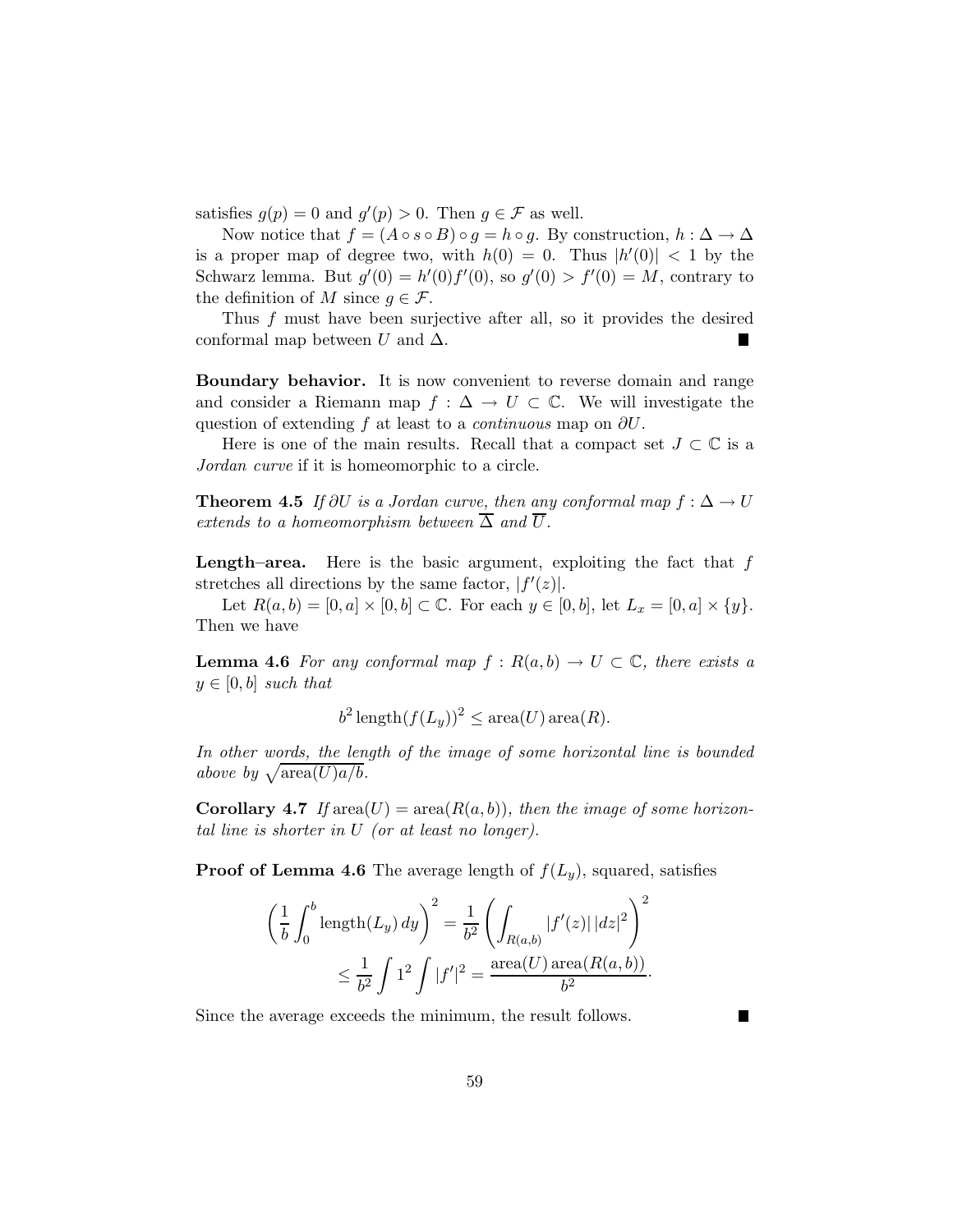satisfies $g(p) = 0$ and $g'(p) > 0$. Then $g \in \mathcal{F}$ as well.

Now notice that $f = (A \circ s \circ B) \circ g = h \circ g$. By construction, $h : \Delta \to \Delta$ is a proper map of degree two, with $h(0) = 0$. Thus $|h'(0)| < 1$ by the Schwarz lemma. But $g'(0) = h'(0) f'(0)$, so $g'(0) > f'(0) = M$, contrary to the definition of $M$ since $g \in \mathcal{F}$.

Thus $f$ must have been surjective after all, so it provides the desired conformal map between $U$ and $\Delta$. ∎

**Boundary behavior.** It is now convenient to reverse domain and range and consider a Riemann map $f : \Delta \to U \subset \mathbb{C}$. We will investigate the question of extending $f$ at least to a *continuous* map on $\partial U$.

Here is one of the main results. Recall that a compact set $J \subset \mathbb{C}$ is a *Jordan curve* if it is homeomorphic to a circle.

**Theorem 4.5** *If $\partial U$ is a Jordan curve, then any conformal map $f : \Delta \to U$ extends to a homeomorphism between $\overline{\Delta}$ and $\overline{U}$.*

**Length–area.** Here is the basic argument, exploiting the fact that $f$ stretches all directions by the same factor, $|f'(z)|$.

Let $R(a, b) = [0, a] \times [0, b] \subset \mathbb{C}$. For each $y \in [0, b]$, let $L_x = [0, a] \times \{y\}$. Then we have

**Lemma 4.6** *For any conformal map $f : R(a, b) \to U \subset \mathbb{C}$, there exists a $y \in [0, b]$ such that*

$$b^2 \operatorname{length}(f(L_y))^2 \leq \operatorname{area}(U) \operatorname{area}(R).$$

*In other words, the length of the image of some horizontal line is bounded above by $\sqrt{\operatorname{area}(U) a/b}$.*

**Corollary 4.7** *If $\operatorname{area}(U) = \operatorname{area}(R(a, b))$, then the image of some horizontal line is shorter in $U$ (or at least no longer).*

**Proof of Lemma 4.6** The average length of $f(L_y)$, squared, satisfies

$$\left( \frac{1}{b} \int_0^b \operatorname{length}(L_y) \, dy \right)^2 = \frac{1}{b^2} \left( \int_{R(a,b)} |f'(z)| \, |dz|^2 \right)^2$$
$$\leq \frac{1}{b^2} \int 1^2 \int |f'|^2 = \frac{\operatorname{area}(U) \operatorname{area}(R(a, b))}{b^2} \cdot$$

Since the average exceeds the minimum, the result follows. ∎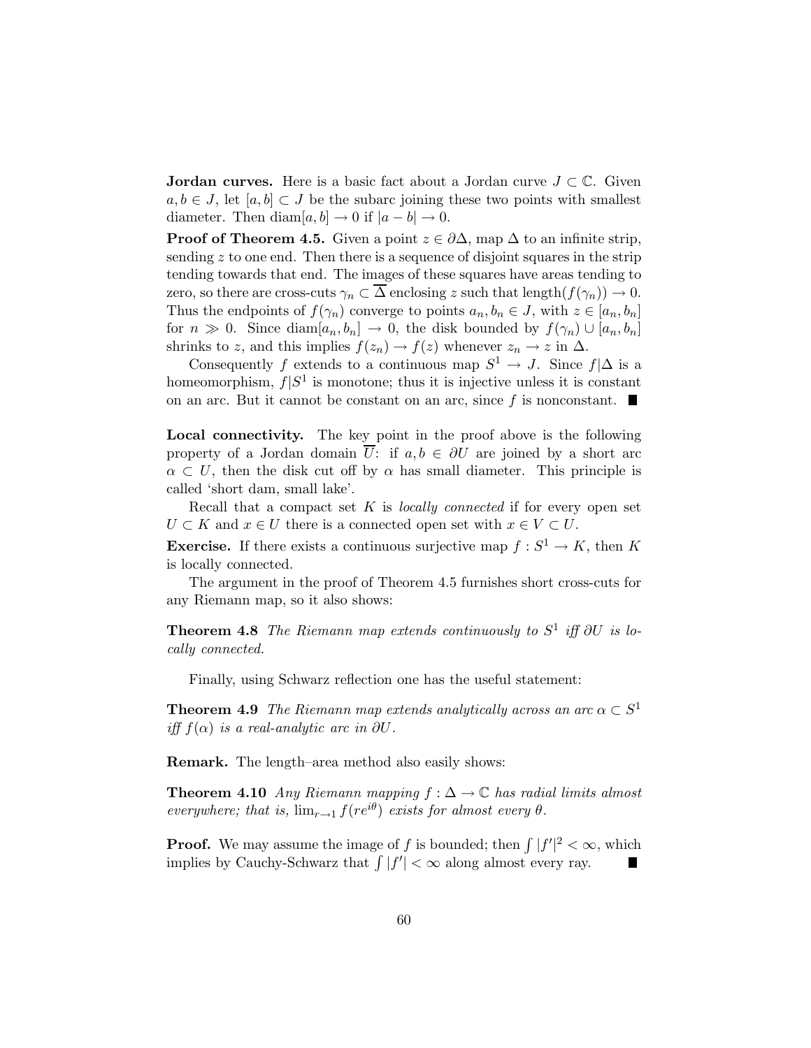**Jordan curves.** Here is a basic fact about a Jordan curve $J \subset \mathbb{C}$. Given $a, b \in J$, let $[a, b] \subset J$ be the subarc joining these two points with smallest diameter. Then $\text{diam}[a, b] \to 0$ if $|a - b| \to 0$.

**Proof of Theorem 4.5.** Given a point $z \in \partial\Delta$, map $\Delta$ to an infinite strip, sending $z$ to one end. Then there is a sequence of disjoint squares in the strip tending towards that end. The images of these squares have areas tending to zero, so there are cross-cuts $\gamma_n \subset \overline{\Delta}$ enclosing $z$ such that $\text{length}(f(\gamma_n)) \to 0$. Thus the endpoints of $f(\gamma_n)$ converge to points $a_n, b_n \in J$, with $z \in [a_n, b_n]$ for $n \gg 0$. Since $\text{diam}[a_n, b_n] \to 0$, the disk bounded by $f(\gamma_n) \cup [a_n, b_n]$ shrinks to $z$, and this implies $f(z_n) \to f(z)$ whenever $z_n \to z$ in $\Delta$.

Consequently $f$ extends to a continuous map $S^1 \to J$. Since $f|\Delta$ is a homeomorphism, $f|S^1$ is monotone; thus it is injective unless it is constant on an arc. But it cannot be constant on an arc, since $f$ is nonconstant. ■

**Local connectivity.** The key point in the proof above is the following property of a Jordan domain $\overline{U}$: if $a, b \in \partial U$ are joined by a short arc $\alpha \subset U$, then the disk cut off by $\alpha$ has small diameter. This principle is called 'short dam, small lake'.

Recall that a compact set $K$ is *locally connected* if for every open set $U \subset K$ and $x \in U$ there is a connected open set with $x \in V \subset U$.

**Exercise.** If there exists a continuous surjective map $f : S^1 \to K$, then $K$ is locally connected.

The argument in the proof of Theorem 4.5 furnishes short cross-cuts for any Riemann map, so it also shows:

**Theorem 4.8** *The Riemann map extends continuously to $S^1$ iff $\partial U$ is locally connected.*

Finally, using Schwarz reflection one has the useful statement:

**Theorem 4.9** *The Riemann map extends analytically across an arc $\alpha \subset S^1$ iff $f(\alpha)$ is a real-analytic arc in $\partial U$.*

**Remark.** The length–area method also easily shows:

**Theorem 4.10** *Any Riemann mapping $f : \Delta \to \mathbb{C}$ has radial limits almost everywhere; that is, $\lim_{r \to 1} f(re^{i\theta})$ exists for almost every $\theta$.*

**Proof.** We may assume the image of $f$ is bounded; then $\int |f'|^2 < \infty$, which implies by Cauchy-Schwarz that $\int |f'| < \infty$ along almost every ray. ■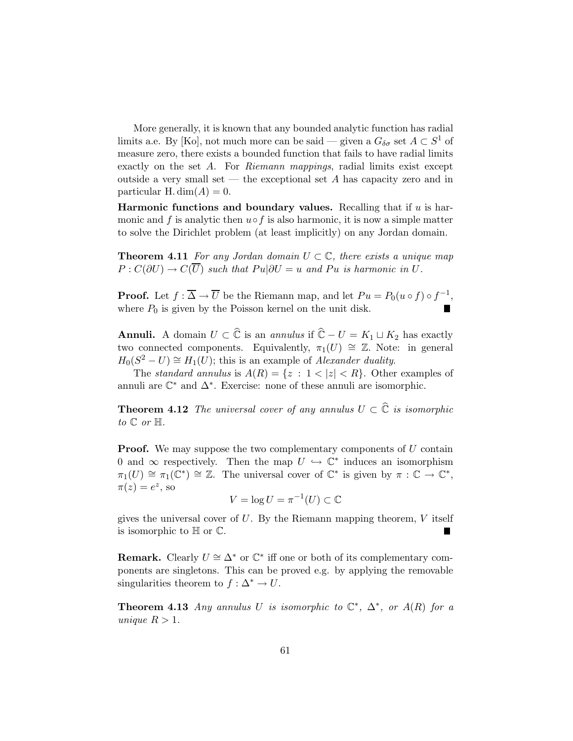More generally, it is known that any bounded analytic function has radial limits a.e. By [Ko], not much more can be said — given a $G_{\delta\sigma}$ set $A \subset S^1$ of measure zero, there exists a bounded function that fails to have radial limits exactly on the set $A$. For *Riemann mappings*, radial limits exist except outside a very small set — the exceptional set $A$ has capacity zero and in particular $\text{H.dim}(A) = 0$.

**Harmonic functions and boundary values.** Recalling that if $u$ is harmonic and $f$ is analytic then $u \circ f$ is also harmonic, it is now a simple matter to solve the Dirichlet problem (at least implicitly) on any Jordan domain.

**Theorem 4.11** *For any Jordan domain $U \subset \mathbb{C}$, there exists a unique map $P : C(\partial U) \to C(\overline{U})$ such that $Pu|\partial U = u$ and $Pu$ is harmonic in $U$.*

**Proof.** Let $f : \overline{\Delta} \to \overline{U}$ be the Riemann map, and let $Pu = P_0(u \circ f) \circ f^{-1}$, where $P_0$ is given by the Poisson kernel on the unit disk. ∎

**Annuli.** A domain $U \subset \widehat{\mathbb{C}}$ is an *annulus* if $\widehat{\mathbb{C}} - U = K_1 \sqcup K_2$ has exactly two connected components. Equivalently, $\pi_1(U) \cong \mathbb{Z}$. Note: in general $H_0(S^2 - U) \cong H_1(U)$; this is an example of *Alexander duality*.

The *standard annulus* is $A(R) = \{z : 1 < |z| < R\}$. Other examples of annuli are $\mathbb{C}^*$ and $\Delta^*$. Exercise: none of these annuli are isomorphic.

**Theorem 4.12** *The universal cover of any annulus $U \subset \widehat{\mathbb{C}}$ is isomorphic to $\mathbb{C}$ or $\mathbb{H}$.*

**Proof.** We may suppose the two complementary components of $U$ contain 0 and $\infty$ respectively. Then the map $U \hookrightarrow \mathbb{C}^*$ induces an isomorphism $\pi_1(U) \cong \pi_1(\mathbb{C}^*) \cong \mathbb{Z}$. The universal cover of $\mathbb{C}^*$ is given by $\pi : \mathbb{C} \to \mathbb{C}^*$, $\pi(z) = e^z$, so

$$V = \log U = \pi^{-1}(U) \subset \mathbb{C}$$

gives the universal cover of $U$. By the Riemann mapping theorem, $V$ itself is isomorphic to $\mathbb{H}$ or $\mathbb{C}$. ∎

**Remark.** Clearly $U \cong \Delta^*$ or $\mathbb{C}^*$ iff one or both of its complementary components are singletons. This can be proved e.g. by applying the removable singularities theorem to $f : \Delta^* \to U$.

**Theorem 4.13** *Any annulus $U$ is isomorphic to $\mathbb{C}^*$, $\Delta^*$, or $A(R)$ for a unique $R > 1$.*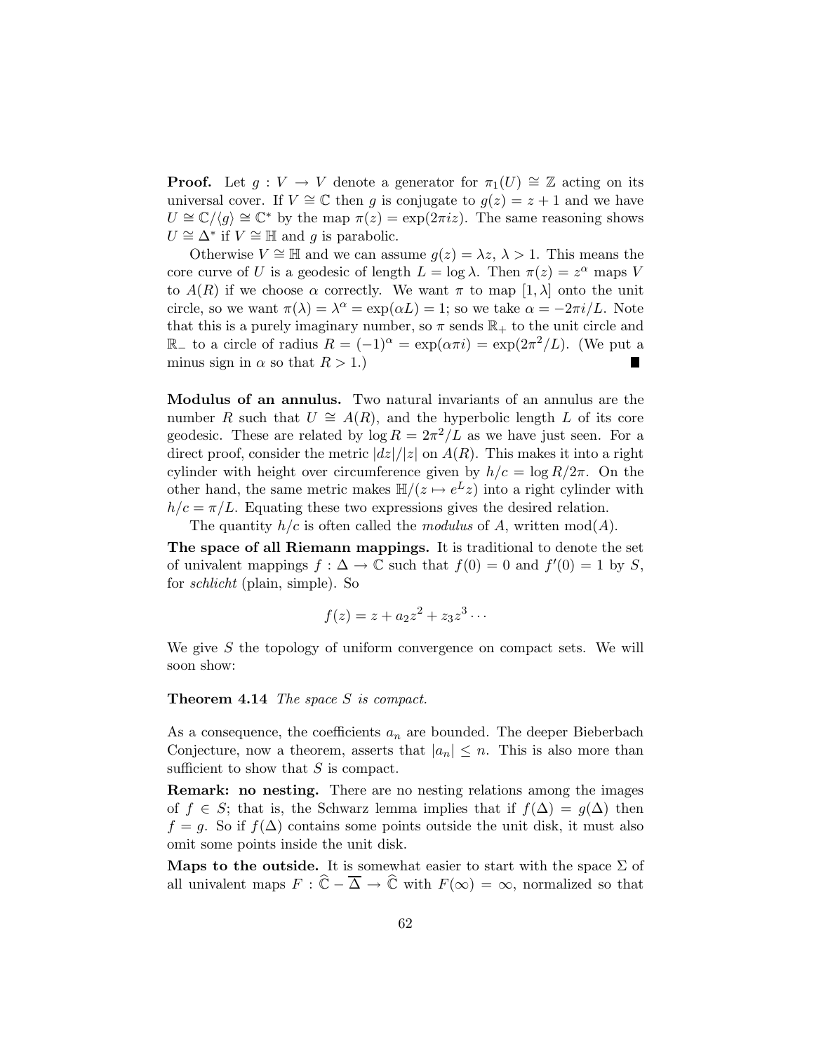**Proof.** Let $g : V \to V$ denote a generator for $\pi_1(U) \cong \mathbb{Z}$ acting on its universal cover. If $V \cong \mathbb{C}$ then $g$ is conjugate to $g(z) = z + 1$ and we have $U \cong \mathbb{C}/\langle g \rangle \cong \mathbb{C}^*$ by the map $\pi(z) = \exp(2\pi i z)$. The same reasoning shows $U \cong \Delta^*$ if $V \cong \mathbb{H}$ and $g$ is parabolic.

Otherwise $V \cong \mathbb{H}$ and we can assume $g(z) = \lambda z$, $\lambda > 1$. This means the core curve of $U$ is a geodesic of length $L = \log \lambda$. Then $\pi(z) = z^\alpha$ maps $V$ to $A(R)$ if we choose $\alpha$ correctly. We want $\pi$ to map $[1, \lambda]$ onto the unit circle, so we want $\pi(\lambda) = \lambda^\alpha = \exp(\alpha L) = 1$; so we take $\alpha = -2\pi i/L$. Note that this is a purely imaginary number, so $\pi$ sends $\mathbb{R}_+$ to the unit circle and $\mathbb{R}_-$ to a circle of radius $R = (-1)^\alpha = \exp(\alpha \pi i) = \exp(2\pi^2/L)$. (We put a minus sign in $\alpha$ so that $R > 1$.) ∎

**Modulus of an annulus.** Two natural invariants of an annulus are the number $R$ such that $U \cong A(R)$, and the hyperbolic length $L$ of its core geodesic. These are related by $\log R = 2\pi^2/L$ as we have just seen. For a direct proof, consider the metric $|dz|/|z|$ on $A(R)$. This makes it into a right cylinder with height over circumference given by $h/c = \log R/2\pi$. On the other hand, the same metric makes $\mathbb{H}/(z \mapsto e^L z)$ into a right cylinder with $h/c = \pi/L$. Equating these two expressions gives the desired relation.

The quantity $h/c$ is often called the *modulus* of $A$, written $\operatorname{mod}(A)$.

**The space of all Riemann mappings.** It is traditional to denote the set of univalent mappings $f : \Delta \to \mathbb{C}$ such that $f(0) = 0$ and $f'(0) = 1$ by $S$, for *schlicht* (plain, simple). So

$$f(z) = z + a_2 z^2 + z_3 z^3 \cdots$$

We give $S$ the topology of uniform convergence on compact sets. We will soon show:

**Theorem 4.14** *The space $S$ is compact.*

As a consequence, the coefficients $a_n$ are bounded. The deeper Bieberbach Conjecture, now a theorem, asserts that $|a_n| \le n$. This is also more than sufficient to show that $S$ is compact.

**Remark: no nesting.** There are no nesting relations among the images of $f \in S$; that is, the Schwarz lemma implies that if $f(\Delta) = g(\Delta)$ then $f = g$. So if $f(\Delta)$ contains some points outside the unit disk, it must also omit some points inside the unit disk.

**Maps to the outside.** It is somewhat easier to start with the space $\Sigma$ of all univalent maps $F : \widehat{\mathbb{C}} - \overline{\Delta} \to \widehat{\mathbb{C}}$ with $F(\infty) = \infty$, normalized so that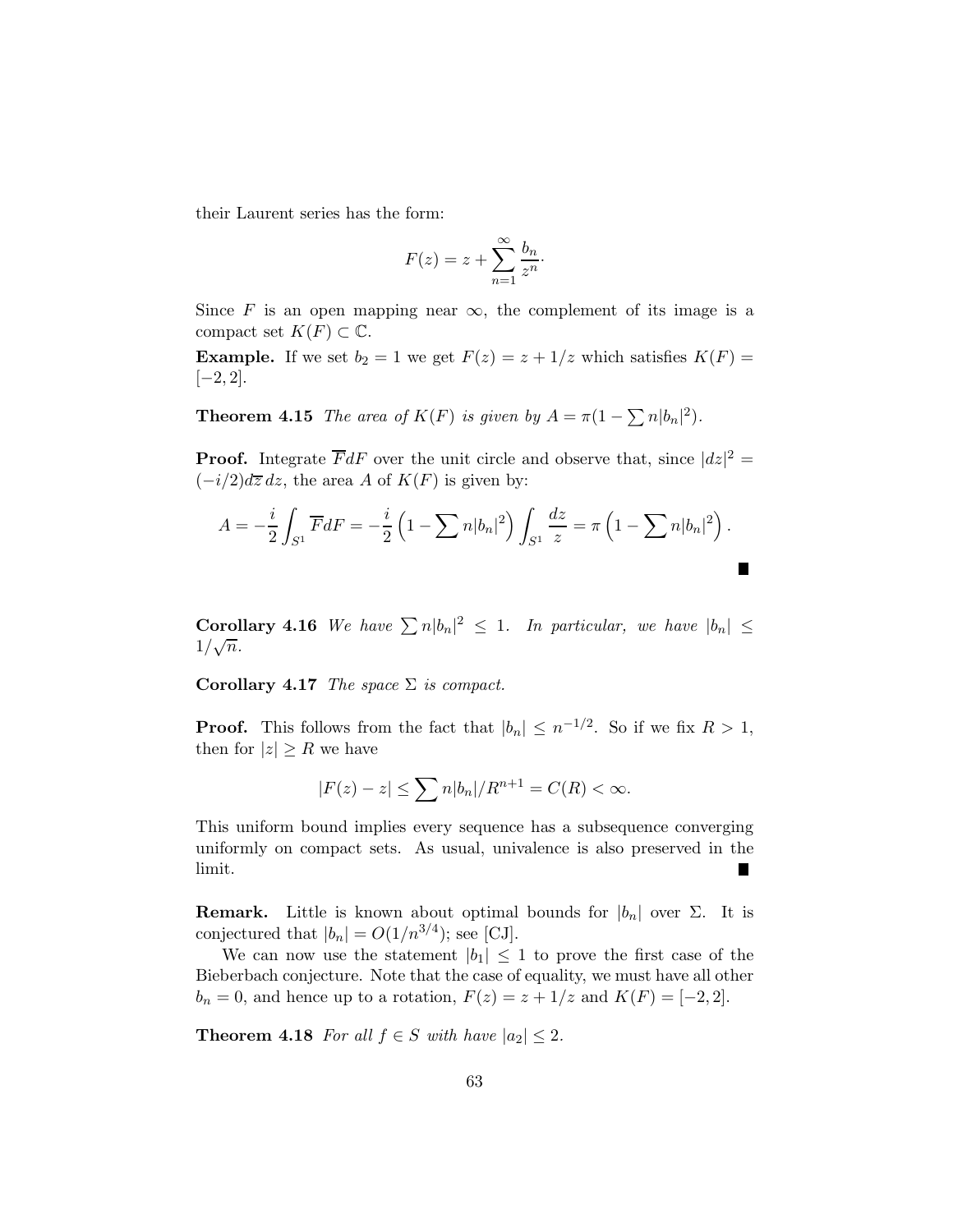their Laurent series has the form:

$$F(z) = z + \sum_{n=1}^{\infty} \frac{b_n}{z^n}.$$

Since $F$ is an open mapping near $\infty$, the complement of its image is a compact set $K(F) \subset \mathbb{C}$.

**Example.** If we set $b_2 = 1$ we get $F(z) = z + 1/z$ which satisfies $K(F) = [-2, 2]$.

**Theorem 4.15** *The area of $K(F)$ is given by $A = \pi(1 - \sum n|b_n|^2)$.*

**Proof.** Integrate $\overline{F}dF$ over the unit circle and observe that, since $|dz|^2 = (-i/2)d\overline{z}\,dz$, the area $A$ of $K(F)$ is given by:

$$A = -\frac{i}{2}\int_{S^1} \overline{F}dF = -\frac{i}{2}\left(1 - \sum n|b_n|^2\right)\int_{S^1}\frac{dz}{z} = \pi\left(1 - \sum n|b_n|^2\right).$$

■

**Corollary 4.16** *We have $\sum n|b_n|^2 \leq 1$. In particular, we have $|b_n| \leq 1/\sqrt{n}$.*

**Corollary 4.17** *The space $\Sigma$ is compact.*

**Proof.** This follows from the fact that $|b_n| \leq n^{-1/2}$. So if we fix $R > 1$, then for $|z| \geq R$ we have

$$|F(z) - z| \leq \sum n|b_n|/R^{n+1} = C(R) < \infty.$$

This uniform bound implies every sequence has a subsequence converging uniformly on compact sets. As usual, univalence is also preserved in the limit. ■

**Remark.** Little is known about optimal bounds for $|b_n|$ over $\Sigma$. It is conjectured that $|b_n| = O(1/n^{3/4})$; see [CJ].

We can now use the statement $|b_1| \leq 1$ to prove the first case of the Bieberbach conjecture. Note that the case of equality, we must have all other $b_n = 0$, and hence up to a rotation, $F(z) = z + 1/z$ and $K(F) = [-2, 2]$.

**Theorem 4.18** *For all $f \in S$ with have $|a_2| \leq 2$.*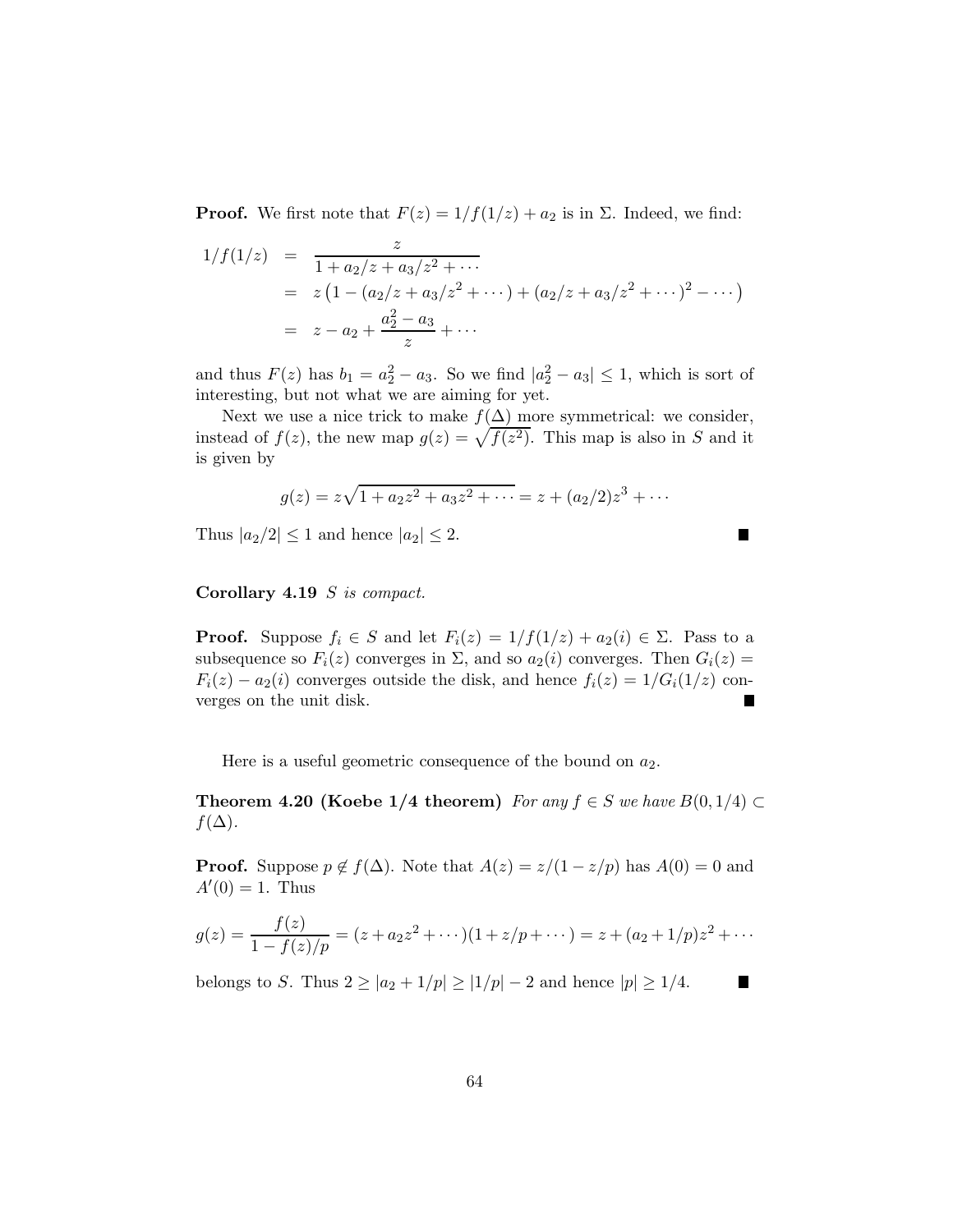**Proof.** We first note that $F(z) = 1/f(1/z) + a_2$ is in $\Sigma$. Indeed, we find:

$$
\begin{aligned}
1/f(1/z) &= \frac{z}{1 + a_2/z + a_3/z^2 + \cdots} \\
&= z\left(1 - (a_2/z + a_3/z^2 + \cdots) + (a_2/z + a_3/z^2 + \cdots)^2 - \cdots\right) \\
&= z - a_2 + \frac{a_2^2 - a_3}{z} + \cdots
\end{aligned}
$$

and thus $F(z)$ has $b_1 = a_2^2 - a_3$. So we find $|a_2^2 - a_3| \leq 1$, which is sort of interesting, but not what we are aiming for yet.

Next we use a nice trick to make $f(\Delta)$ more symmetrical: we consider, instead of $f(z)$, the new map $g(z) = \sqrt{f(z^2)}$. This map is also in $S$ and it is given by

$$g(z) = z\sqrt{1 + a_2 z^2 + a_3 z^2 + \cdots} = z + (a_2/2)z^3 + \cdots$$

Thus $|a_2/2| \leq 1$ and hence $|a_2| \leq 2$. ∎

**Corollary 4.19** *$S$ is compact.*

**Proof.** Suppose $f_i \in S$ and let $F_i(z) = 1/f(1/z) + a_2(i) \in \Sigma$. Pass to a subsequence so $F_i(z)$ converges in $\Sigma$, and so $a_2(i)$ converges. Then $G_i(z) = F_i(z) - a_2(i)$ converges outside the disk, and hence $f_i(z) = 1/G_i(1/z)$ converges on the unit disk. ∎

Here is a useful geometric consequence of the bound on $a_2$.

**Theorem 4.20 (Koebe 1/4 theorem)** *For any $f \in S$ we have $B(0, 1/4) \subset f(\Delta)$.*

**Proof.** Suppose $p \notin f(\Delta)$. Note that $A(z) = z/(1 - z/p)$ has $A(0) = 0$ and $A'(0) = 1$. Thus

$$g(z) = \frac{f(z)}{1 - f(z)/p} = (z + a_2 z^2 + \cdots)(1 + z/p + \cdots) = z + (a_2 + 1/p)z^2 + \cdots$$

belongs to $S$. Thus $2 \geq |a_2 + 1/p| \geq |1/p| - 2$ and hence $|p| \geq 1/4$. ∎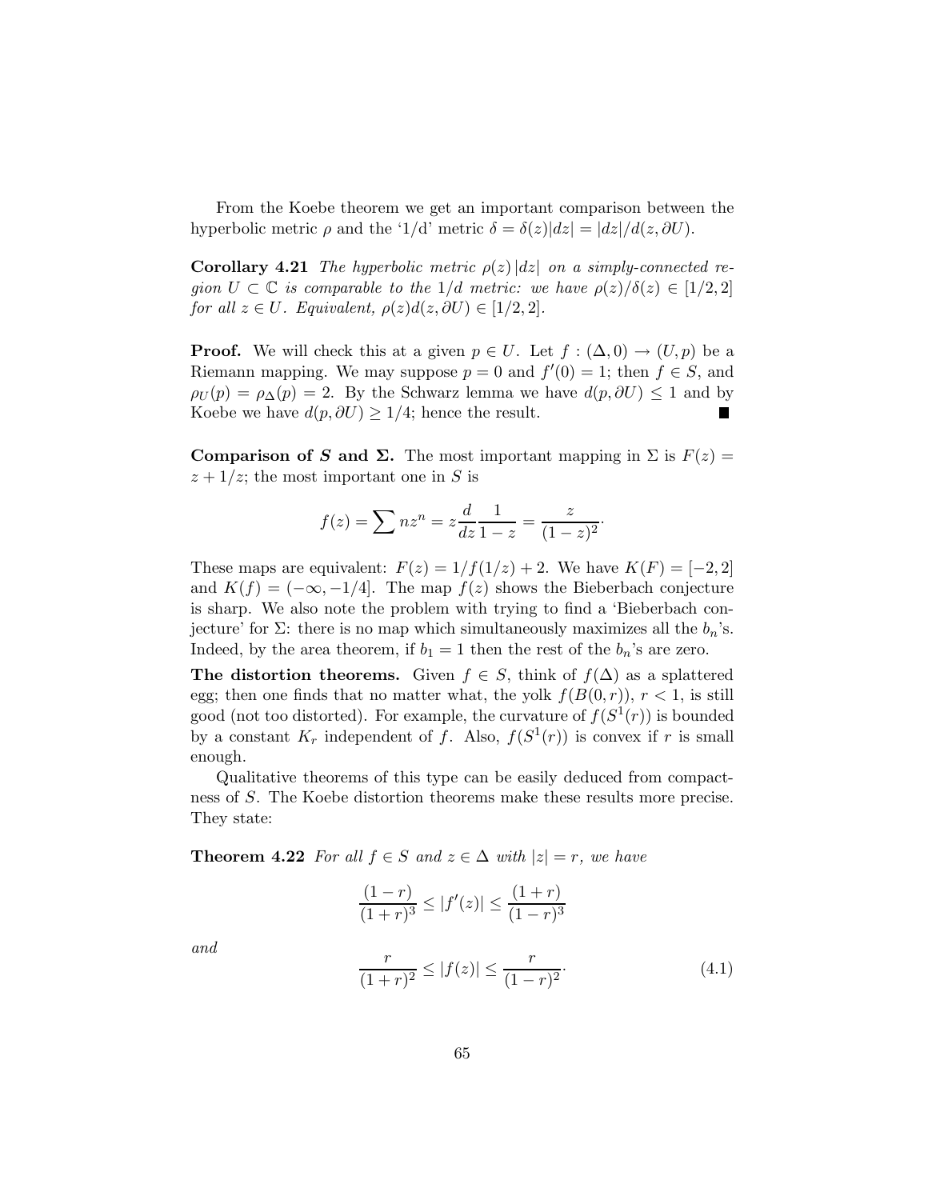From the Koebe theorem we get an important comparison between the hyperbolic metric $\rho$ and the '1/d' metric $\delta = \delta(z)|dz| = |dz|/d(z, \partial U)$.

**Corollary 4.21** *The hyperbolic metric $\rho(z)\,|dz|$ on a simply-connected region $U \subset \mathbb{C}$ is comparable to the $1/d$ metric: we have $\rho(z)/\delta(z) \in [1/2, 2]$ for all $z \in U$. Equivalent, $\rho(z)d(z, \partial U) \in [1/2, 2]$.*

**Proof.** We will check this at a given $p \in U$. Let $f : (\Delta, 0) \to (U, p)$ be a Riemann mapping. We may suppose $p = 0$ and $f'(0) = 1$; then $f \in S$, and $\rho_U(p) = \rho_\Delta(p) = 2$. By the Schwarz lemma we have $d(p, \partial U) \leq 1$ and by Koebe we have $d(p, \partial U) \geq 1/4$; hence the result. ∎

**Comparison of $S$ and $\Sigma$.** The most important mapping in $\Sigma$ is $F(z) = z + 1/z$; the most important one in $S$ is

$$f(z) = \sum nz^n = z\frac{d}{dz}\frac{1}{1-z} = \frac{z}{(1-z)^2}.$$

These maps are equivalent: $F(z) = 1/f(1/z) + 2$. We have $K(F) = [-2, 2]$ and $K(f) = (-\infty, -1/4]$. The map $f(z)$ shows the Bieberbach conjecture is sharp. We also note the problem with trying to find a 'Bieberbach conjecture' for $\Sigma$: there is no map which simultaneously maximizes all the $b_n$'s. Indeed, by the area theorem, if $b_1 = 1$ then the rest of the $b_n$'s are zero.

**The distortion theorems.** Given $f \in S$, think of $f(\Delta)$ as a splattered egg; then one finds that no matter what, the yolk $f(B(0, r))$, $r < 1$, is still good (not too distorted). For example, the curvature of $f(S^1(r))$ is bounded by a constant $K_r$ independent of $f$. Also, $f(S^1(r))$ is convex if $r$ is small enough.

Qualitative theorems of this type can be easily deduced from compactness of $S$. The Koebe distortion theorems make these results more precise. They state:

**Theorem 4.22** *For all $f \in S$ and $z \in \Delta$ with $|z| = r$, we have*

$$\frac{(1-r)}{(1+r)^3} \leq |f'(z)| \leq \frac{(1+r)}{(1-r)^3}$$

*and*

$$\frac{r}{(1+r)^2} \leq |f(z)| \leq \frac{r}{(1-r)^2}. \tag{4.1}$$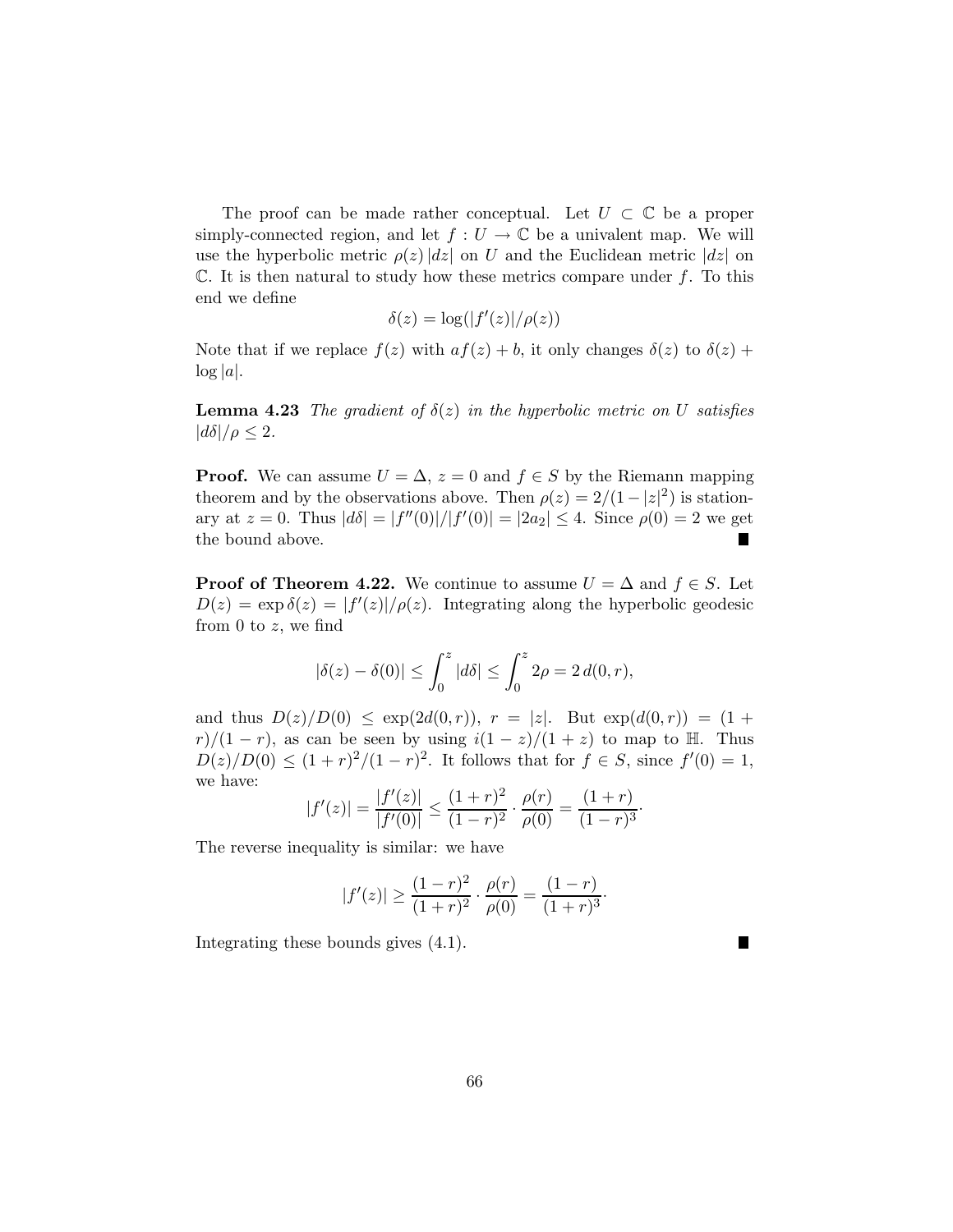The proof can be made rather conceptual. Let $U \subset \mathbb{C}$ be a proper simply-connected region, and let $f : U \to \mathbb{C}$ be a univalent map. We will use the hyperbolic metric $\rho(z)\,|dz|$ on $U$ and the Euclidean metric $|dz|$ on $\mathbb{C}$. It is then natural to study how these metrics compare under $f$. To this end we define

$$\delta(z) = \log(|f'(z)|/\rho(z))$$

Note that if we replace $f(z)$ with $af(z) + b$, it only changes $\delta(z)$ to $\delta(z) + \log|a|$.

**Lemma 4.23** *The gradient of $\delta(z)$ in the hyperbolic metric on $U$ satisfies $|d\delta|/\rho \le 2$.*

**Proof.** We can assume $U = \Delta$, $z = 0$ and $f \in S$ by the Riemann mapping theorem and by the observations above. Then $\rho(z) = 2/(1-|z|^2)$ is stationary at $z = 0$. Thus $|d\delta| = |f''(0)|/|f'(0)| = |2a_2| \le 4$. Since $\rho(0) = 2$ we get the bound above. ■

**Proof of Theorem 4.22.** We continue to assume $U = \Delta$ and $f \in S$. Let $D(z) = \exp \delta(z) = |f'(z)|/\rho(z)$. Integrating along the hyperbolic geodesic from 0 to $z$, we find

$$|\delta(z) - \delta(0)| \le \int_0^z |d\delta| \le \int_0^z 2\rho = 2\,d(0, r),$$

and thus $D(z)/D(0) \le \exp(2d(0, r))$, $r = |z|$. But $\exp(d(0, r)) = (1 + r)/(1 - r)$, as can be seen by using $i(1 - z)/(1 + z)$ to map to $\mathbb{H}$. Thus $D(z)/D(0) \le (1 + r)^2/(1 - r)^2$. It follows that for $f \in S$, since $f'(0) = 1$, we have:

$$|f'(z)| = \frac{|f'(z)|}{|f'(0)|} \le \frac{(1+r)^2}{(1-r)^2} \cdot \frac{\rho(r)}{\rho(0)} = \frac{(1+r)}{(1-r)^3}.$$

The reverse inequality is similar: we have

$$|f'(z)| \ge \frac{(1-r)^2}{(1+r)^2} \cdot \frac{\rho(r)}{\rho(0)} = \frac{(1-r)}{(1+r)^3}.$$

Integrating these bounds gives (4.1). ■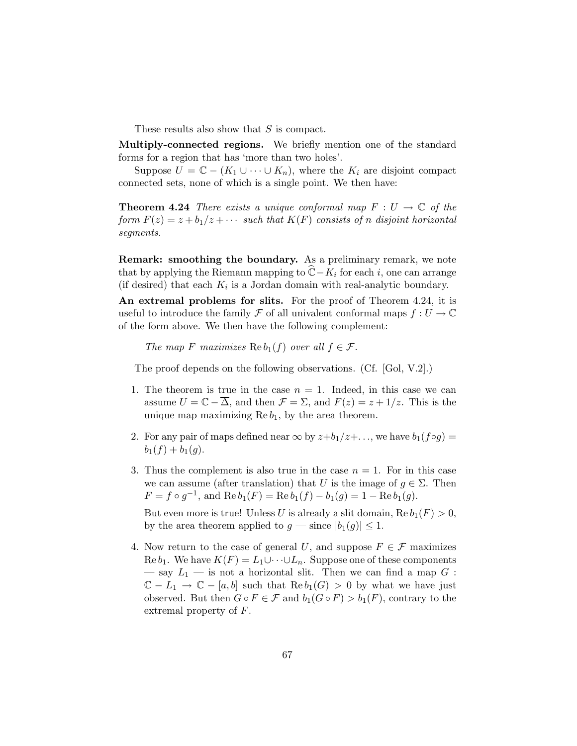These results also show that $S$ is compact.

**Multiply-connected regions.** We briefly mention one of the standard forms for a region that has 'more than two holes'.

Suppose $U = \mathbb{C} - (K_1 \cup \cdots \cup K_n)$, where the $K_i$ are disjoint compact connected sets, none of which is a single point. We then have:

**Theorem 4.24** *There exists a unique conformal map $F : U \to \mathbb{C}$ of the form $F(z) = z + b_1/z + \cdots$ such that $K(F)$ consists of $n$ disjoint horizontal segments.*

**Remark: smoothing the boundary.** As a preliminary remark, we note that by applying the Riemann mapping to $\widehat{\mathbb{C}} - K_i$ for each $i$, one can arrange (if desired) that each $K_i$ is a Jordan domain with real-analytic boundary.

**An extremal problems for slits.** For the proof of Theorem 4.24, it is useful to introduce the family $\mathcal{F}$ of all univalent conformal maps $f : U \to \mathbb{C}$ of the form above. We then have the following complement:

> *The map $F$ maximizes $\operatorname{Re} b_1(f)$ over all $f \in \mathcal{F}$.*

The proof depends on the following observations. (Cf. [Gol, V.2].)

1. The theorem is true in the case $n = 1$. Indeed, in this case we can assume $U = \mathbb{C} - \overline{\Delta}$, and then $\mathcal{F} = \Sigma$, and $F(z) = z + 1/z$. This is the unique map maximizing $\operatorname{Re} b_1$, by the area theorem.

2. For any pair of maps defined near $\infty$ by $z + b_1/z + \ldots$, we have $b_1(f \circ g) = b_1(f) + b_1(g)$.

3. Thus the complement is also true in the case $n = 1$. For in this case we can assume (after translation) that $U$ is the image of $g \in \Sigma$. Then $F = f \circ g^{-1}$, and $\operatorname{Re} b_1(F) = \operatorname{Re} b_1(f) - b_1(g) = 1 - \operatorname{Re} b_1(g)$.

   But even more is true! Unless $U$ is already a slit domain, $\operatorname{Re} b_1(F) > 0$, by the area theorem applied to $g$ — since $|b_1(g)| \le 1$.

4. Now return to the case of general $U$, and suppose $F \in \mathcal{F}$ maximizes $\operatorname{Re} b_1$. We have $K(F) = L_1 \cup \cdots \cup L_n$. Suppose one of these components — say $L_1$ — is not a horizontal slit. Then we can find a map $G : \mathbb{C} - L_1 \to \mathbb{C} - [a, b]$ such that $\operatorname{Re} b_1(G) > 0$ by what we have just observed. But then $G \circ F \in \mathcal{F}$ and $b_1(G \circ F) > b_1(F)$, contrary to the extremal property of $F$.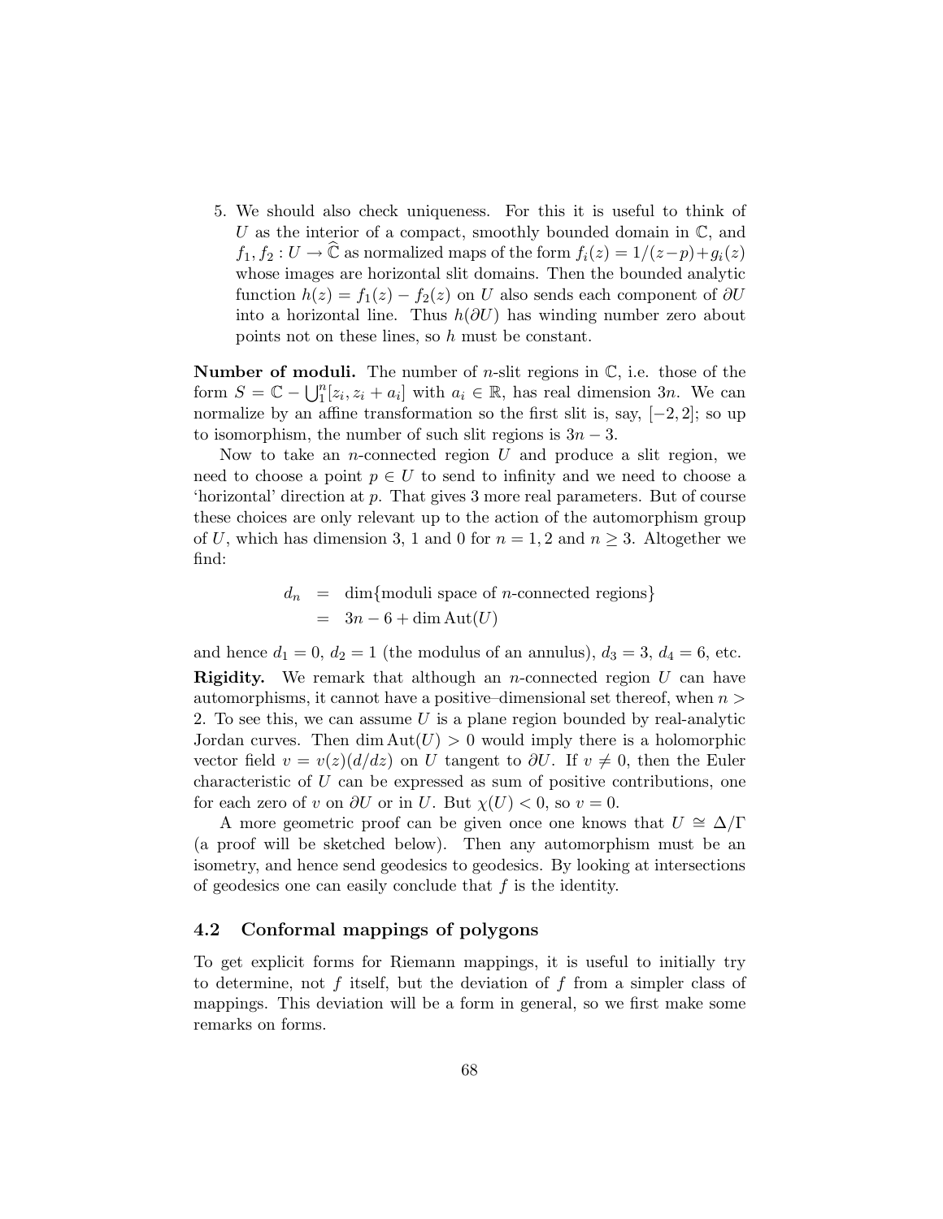5. We should also check uniqueness. For this it is useful to think of $U$ as the interior of a compact, smoothly bounded domain in $\mathbb{C}$, and $f_1, f_2 : U \to \widehat{\mathbb{C}}$ as normalized maps of the form $f_i(z) = 1/(z-p) + g_i(z)$ whose images are horizontal slit domains. Then the bounded analytic function $h(z) = f_1(z) - f_2(z)$ on $U$ also sends each component of $\partial U$ into a horizontal line. Thus $h(\partial U)$ has winding number zero about points not on these lines, so $h$ must be constant.

**Number of moduli.** The number of $n$-slit regions in $\mathbb{C}$, i.e. those of the form $S = \mathbb{C} - \bigcup_1^n [z_i, z_i + a_i]$ with $a_i \in \mathbb{R}$, has real dimension $3n$. We can normalize by an affine transformation so the first slit is, say, $[-2, 2]$; so up to isomorphism, the number of such slit regions is $3n - 3$.

Now to take an $n$-connected region $U$ and produce a slit region, we need to choose a point $p \in U$ to send to infinity and we need to choose a 'horizontal' direction at $p$. That gives 3 more real parameters. But of course these choices are only relevant up to the action of the automorphism group of $U$, which has dimension 3, 1 and 0 for $n = 1, 2$ and $n \geq 3$. Altogether we find:

$$
\begin{aligned}
d_n &= \dim\{\text{moduli space of } n\text{-connected regions}\} \\
&= 3n - 6 + \dim \operatorname{Aut}(U)
\end{aligned}
$$

and hence $d_1 = 0$, $d_2 = 1$ (the modulus of an annulus), $d_3 = 3$, $d_4 = 6$, etc.

**Rigidity.** We remark that although an $n$-connected region $U$ can have automorphisms, it cannot have a positive–dimensional set thereof, when $n > 2$. To see this, we can assume $U$ is a plane region bounded by real-analytic Jordan curves. Then $\dim \operatorname{Aut}(U) > 0$ would imply there is a holomorphic vector field $v = v(z)(d/dz)$ on $U$ tangent to $\partial U$. If $v \neq 0$, then the Euler characteristic of $U$ can be expressed as sum of positive contributions, one for each zero of $v$ on $\partial U$ or in $U$. But $\chi(U) < 0$, so $v = 0$.

A more geometric proof can be given once one knows that $U \cong \Delta/\Gamma$ (a proof will be sketched below). Then any automorphism must be an isometry, and hence send geodesics to geodesics. By looking at intersections of geodesics one can easily conclude that $f$ is the identity.

## 4.2 Conformal mappings of polygons

To get explicit forms for Riemann mappings, it is useful to initially try to determine, not $f$ itself, but the deviation of $f$ from a simpler class of mappings. This deviation will be a form in general, so we first make some remarks on forms.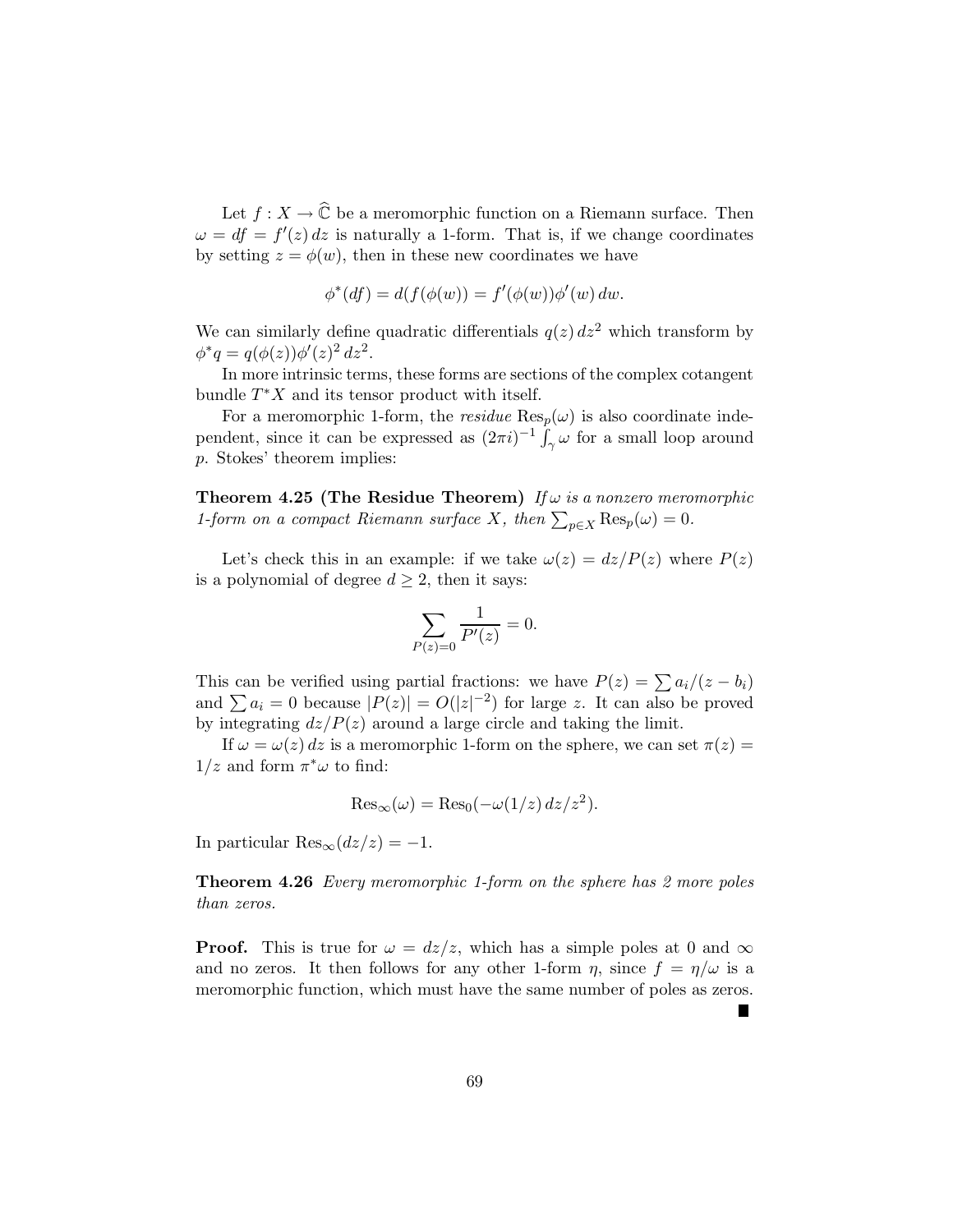Let $f : X \to \widehat{\mathbb{C}}$ be a meromorphic function on a Riemann surface. Then $\omega = df = f'(z)\,dz$ is naturally a 1-form. That is, if we change coordinates by setting $z = \phi(w)$, then in these new coordinates we have

$$\phi^*(df) = d(f(\phi(w)) = f'(\phi(w))\phi'(w)\,dw.$$

We can similarly define quadratic differentials $q(z)\,dz^2$ which transform by $\phi^* q = q(\phi(z))\phi'(z)^2\,dz^2$.

In more intrinsic terms, these forms are sections of the complex cotangent bundle $T^*X$ and its tensor product with itself.

For a meromorphic 1-form, the *residue* $\mathrm{Res}_p(\omega)$ is also coordinate independent, since it can be expressed as $(2\pi i)^{-1}\int_\gamma \omega$ for a small loop around $p$. Stokes' theorem implies:

**Theorem 4.25 (The Residue Theorem)** *If $\omega$ is a nonzero meromorphic 1-form on a compact Riemann surface $X$, then $\sum_{p\in X}\mathrm{Res}_p(\omega) = 0$.*

Let's check this in an example: if we take $\omega(z) = dz/P(z)$ where $P(z)$ is a polynomial of degree $d \geq 2$, then it says:

$$\sum_{P(z)=0} \frac{1}{P'(z)} = 0.$$

This can be verified using partial fractions: we have $P(z) = \sum a_i/(z - b_i)$ and $\sum a_i = 0$ because $|P(z)| = O(|z|^{-2})$ for large $z$. It can also be proved by integrating $dz/P(z)$ around a large circle and taking the limit.

If $\omega = \omega(z)\,dz$ is a meromorphic 1-form on the sphere, we can set $\pi(z) = 1/z$ and form $\pi^*\omega$ to find:

$$\mathrm{Res}_\infty(\omega) = \mathrm{Res}_0(-\omega(1/z)\,dz/z^2).$$

In particular $\mathrm{Res}_\infty(dz/z) = -1$.

**Theorem 4.26** *Every meromorphic 1-form on the sphere has 2 more poles than zeros.*

**Proof.** This is true for $\omega = dz/z$, which has a simple poles at 0 and $\infty$ and no zeros. It then follows for any other 1-form $\eta$, since $f = \eta/\omega$ is a meromorphic function, which must have the same number of poles as zeros. ∎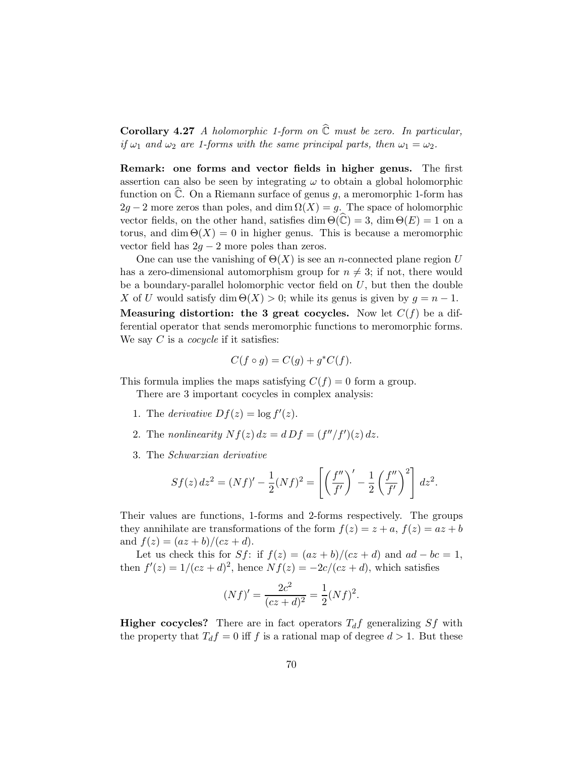**Corollary 4.27** *A holomorphic 1-form on $\widehat{\mathbb{C}}$ must be zero. In particular, if $\omega_1$ and $\omega_2$ are 1-forms with the same principal parts, then $\omega_1 = \omega_2$.*

**Remark: one forms and vector fields in higher genus.** The first assertion can also be seen by integrating $\omega$ to obtain a global holomorphic function on $\widehat{\mathbb{C}}$. On a Riemann surface of genus $g$, a meromorphic 1-form has $2g-2$ more zeros than poles, and $\dim \Omega(X) = g$. The space of holomorphic vector fields, on the other hand, satisfies $\dim \Theta(\widehat{\mathbb{C}}) = 3$, $\dim \Theta(E) = 1$ on a torus, and $\dim \Theta(X) = 0$ in higher genus. This is because a meromorphic vector field has $2g-2$ more poles than zeros.

One can use the vanishing of $\Theta(X)$ is see an $n$-connected plane region $U$ has a zero-dimensional automorphism group for $n \neq 3$; if not, there would be a boundary-parallel holomorphic vector field on $U$, but then the double $X$ of $U$ would satisfy $\dim \Theta(X) > 0$; while its genus is given by $g = n - 1$.

**Measuring distortion: the 3 great cocycles.** Now let $C(f)$ be a differential operator that sends meromorphic functions to meromorphic forms. We say $C$ is a *cocycle* if it satisfies:

$$C(f \circ g) = C(g) + g^* C(f).$$

This formula implies the maps satisfying $C(f) = 0$ form a group.

There are 3 important cocycles in complex analysis:

1. The *derivative* $Df(z) = \log f'(z)$.
2. The *nonlinearity* $Nf(z)\, dz = d\, Df = (f''/f')(z)\, dz$.
3. The *Schwarzian derivative*
$$Sf(z)\, dz^2 = (Nf)' - \frac{1}{2}(Nf)^2 = \left[ \left( \frac{f''}{f'} \right)' - \frac{1}{2} \left( \frac{f''}{f'} \right)^2 \right] dz^2.$$

Their values are functions, 1-forms and 2-forms respectively. The groups they annihilate are transformations of the form $f(z) = z + a$, $f(z) = az + b$ and $f(z) = (az+b)/(cz+d)$.

Let us check this for $Sf$: if $f(z) = (az+b)/(cz+d)$ and $ad - bc = 1$, then $f'(z) = 1/(cz+d)^2$, hence $Nf(z) = -2c/(cz+d)$, which satisfies

$$(Nf)' = \frac{2c^2}{(cz+d)^2} = \frac{1}{2}(Nf)^2.$$

**Higher cocycles?** There are in fact operators $T_d f$ generalizing $Sf$ with the property that $T_d f = 0$ iff $f$ is a rational map of degree $d > 1$. But these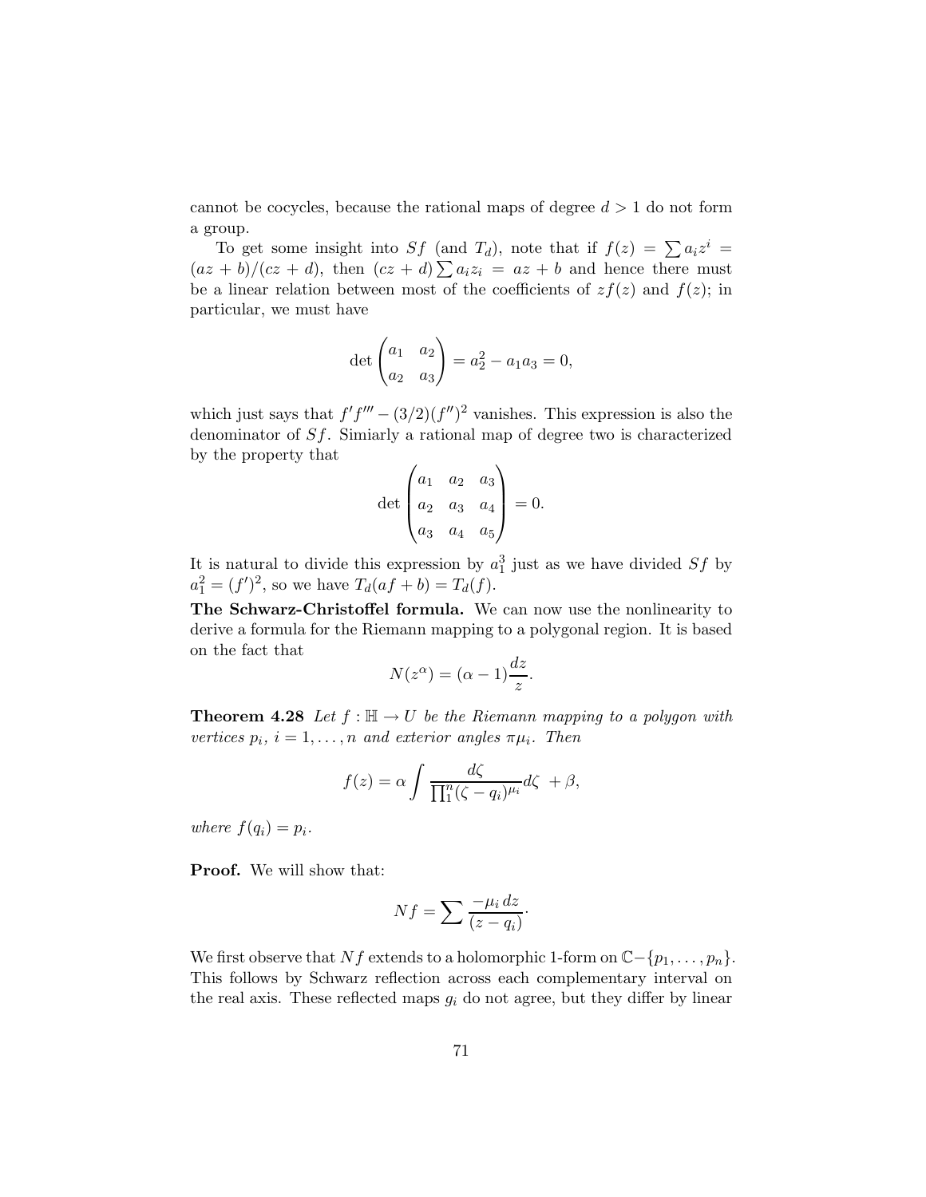cannot be cocycles, because the rational maps of degree $d > 1$ do not form a group.

To get some insight into $Sf$ (and $T_d$), note that if $f(z) = \sum a_i z^i = (az+b)/(cz+d)$, then $(cz+d)\sum a_i z_i = az+b$ and hence there must be a linear relation between most of the coefficients of $zf(z)$ and $f(z)$; in particular, we must have

$$\det \begin{pmatrix} a_1 & a_2 \\ a_2 & a_3 \end{pmatrix} = a_2^2 - a_1 a_3 = 0,$$

which just says that $f'f''' - (3/2)(f'')^2$ vanishes. This expression is also the denominator of $Sf$. Simiarly a rational map of degree two is characterized by the property that

$$\det \begin{pmatrix} a_1 & a_2 & a_3 \\ a_2 & a_3 & a_4 \\ a_3 & a_4 & a_5 \end{pmatrix} = 0.$$

It is natural to divide this expression by $a_1^3$ just as we have divided $Sf$ by $a_1^2 = (f')^2$, so we have $T_d(af+b) = T_d(f)$.

**The Schwarz-Christoffel formula.** We can now use the nonlinearity to derive a formula for the Riemann mapping to a polygonal region. It is based on the fact that

$$N(z^\alpha) = (\alpha - 1)\frac{dz}{z}.$$

**Theorem 4.28** *Let $f : \mathbb{H} \to U$ be the Riemann mapping to a polygon with vertices $p_i$, $i = 1, \ldots, n$ and exterior angles $\pi\mu_i$. Then*

$$f(z) = \alpha \int \frac{d\zeta}{\prod_1^n (\zeta - q_i)^{\mu_i}} d\zeta \; + \beta,$$

*where $f(q_i) = p_i$.*

**Proof.** We will show that:

$$Nf = \sum \frac{-\mu_i \, dz}{(z - q_i)}.$$

We first observe that $Nf$ extends to a holomorphic 1-form on $\mathbb{C} - \{p_1, \ldots, p_n\}$. This follows by Schwarz reflection across each complementary interval on the real axis. These reflected maps $g_i$ do not agree, but they differ by linear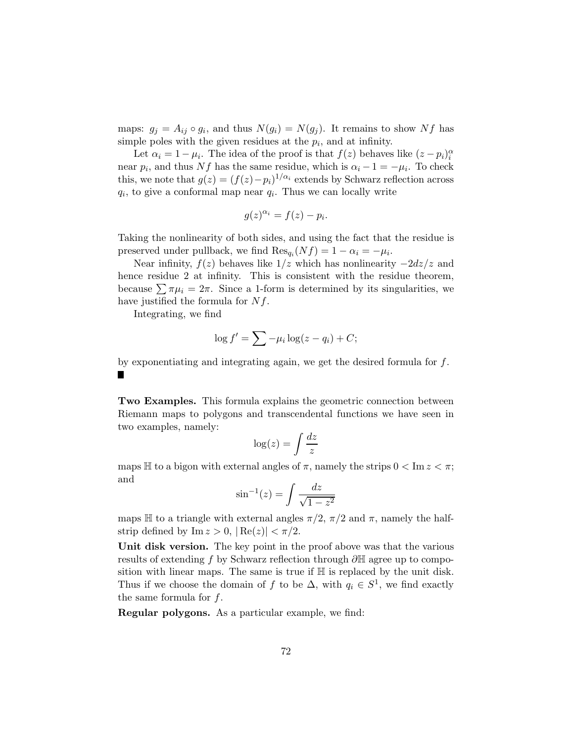maps: $g_j = A_{ij} \circ g_i$, and thus $N(g_i) = N(g_j)$. It remains to show $Nf$ has simple poles with the given residues at the $p_i$, and at infinity.

Let $\alpha_i = 1 - \mu_i$. The idea of the proof is that $f(z)$ behaves like $(z - p_i)_i^\alpha$ near $p_i$, and thus $Nf$ has the same residue, which is $\alpha_i - 1 = -\mu_i$. To check this, we note that $g(z) = (f(z) - p_i)^{1/\alpha_i}$ extends by Schwarz reflection across $q_i$, to give a conformal map near $q_i$. Thus we can locally write

$$g(z)^{\alpha_i} = f(z) - p_i.$$

Taking the nonlinearity of both sides, and using the fact that the residue is preserved under pullback, we find $\mathrm{Res}_{q_i}(Nf) = 1 - \alpha_i = -\mu_i$.

Near infinity, $f(z)$ behaves like $1/z$ which has nonlinearity $-2dz/z$ and hence residue 2 at infinity. This is consistent with the residue theorem, because $\sum \pi\mu_i = 2\pi$. Since a 1-form is determined by its singularities, we have justified the formula for $Nf$.

Integrating, we find

$$\log f' = \sum -\mu_i \log(z - q_i) + C;$$

by exponentiating and integrating again, we get the desired formula for $f$. ■

**Two Examples.** This formula explains the geometric connection between Riemann maps to polygons and transcendental functions we have seen in two examples, namely:

$$\log(z) = \int \frac{dz}{z}$$

maps $\mathbb{H}$ to a bigon with external angles of $\pi$, namely the strips $0 < \operatorname{Im} z < \pi$; and

$$\sin^{-1}(z) = \int \frac{dz}{\sqrt{1 - z^2}}$$

maps $\mathbb{H}$ to a triangle with external angles $\pi/2$, $\pi/2$ and $\pi$, namely the half-strip defined by $\operatorname{Im} z > 0$, $|\operatorname{Re}(z)| < \pi/2$.

**Unit disk version.** The key point in the proof above was that the various results of extending $f$ by Schwarz reflection through $\partial\mathbb{H}$ agree up to composition with linear maps. The same is true if $\mathbb{H}$ is replaced by the unit disk. Thus if we choose the domain of $f$ to be $\Delta$, with $q_i \in S^1$, we find exactly the same formula for $f$.

**Regular polygons.** As a particular example, we find: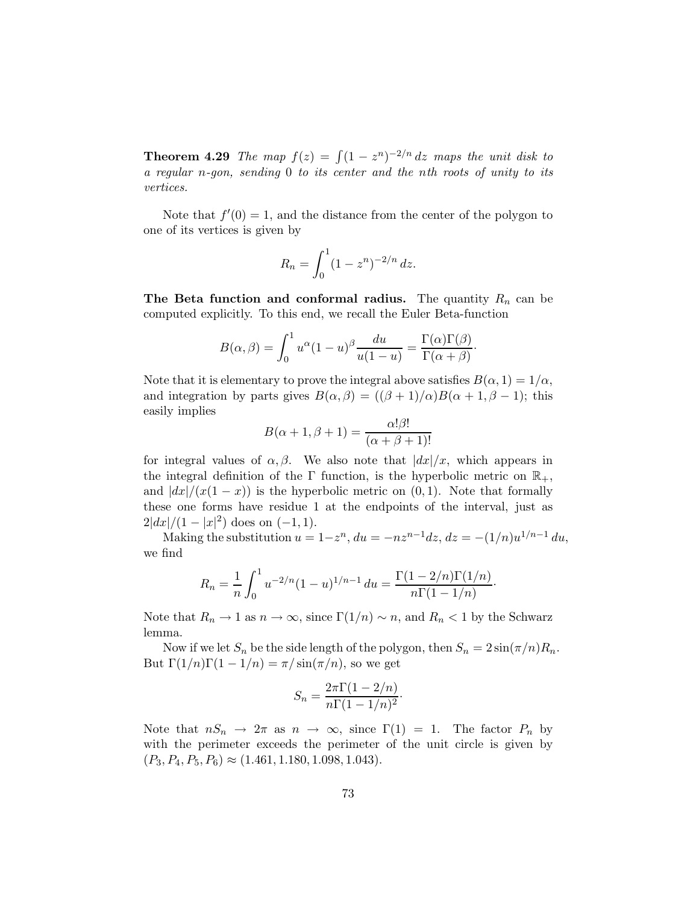**Theorem 4.29** *The map $f(z) = \int (1 - z^n)^{-2/n} \, dz$ maps the unit disk to a regular $n$-gon, sending 0 to its center and the $n$th roots of unity to its vertices.*

Note that $f'(0) = 1$, and the distance from the center of the polygon to one of its vertices is given by

$$R_n = \int_0^1 (1 - z^n)^{-2/n} \, dz.$$

**The Beta function and conformal radius.** The quantity $R_n$ can be computed explicitly. To this end, we recall the Euler Beta-function

$$B(\alpha, \beta) = \int_0^1 u^\alpha (1-u)^\beta \frac{du}{u(1-u)} = \frac{\Gamma(\alpha)\Gamma(\beta)}{\Gamma(\alpha + \beta)}.$$

Note that it is elementary to prove the integral above satisfies $B(\alpha, 1) = 1/\alpha$, and integration by parts gives $B(\alpha, \beta) = ((\beta+1)/\alpha) B(\alpha+1, \beta-1)$; this easily implies

$$B(\alpha + 1, \beta + 1) = \frac{\alpha! \beta!}{(\alpha + \beta + 1)!}$$

for integral values of $\alpha, \beta$. We also note that $|dx|/x$, which appears in the integral definition of the $\Gamma$ function, is the hyperbolic metric on $\mathbb{R}_+$, and $|dx|/(x(1-x))$ is the hyperbolic metric on $(0, 1)$. Note that formally these one forms have residue 1 at the endpoints of the interval, just as $2|dx|/(1 - |x|^2)$ does on $(-1, 1)$.

Making the substitution $u = 1 - z^n$, $du = -nz^{n-1} dz$, $dz = -(1/n) u^{1/n - 1} \, du$, we find

$$R_n = \frac{1}{n} \int_0^1 u^{-2/n} (1-u)^{1/n - 1} \, du = \frac{\Gamma(1 - 2/n)\Gamma(1/n)}{n\Gamma(1 - 1/n)}.$$

Note that $R_n \to 1$ as $n \to \infty$, since $\Gamma(1/n) \sim n$, and $R_n < 1$ by the Schwarz lemma.

Now if we let $S_n$ be the side length of the polygon, then $S_n = 2\sin(\pi/n) R_n$. But $\Gamma(1/n)\Gamma(1 - 1/n) = \pi / \sin(\pi/n)$, so we get

$$S_n = \frac{2\pi \Gamma(1 - 2/n)}{n \Gamma(1 - 1/n)^2}.$$

Note that $nS_n \to 2\pi$ as $n \to \infty$, since $\Gamma(1) = 1$. The factor $P_n$ by with the perimeter exceeds the perimeter of the unit circle is given by $(P_3, P_4, P_5, P_6) \approx (1.461, 1.180, 1.098, 1.043)$.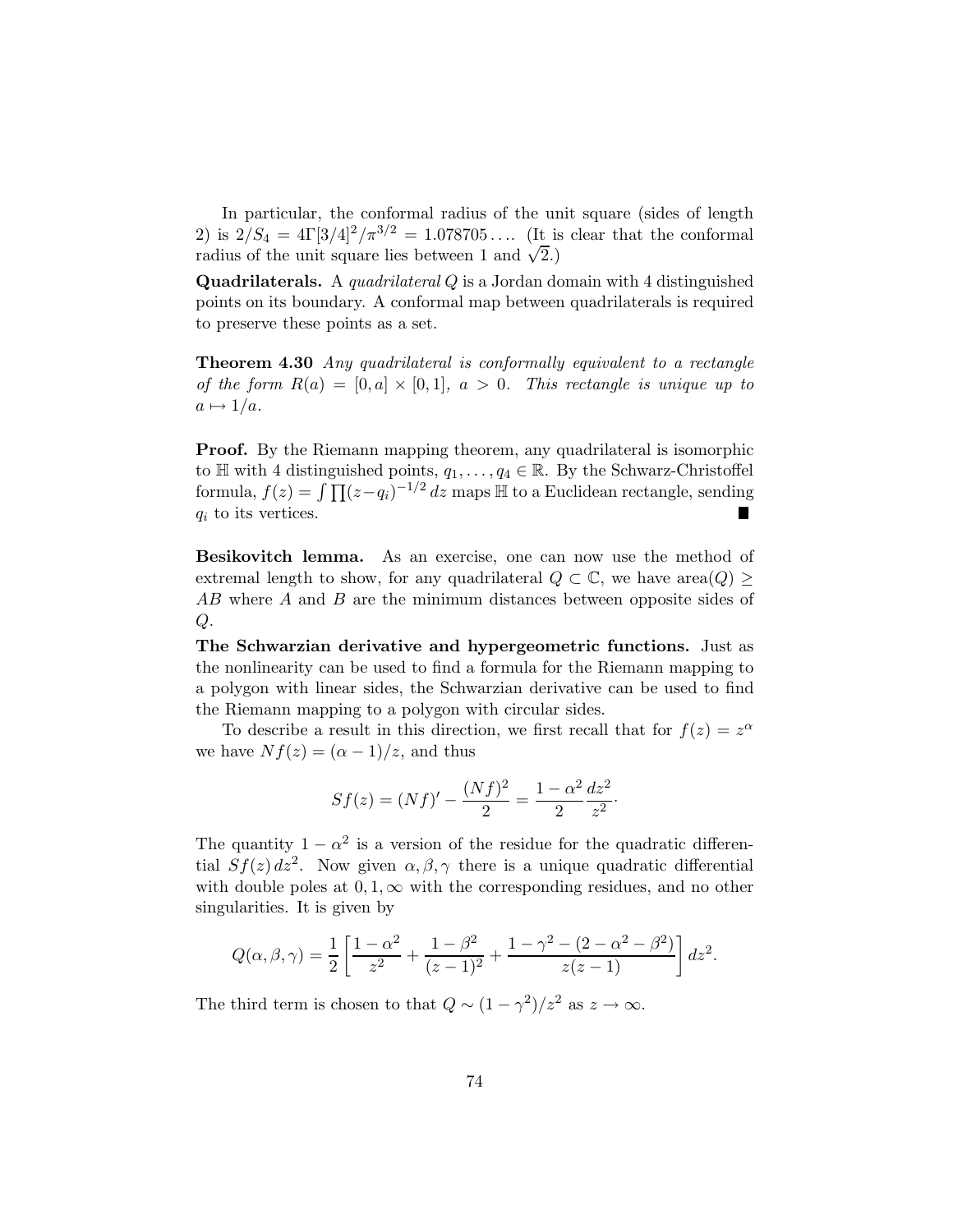In particular, the conformal radius of the unit square (sides of length 2) is $2/S_4 = 4\Gamma[3/4]^2/\pi^{3/2} = 1.078705\ldots$. (It is clear that the conformal radius of the unit square lies between 1 and $\sqrt{2}$.)

**Quadrilaterals.** A *quadrilateral* $Q$ is a Jordan domain with 4 distinguished points on its boundary. A conformal map between quadrilaterals is required to preserve these points as a set.

**Theorem 4.30** *Any quadrilateral is conformally equivalent to a rectangle of the form $R(a) = [0,a] \times [0,1]$, $a > 0$. This rectangle is unique up to $a \mapsto 1/a$.*

**Proof.** By the Riemann mapping theorem, any quadrilateral is isomorphic to $\mathbb{H}$ with 4 distinguished points, $q_1, \ldots, q_4 \in \mathbb{R}$. By the Schwarz-Christoffel formula, $f(z) = \int \prod (z - q_i)^{-1/2}\, dz$ maps $\mathbb{H}$ to a Euclidean rectangle, sending $q_i$ to its vertices. ∎

**Besikovitch lemma.** As an exercise, one can now use the method of extremal length to show, for any quadrilateral $Q \subset \mathbb{C}$, we have $\text{area}(Q) \geq AB$ where $A$ and $B$ are the minimum distances between opposite sides of $Q$.

**The Schwarzian derivative and hypergeometric functions.** Just as the nonlinearity can be used to find a formula for the Riemann mapping to a polygon with linear sides, the Schwarzian derivative can be used to find the Riemann mapping to a polygon with circular sides.

To describe a result in this direction, we first recall that for $f(z) = z^\alpha$ we have $Nf(z) = (\alpha - 1)/z$, and thus

$$Sf(z) = (Nf)' - \frac{(Nf)^2}{2} = \frac{1 - \alpha^2}{2} \frac{dz^2}{z^2}.$$

The quantity $1 - \alpha^2$ is a version of the residue for the quadratic differential $Sf(z)\, dz^2$. Now given $\alpha, \beta, \gamma$ there is a unique quadratic differential with double poles at $0, 1, \infty$ with the corresponding residues, and no other singularities. It is given by

$$Q(\alpha, \beta, \gamma) = \frac{1}{2}\left[ \frac{1 - \alpha^2}{z^2} + \frac{1 - \beta^2}{(z-1)^2} + \frac{1 - \gamma^2 - (2 - \alpha^2 - \beta^2)}{z(z-1)} \right] dz^2.$$

The third term is chosen to that $Q \sim (1 - \gamma^2)/z^2$ as $z \to \infty$.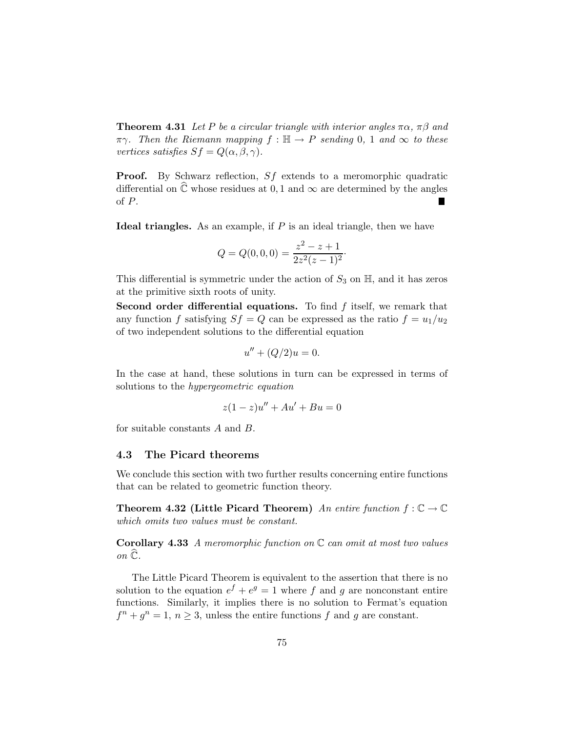**Theorem 4.31** *Let $P$ be a circular triangle with interior angles $\pi\alpha$, $\pi\beta$ and $\pi\gamma$. Then the Riemann mapping $f : \mathbb{H} \to P$ sending 0, 1 and $\infty$ to these vertices satisfies $Sf = Q(\alpha, \beta, \gamma)$.*

**Proof.** By Schwarz reflection, $Sf$ extends to a meromorphic quadratic differential on $\widehat{\mathbb{C}}$ whose residues at $0, 1$ and $\infty$ are determined by the angles of $P$. ∎

**Ideal triangles.** As an example, if $P$ is an ideal triangle, then we have

$$Q = Q(0,0,0) = \frac{z^2 - z + 1}{2z^2(z-1)^2}.$$

This differential is symmetric under the action of $S_3$ on $\mathbb{H}$, and it has zeros at the primitive sixth roots of unity.

**Second order differential equations.** To find $f$ itself, we remark that any function $f$ satisfying $Sf = Q$ can be expressed as the ratio $f = u_1/u_2$ of two independent solutions to the differential equation

$$u'' + (Q/2)u = 0.$$

In the case at hand, these solutions in turn can be expressed in terms of solutions to the *hypergeometric equation*

$$z(1-z)u'' + Au' + Bu = 0$$

for suitable constants $A$ and $B$.

## 4.3 The Picard theorems

We conclude this section with two further results concerning entire functions that can be related to geometric function theory.

**Theorem 4.32 (Little Picard Theorem)** *An entire function $f : \mathbb{C} \to \mathbb{C}$ which omits two values must be constant.*

**Corollary 4.33** *A meromorphic function on $\mathbb{C}$ can omit at most two values on $\widehat{\mathbb{C}}$.*

The Little Picard Theorem is equivalent to the assertion that there is no solution to the equation $e^f + e^g = 1$ where $f$ and $g$ are nonconstant entire functions. Similarly, it implies there is no solution to Fermat's equation $f^n + g^n = 1$, $n \geq 3$, unless the entire functions $f$ and $g$ are constant.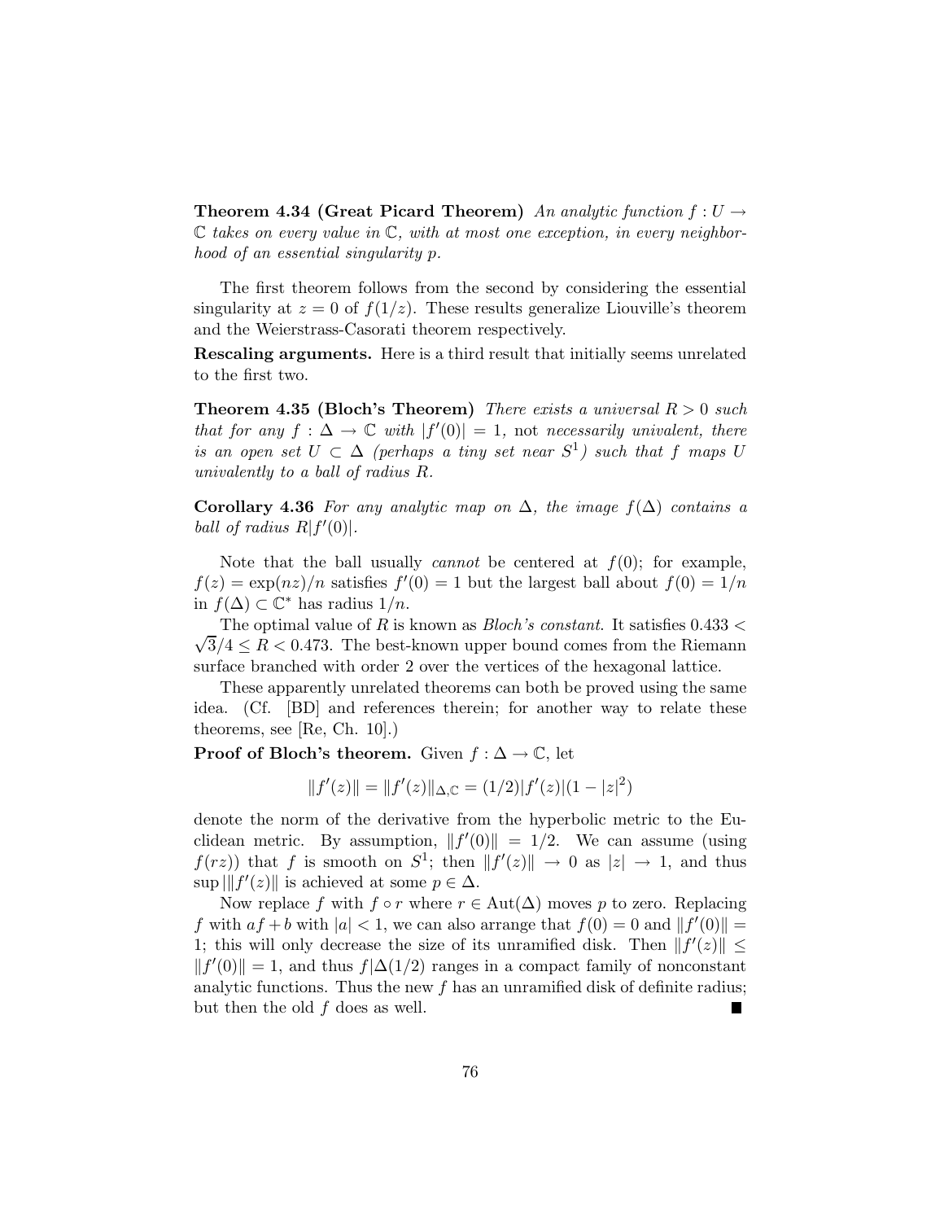**Theorem 4.34 (Great Picard Theorem)** *An analytic function $f : U \to \mathbb{C}$ takes on every value in $\mathbb{C}$, with at most one exception, in every neighborhood of an essential singularity $p$.*

The first theorem follows from the second by considering the essential singularity at $z = 0$ of $f(1/z)$. These results generalize Liouville's theorem and the Weierstrass-Casorati theorem respectively.

**Rescaling arguments.** Here is a third result that initially seems unrelated to the first two.

**Theorem 4.35 (Bloch's Theorem)** *There exists a universal $R > 0$ such that for any $f : \Delta \to \mathbb{C}$ with $|f'(0)| = 1$,* not *necessarily univalent, there is an open set $U \subset \Delta$ (perhaps a tiny set near $S^1$) such that $f$ maps $U$ univalently to a ball of radius $R$.*

**Corollary 4.36** *For any analytic map on $\Delta$, the image $f(\Delta)$ contains a ball of radius $R|f'(0)|$.*

Note that the ball usually *cannot* be centered at $f(0)$; for example, $f(z) = \exp(nz)/n$ satisfies $f'(0) = 1$ but the largest ball about $f(0) = 1/n$ in $f(\Delta) \subset \mathbb{C}^*$ has radius $1/n$.

The optimal value of $R$ is known as *Bloch's constant*. It satisfies $0.433 < \sqrt{3}/4 \leq R < 0.473$. The best-known upper bound comes from the Riemann surface branched with order 2 over the vertices of the hexagonal lattice.

These apparently unrelated theorems can both be proved using the same idea. (Cf. [BD] and references therein; for another way to relate these theorems, see [Re, Ch. 10].)

**Proof of Bloch's theorem.** Given $f : \Delta \to \mathbb{C}$, let

$$\|f'(z)\| = \|f'(z)\|_{\Delta,\mathbb{C}} = (1/2)|f'(z)|(1 - |z|^2)$$

denote the norm of the derivative from the hyperbolic metric to the Euclidean metric. By assumption, $\|f'(0)\| = 1/2$. We can assume (using $f(rz)$) that $f$ is smooth on $S^1$; then $\|f'(z)\| \to 0$ as $|z| \to 1$, and thus $\sup |\|f'(z)\|$ is achieved at some $p \in \Delta$.

Now replace $f$ with $f \circ r$ where $r \in \text{Aut}(\Delta)$ moves $p$ to zero. Replacing $f$ with $af + b$ with $|a| < 1$, we can also arrange that $f(0) = 0$ and $\|f'(0)\| = 1$; this will only decrease the size of its unramified disk. Then $\|f'(z)\| \leq \|f'(0)\| = 1$, and thus $f|\Delta(1/2)$ ranges in a compact family of nonconstant analytic functions. Thus the new $f$ has an unramified disk of definite radius; but then the old $f$ does as well. ■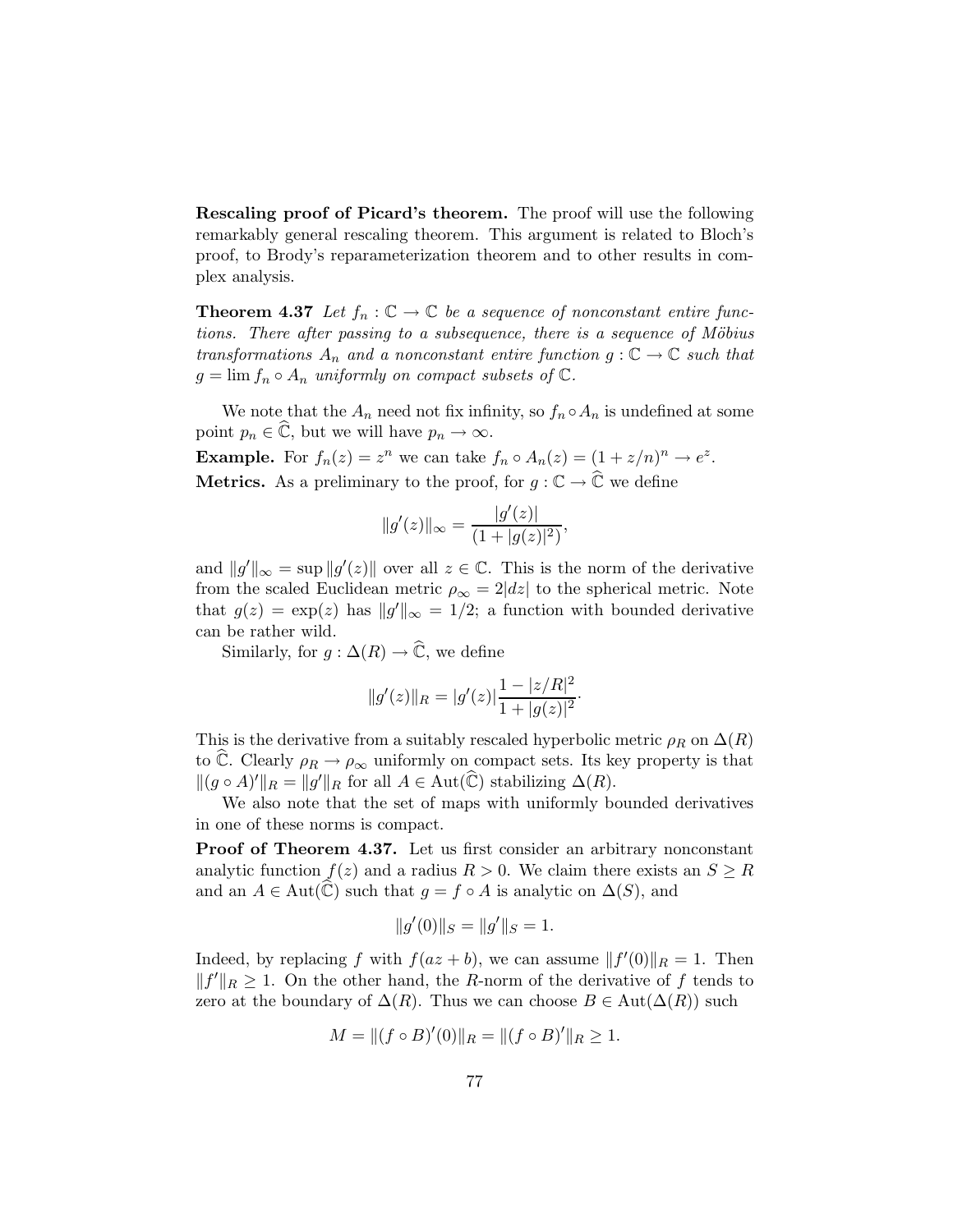**Rescaling proof of Picard's theorem.** The proof will use the following remarkably general rescaling theorem. This argument is related to Bloch's proof, to Brody's reparameterization theorem and to other results in complex analysis.

**Theorem 4.37** *Let $f_n : \mathbb{C} \to \mathbb{C}$ be a sequence of nonconstant entire functions. There after passing to a subsequence, there is a sequence of Möbius transformations $A_n$ and a nonconstant entire function $g : \mathbb{C} \to \mathbb{C}$ such that $g = \lim f_n \circ A_n$ uniformly on compact subsets of $\mathbb{C}$.*

We note that the $A_n$ need not fix infinity, so $f_n \circ A_n$ is undefined at some point $p_n \in \widehat{\mathbb{C}}$, but we will have $p_n \to \infty$.

**Example.** For $f_n(z) = z^n$ we can take $f_n \circ A_n(z) = (1 + z/n)^n \to e^z$.

**Metrics.** As a preliminary to the proof, for $g : \mathbb{C} \to \widehat{\mathbb{C}}$ we define

$$\|g'(z)\|_\infty = \frac{|g'(z)|}{(1 + |g(z)|^2)},$$

and $\|g'\|_\infty = \sup \|g'(z)\|$ over all $z \in \mathbb{C}$. This is the norm of the derivative from the scaled Euclidean metric $\rho_\infty = 2|dz|$ to the spherical metric. Note that $g(z) = \exp(z)$ has $\|g'\|_\infty = 1/2$; a function with bounded derivative can be rather wild.

Similarly, for $g : \Delta(R) \to \widehat{\mathbb{C}}$, we define

$$\|g'(z)\|_R = |g'(z)| \frac{1 - |z/R|^2}{1 + |g(z)|^2}.$$

This is the derivative from a suitably rescaled hyperbolic metric $\rho_R$ on $\Delta(R)$ to $\widehat{\mathbb{C}}$. Clearly $\rho_R \to \rho_\infty$ uniformly on compact sets. Its key property is that $\|(g \circ A)'\|_R = \|g'\|_R$ for all $A \in \mathrm{Aut}(\widehat{\mathbb{C}})$ stabilizing $\Delta(R)$.

We also note that the set of maps with uniformly bounded derivatives in one of these norms is compact.

**Proof of Theorem 4.37.** Let us first consider an arbitrary nonconstant analytic function $f(z)$ and a radius $R > 0$. We claim there exists an $S \geq R$ and an $A \in \mathrm{Aut}(\widehat{\mathbb{C}})$ such that $g = f \circ A$ is analytic on $\Delta(S)$, and

$$\|g'(0)\|_S = \|g'\|_S = 1.$$

Indeed, by replacing $f$ with $f(az + b)$, we can assume $\|f'(0)\|_R = 1$. Then $\|f'\|_R \geq 1$. On the other hand, the $R$-norm of the derivative of $f$ tends to zero at the boundary of $\Delta(R)$. Thus we can choose $B \in \mathrm{Aut}(\Delta(R))$ such

$$M = \|(f \circ B)'(0)\|_R = \|(f \circ B)'\|_R \geq 1.$$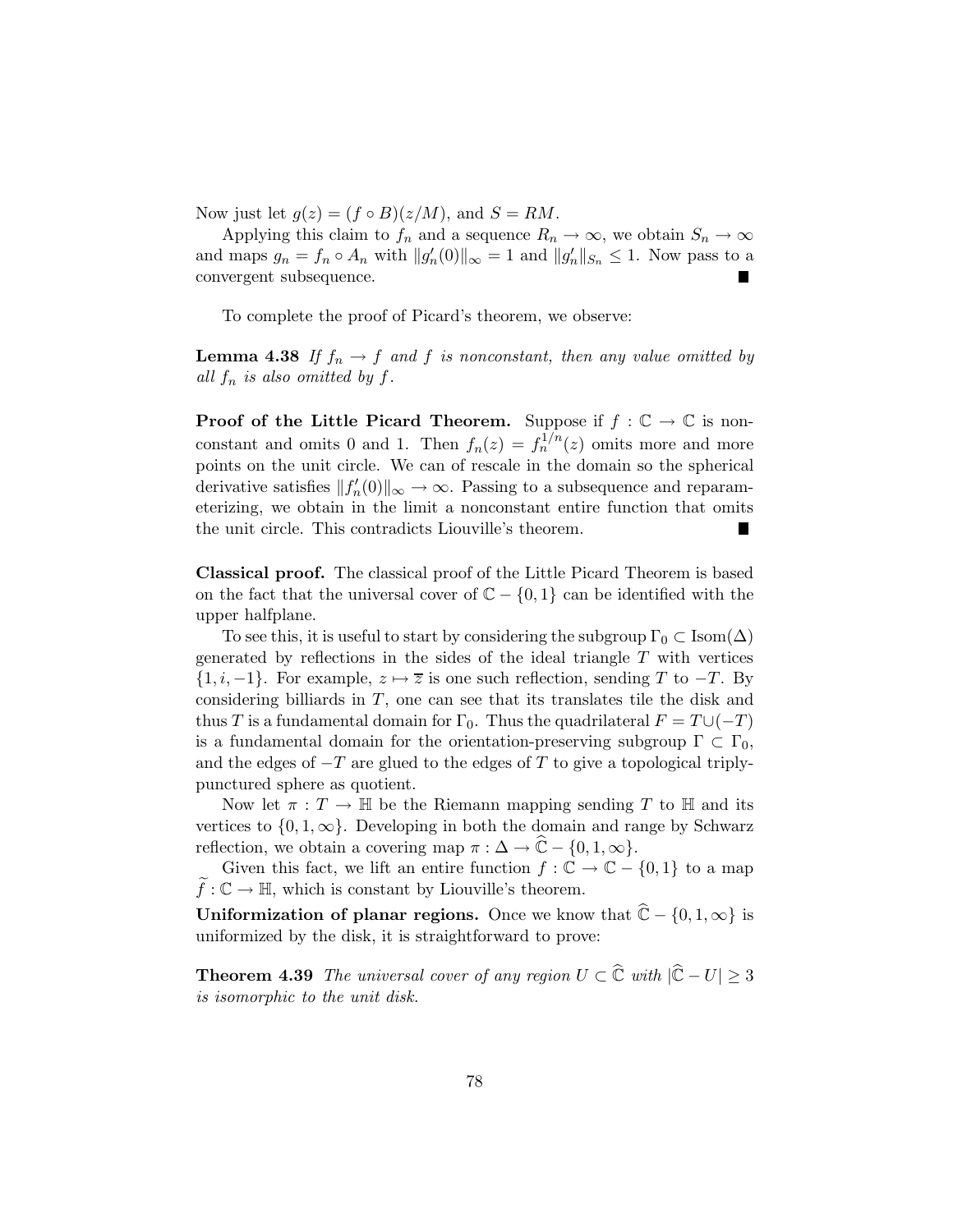Now just let $g(z) = (f \circ B)(z/M)$, and $S = RM$.

Applying this claim to $f_n$ and a sequence $R_n \to \infty$, we obtain $S_n \to \infty$ and maps $g_n = f_n \circ A_n$ with $\|g_n'(0)\|_\infty = 1$ and $\|g_n'\|_{S_n} \le 1$. Now pass to a convergent subsequence. ∎

To complete the proof of Picard's theorem, we observe:

**Lemma 4.38** *If $f_n \to f$ and $f$ is nonconstant, then any value omitted by all $f_n$ is also omitted by $f$.*

**Proof of the Little Picard Theorem.** Suppose if $f : \mathbb{C} \to \mathbb{C}$ is nonconstant and omits 0 and 1. Then $f_n(z) = f_n^{1/n}(z)$ omits more and more points on the unit circle. We can of rescale in the domain so the spherical derivative satisfies $\|f_n'(0)\|_\infty \to \infty$. Passing to a subsequence and reparameterizing, we obtain in the limit a nonconstant entire function that omits the unit circle. This contradicts Liouville's theorem. ∎

**Classical proof.** The classical proof of the Little Picard Theorem is based on the fact that the universal cover of $\mathbb{C} - \{0, 1\}$ can be identified with the upper halfplane.

To see this, it is useful to start by considering the subgroup $\Gamma_0 \subset \mathrm{Isom}(\Delta)$ generated by reflections in the sides of the ideal triangle $T$ with vertices $\{1, i, -1\}$. For example, $z \mapsto \overline{z}$ is one such reflection, sending $T$ to $-T$. By considering billiards in $T$, one can see that its translates tile the disk and thus $T$ is a fundamental domain for $\Gamma_0$. Thus the quadrilateral $F = T \cup (-T)$ is a fundamental domain for the orientation-preserving subgroup $\Gamma \subset \Gamma_0$, and the edges of $-T$ are glued to the edges of $T$ to give a topological triply-punctured sphere as quotient.

Now let $\pi : T \to \mathbb{H}$ be the Riemann mapping sending $T$ to $\mathbb{H}$ and its vertices to $\{0, 1, \infty\}$. Developing in both the domain and range by Schwarz reflection, we obtain a covering map $\pi : \Delta \to \widehat{\mathbb{C}} - \{0, 1, \infty\}$.

Given this fact, we lift an entire function $f : \mathbb{C} \to \mathbb{C} - \{0, 1\}$ to a map $\widetilde{f} : \mathbb{C} \to \mathbb{H}$, which is constant by Liouville's theorem.

**Uniformization of planar regions.** Once we know that $\widehat{\mathbb{C}} - \{0, 1, \infty\}$ is uniformized by the disk, it is straightforward to prove:

**Theorem 4.39** *The universal cover of any region $U \subset \widehat{\mathbb{C}}$ with $|\widehat{\mathbb{C}} - U| \ge 3$ is isomorphic to the unit disk.*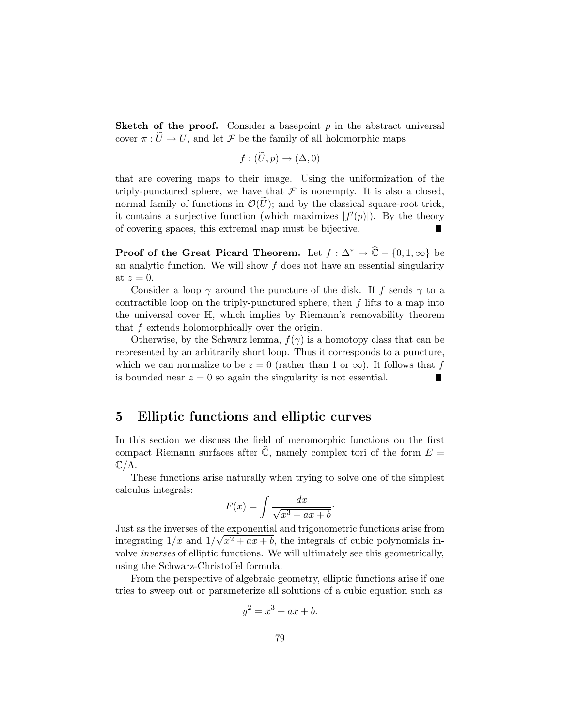**Sketch of the proof.** Consider a basepoint $p$ in the abstract universal cover $\pi : \widetilde{U} \to U$, and let $\mathcal{F}$ be the family of all holomorphic maps

$$f : (\widetilde{U}, p) \to (\Delta, 0)$$

that are covering maps to their image. Using the uniformization of the triply-punctured sphere, we have that $\mathcal{F}$ is nonempty. It is also a closed, normal family of functions in $\mathcal{O}(\widetilde{U})$; and by the classical square-root trick, it contains a surjective function (which maximizes $|f'(p)|$). By the theory of covering spaces, this extremal map must be bijective. ∎

**Proof of the Great Picard Theorem.** Let $f : \Delta^* \to \widehat{\mathbb{C}} - \{0, 1, \infty\}$ be an analytic function. We will show $f$ does not have an essential singularity at $z = 0$.

Consider a loop $\gamma$ around the puncture of the disk. If $f$ sends $\gamma$ to a contractible loop on the triply-punctured sphere, then $f$ lifts to a map into the universal cover $\mathbb{H}$, which implies by Riemann's removability theorem that $f$ extends holomorphically over the origin.

Otherwise, by the Schwarz lemma, $f(\gamma)$ is a homotopy class that can be represented by an arbitrarily short loop. Thus it corresponds to a puncture, which we can normalize to be $z = 0$ (rather than 1 or $\infty$). It follows that $f$ is bounded near $z = 0$ so again the singularity is not essential. ∎

## 5 Elliptic functions and elliptic curves

In this section we discuss the field of meromorphic functions on the first compact Riemann surfaces after $\widehat{\mathbb{C}}$, namely complex tori of the form $E = \mathbb{C}/\Lambda$.

These functions arise naturally when trying to solve one of the simplest calculus integrals:

$$F(x) = \int \frac{dx}{\sqrt{x^3 + ax + b}}.$$

Just as the inverses of the exponential and trigonometric functions arise from integrating $1/x$ and $1/\sqrt{x^2 + ax + b}$, the integrals of cubic polynomials involve *inverses* of elliptic functions. We will ultimately see this geometrically, using the Schwarz-Christoffel formula.

From the perspective of algebraic geometry, elliptic functions arise if one tries to sweep out or parameterize all solutions of a cubic equation such as

$$y^2 = x^3 + ax + b.$$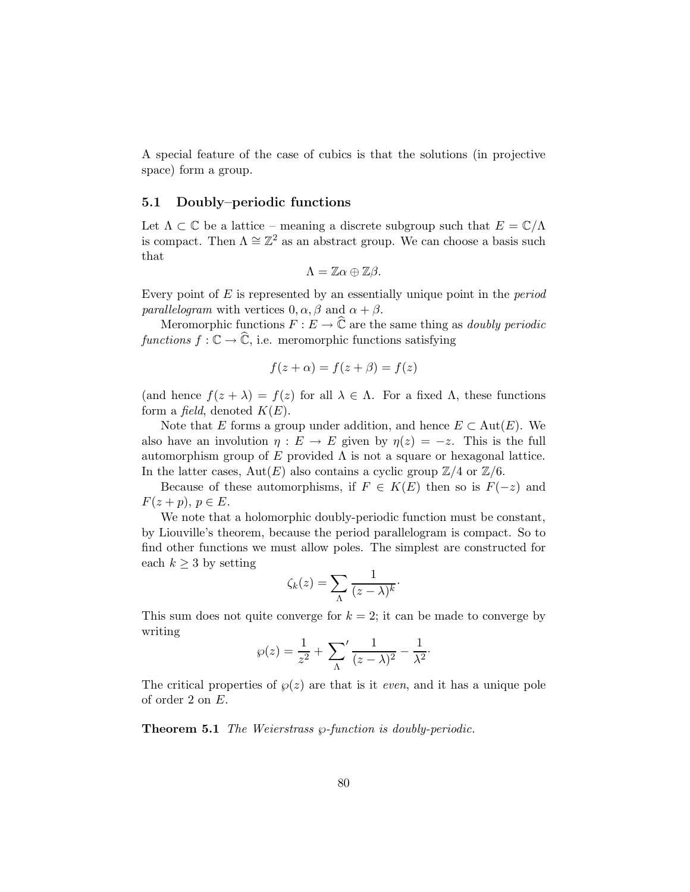A special feature of the case of cubics is that the solutions (in projective space) form a group.

### 5.1 Doubly–periodic functions

Let $\Lambda \subset \mathbb{C}$ be a lattice – meaning a discrete subgroup such that $E = \mathbb{C}/\Lambda$ is compact. Then $\Lambda \cong \mathbb{Z}^2$ as an abstract group. We can choose a basis such that

$$\Lambda = \mathbb{Z}\alpha \oplus \mathbb{Z}\beta.$$

Every point of $E$ is represented by an essentially unique point in the *period parallelogram* with vertices $0, \alpha, \beta$ and $\alpha + \beta$.

Meromorphic functions $F : E \to \widehat{\mathbb{C}}$ are the same thing as *doubly periodic functions* $f : \mathbb{C} \to \widehat{\mathbb{C}}$, i.e. meromorphic functions satisfying

$$f(z + \alpha) = f(z + \beta) = f(z)$$

(and hence $f(z + \lambda) = f(z)$ for all $\lambda \in \Lambda$. For a fixed $\Lambda$, these functions form a *field*, denoted $K(E)$.

Note that $E$ forms a group under addition, and hence $E \subset \mathrm{Aut}(E)$. We also have an involution $\eta : E \to E$ given by $\eta(z) = -z$. This is the full automorphism group of $E$ provided $\Lambda$ is not a square or hexagonal lattice. In the latter cases, $\mathrm{Aut}(E)$ also contains a cyclic group $\mathbb{Z}/4$ or $\mathbb{Z}/6$.

Because of these automorphisms, if $F \in K(E)$ then so is $F(-z)$ and $F(z + p)$, $p \in E$.

We note that a holomorphic doubly-periodic function must be constant, by Liouville's theorem, because the period parallelogram is compact. So to find other functions we must allow poles. The simplest are constructed for each $k \geq 3$ by setting

$$\zeta_k(z) = \sum_{\Lambda} \frac{1}{(z - \lambda)^k}.$$

This sum does not quite converge for $k = 2$; it can be made to converge by writing

$$\wp(z) = \frac{1}{z^2} + \sum_{\Lambda}{}' \frac{1}{(z - \lambda)^2} - \frac{1}{\lambda^2}.$$

The critical properties of $\wp(z)$ are that is it *even*, and it has a unique pole of order 2 on $E$.

**Theorem 5.1** *The Weierstrass $\wp$-function is doubly-periodic.*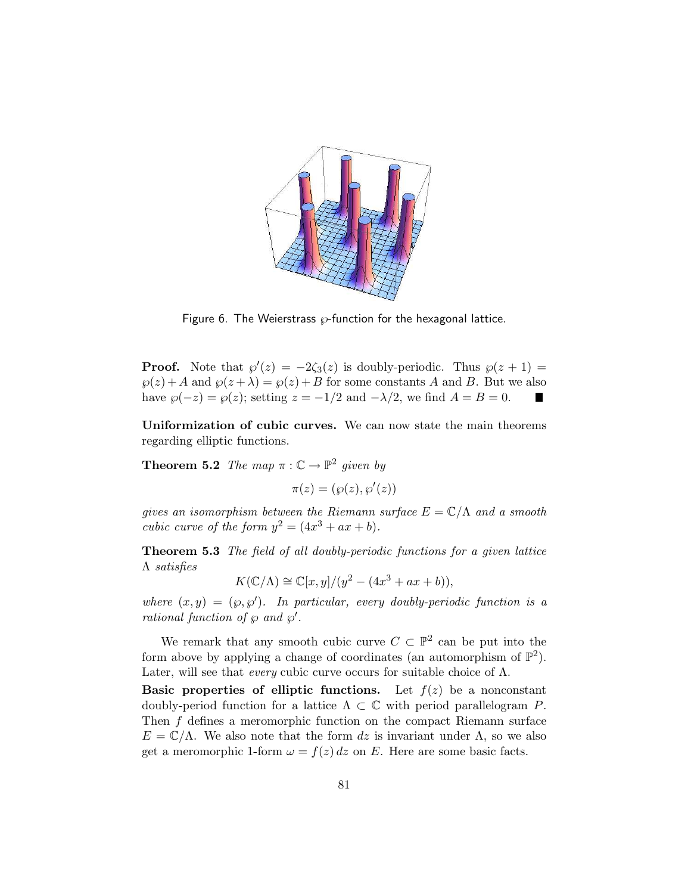Figure 6. The Weierstrass $\wp$-function for the hexagonal lattice.

**Proof.** Note that $\wp'(z) = -2\zeta_3(z)$ is doubly-periodic. Thus $\wp(z+1) = \wp(z) + A$ and $\wp(z+\lambda) = \wp(z) + B$ for some constants $A$ and $B$. But we also have $\wp(-z) = \wp(z)$; setting $z = -1/2$ and $-\lambda/2$, we find $A = B = 0$. ∎

**Uniformization of cubic curves.** We can now state the main theorems regarding elliptic functions.

**Theorem 5.2** *The map $\pi : \mathbb{C} \to \mathbb{P}^2$ given by*

$$\pi(z) = (\wp(z), \wp'(z))$$

*gives an isomorphism between the Riemann surface $E = \mathbb{C}/\Lambda$ and a smooth cubic curve of the form $y^2 = (4x^3 + ax + b)$.*

**Theorem 5.3** *The field of all doubly-periodic functions for a given lattice $\Lambda$ satisfies*

$$K(\mathbb{C}/\Lambda) \cong \mathbb{C}[x,y]/(y^2 - (4x^3 + ax + b)),$$

*where $(x,y) = (\wp, \wp')$. In particular, every doubly-periodic function is a rational function of $\wp$ and $\wp'$.*

We remark that any smooth cubic curve $C \subset \mathbb{P}^2$ can be put into the form above by applying a change of coordinates (an automorphism of $\mathbb{P}^2$). Later, will see that *every* cubic curve occurs for suitable choice of $\Lambda$.

**Basic properties of elliptic functions.** Let $f(z)$ be a nonconstant doubly-period function for a lattice $\Lambda \subset \mathbb{C}$ with period parallelogram $P$. Then $f$ defines a meromorphic function on the compact Riemann surface $E = \mathbb{C}/\Lambda$. We also note that the form $dz$ is invariant under $\Lambda$, so we also get a meromorphic 1-form $\omega = f(z)\,dz$ on $E$. Here are some basic facts.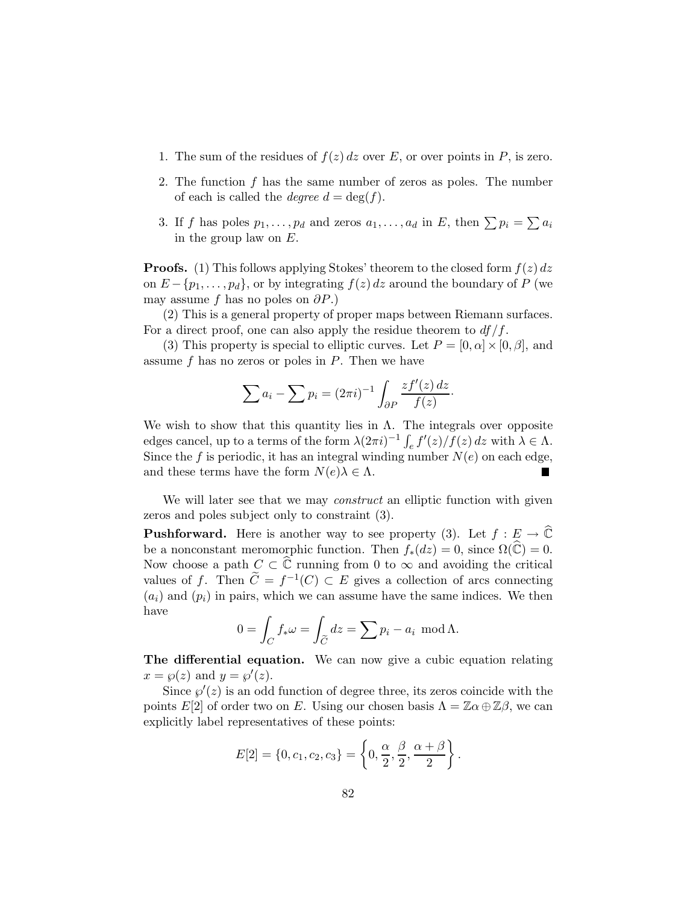1. The sum of the residues of $f(z)\,dz$ over $E$, or over points in $P$, is zero.
2. The function $f$ has the same number of zeros as poles. The number of each is called the *degree* $d = \deg(f)$.
3. If $f$ has poles $p_1, \ldots, p_d$ and zeros $a_1, \ldots, a_d$ in $E$, then $\sum p_i = \sum a_i$ in the group law on $E$.

**Proofs.** (1) This follows applying Stokes' theorem to the closed form $f(z)\,dz$ on $E - \{p_1, \ldots, p_d\}$, or by integrating $f(z)\,dz$ around the boundary of $P$ (we may assume $f$ has no poles on $\partial P$.)

(2) This is a general property of proper maps between Riemann surfaces. For a direct proof, one can also apply the residue theorem to $df/f$.

(3) This property is special to elliptic curves. Let $P = [0, \alpha] \times [0, \beta]$, and assume $f$ has no zeros or poles in $P$. Then we have

$$\sum a_i - \sum p_i = (2\pi i)^{-1} \int_{\partial P} \frac{z f'(z)\,dz}{f(z)} \cdot$$

We wish to show that this quantity lies in $\Lambda$. The integrals over opposite edges cancel, up to a terms of the form $\lambda (2\pi i)^{-1} \int_e f'(z)/f(z)\,dz$ with $\lambda \in \Lambda$. Since the $f$ is periodic, it has an integral winding number $N(e)$ on each edge, and these terms have the form $N(e)\lambda \in \Lambda$. ■

We will later see that we may *construct* an elliptic function with given zeros and poles subject only to constraint (3).

**Pushforward.** Here is another way to see property (3). Let $f : E \to \widehat{\mathbb{C}}$ be a nonconstant meromorphic function. Then $f_*(dz) = 0$, since $\Omega(\widehat{\mathbb{C}}) = 0$. Now choose a path $C \subset \widehat{\mathbb{C}}$ running from 0 to $\infty$ and avoiding the critical values of $f$. Then $\widetilde{C} = f^{-1}(C) \subset E$ gives a collection of arcs connecting $(a_i)$ and $(p_i)$ in pairs, which we can assume have the same indices. We then have

$$0 = \int_C f_* \omega = \int_{\widetilde{C}} dz = \sum p_i - a_i \mod \Lambda.$$

**The differential equation.** We can now give a cubic equation relating $x = \wp(z)$ and $y = \wp'(z)$.

Since $\wp'(z)$ is an odd function of degree three, its zeros coincide with the points $E[2]$ of order two on $E$. Using our chosen basis $\Lambda = \mathbb{Z}\alpha \oplus \mathbb{Z}\beta$, we can explicitly label representatives of these points:

$$E[2] = \{0, c_1, c_2, c_3\} = \left\{0, \frac{\alpha}{2}, \frac{\beta}{2}, \frac{\alpha+\beta}{2}\right\}.$$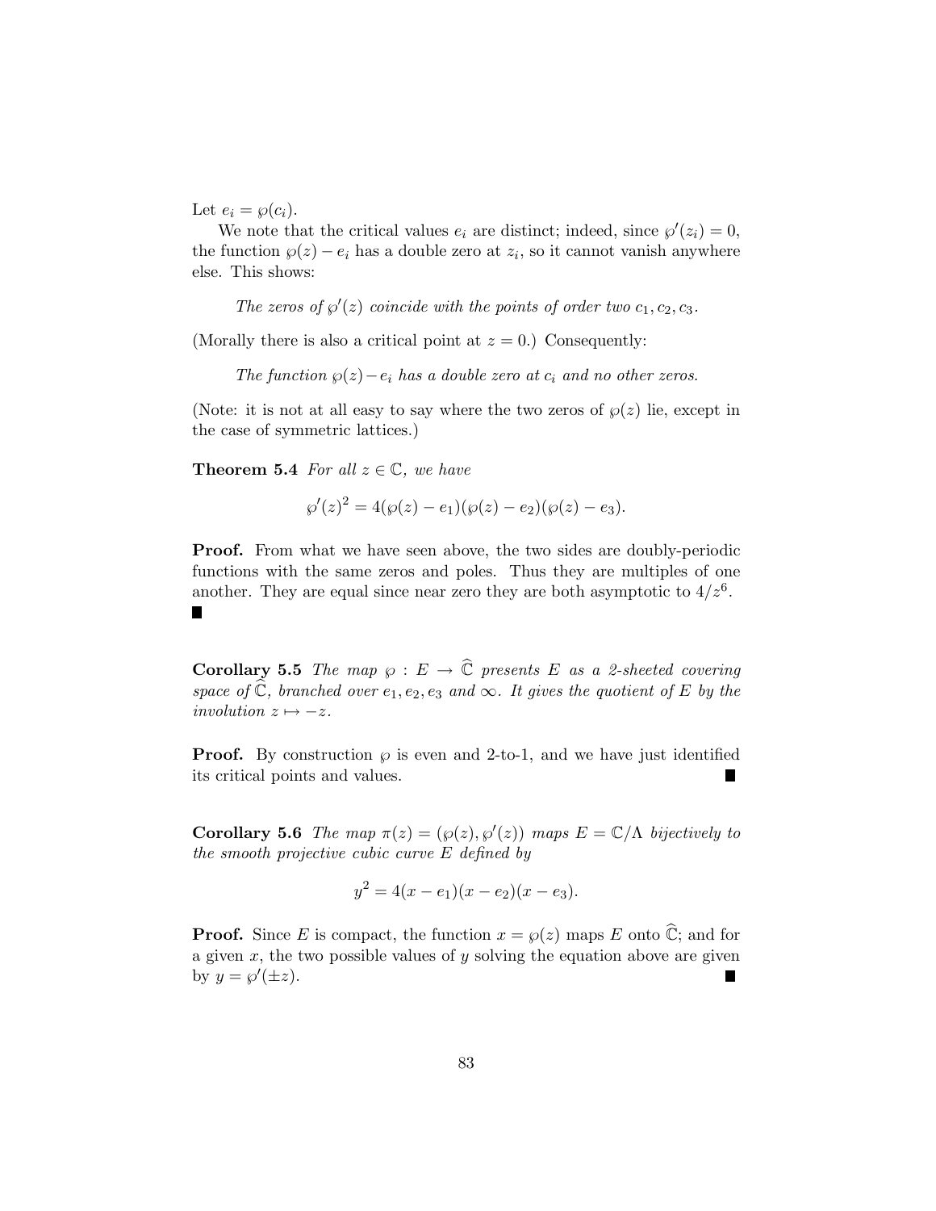Let $e_i = \wp(c_i)$.

We note that the critical values $e_i$ are distinct; indeed, since $\wp'(z_i) = 0$, the function $\wp(z) - e_i$ has a double zero at $z_i$, so it cannot vanish anywhere else. This shows:

> *The zeros of $\wp'(z)$ coincide with the points of order two $c_1, c_2, c_3$.*

(Morally there is also a critical point at $z = 0$.) Consequently:

> *The function $\wp(z) - e_i$ has a double zero at $c_i$ and no other zeros.*

(Note: it is not at all easy to say where the two zeros of $\wp(z)$ lie, except in the case of symmetric lattices.)

**Theorem 5.4** *For all $z \in \mathbb{C}$, we have*

$$\wp'(z)^2 = 4(\wp(z) - e_1)(\wp(z) - e_2)(\wp(z) - e_3).$$

**Proof.** From what we have seen above, the two sides are doubly-periodic functions with the same zeros and poles. Thus they are multiples of one another. They are equal since near zero they are both asymptotic to $4/z^6$. ∎

**Corollary 5.5** *The map $\wp : E \to \widehat{\mathbb{C}}$ presents $E$ as a 2-sheeted covering space of $\widehat{\mathbb{C}}$, branched over $e_1, e_2, e_3$ and $\infty$. It gives the quotient of $E$ by the involution $z \mapsto -z$.*

**Proof.** By construction $\wp$ is even and 2-to-1, and we have just identified its critical points and values. ∎

**Corollary 5.6** *The map $\pi(z) = (\wp(z), \wp'(z))$ maps $E = \mathbb{C}/\Lambda$ bijectively to the smooth projective cubic curve $E$ defined by*

$$y^2 = 4(x - e_1)(x - e_2)(x - e_3).$$

**Proof.** Since $E$ is compact, the function $x = \wp(z)$ maps $E$ onto $\widehat{\mathbb{C}}$; and for a given $x$, the two possible values of $y$ solving the equation above are given by $y = \wp'(\pm z)$. ∎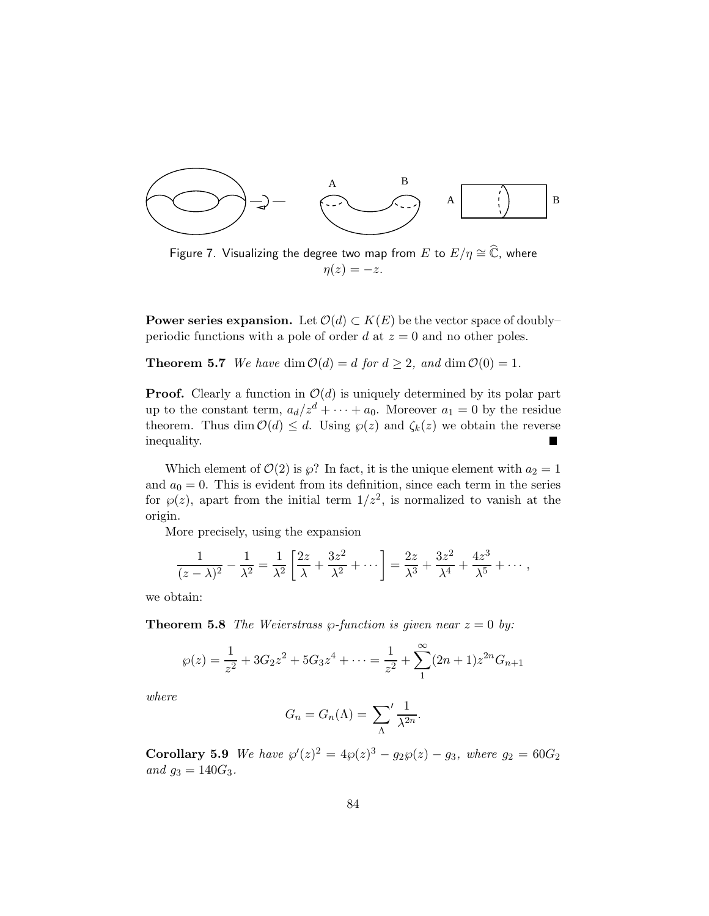Figure 7. Visualizing the degree two map from $E$ to $E/\eta \cong \widehat{\mathbb{C}}$, where $\eta(z) = -z$.

**Power series expansion.** Let $\mathcal{O}(d) \subset K(E)$ be the vector space of doubly–periodic functions with a pole of order $d$ at $z = 0$ and no other poles.

**Theorem 5.7** *We have* $\dim \mathcal{O}(d) = d$ *for* $d \geq 2$*, and* $\dim \mathcal{O}(0) = 1$.

**Proof.** Clearly a function in $\mathcal{O}(d)$ is uniquely determined by its polar part up to the constant term, $a_d/z^d + \cdots + a_0$. Moreover $a_1 = 0$ by the residue theorem. Thus $\dim \mathcal{O}(d) \leq d$. Using $\wp(z)$ and $\zeta_k(z)$ we obtain the reverse inequality. ∎

Which element of $\mathcal{O}(2)$ is $\wp$? In fact, it is the unique element with $a_2 = 1$ and $a_0 = 0$. This is evident from its definition, since each term in the series for $\wp(z)$, apart from the initial term $1/z^2$, is normalized to vanish at the origin.

More precisely, using the expansion

$$\frac{1}{(z-\lambda)^2} - \frac{1}{\lambda^2} = \frac{1}{\lambda^2}\left[\frac{2z}{\lambda} + \frac{3z^2}{\lambda^2} + \cdots\right] = \frac{2z}{\lambda^3} + \frac{3z^2}{\lambda^4} + \frac{4z^3}{\lambda^5} + \cdots,$$

we obtain:

**Theorem 5.8** *The Weierstrass* $\wp$*-function is given near* $z = 0$ *by:*

$$\wp(z) = \frac{1}{z^2} + 3G_2 z^2 + 5G_3 z^4 + \cdots = \frac{1}{z^2} + \sum_1^\infty (2n+1) z^{2n} G_{n+1}$$

*where*

$$G_n = G_n(\Lambda) = \sum_\Lambda{}' \frac{1}{\lambda^{2n}}.$$

**Corollary 5.9** *We have* $\wp'(z)^2 = 4\wp(z)^3 - g_2\wp(z) - g_3$*, where* $g_2 = 60G_2$ *and* $g_3 = 140G_3$.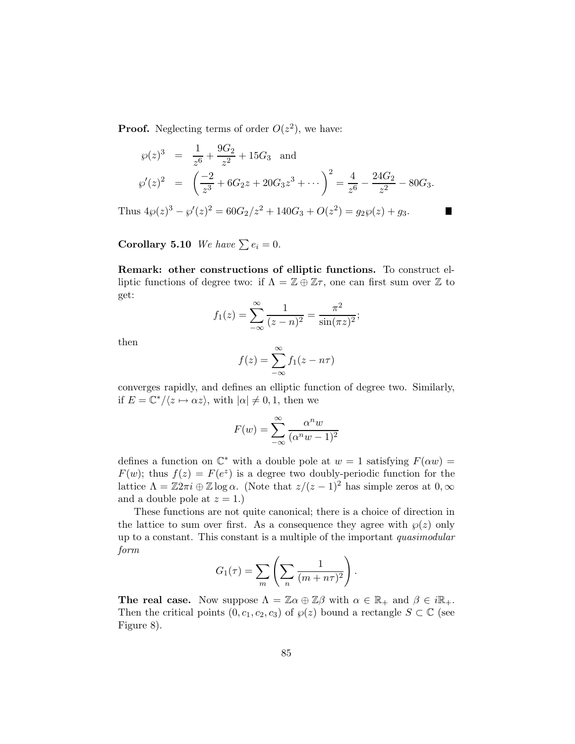**Proof.** Neglecting terms of order $O(z^2)$, we have:

$$\begin{aligned}
\wp(z)^3 &= \frac{1}{z^6} + \frac{9G_2}{z^2} + 15G_3 \quad \text{and} \\
\wp'(z)^2 &= \left( \frac{-2}{z^3} + 6G_2 z + 20G_3 z^3 + \cdots \right)^2 = \frac{4}{z^6} - \frac{24G_2}{z^2} - 80G_3.
\end{aligned}$$

Thus $4\wp(z)^3 - \wp'(z)^2 = 60G_2/z^2 + 140G_3 + O(z^2) = g_2\wp(z) + g_3$. ∎

**Corollary 5.10** *We have* $\sum e_i = 0$.

**Remark: other constructions of elliptic functions.** To construct elliptic functions of degree two: if $\Lambda = \mathbb{Z} \oplus \mathbb{Z}\tau$, one can first sum over $\mathbb{Z}$ to get:

$$f_1(z) = \sum_{-\infty}^{\infty} \frac{1}{(z-n)^2} = \frac{\pi^2}{\sin(\pi z)^2};$$

then

$$f(z) = \sum_{-\infty}^{\infty} f_1(z - n\tau)$$

converges rapidly, and defines an elliptic function of degree two. Similarly, if $E = \mathbb{C}^*/\langle z \mapsto \alpha z \rangle$, with $|\alpha| \neq 0, 1$, then we

$$F(w) = \sum_{-\infty}^{\infty} \frac{\alpha^n w}{(\alpha^n w - 1)^2}$$

defines a function on $\mathbb{C}^*$ with a double pole at $w = 1$ satisfying $F(\alpha w) = F(w)$; thus $f(z) = F(e^z)$ is a degree two doubly-periodic function for the lattice $\Lambda = \mathbb{Z}2\pi i \oplus \mathbb{Z}\log\alpha$. (Note that $z/(z-1)^2$ has simple zeros at $0, \infty$ and a double pole at $z = 1$.)

These functions are not quite canonical; there is a choice of direction in the lattice to sum over first. As a consequence they agree with $\wp(z)$ only up to a constant. This constant is a multiple of the important *quasimodular form*

$$G_1(\tau) = \sum_m \left( \sum_n \frac{1}{(m + n\tau)^2} \right).$$

**The real case.** Now suppose $\Lambda = \mathbb{Z}\alpha \oplus \mathbb{Z}\beta$ with $\alpha \in \mathbb{R}_+$ and $\beta \in i\mathbb{R}_+$. Then the critical points $(0, c_1, c_2, c_3)$ of $\wp(z)$ bound a rectangle $S \subset \mathbb{C}$ (see Figure 8).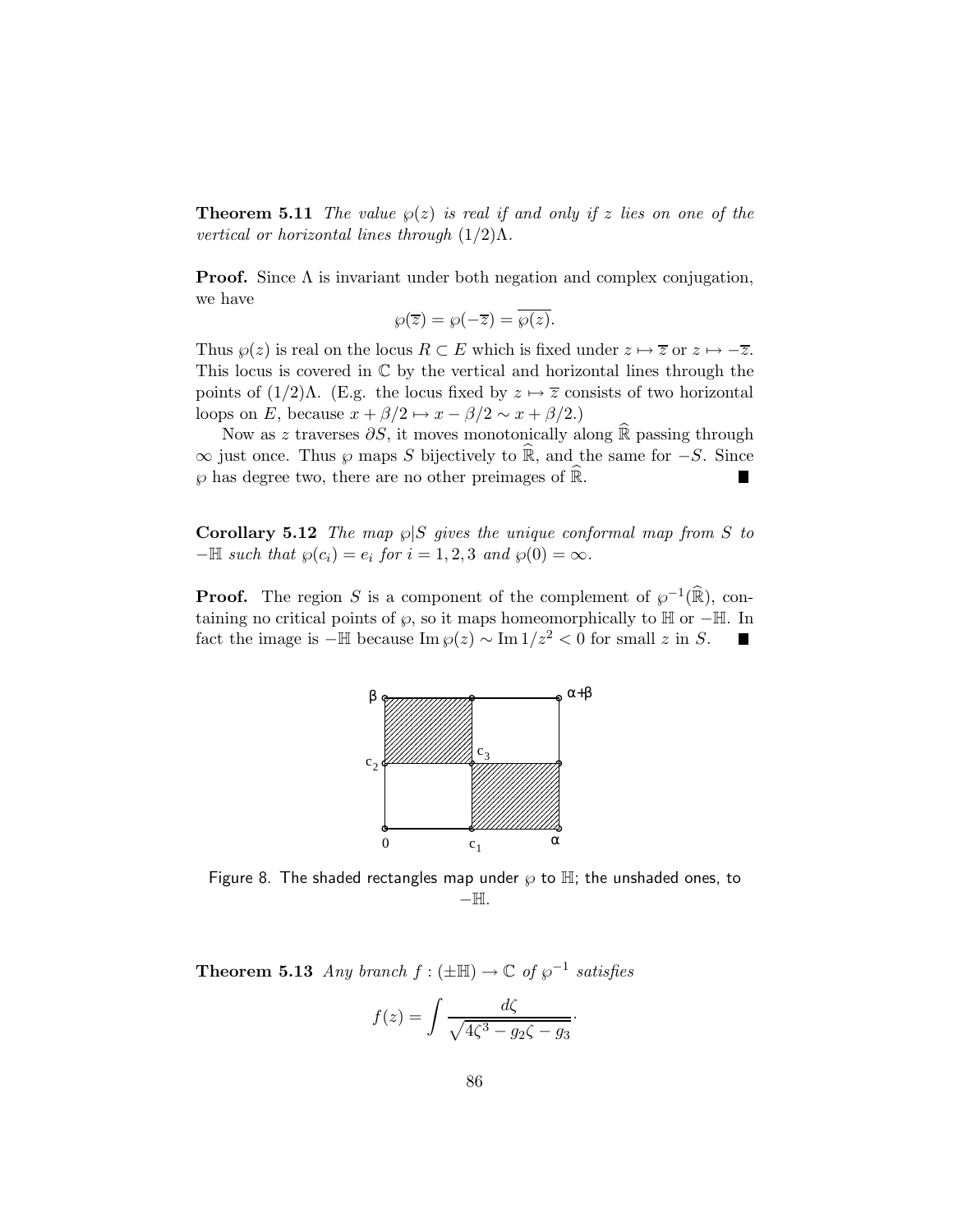**Theorem 5.11** *The value $\wp(z)$ is real if and only if $z$ lies on one of the vertical or horizontal lines through $(1/2)\Lambda$.*

**Proof.** Since $\Lambda$ is invariant under both negation and complex conjugation, we have

$$\wp(\overline{z}) = \wp(-\overline{z}) = \overline{\wp(z)}.$$

Thus $\wp(z)$ is real on the locus $R \subset E$ which is fixed under $z \mapsto \overline{z}$ or $z \mapsto -\overline{z}$. This locus is covered in $\mathbb{C}$ by the vertical and horizontal lines through the points of $(1/2)\Lambda$. (E.g. the locus fixed by $z \mapsto \overline{z}$ consists of two horizontal loops on $E$, because $x + \beta/2 \mapsto x - \beta/2 \sim x + \beta/2$.)

Now as $z$ traverses $\partial S$, it moves monotonically along $\widehat{\mathbb{R}}$ passing through $\infty$ just once. Thus $\wp$ maps $S$ bijectively to $\widehat{\mathbb{R}}$, and the same for $-S$. Since $\wp$ has degree two, there are no other preimages of $\widehat{\mathbb{R}}$. ■

**Corollary 5.12** *The map $\wp|S$ gives the unique conformal map from $S$ to $-\mathbb{H}$ such that $\wp(c_i) = e_i$ for $i = 1, 2, 3$ and $\wp(0) = \infty$.*

**Proof.** The region $S$ is a component of the complement of $\wp^{-1}(\widehat{\mathbb{R}})$, containing no critical points of $\wp$, so it maps homeomorphically to $\mathbb{H}$ or $-\mathbb{H}$. In fact the image is $-\mathbb{H}$ because $\operatorname{Im} \wp(z) \sim \operatorname{Im} 1/z^2 < 0$ for small $z$ in $S$. ■

Figure 8. The shaded rectangles map under $\wp$ to $\mathbb{H}$; the unshaded ones, to $-\mathbb{H}$.

**Theorem 5.13** *Any branch $f : (\pm\mathbb{H}) \to \mathbb{C}$ of $\wp^{-1}$ satisfies*

$$f(z) = \int \frac{d\zeta}{\sqrt{4\zeta^3 - g_2\zeta - g_3}}.$$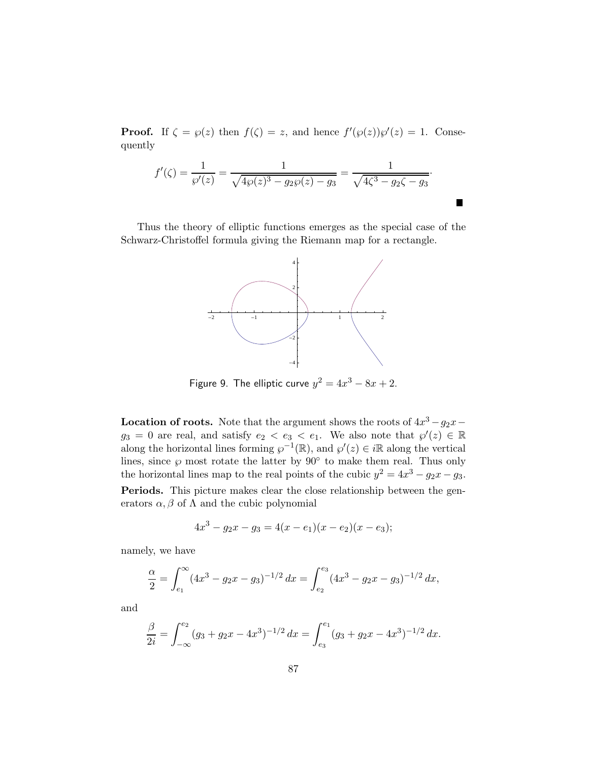**Proof.** If $\zeta = \wp(z)$ then $f(\zeta) = z$, and hence $f'(\wp(z))\wp'(z) = 1$. Consequently

$$f'(\zeta) = \frac{1}{\wp'(z)} = \frac{1}{\sqrt{4\wp(z)^3 - g_2\wp(z) - g_3}} = \frac{1}{\sqrt{4\zeta^3 - g_2\zeta - g_3}}.$$

■

Thus the theory of elliptic functions emerges as the special case of the Schwarz-Christoffel formula giving the Riemann map for a rectangle.

Figure 9. The elliptic curve $y^2 = 4x^3 - 8x + 2$.

**Location of roots.** Note that the argument shows the roots of $4x^3 - g_2x - g_3 = 0$ are real, and satisfy $e_2 < e_3 < e_1$. We also note that $\wp'(z) \in \mathbb{R}$ along the horizontal lines forming $\wp^{-1}(\mathbb{R})$, and $\wp'(z) \in i\mathbb{R}$ along the vertical lines, since $\wp$ most rotate the latter by $90°$ to make them real. Thus only the horizontal lines map to the real points of the cubic $y^2 = 4x^3 - g_2x - g_3$.

**Periods.** This picture makes clear the close relationship between the generators $\alpha, \beta$ of $\Lambda$ and the cubic polynomial

$$4x^3 - g_2x - g_3 = 4(x - e_1)(x - e_2)(x - e_3);$$

namely, we have

$$\frac{\alpha}{2} = \int_{e_1}^{\infty} (4x^3 - g_2x - g_3)^{-1/2}\, dx = \int_{e_2}^{e_3} (4x^3 - g_2x - g_3)^{-1/2}\, dx,$$

and

$$\frac{\beta}{2i} = \int_{-\infty}^{e_2} (g_3 + g_2x - 4x^3)^{-1/2}\, dx = \int_{e_3}^{e_1} (g_3 + g_2x - 4x^3)^{-1/2}\, dx.$$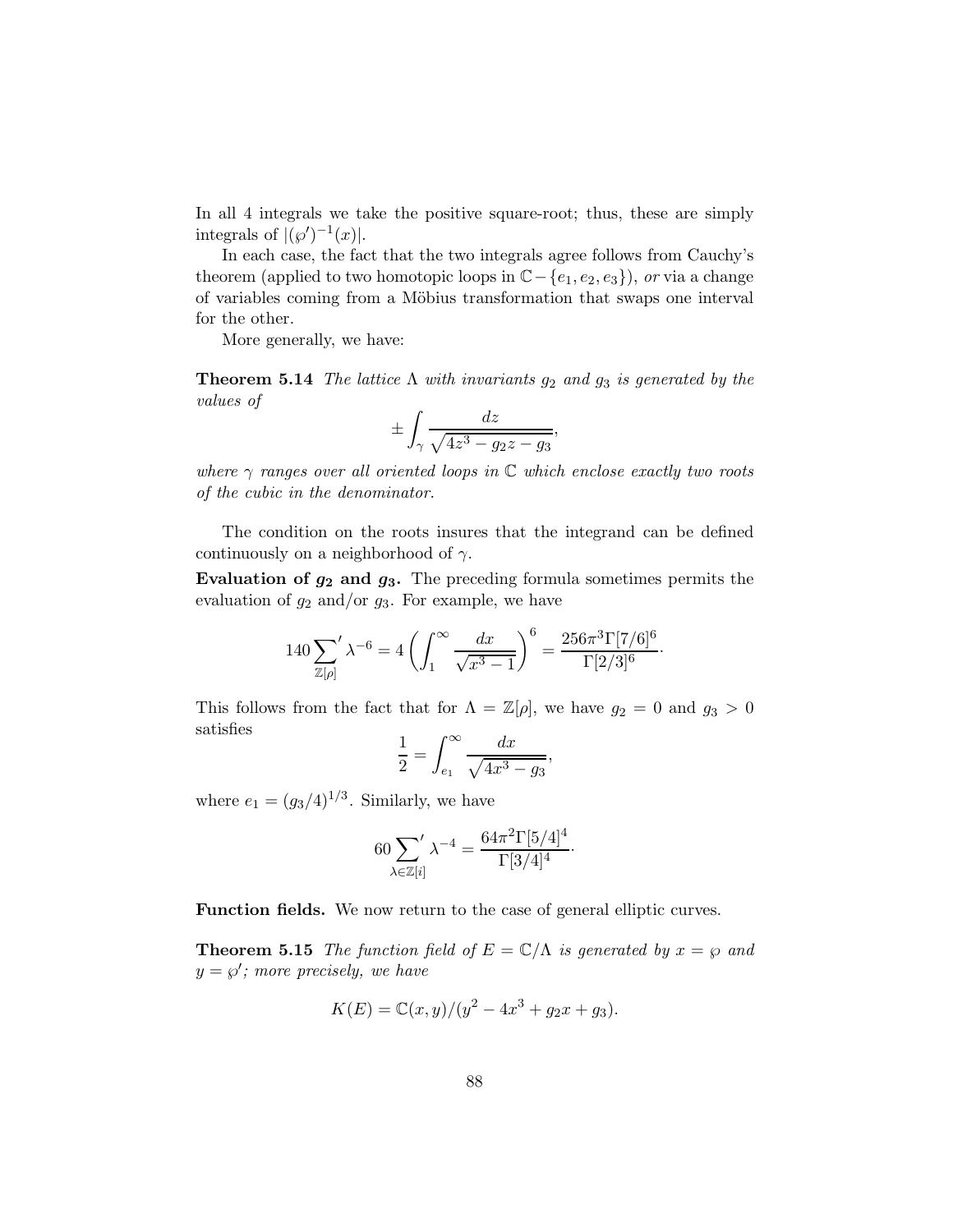In all 4 integrals we take the positive square-root; thus, these are simply integrals of $|(\wp')^{-1}(x)|$.

In each case, the fact that the two integrals agree follows from Cauchy's theorem (applied to two homotopic loops in $\mathbb{C} - \{e_1, e_2, e_3\}$), *or* via a change of variables coming from a Möbius transformation that swaps one interval for the other.

More generally, we have:

**Theorem 5.14** *The lattice $\Lambda$ with invariants $g_2$ and $g_3$ is generated by the values of*

$$\pm \int_\gamma \frac{dz}{\sqrt{4z^3 - g_2 z - g_3}},$$

*where $\gamma$ ranges over all oriented loops in $\mathbb{C}$ which enclose exactly two roots of the cubic in the denominator.*

The condition on the roots insures that the integrand can be defined continuously on a neighborhood of $\gamma$.

**Evaluation of $g_2$ and $g_3$.** The preceding formula sometimes permits the evaluation of $g_2$ and/or $g_3$. For example, we have

$$140 \sum_{\mathbb{Z}[\rho]}{}' \lambda^{-6} = 4 \left( \int_1^\infty \frac{dx}{\sqrt{x^3 - 1}} \right)^6 = \frac{256 \pi^3 \Gamma[7/6]^6}{\Gamma[2/3]^6} \cdot$$

This follows from the fact that for $\Lambda = \mathbb{Z}[\rho]$, we have $g_2 = 0$ and $g_3 > 0$ satisfies

$$\frac{1}{2} = \int_{e_1}^\infty \frac{dx}{\sqrt{4x^3 - g_3}},$$

where $e_1 = (g_3/4)^{1/3}$. Similarly, we have

$$60 \sum_{\lambda \in \mathbb{Z}[i]}{}' \lambda^{-4} = \frac{64 \pi^2 \Gamma[5/4]^4}{\Gamma[3/4]^4} \cdot$$

**Function fields.** We now return to the case of general elliptic curves.

**Theorem 5.15** *The function field of $E = \mathbb{C}/\Lambda$ is generated by $x = \wp$ and $y = \wp'$; more precisely, we have*

$$K(E) = \mathbb{C}(x, y)/(y^2 - 4x^3 + g_2 x + g_3).$$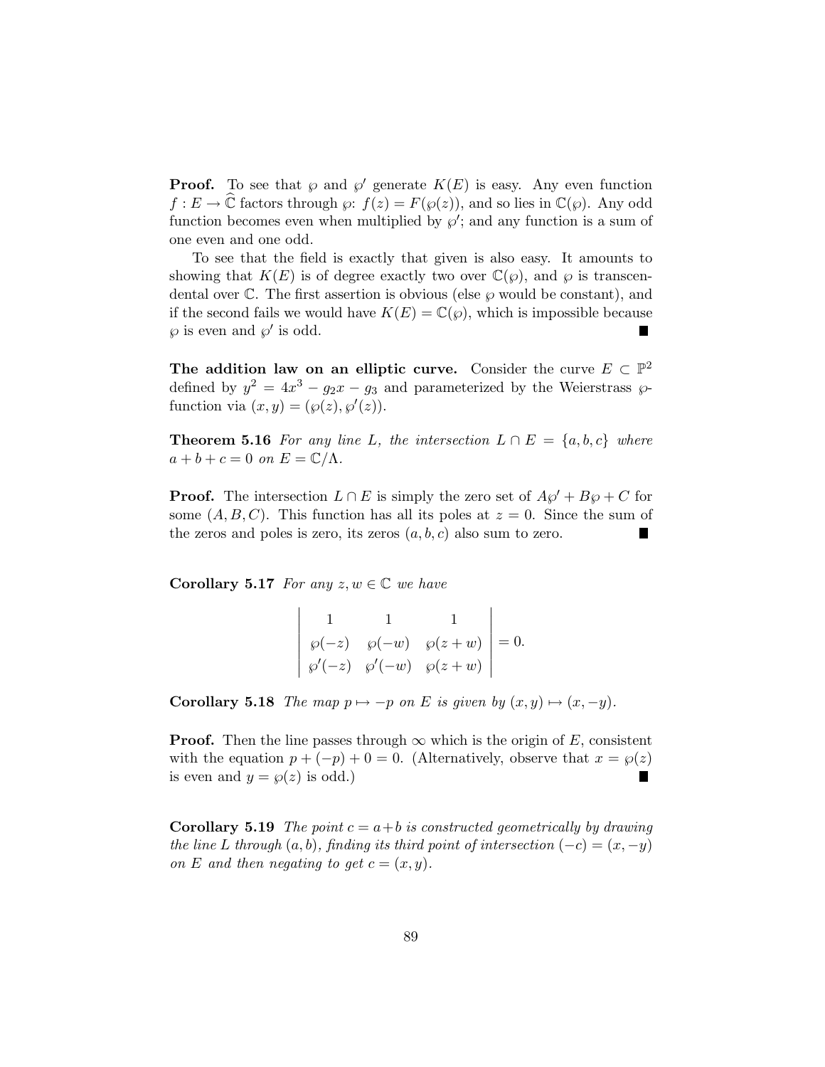**Proof.** To see that $\wp$ and $\wp'$ generate $K(E)$ is easy. Any even function $f : E \to \widehat{\mathbb{C}}$ factors through $\wp$: $f(z) = F(\wp(z))$, and so lies in $\mathbb{C}(\wp)$. Any odd function becomes even when multiplied by $\wp'$; and any function is a sum of one even and one odd.

To see that the field is exactly that given is also easy. It amounts to showing that $K(E)$ is of degree exactly two over $\mathbb{C}(\wp)$, and $\wp$ is transcendental over $\mathbb{C}$. The first assertion is obvious (else $\wp$ would be constant), and if the second fails we would have $K(E) = \mathbb{C}(\wp)$, which is impossible because $\wp$ is even and $\wp'$ is odd. ■

**The addition law on an elliptic curve.** Consider the curve $E \subset \mathbb{P}^2$ defined by $y^2 = 4x^3 - g_2 x - g_3$ and parameterized by the Weierstrass $\wp$-function via $(x, y) = (\wp(z), \wp'(z))$.

**Theorem 5.16** *For any line $L$, the intersection $L \cap E = \{a, b, c\}$ where $a + b + c = 0$ on $E = \mathbb{C}/\Lambda$.*

**Proof.** The intersection $L \cap E$ is simply the zero set of $A\wp' + B\wp + C$ for some $(A, B, C)$. This function has all its poles at $z = 0$. Since the sum of the zeros and poles is zero, its zeros $(a, b, c)$ also sum to zero. ■

**Corollary 5.17** *For any $z, w \in \mathbb{C}$ we have*

$$\begin{vmatrix} 1 & 1 & 1 \\ \wp(-z) & \wp(-w) & \wp(z+w) \\ \wp'(-z) & \wp'(-w) & \wp(z+w) \end{vmatrix} = 0.$$

**Corollary 5.18** *The map $p \mapsto -p$ on $E$ is given by $(x, y) \mapsto (x, -y)$.*

**Proof.** Then the line passes through $\infty$ which is the origin of $E$, consistent with the equation $p + (-p) + 0 = 0$. (Alternatively, observe that $x = \wp(z)$ is even and $y = \wp(z)$ is odd.) ■

**Corollary 5.19** *The point $c = a + b$ is constructed geometrically by drawing the line $L$ through $(a, b)$, finding its third point of intersection $(-c) = (x, -y)$ on $E$ and then negating to get $c = (x, y)$.*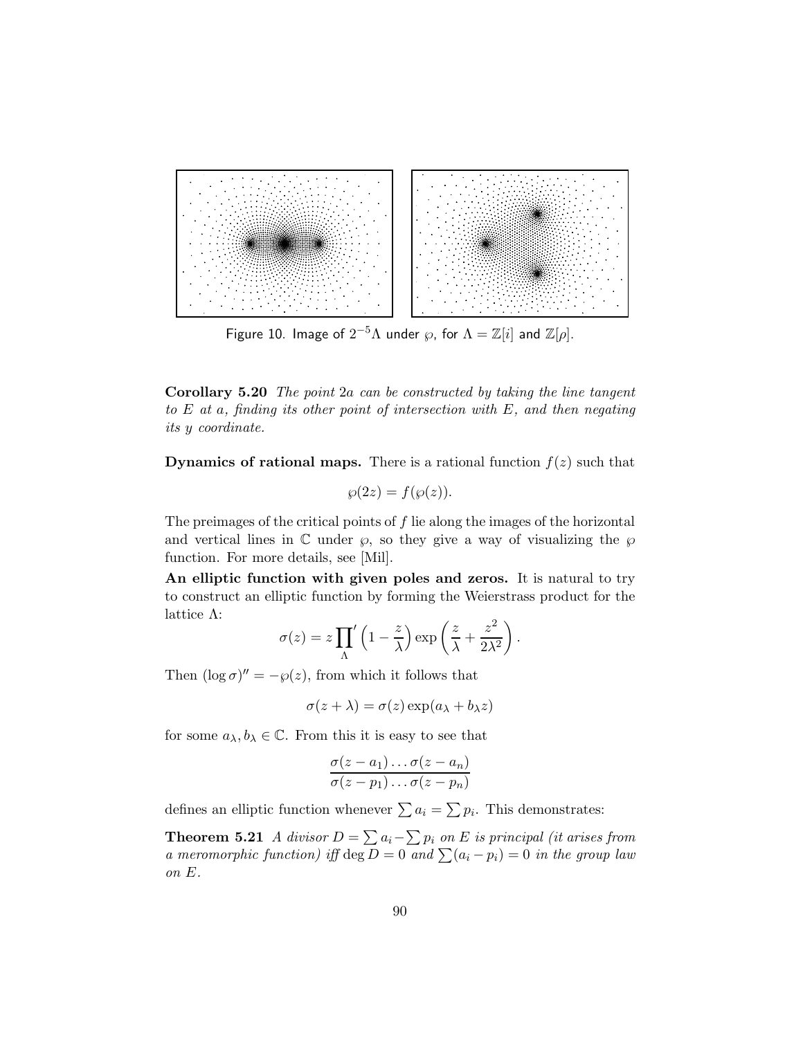Figure 10. Image of $2^{-5}\Lambda$ under $\wp$, for $\Lambda = \mathbb{Z}[i]$ and $\mathbb{Z}[\rho]$.

**Corollary 5.20** *The point $2a$ can be constructed by taking the line tangent to $E$ at $a$, finding its other point of intersection with $E$, and then negating its $y$ coordinate.*

**Dynamics of rational maps.** There is a rational function $f(z)$ such that

$$\wp(2z) = f(\wp(z)).$$

The preimages of the critical points of $f$ lie along the images of the horizontal and vertical lines in $\mathbb{C}$ under $\wp$, so they give a way of visualizing the $\wp$ function. For more details, see [Mil].

**An elliptic function with given poles and zeros.** It is natural to try to construct an elliptic function by forming the Weierstrass product for the lattice $\Lambda$:

$$\sigma(z) = z \prod_{\Lambda}' \left(1 - \frac{z}{\lambda}\right) \exp\left(\frac{z}{\lambda} + \frac{z^2}{2\lambda^2}\right).$$

Then $(\log \sigma)'' = -\wp(z)$, from which it follows that

$$\sigma(z + \lambda) = \sigma(z) \exp(a_\lambda + b_\lambda z)$$

for some $a_\lambda, b_\lambda \in \mathbb{C}$. From this it is easy to see that

$$\frac{\sigma(z - a_1) \ldots \sigma(z - a_n)}{\sigma(z - p_1) \ldots \sigma(z - p_n)}$$

defines an elliptic function whenever $\sum a_i = \sum p_i$. This demonstrates:

**Theorem 5.21** *A divisor $D = \sum a_i - \sum p_i$ on $E$ is principal (it arises from a meromorphic function) iff $\deg D = 0$ and $\sum (a_i - p_i) = 0$ in the group law on $E$.*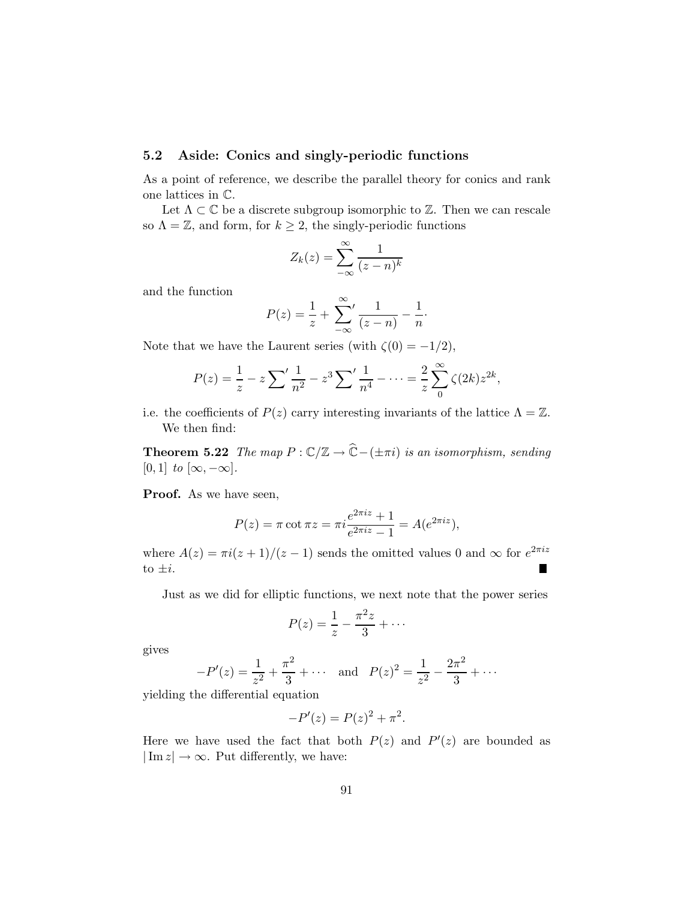### 5.2 Aside: Conics and singly-periodic functions

As a point of reference, we describe the parallel theory for conics and rank one lattices in $\mathbb{C}$.

Let $\Lambda \subset \mathbb{C}$ be a discrete subgroup isomorphic to $\mathbb{Z}$. Then we can rescale so $\Lambda = \mathbb{Z}$, and form, for $k \geq 2$, the singly-periodic functions

$$Z_k(z) = \sum_{-\infty}^{\infty} \frac{1}{(z-n)^k}$$

and the function

$$P(z) = \frac{1}{z} + \sum_{-\infty}^{\infty}{}' \frac{1}{(z-n)} - \frac{1}{n}\cdot$$

Note that we have the Laurent series (with $\zeta(0) = -1/2$),

$$P(z) = \frac{1}{z} - z\sum{}' \frac{1}{n^2} - z^3 \sum{}' \frac{1}{n^4} - \cdots = \frac{2}{z}\sum_{0}^{\infty} \zeta(2k) z^{2k},$$

i.e. the coefficients of $P(z)$ carry interesting invariants of the lattice $\Lambda = \mathbb{Z}$.

We then find:

**Theorem 5.22** *The map $P : \mathbb{C}/\mathbb{Z} \to \widehat{\mathbb{C}} - (\pm\pi i)$ is an isomorphism, sending $[0, 1]$ to $[\infty, -\infty]$.*

**Proof.** As we have seen,

$$P(z) = \pi \cot \pi z = \pi i \frac{e^{2\pi i z} + 1}{e^{2\pi i z} - 1} = A(e^{2\pi i z}),$$

where $A(z) = \pi i(z + 1)/(z - 1)$ sends the omitted values 0 and $\infty$ for $e^{2\pi i z}$ to $\pm i$. ∎

Just as we did for elliptic functions, we next note that the power series

$$P(z) = \frac{1}{z} - \frac{\pi^2 z}{3} + \cdots$$

gives

$$-P'(z) = \frac{1}{z^2} + \frac{\pi^2}{3} + \cdots \quad \text{and} \quad P(z)^2 = \frac{1}{z^2} - \frac{2\pi^2}{3} + \cdots$$

yielding the differential equation

$$-P'(z) = P(z)^2 + \pi^2.$$

Here we have used the fact that both $P(z)$ and $P'(z)$ are bounded as $|\operatorname{Im} z| \to \infty$. Put differently, we have: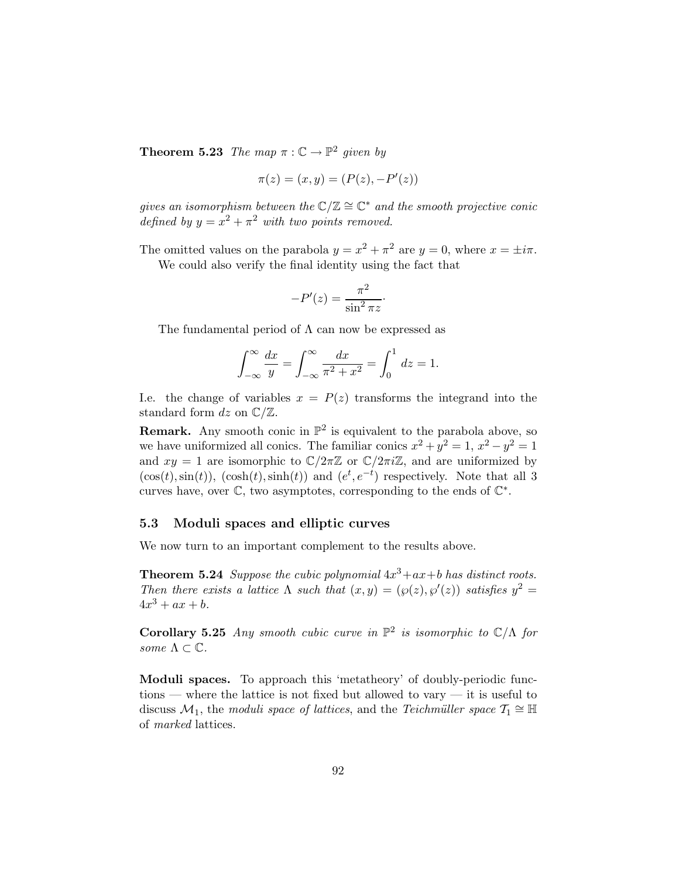**Theorem 5.23** *The map $\pi : \mathbb{C} \to \mathbb{P}^2$ given by*

$$\pi(z) = (x, y) = (P(z), -P'(z))$$

*gives an isomorphism between the $\mathbb{C}/\mathbb{Z} \cong \mathbb{C}^*$ and the smooth projective conic defined by $y = x^2 + \pi^2$ with two points removed.*

The omitted values on the parabola $y = x^2 + \pi^2$ are $y = 0$, where $x = \pm i\pi$.

We could also verify the final identity using the fact that

$$-P'(z) = \frac{\pi^2}{\sin^2 \pi z}.$$

The fundamental period of $\Lambda$ can now be expressed as

$$\int_{-\infty}^{\infty} \frac{dx}{y} = \int_{-\infty}^{\infty} \frac{dx}{\pi^2 + x^2} = \int_0^1 dz = 1.$$

I.e. the change of variables $x = P(z)$ transforms the integrand into the standard form $dz$ on $\mathbb{C}/\mathbb{Z}$.

**Remark.** Any smooth conic in $\mathbb{P}^2$ is equivalent to the parabola above, so we have uniformized all conics. The familiar conics $x^2 + y^2 = 1$, $x^2 - y^2 = 1$ and $xy = 1$ are isomorphic to $\mathbb{C}/2\pi\mathbb{Z}$ or $\mathbb{C}/2\pi i\mathbb{Z}$, and are uniformized by $(\cos(t), \sin(t))$, $(\cosh(t), \sinh(t))$ and $(e^t, e^{-t})$ respectively. Note that all 3 curves have, over $\mathbb{C}$, two asymptotes, corresponding to the ends of $\mathbb{C}^*$.

## 5.3 Moduli spaces and elliptic curves

We now turn to an important complement to the results above.

**Theorem 5.24** *Suppose the cubic polynomial $4x^3 + ax + b$ has distinct roots. Then there exists a lattice $\Lambda$ such that $(x, y) = (\wp(z), \wp'(z))$ satisfies $y^2 = 4x^3 + ax + b$.*

**Corollary 5.25** *Any smooth cubic curve in $\mathbb{P}^2$ is isomorphic to $\mathbb{C}/\Lambda$ for some $\Lambda \subset \mathbb{C}$.*

**Moduli spaces.** To approach this 'metatheory' of doubly-periodic functions — where the lattice is not fixed but allowed to vary — it is useful to discuss $\mathcal{M}_1$, the *moduli space of lattices*, and the *Teichmüller space* $\mathcal{T}_1 \cong \mathbb{H}$ of *marked* lattices.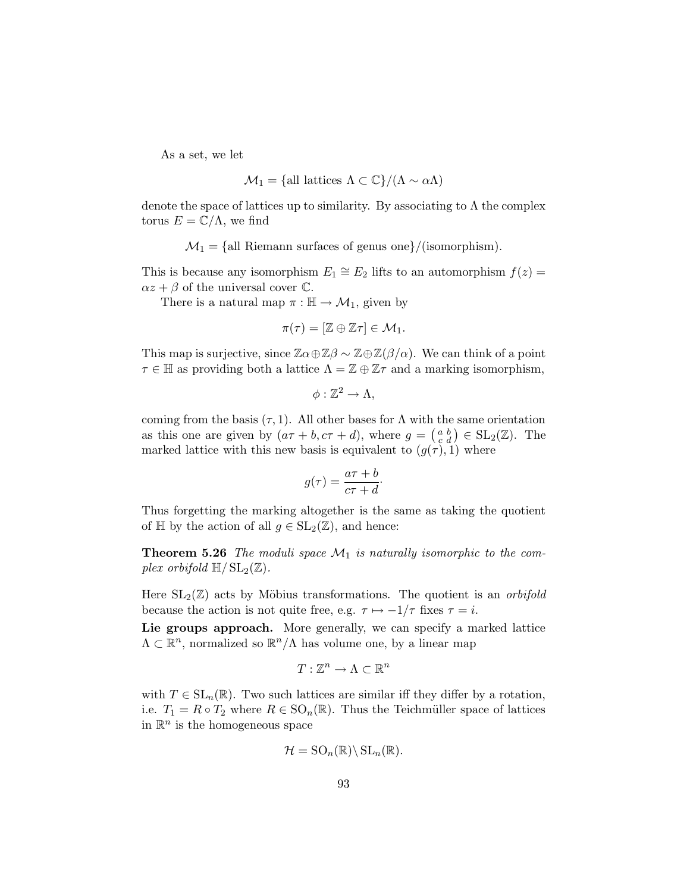As a set, we let

$$\mathcal{M}_1 = \{\text{all lattices } \Lambda \subset \mathbb{C}\}/(\Lambda \sim \alpha\Lambda)$$

denote the space of lattices up to similarity. By associating to $\Lambda$ the complex torus $E = \mathbb{C}/\Lambda$, we find

$$\mathcal{M}_1 = \{\text{all Riemann surfaces of genus one}\}/(\text{isomorphism}).$$

This is because any isomorphism $E_1 \cong E_2$ lifts to an automorphism $f(z) = \alpha z + \beta$ of the universal cover $\mathbb{C}$.

There is a natural map $\pi : \mathbb{H} \to \mathcal{M}_1$, given by

$$\pi(\tau) = [\mathbb{Z} \oplus \mathbb{Z}\tau] \in \mathcal{M}_1.$$

This map is surjective, since $\mathbb{Z}\alpha \oplus \mathbb{Z}\beta \sim \mathbb{Z} \oplus \mathbb{Z}(\beta/\alpha)$. We can think of a point $\tau \in \mathbb{H}$ as providing both a lattice $\Lambda = \mathbb{Z} \oplus \mathbb{Z}\tau$ and a marking isomorphism,

$$\phi : \mathbb{Z}^2 \to \Lambda,$$

coming from the basis $(\tau, 1)$. All other bases for $\Lambda$ with the same orientation as this one are given by $(a\tau + b, c\tau + d)$, where $g = \left(\begin{smallmatrix} a & b \\ c & d \end{smallmatrix}\right) \in \mathrm{SL}_2(\mathbb{Z})$. The marked lattice with this new basis is equivalent to $(g(\tau), 1)$ where

$$g(\tau) = \frac{a\tau + b}{c\tau + d}.$$

Thus forgetting the marking altogether is the same as taking the quotient of $\mathbb{H}$ by the action of all $g \in \mathrm{SL}_2(\mathbb{Z})$, and hence:

**Theorem 5.26** *The moduli space $\mathcal{M}_1$ is naturally isomorphic to the complex orbifold $\mathbb{H}/\mathrm{SL}_2(\mathbb{Z})$.*

Here $\mathrm{SL}_2(\mathbb{Z})$ acts by Möbius transformations. The quotient is an *orbifold* because the action is not quite free, e.g. $\tau \mapsto -1/\tau$ fixes $\tau = i$.

**Lie groups approach.** More generally, we can specify a marked lattice $\Lambda \subset \mathbb{R}^n$, normalized so $\mathbb{R}^n/\Lambda$ has volume one, by a linear map

$$T : \mathbb{Z}^n \to \Lambda \subset \mathbb{R}^n$$

with $T \in \mathrm{SL}_n(\mathbb{R})$. Two such lattices are similar iff they differ by a rotation, i.e. $T_1 = R \circ T_2$ where $R \in \mathrm{SO}_n(\mathbb{R})$. Thus the Teichmüller space of lattices in $\mathbb{R}^n$ is the homogeneous space

$$\mathcal{H} = \mathrm{SO}_n(\mathbb{R}) \backslash \mathrm{SL}_n(\mathbb{R}).$$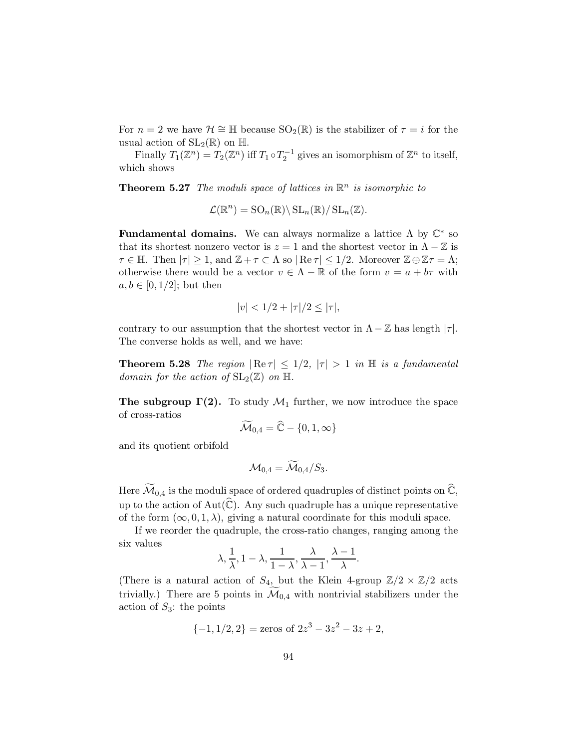For $n = 2$ we have $\mathcal{H} \cong \mathbb{H}$ because $\mathrm{SO}_2(\mathbb{R})$ is the stabilizer of $\tau = i$ for the usual action of $\mathrm{SL}_2(\mathbb{R})$ on $\mathbb{H}$.

Finally $T_1(\mathbb{Z}^n) = T_2(\mathbb{Z}^n)$ iff $T_1 \circ T_2^{-1}$ gives an isomorphism of $\mathbb{Z}^n$ to itself, which shows

**Theorem 5.27** *The moduli space of lattices in $\mathbb{R}^n$ is isomorphic to*

$$\mathcal{L}(\mathbb{R}^n) = \mathrm{SO}_n(\mathbb{R}) \backslash \mathrm{SL}_n(\mathbb{R}) / \mathrm{SL}_n(\mathbb{Z}).$$

**Fundamental domains.** We can always normalize a lattice $\Lambda$ by $\mathbb{C}^*$ so that its shortest nonzero vector is $z = 1$ and the shortest vector in $\Lambda - \mathbb{Z}$ is $\tau \in \mathbb{H}$. Then $|\tau| \geq 1$, and $\mathbb{Z} + \tau \subset \Lambda$ so $|\operatorname{Re} \tau| \leq 1/2$. Moreover $\mathbb{Z} \oplus \mathbb{Z}\tau = \Lambda$; otherwise there would be a vector $v \in \Lambda - \mathbb{R}$ of the form $v = a + b\tau$ with $a, b \in [0, 1/2]$; but then

$$|v| < 1/2 + |\tau|/2 \leq |\tau|,$$

contrary to our assumption that the shortest vector in $\Lambda - \mathbb{Z}$ has length $|\tau|$. The converse holds as well, and we have:

**Theorem 5.28** *The region $|\operatorname{Re} \tau| \leq 1/2$, $|\tau| > 1$ in $\mathbb{H}$ is a fundamental domain for the action of $\mathrm{SL}_2(\mathbb{Z})$ on $\mathbb{H}$.*

**The subgroup $\mathbf{\Gamma(2)}$.** To study $\mathcal{M}_1$ further, we now introduce the space of cross-ratios

$$\widetilde{\mathcal{M}}_{0,4} = \widehat{\mathbb{C}} - \{0, 1, \infty\}$$

and its quotient orbifold

$$\mathcal{M}_{0,4} = \widetilde{\mathcal{M}}_{0,4} / S_3.$$

Here $\widetilde{\mathcal{M}}_{0,4}$ is the moduli space of ordered quadruples of distinct points on $\widehat{\mathbb{C}}$, up to the action of $\mathrm{Aut}(\widehat{\mathbb{C}})$. Any such quadruple has a unique representative of the form $(\infty, 0, 1, \lambda)$, giving a natural coordinate for this moduli space.

If we reorder the quadruple, the cross-ratio changes, ranging among the six values

$$\lambda, \frac{1}{\lambda}, 1 - \lambda, \frac{1}{1 - \lambda}, \frac{\lambda}{\lambda - 1}, \frac{\lambda - 1}{\lambda}.$$

(There is a natural action of $S_4$, but the Klein 4-group $\mathbb{Z}/2 \times \mathbb{Z}/2$ acts trivially.) There are 5 points in $\widetilde{\mathcal{M}}_{0,4}$ with nontrivial stabilizers under the action of $S_3$: the points

$$\{-1, 1/2, 2\} = \text{zeros of } 2z^3 - 3z^2 - 3z + 2,$$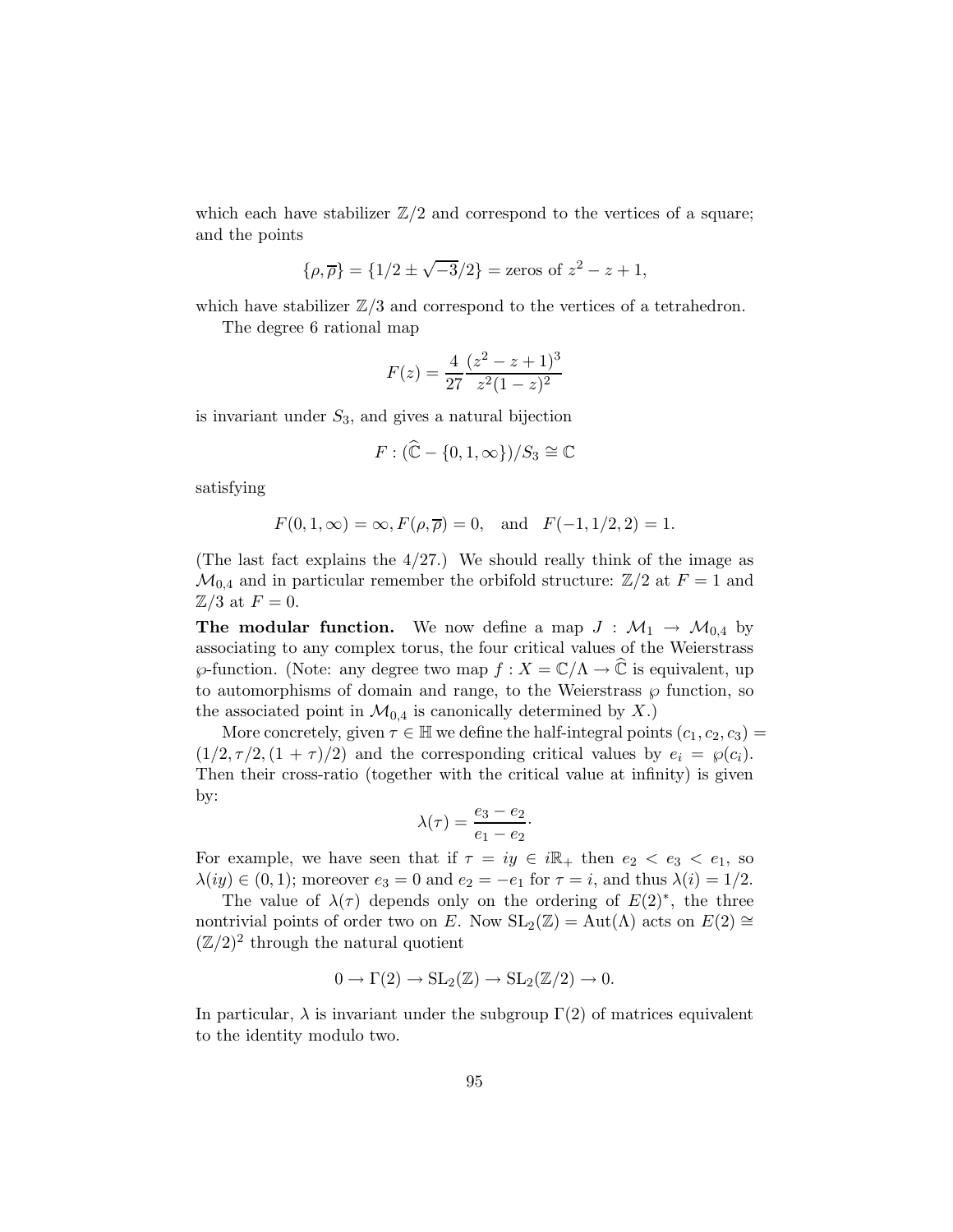which each have stabilizer $\mathbb{Z}/2$ and correspond to the vertices of a square; and the points

$$\{\rho, \overline{\rho}\} = \{1/2 \pm \sqrt{-3}/2\} = \text{zeros of } z^2 - z + 1,$$

which have stabilizer $\mathbb{Z}/3$ and correspond to the vertices of a tetrahedron.

The degree 6 rational map

$$F(z) = \frac{4}{27}\frac{(z^2 - z + 1)^3}{z^2(1-z)^2}$$

is invariant under $S_3$, and gives a natural bijection

$$F : (\widehat{\mathbb{C}} - \{0, 1, \infty\})/S_3 \cong \mathbb{C}$$

satisfying

$$F(0, 1, \infty) = \infty, F(\rho, \overline{\rho}) = 0, \quad \text{and} \quad F(-1, 1/2, 2) = 1.$$

(The last fact explains the $4/27$.) We should really think of the image as $\mathcal{M}_{0,4}$ and in particular remember the orbifold structure: $\mathbb{Z}/2$ at $F = 1$ and $\mathbb{Z}/3$ at $F = 0$.

**The modular function.** We now define a map $J : \mathcal{M}_1 \to \mathcal{M}_{0,4}$ by associating to any complex torus, the four critical values of the Weierstrass $\wp$-function. (Note: any degree two map $f : X = \mathbb{C}/\Lambda \to \widehat{\mathbb{C}}$ is equivalent, up to automorphisms of domain and range, to the Weierstrass $\wp$ function, so the associated point in $\mathcal{M}_{0,4}$ is canonically determined by $X$.)

More concretely, given $\tau \in \mathbb{H}$ we define the half-integral points $(c_1, c_2, c_3) = (1/2, \tau/2, (1+\tau)/2)$ and the corresponding critical values by $e_i = \wp(c_i)$. Then their cross-ratio (together with the critical value at infinity) is given by:

$$\lambda(\tau) = \frac{e_3 - e_2}{e_1 - e_2}\cdot$$

For example, we have seen that if $\tau = iy \in i\mathbb{R}_+$ then $e_2 < e_3 < e_1$, so $\lambda(iy) \in (0, 1)$; moreover $e_3 = 0$ and $e_2 = -e_1$ for $\tau = i$, and thus $\lambda(i) = 1/2$.

The value of $\lambda(\tau)$ depends only on the ordering of $E(2)^*$, the three nontrivial points of order two on $E$. Now $\mathrm{SL}_2(\mathbb{Z}) = \mathrm{Aut}(\Lambda)$ acts on $E(2) \cong (\mathbb{Z}/2)^2$ through the natural quotient

$$0 \to \Gamma(2) \to \mathrm{SL}_2(\mathbb{Z}) \to \mathrm{SL}_2(\mathbb{Z}/2) \to 0.$$

In particular, $\lambda$ is invariant under the subgroup $\Gamma(2)$ of matrices equivalent to the identity modulo two.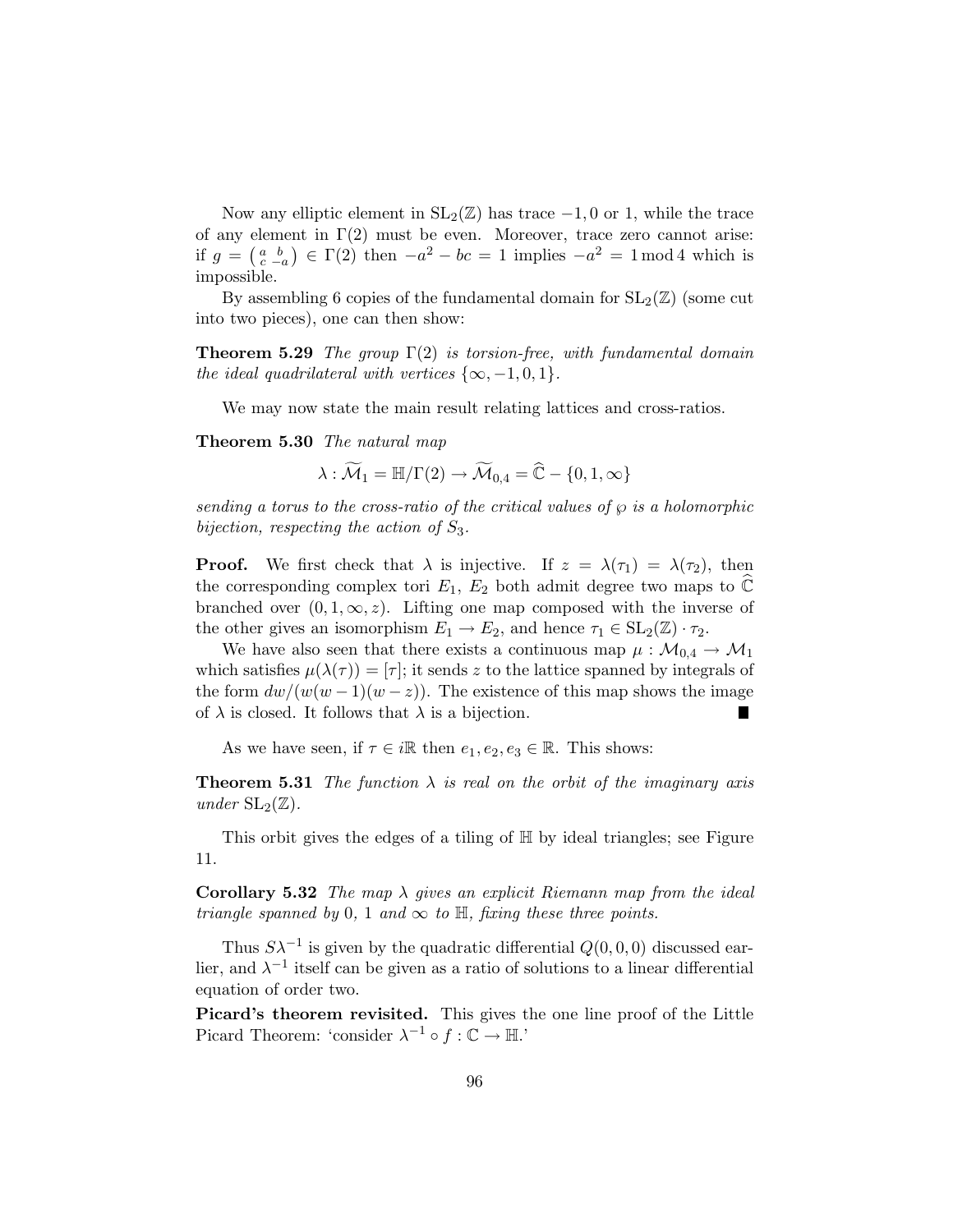Now any elliptic element in $\mathrm{SL}_2(\mathbb{Z})$ has trace $-1, 0$ or $1$, while the trace of any element in $\Gamma(2)$ must be even. Moreover, trace zero cannot arise: if $g = \begin{pmatrix} a & b \\ c & -a \end{pmatrix} \in \Gamma(2)$ then $-a^2 - bc = 1$ implies $-a^2 = 1 \bmod 4$ which is impossible.

By assembling 6 copies of the fundamental domain for $\mathrm{SL}_2(\mathbb{Z})$ (some cut into two pieces), one can then show:

**Theorem 5.29** *The group $\Gamma(2)$ is torsion-free, with fundamental domain the ideal quadrilateral with vertices $\{\infty, -1, 0, 1\}$.*

We may now state the main result relating lattices and cross-ratios.

**Theorem 5.30** *The natural map*

$$\lambda : \widetilde{\mathcal{M}}_1 = \mathbb{H}/\Gamma(2) \to \widetilde{\mathcal{M}}_{0,4} = \widehat{\mathbb{C}} - \{0, 1, \infty\}$$

*sending a torus to the cross-ratio of the critical values of $\wp$ is a holomorphic bijection, respecting the action of $S_3$.*

**Proof.** We first check that $\lambda$ is injective. If $z = \lambda(\tau_1) = \lambda(\tau_2)$, then the corresponding complex tori $E_1$, $E_2$ both admit degree two maps to $\widehat{\mathbb{C}}$ branched over $(0, 1, \infty, z)$. Lifting one map composed with the inverse of the other gives an isomorphism $E_1 \to E_2$, and hence $\tau_1 \in \mathrm{SL}_2(\mathbb{Z}) \cdot \tau_2$.

We have also seen that there exists a continuous map $\mu : \mathcal{M}_{0,4} \to \mathcal{M}_1$ which satisfies $\mu(\lambda(\tau)) = [\tau]$; it sends $z$ to the lattice spanned by integrals of the form $dw/(w(w-1)(w-z))$. The existence of this map shows the image of $\lambda$ is closed. It follows that $\lambda$ is a bijection. ∎

As we have seen, if $\tau \in i\mathbb{R}$ then $e_1, e_2, e_3 \in \mathbb{R}$. This shows:

**Theorem 5.31** *The function $\lambda$ is real on the orbit of the imaginary axis under $\mathrm{SL}_2(\mathbb{Z})$.*

This orbit gives the edges of a tiling of $\mathbb{H}$ by ideal triangles; see Figure 11.

**Corollary 5.32** *The map $\lambda$ gives an explicit Riemann map from the ideal triangle spanned by $0$, $1$ and $\infty$ to $\mathbb{H}$, fixing these three points.*

Thus $S\lambda^{-1}$ is given by the quadratic differential $Q(0, 0, 0)$ discussed earlier, and $\lambda^{-1}$ itself can be given as a ratio of solutions to a linear differential equation of order two.

**Picard's theorem revisited.** This gives the one line proof of the Little Picard Theorem: 'consider $\lambda^{-1} \circ f : \mathbb{C} \to \mathbb{H}$.'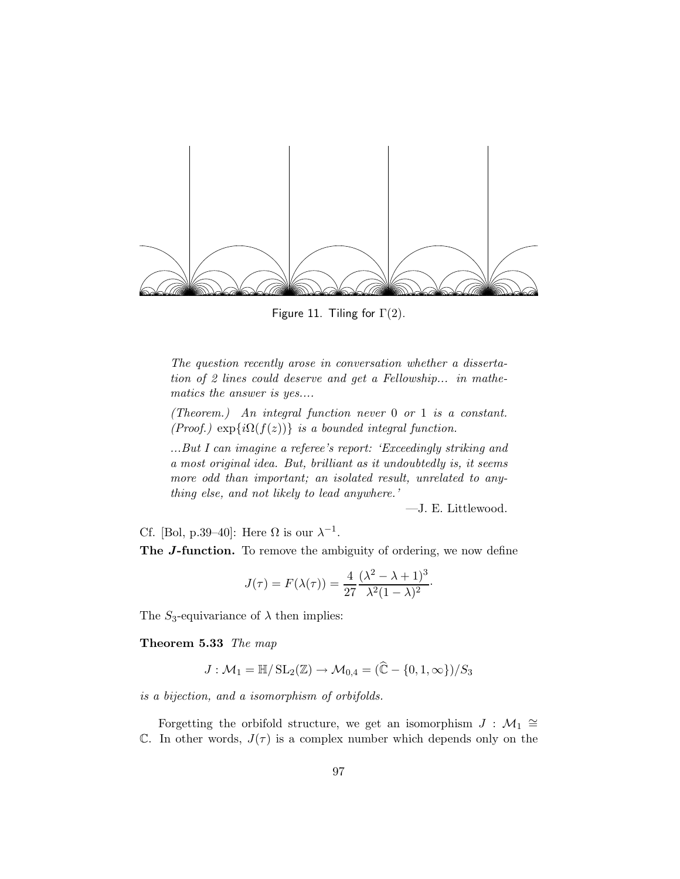Figure 11. Tiling for $\Gamma(2)$.

> *The question recently arose in conversation whether a dissertation of 2 lines could deserve and get a Fellowship... in mathematics the answer is yes....*
>
> *(Theorem.) An integral function never 0 or 1 is a constant. (Proof.)* $\exp\{i\Omega(f(z))\}$ *is a bounded integral function.*
>
> *...But I can imagine a referee's report: 'Exceedingly striking and a most original idea. But, brilliant as it undoubtedly is, it seems more odd than important; an isolated result, unrelated to anything else, and not likely to lead anywhere.'*
>
> —J. E. Littlewood.

Cf. [Bol, p.39–40]: Here $\Omega$ is our $\lambda^{-1}$.

**The $J$-function.** To remove the ambiguity of ordering, we now define

$$J(\tau) = F(\lambda(\tau)) = \frac{4}{27} \frac{(\lambda^2 - \lambda + 1)^3}{\lambda^2 (1 - \lambda)^2}.$$

The $S_3$-equivariance of $\lambda$ then implies:

**Theorem 5.33** *The map*

$$J : \mathcal{M}_1 = \mathbb{H}/\operatorname{SL}_2(\mathbb{Z}) \to \mathcal{M}_{0,4} = (\widehat{\mathbb{C}} - \{0, 1, \infty\})/S_3$$

*is a bijection, and a isomorphism of orbifolds.*

Forgetting the orbifold structure, we get an isomorphism $J : \mathcal{M}_1 \cong \mathbb{C}$. In other words, $J(\tau)$ is a complex number which depends only on the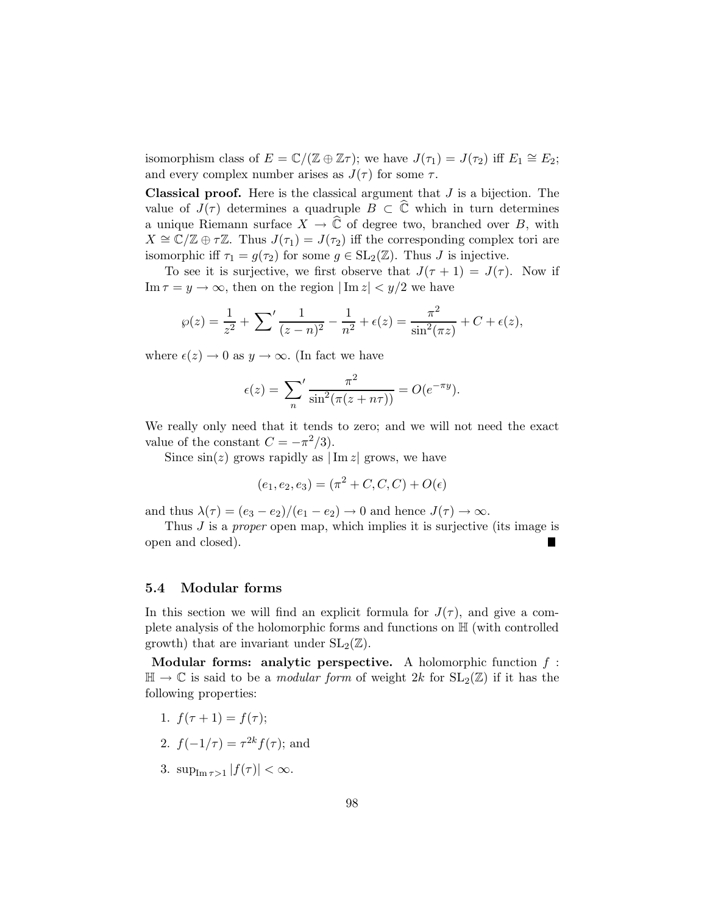isomorphism class of $E = \mathbb{C}/(\mathbb{Z} \oplus \mathbb{Z}\tau)$; we have $J(\tau_1) = J(\tau_2)$ iff $E_1 \cong E_2$; and every complex number arises as $J(\tau)$ for some $\tau$.

**Classical proof.** Here is the classical argument that $J$ is a bijection. The value of $J(\tau)$ determines a quadruple $B \subset \widehat{\mathbb{C}}$ which in turn determines a unique Riemann surface $X \to \widehat{\mathbb{C}}$ of degree two, branched over $B$, with $X \cong \mathbb{C}/\mathbb{Z} \oplus \tau\mathbb{Z}$. Thus $J(\tau_1) = J(\tau_2)$ iff the corresponding complex tori are isomorphic iff $\tau_1 = g(\tau_2)$ for some $g \in \mathrm{SL}_2(\mathbb{Z})$. Thus $J$ is injective.

To see it is surjective, we first observe that $J(\tau + 1) = J(\tau)$. Now if $\operatorname{Im} \tau = y \to \infty$, then on the region $|\operatorname{Im} z| < y/2$ we have

$$\wp(z) = \frac{1}{z^2} + \sum{}' \frac{1}{(z-n)^2} - \frac{1}{n^2} + \epsilon(z) = \frac{\pi^2}{\sin^2(\pi z)} + C + \epsilon(z),$$

where $\epsilon(z) \to 0$ as $y \to \infty$. (In fact we have

$$\epsilon(z) = \sum_n{}' \frac{\pi^2}{\sin^2(\pi(z + n\tau))} = O(e^{-\pi y}).$$

We really only need that it tends to zero; and we will not need the exact value of the constant $C = -\pi^2/3$).

Since $\sin(z)$ grows rapidly as $|\operatorname{Im} z|$ grows, we have

$$(e_1, e_2, e_3) = (\pi^2 + C, C, C) + O(\epsilon)$$

and thus $\lambda(\tau) = (e_3 - e_2)/(e_1 - e_2) \to 0$ and hence $J(\tau) \to \infty$.

Thus $J$ is a *proper* open map, which implies it is surjective (its image is open and closed). ∎

### 5.4 Modular forms

In this section we will find an explicit formula for $J(\tau)$, and give a complete analysis of the holomorphic forms and functions on $\mathbb{H}$ (with controlled growth) that are invariant under $\mathrm{SL}_2(\mathbb{Z})$.

**Modular forms: analytic perspective.** A holomorphic function $f : \mathbb{H} \to \mathbb{C}$ is said to be a *modular form* of weight $2k$ for $\mathrm{SL}_2(\mathbb{Z})$ if it has the following properties:

1. $f(\tau + 1) = f(\tau)$;
2. $f(-1/\tau) = \tau^{2k} f(\tau)$; and
3. $\sup_{\operatorname{Im} \tau > 1} |f(\tau)| < \infty$.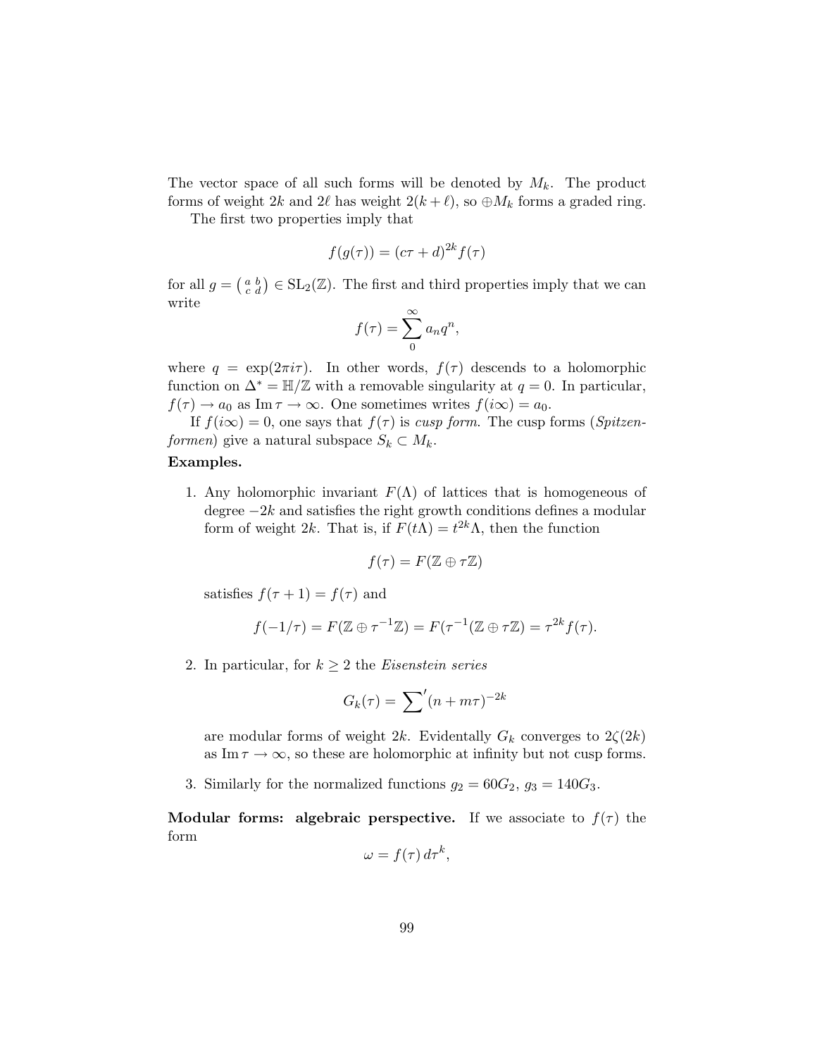The vector space of all such forms will be denoted by $M_k$. The product forms of weight $2k$ and $2\ell$ has weight $2(k+\ell)$, so $\oplus M_k$ forms a graded ring.

The first two properties imply that

$$f(g(\tau)) = (c\tau + d)^{2k} f(\tau)$$

for all $g = \left(\begin{smallmatrix} a & b \\ c & d \end{smallmatrix}\right) \in \mathrm{SL}_2(\mathbb{Z})$. The first and third properties imply that we can write

$$f(\tau) = \sum_0^\infty a_n q^n,$$

where $q = \exp(2\pi i \tau)$. In other words, $f(\tau)$ descends to a holomorphic function on $\Delta^* = \mathbb{H}/\mathbb{Z}$ with a removable singularity at $q = 0$. In particular, $f(\tau) \to a_0$ as $\operatorname{Im} \tau \to \infty$. One sometimes writes $f(i\infty) = a_0$.

If $f(i\infty) = 0$, one says that $f(\tau)$ is *cusp form*. The cusp forms (*Spitzenformen*) give a natural subspace $S_k \subset M_k$.

**Examples.**

1. Any holomorphic invariant $F(\Lambda)$ of lattices that is homogeneous of degree $-2k$ and satisfies the right growth conditions defines a modular form of weight $2k$. That is, if $F(t\Lambda) = t^{2k}\Lambda$, then the function

   $$f(\tau) = F(\mathbb{Z} \oplus \tau\mathbb{Z})$$

   satisfies $f(\tau + 1) = f(\tau)$ and

   $$f(-1/\tau) = F(\mathbb{Z} \oplus \tau^{-1}\mathbb{Z}) = F(\tau^{-1}(\mathbb{Z} \oplus \tau\mathbb{Z}) = \tau^{2k} f(\tau).$$

2. In particular, for $k \geq 2$ the *Eisenstein series*

   $$G_k(\tau) = \sum{}' (n + m\tau)^{-2k}$$

   are modular forms of weight $2k$. Evidentally $G_k$ converges to $2\zeta(2k)$ as $\operatorname{Im} \tau \to \infty$, so these are holomorphic at infinity but not cusp forms.

3. Similarly for the normalized functions $g_2 = 60G_2$, $g_3 = 140G_3$.

**Modular forms: algebraic perspective.** If we associate to $f(\tau)$ the form

$$\omega = f(\tau)\, d\tau^k,$$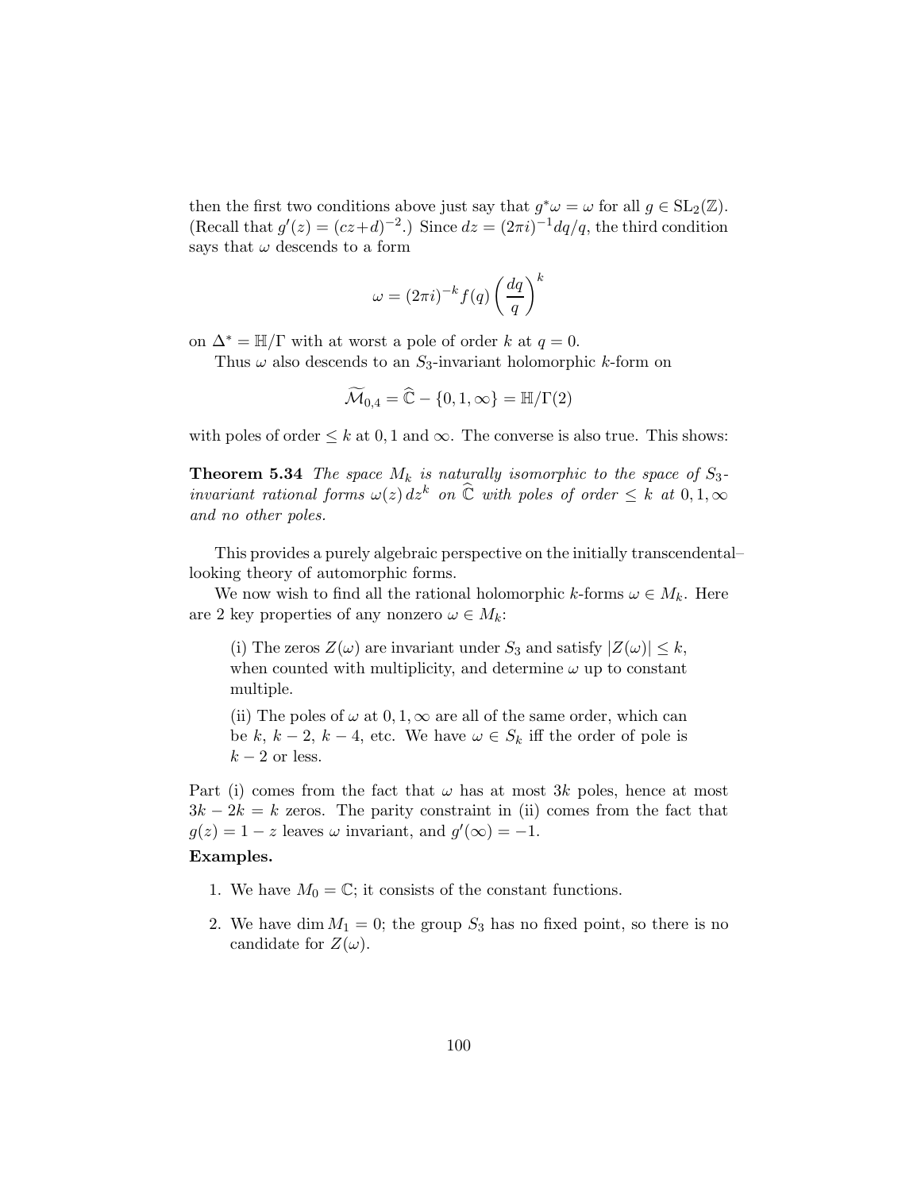then the first two conditions above just say that $g^*\omega = \omega$ for all $g \in \mathrm{SL}_2(\mathbb{Z})$. (Recall that $g'(z) = (cz+d)^{-2}$.) Since $dz = (2\pi i)^{-1} dq/q$, the third condition says that $\omega$ descends to a form

$$\omega = (2\pi i)^{-k} f(q) \left(\frac{dq}{q}\right)^k$$

on $\Delta^* = \mathbb{H}/\Gamma$ with at worst a pole of order $k$ at $q = 0$.

Thus $\omega$ also descends to an $S_3$-invariant holomorphic $k$-form on

$$\widetilde{\mathcal{M}}_{0,4} = \widehat{\mathbb{C}} - \{0, 1, \infty\} = \mathbb{H}/\Gamma(2)$$

with poles of order $\leq k$ at $0, 1$ and $\infty$. The converse is also true. This shows:

**Theorem 5.34** *The space $M_k$ is naturally isomorphic to the space of $S_3$-invariant rational forms $\omega(z)\, dz^k$ on $\widehat{\mathbb{C}}$ with poles of order $\leq k$ at $0, 1, \infty$ and no other poles.*

This provides a purely algebraic perspective on the initially transcendental–looking theory of automorphic forms.

We now wish to find all the rational holomorphic $k$-forms $\omega \in M_k$. Here are 2 key properties of any nonzero $\omega \in M_k$:

> (i) The zeros $Z(\omega)$ are invariant under $S_3$ and satisfy $|Z(\omega)| \leq k$, when counted with multiplicity, and determine $\omega$ up to constant multiple.
>
> (ii) The poles of $\omega$ at $0, 1, \infty$ are all of the same order, which can be $k$, $k-2$, $k-4$, etc. We have $\omega \in S_k$ iff the order of pole is $k-2$ or less.

Part (i) comes from the fact that $\omega$ has at most $3k$ poles, hence at most $3k - 2k = k$ zeros. The parity constraint in (ii) comes from the fact that $g(z) = 1 - z$ leaves $\omega$ invariant, and $g'(\infty) = -1$.

**Examples.**

1. We have $M_0 = \mathbb{C}$; it consists of the constant functions.

2. We have $\dim M_1 = 0$; the group $S_3$ has no fixed point, so there is no candidate for $Z(\omega)$.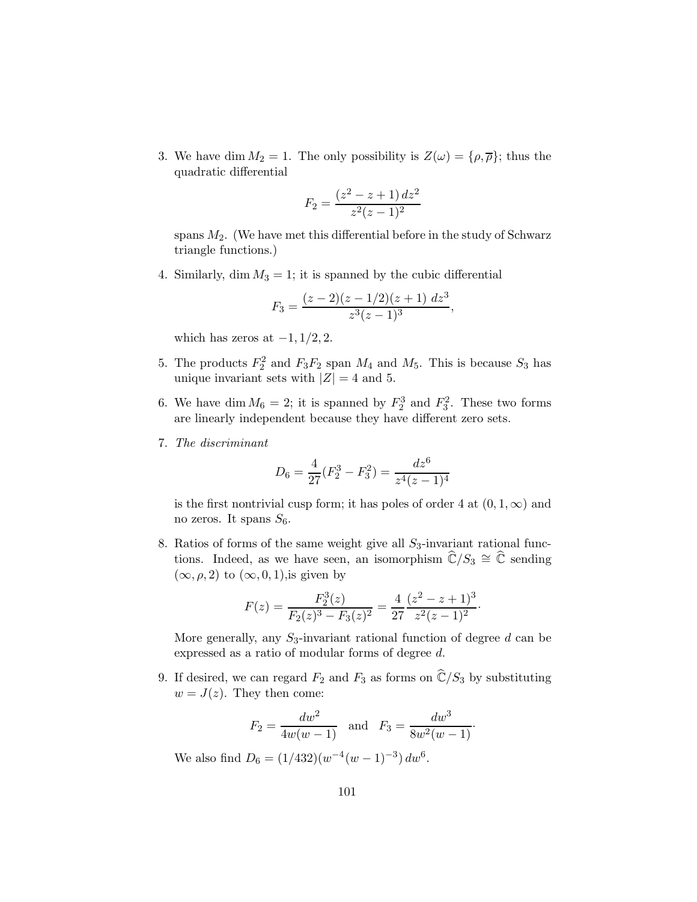3. We have $\dim M_2 = 1$. The only possibility is $Z(\omega) = \{\rho, \overline{\rho}\}$; thus the quadratic differential

$$F_2 = \frac{(z^2 - z + 1)\, dz^2}{z^2(z-1)^2}$$

spans $M_2$. (We have met this differential before in the study of Schwarz triangle functions.)

4. Similarly, $\dim M_3 = 1$; it is spanned by the cubic differential

$$F_3 = \frac{(z-2)(z-1/2)(z+1)\ dz^3}{z^3(z-1)^3},$$

which has zeros at $-1, 1/2, 2$.

5. The products $F_2^2$ and $F_3 F_2$ span $M_4$ and $M_5$. This is because $S_3$ has unique invariant sets with $|Z| = 4$ and 5.

6. We have $\dim M_6 = 2$; it is spanned by $F_2^3$ and $F_3^2$. These two forms are linearly independent because they have different zero sets.

7. *The discriminant*

$$D_6 = \frac{4}{27}(F_2^3 - F_3^2) = \frac{dz^6}{z^4(z-1)^4}$$

is the first nontrivial cusp form; it has poles of order 4 at $(0, 1, \infty)$ and no zeros. It spans $S_6$.

8. Ratios of forms of the same weight give all $S_3$-invariant rational functions. Indeed, as we have seen, an isomorphism $\widehat{\mathbb{C}}/S_3 \cong \widehat{\mathbb{C}}$ sending $(\infty, \rho, 2)$ to $(\infty, 0, 1)$,is given by

$$F(z) = \frac{F_2^3(z)}{F_2(z)^3 - F_3(z)^2} = \frac{4}{27}\frac{(z^2 - z + 1)^3}{z^2(z-1)^2}.$$

More generally, any $S_3$-invariant rational function of degree $d$ can be expressed as a ratio of modular forms of degree $d$.

9. If desired, we can regard $F_2$ and $F_3$ as forms on $\widehat{\mathbb{C}}/S_3$ by substituting $w = J(z)$. They then come:

$$F_2 = \frac{dw^2}{4w(w-1)} \quad \text{and} \quad F_3 = \frac{dw^3}{8w^2(w-1)}.$$

We also find $D_6 = (1/432)(w^{-4}(w-1)^{-3})\, dw^6$.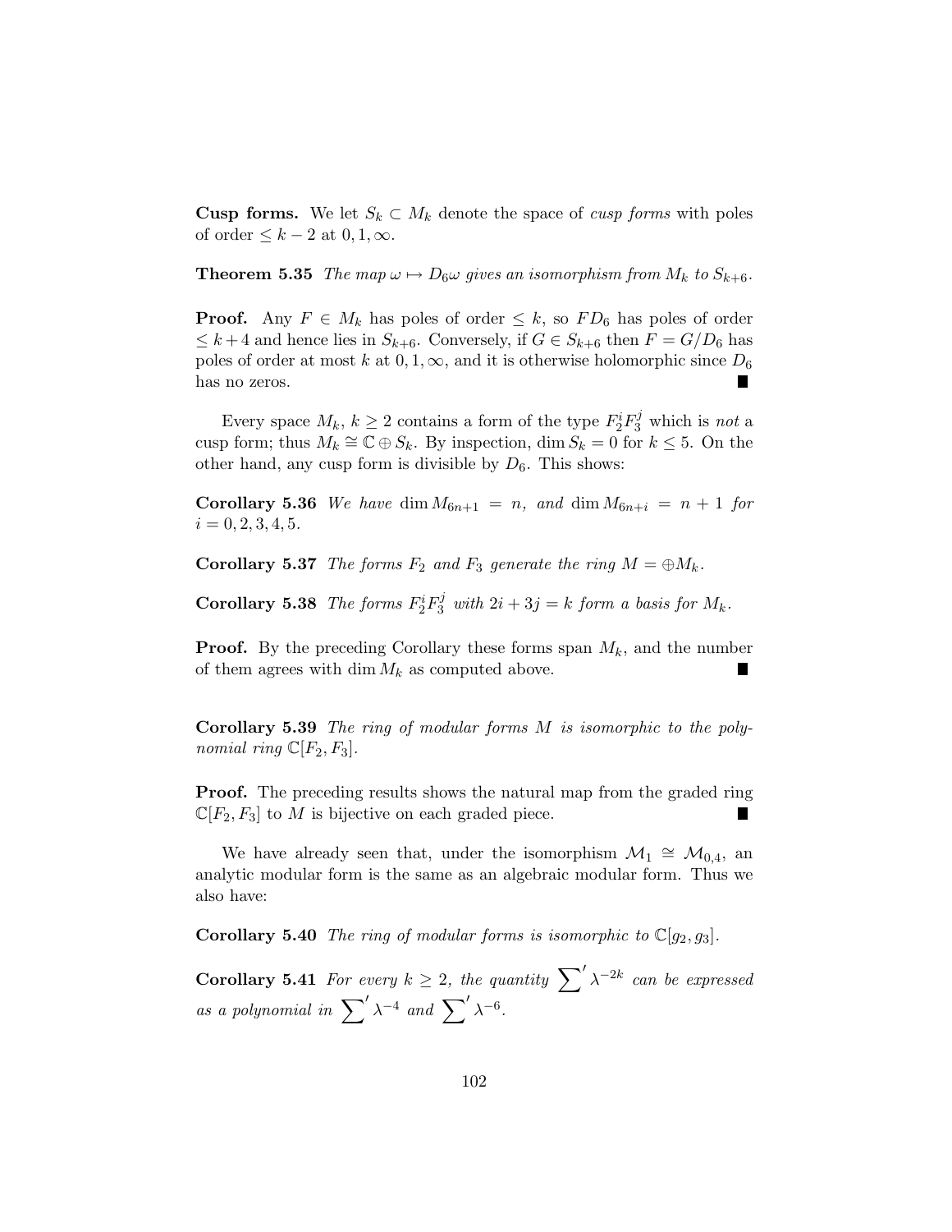**Cusp forms.** We let $S_k \subset M_k$ denote the space of *cusp forms* with poles of order $\leq k-2$ at $0, 1, \infty$.

**Theorem 5.35** *The map $\omega \mapsto D_6\omega$ gives an isomorphism from $M_k$ to $S_{k+6}$.*

**Proof.** Any $F \in M_k$ has poles of order $\leq k$, so $FD_6$ has poles of order $\leq k+4$ and hence lies in $S_{k+6}$. Conversely, if $G \in S_{k+6}$ then $F = G/D_6$ has poles of order at most $k$ at $0, 1, \infty$, and it is otherwise holomorphic since $D_6$ has no zeros. ∎

Every space $M_k$, $k \geq 2$ contains a form of the type $F_2^i F_3^j$ which is *not* a cusp form; thus $M_k \cong \mathbb{C} \oplus S_k$. By inspection, $\dim S_k = 0$ for $k \leq 5$. On the other hand, any cusp form is divisible by $D_6$. This shows:

**Corollary 5.36** *We have $\dim M_{6n+1} = n$, and $\dim M_{6n+i} = n+1$ for $i = 0, 2, 3, 4, 5$.*

**Corollary 5.37** *The forms $F_2$ and $F_3$ generate the ring $M = \oplus M_k$.*

**Corollary 5.38** *The forms $F_2^i F_3^j$ with $2i + 3j = k$ form a basis for $M_k$.*

**Proof.** By the preceding Corollary these forms span $M_k$, and the number of them agrees with $\dim M_k$ as computed above. ∎

**Corollary 5.39** *The ring of modular forms $M$ is isomorphic to the polynomial ring $\mathbb{C}[F_2, F_3]$.*

**Proof.** The preceding results shows the natural map from the graded ring $\mathbb{C}[F_2, F_3]$ to $M$ is bijective on each graded piece. ∎

We have already seen that, under the isomorphism $\mathcal{M}_1 \cong \mathcal{M}_{0,4}$, an analytic modular form is the same as an algebraic modular form. Thus we also have:

**Corollary 5.40** *The ring of modular forms is isomorphic to $\mathbb{C}[g_2, g_3]$.*

**Corollary 5.41** *For every $k \geq 2$, the quantity $\sum' \lambda^{-2k}$ can be expressed as a polynomial in $\sum' \lambda^{-4}$ and $\sum' \lambda^{-6}$.*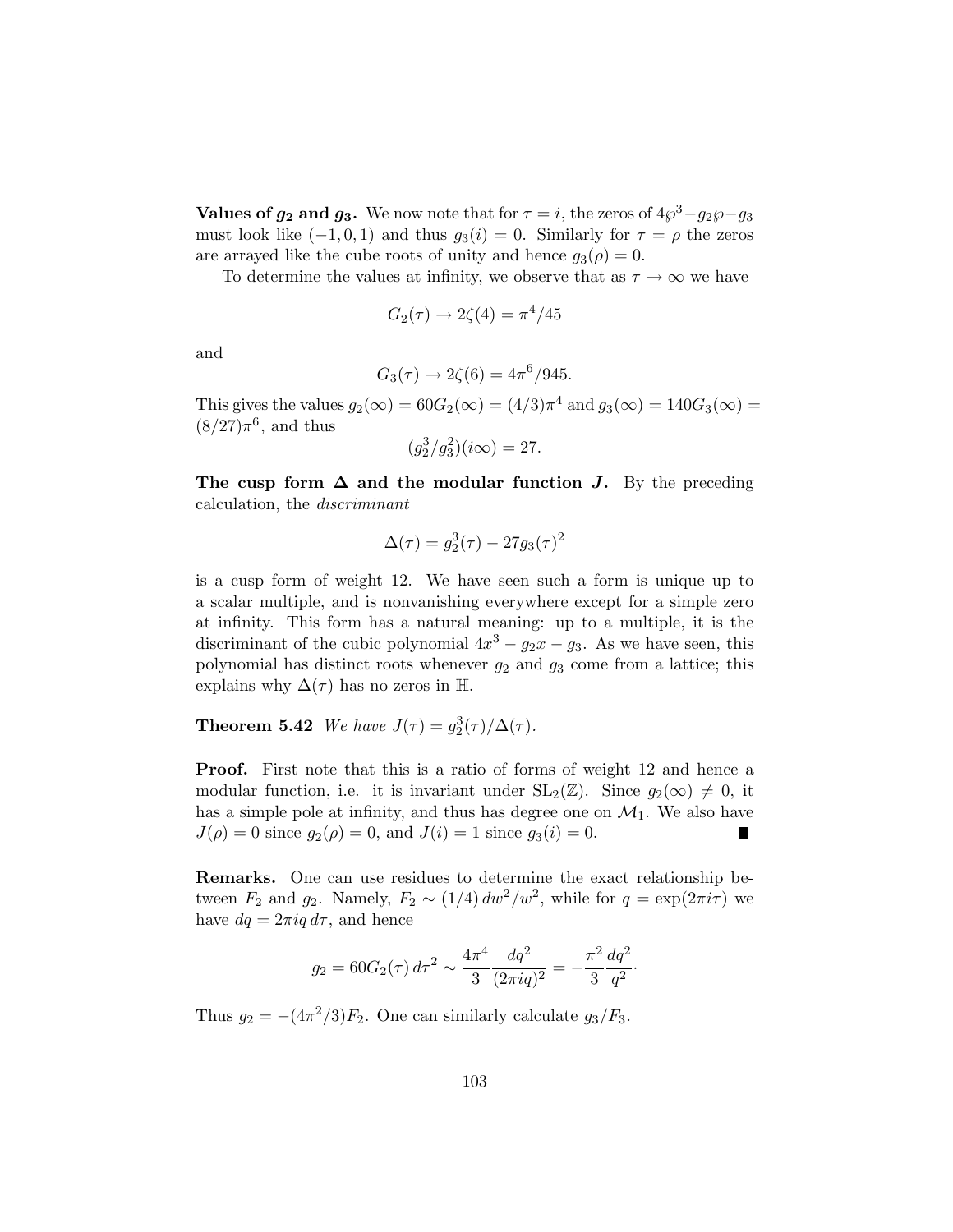**Values of $g_2$ and $g_3$.** We now note that for $\tau = i$, the zeros of $4\wp^3 - g_2\wp - g_3$ must look like $(-1, 0, 1)$ and thus $g_3(i) = 0$. Similarly for $\tau = \rho$ the zeros are arrayed like the cube roots of unity and hence $g_3(\rho) = 0$.

To determine the values at infinity, we observe that as $\tau \to \infty$ we have

$$G_2(\tau) \to 2\zeta(4) = \pi^4/45$$

and

$$G_3(\tau) \to 2\zeta(6) = 4\pi^6/945.$$

This gives the values $g_2(\infty) = 60G_2(\infty) = (4/3)\pi^4$ and $g_3(\infty) = 140G_3(\infty) = (8/27)\pi^6$, and thus

$$(g_2^3/g_3^2)(i\infty) = 27.$$

**The cusp form $\Delta$ and the modular function $J$.** By the preceding calculation, the *discriminant*

$$\Delta(\tau) = g_2^3(\tau) - 27g_3(\tau)^2$$

is a cusp form of weight 12. We have seen such a form is unique up to a scalar multiple, and is nonvanishing everywhere except for a simple zero at infinity. This form has a natural meaning: up to a multiple, it is the discriminant of the cubic polynomial $4x^3 - g_2x - g_3$. As we have seen, this polynomial has distinct roots whenever $g_2$ and $g_3$ come from a lattice; this explains why $\Delta(\tau)$ has no zeros in $\mathbb{H}$.

**Theorem 5.42** *We have $J(\tau) = g_2^3(\tau)/\Delta(\tau)$.*

**Proof.** First note that this is a ratio of forms of weight 12 and hence a modular function, i.e. it is invariant under $\mathrm{SL}_2(\mathbb{Z})$. Since $g_2(\infty) \neq 0$, it has a simple pole at infinity, and thus has degree one on $\mathcal{M}_1$. We also have $J(\rho) = 0$ since $g_2(\rho) = 0$, and $J(i) = 1$ since $g_3(i) = 0$. ∎

**Remarks.** One can use residues to determine the exact relationship between $F_2$ and $g_2$. Namely, $F_2 \sim (1/4)\, dw^2/w^2$, while for $q = \exp(2\pi i\tau)$ we have $dq = 2\pi i q\, d\tau$, and hence

$$g_2 = 60G_2(\tau)\, d\tau^2 \sim \frac{4\pi^4}{3} \frac{dq^2}{(2\pi i q)^2} = -\frac{\pi^2}{3} \frac{dq^2}{q^2}.$$

Thus $g_2 = -(4\pi^2/3)F_2$. One can similarly calculate $g_3/F_3$.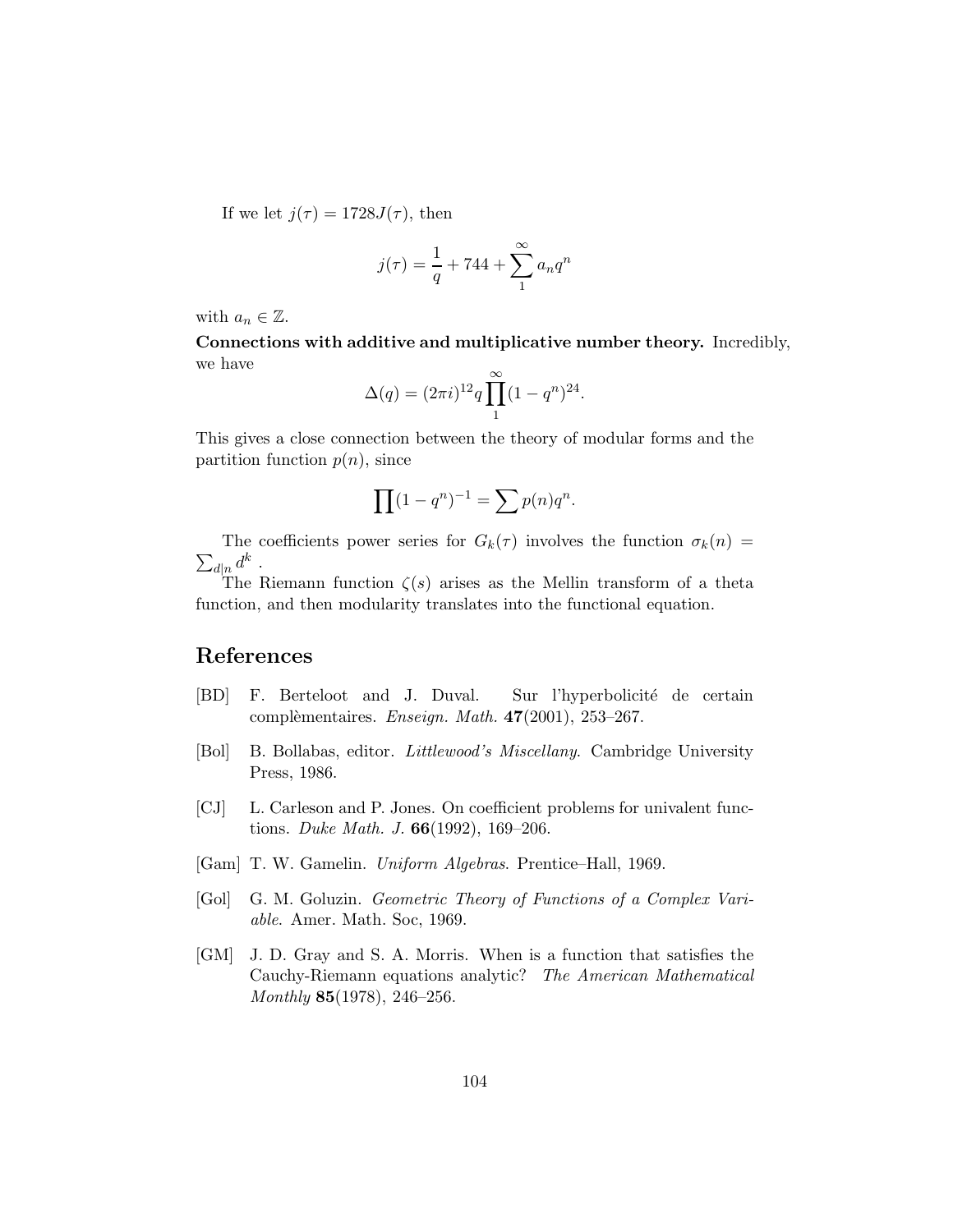If we let $j(\tau) = 1728J(\tau)$, then

$$j(\tau) = \frac{1}{q} + 744 + \sum_1^\infty a_n q^n$$

with $a_n \in \mathbb{Z}$.

**Connections with additive and multiplicative number theory.** Incredibly, we have

$$\Delta(q) = (2\pi i)^{12} q \prod_1^\infty (1 - q^n)^{24}.$$

This gives a close connection between the theory of modular forms and the partition function $p(n)$, since

$$\prod (1 - q^n)^{-1} = \sum p(n) q^n.$$

The coefficients power series for $G_k(\tau)$ involves the function $\sigma_k(n) = \sum_{d|n} d^k$ .

The Riemann function $\zeta(s)$ arises as the Mellin transform of a theta function, and then modularity translates into the functional equation.

## References

[BD] F. Berteloot and J. Duval. Sur l'hyperbolicité de certain complèmentaires. *Enseign. Math.* **47**(2001), 253–267.

[Bol] B. Bollabas, editor. *Littlewood's Miscellany*. Cambridge University Press, 1986.

[CJ] L. Carleson and P. Jones. On coefficient problems for univalent functions. *Duke Math. J.* **66**(1992), 169–206.

[Gam] T. W. Gamelin. *Uniform Algebras*. Prentice–Hall, 1969.

[Gol] G. M. Goluzin. *Geometric Theory of Functions of a Complex Variable*. Amer. Math. Soc, 1969.

[GM] J. D. Gray and S. A. Morris. When is a function that satisfies the Cauchy-Riemann equations analytic? *The American Mathematical Monthly* **85**(1978), 246–256.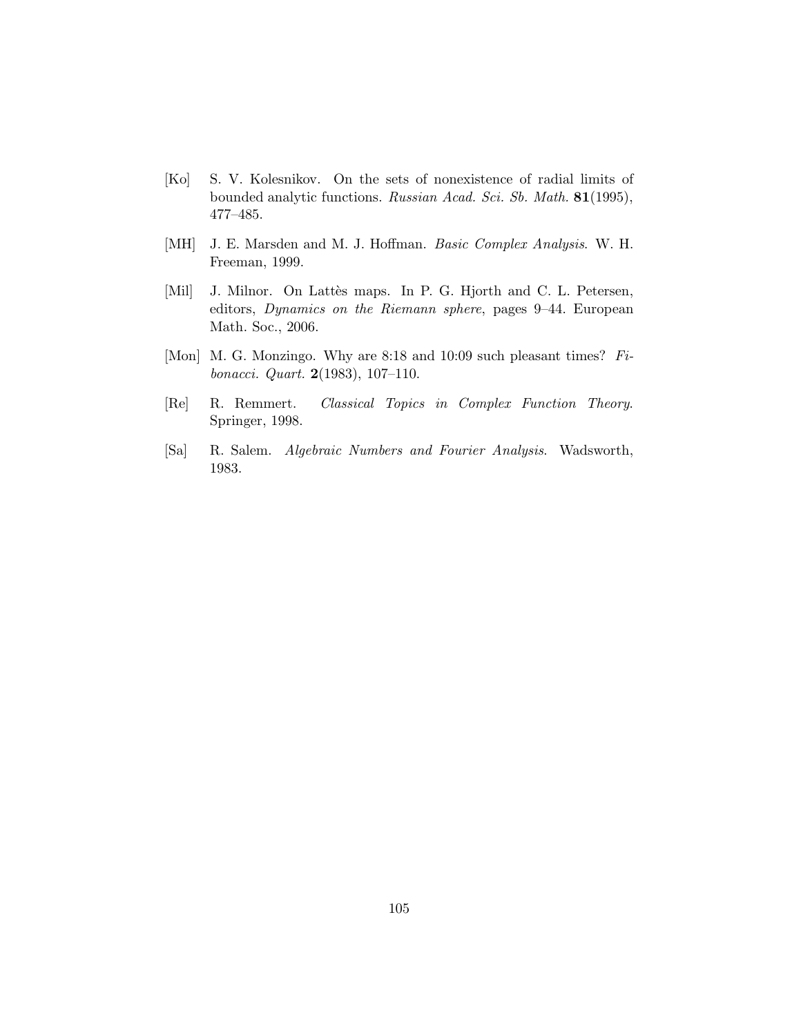[Ko] S. V. Kolesnikov. On the sets of nonexistence of radial limits of bounded analytic functions. *Russian Acad. Sci. Sb. Math.* **81**(1995), 477–485.

[MH] J. E. Marsden and M. J. Hoffman. *Basic Complex Analysis*. W. H. Freeman, 1999.

[Mil] J. Milnor. On Lattès maps. In P. G. Hjorth and C. L. Petersen, editors, *Dynamics on the Riemann sphere*, pages 9–44. European Math. Soc., 2006.

[Mon] M. G. Monzingo. Why are 8:18 and 10:09 such pleasant times? *Fibonacci. Quart.* **2**(1983), 107–110.

[Re] R. Remmert. *Classical Topics in Complex Function Theory.* Springer, 1998.

[Sa] R. Salem. *Algebraic Numbers and Fourier Analysis*. Wadsworth, 1983.